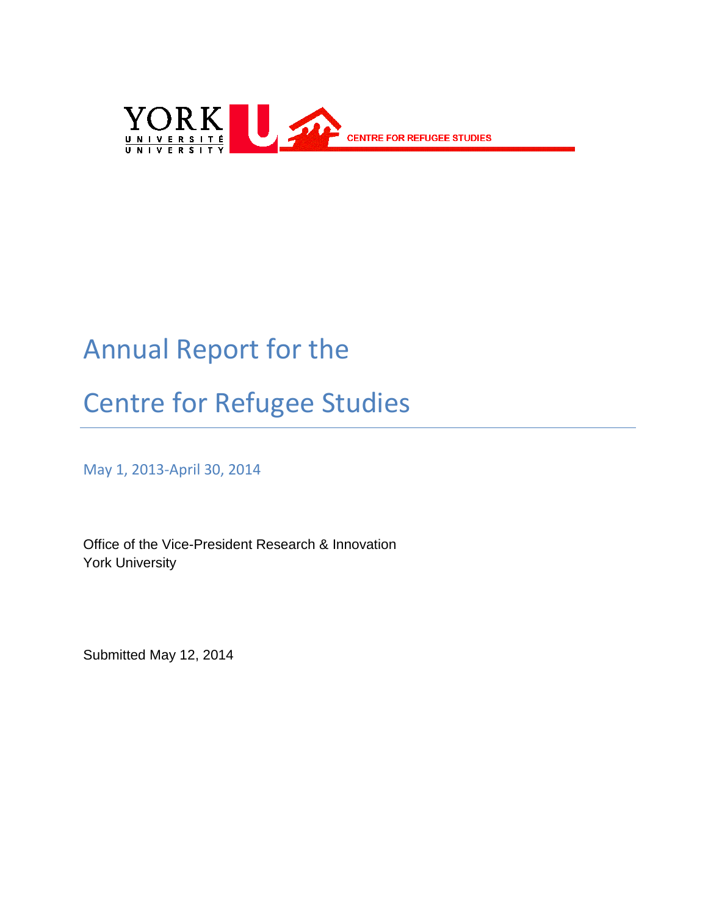YORK UNIVERSITÉ UNIVERSITY

CENTRE FOR REFUGEE STUDIES

# Annual Report for the Centre for Refugee Studies

May 1, 2013-April 30, 2014

Office of the Vice-President Research & Innovation
York University

Submitted May 12, 2014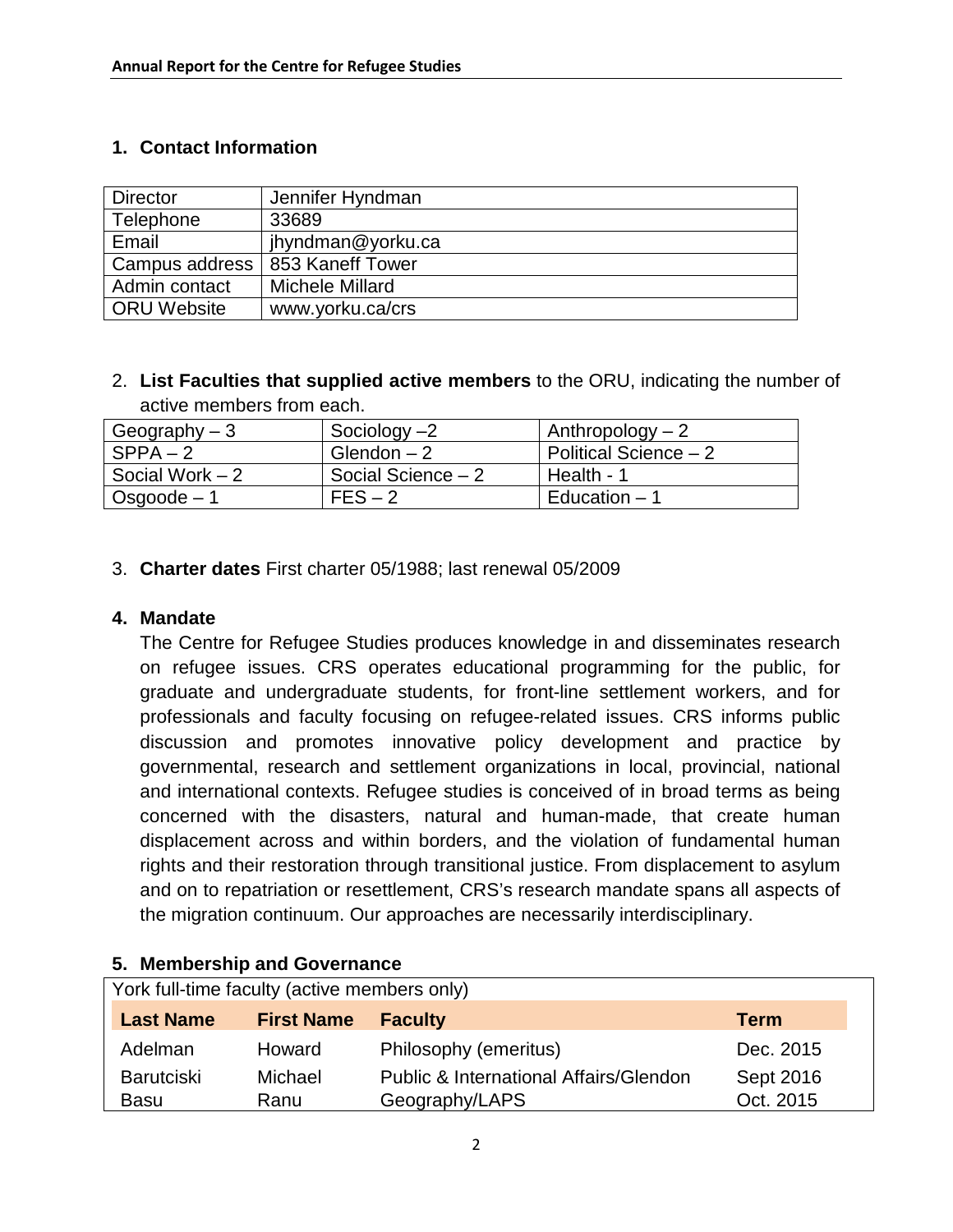## 1. Contact Information

| Director | Jennifer Hyndman |
|---|---|
| Telephone | 33689 |
| Email | jhyndman@yorku.ca |
| Campus address | 853 Kaneff Tower |
| Admin contact | Michele Millard |
| ORU Website | www.yorku.ca/crs |

2. **List Faculties that supplied active members** to the ORU, indicating the number of active members from each.

| Geography – 3 | Sociology –2 | Anthropology – 2 |
|---|---|---|
| SPPA – 2 | Glendon – 2 | Political Science – 2 |
| Social Work – 2 | Social Science – 2 | Health - 1 |
| Osgoode – 1 | FES – 2 | Education – 1 |

3. **Charter dates** First charter 05/1988; last renewal 05/2009

## 4. Mandate

The Centre for Refugee Studies produces knowledge in and disseminates research on refugee issues. CRS operates educational programming for the public, for graduate and undergraduate students, for front-line settlement workers, and for professionals and faculty focusing on refugee-related issues. CRS informs public discussion and promotes innovative policy development and practice by governmental, research and settlement organizations in local, provincial, national and international contexts. Refugee studies is conceived of in broad terms as being concerned with the disasters, natural and human-made, that create human displacement across and within borders, and the violation of fundamental human rights and their restoration through transitional justice. From displacement to asylum and on to repatriation or resettlement, CRS's research mandate spans all aspects of the migration continuum. Our approaches are necessarily interdisciplinary.

## 5. Membership and Governance

York full-time faculty (active members only)

| Last Name | First Name | Faculty | Term |
|---|---|---|---|
| Adelman | Howard | Philosophy (emeritus) | Dec. 2015 |
| Barutciski | Michael | Public & International Affairs/Glendon | Sept 2016 |
| Basu | Ranu | Geography/LAPS | Oct. 2015 |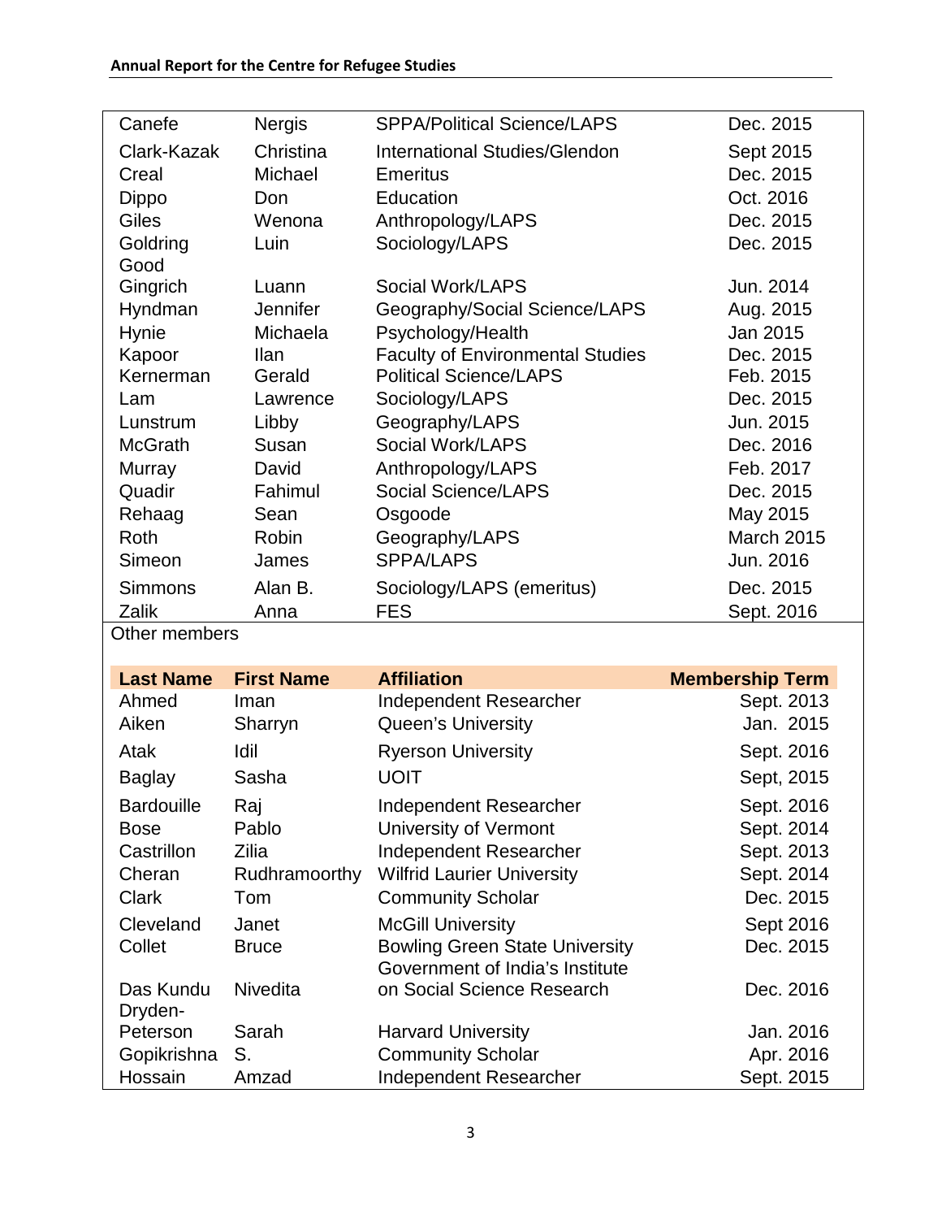| | | | |
|---|---|---|---|
| Canefe | Nergis | SPPA/Political Science/LAPS | Dec. 2015 |
| Clark-Kazak | Christina | International Studies/Glendon | Sept 2015 |
| Creal | Michael | Emeritus | Dec. 2015 |
| Dippo | Don | Education | Oct. 2016 |
| Giles | Wenona | Anthropology/LAPS | Dec. 2015 |
| Goldring Good | Luin | Sociology/LAPS | Dec. 2015 |
| Gingrich | Luann | Social Work/LAPS | Jun. 2014 |
| Hyndman | Jennifer | Geography/Social Science/LAPS | Aug. 2015 |
| Hynie | Michaela | Psychology/Health | Jan 2015 |
| Kapoor | Ilan | Faculty of Environmental Studies | Dec. 2015 |
| Kernerman | Gerald | Political Science/LAPS | Feb. 2015 |
| Lam | Lawrence | Sociology/LAPS | Dec. 2015 |
| Lunstrum | Libby | Geography/LAPS | Jun. 2015 |
| McGrath | Susan | Social Work/LAPS | Dec. 2016 |
| Murray | David | Anthropology/LAPS | Feb. 2017 |
| Quadir | Fahimul | Social Science/LAPS | Dec. 2015 |
| Rehaag | Sean | Osgoode | May 2015 |
| Roth | Robin | Geography/LAPS | March 2015 |
| Simeon | James | SPPA/LAPS | Jun. 2016 |
| Simmons | Alan B. | Sociology/LAPS (emeritus) | Dec. 2015 |
| Zalik | Anna | FES | Sept. 2016 |

Other members

| Last Name | First Name | Affiliation | Membership Term |
|---|---|---|---|
| Ahmed | Iman | Independent Researcher | Sept. 2013 |
| Aiken | Sharryn | Queen's University | Jan. 2015 |
| Atak | Idil | Ryerson University | Sept. 2016 |
| Baglay | Sasha | UOIT | Sept, 2015 |
| Bardouille | Raj | Independent Researcher | Sept. 2016 |
| Bose | Pablo | University of Vermont | Sept. 2014 |
| Castrillon | Zilia | Independent Researcher | Sept. 2013 |
| Cheran | Rudhramoorthy | Wilfrid Laurier University | Sept. 2014 |
| Clark | Tom | Community Scholar | Dec. 2015 |
| Cleveland | Janet | McGill University | Sept 2016 |
| Collet | Bruce | Bowling Green State University | Dec. 2015 |
| Das Kundu | Nivedita | Government of India's Institute on Social Science Research | Dec. 2016 |
| Dryden-Peterson | Sarah | Harvard University | Jan. 2016 |
| Gopikrishna | S. | Community Scholar | Apr. 2016 |
| Hossain | Amzad | Independent Researcher | Sept. 2015 |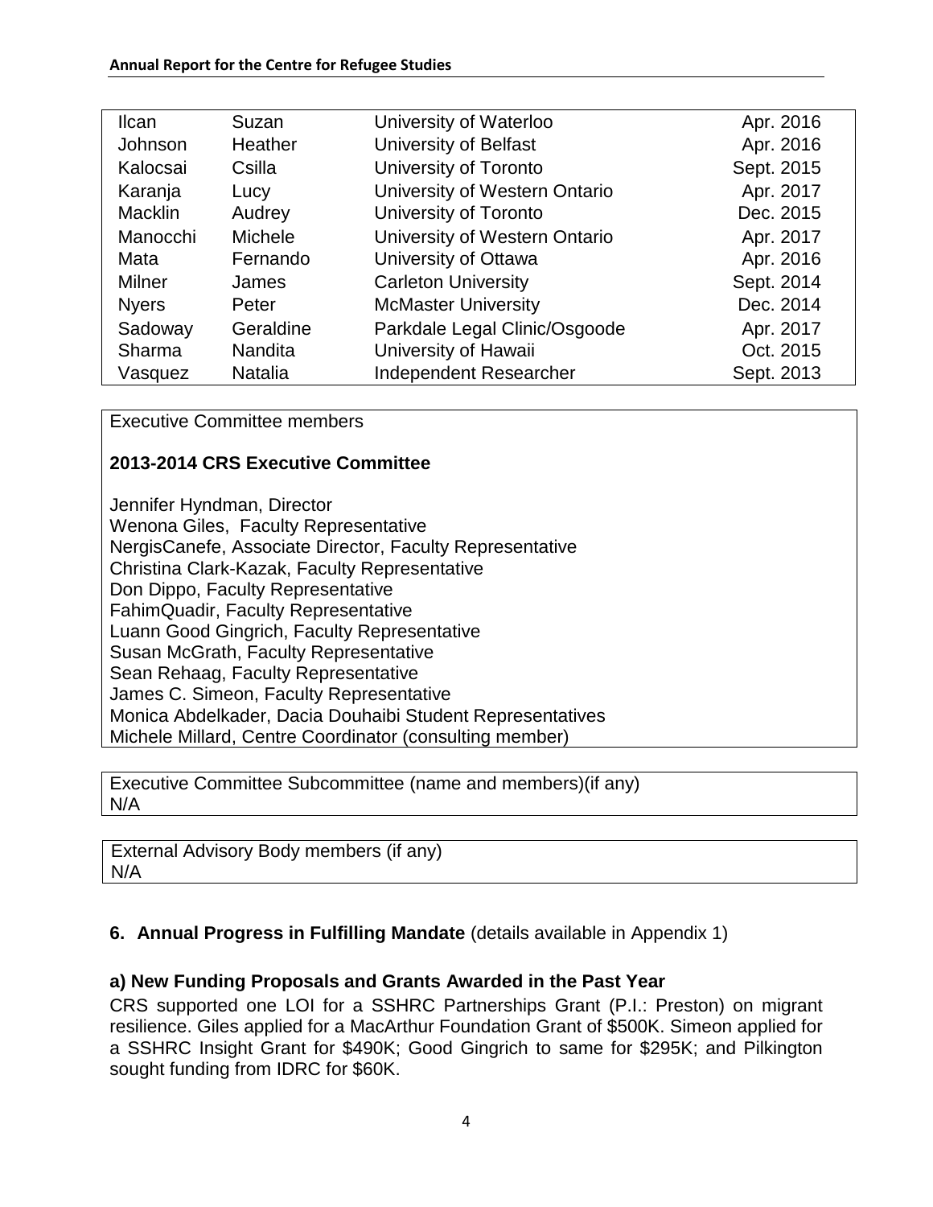| | | | |
|---|---|---|---|
| Ilcan | Suzan | University of Waterloo | Apr. 2016 |
| Johnson | Heather | University of Belfast | Apr. 2016 |
| Kalocsai | Csilla | University of Toronto | Sept. 2015 |
| Karanja | Lucy | University of Western Ontario | Apr. 2017 |
| Macklin | Audrey | University of Toronto | Dec. 2015 |
| Manocchi | Michele | University of Western Ontario | Apr. 2017 |
| Mata | Fernando | University of Ottawa | Apr. 2016 |
| Milner | James | Carleton University | Sept. 2014 |
| Nyers | Peter | McMaster University | Dec. 2014 |
| Sadoway | Geraldine | Parkdale Legal Clinic/Osgoode | Apr. 2017 |
| Sharma | Nandita | University of Hawaii | Oct. 2015 |
| Vasquez | Natalia | Independent Researcher | Sept. 2013 |

Executive Committee members

**2013-2014 CRS Executive Committee**

Jennifer Hyndman, Director
Wenona Giles, Faculty Representative
NergisCanefe, Associate Director, Faculty Representative
Christina Clark-Kazak, Faculty Representative
Don Dippo, Faculty Representative
FahimQuadir, Faculty Representative
Luann Good Gingrich, Faculty Representative
Susan McGrath, Faculty Representative
Sean Rehaag, Faculty Representative
James C. Simeon, Faculty Representative
Monica Abdelkader, Dacia Douhaibi Student Representatives
Michele Millard, Centre Coordinator (consulting member)

Executive Committee Subcommittee (name and members)(if any)
N/A

External Advisory Body members (if any)
N/A

## 6. Annual Progress in Fulfilling Mandate (details available in Appendix 1)

### a) New Funding Proposals and Grants Awarded in the Past Year

CRS supported one LOI for a SSHRC Partnerships Grant (P.I.: Preston) on migrant resilience. Giles applied for a MacArthur Foundation Grant of $500K. Simeon applied for a SSHRC Insight Grant for $490K; Good Gingrich to same for $295K; and Pilkington sought funding from IDRC for $60K.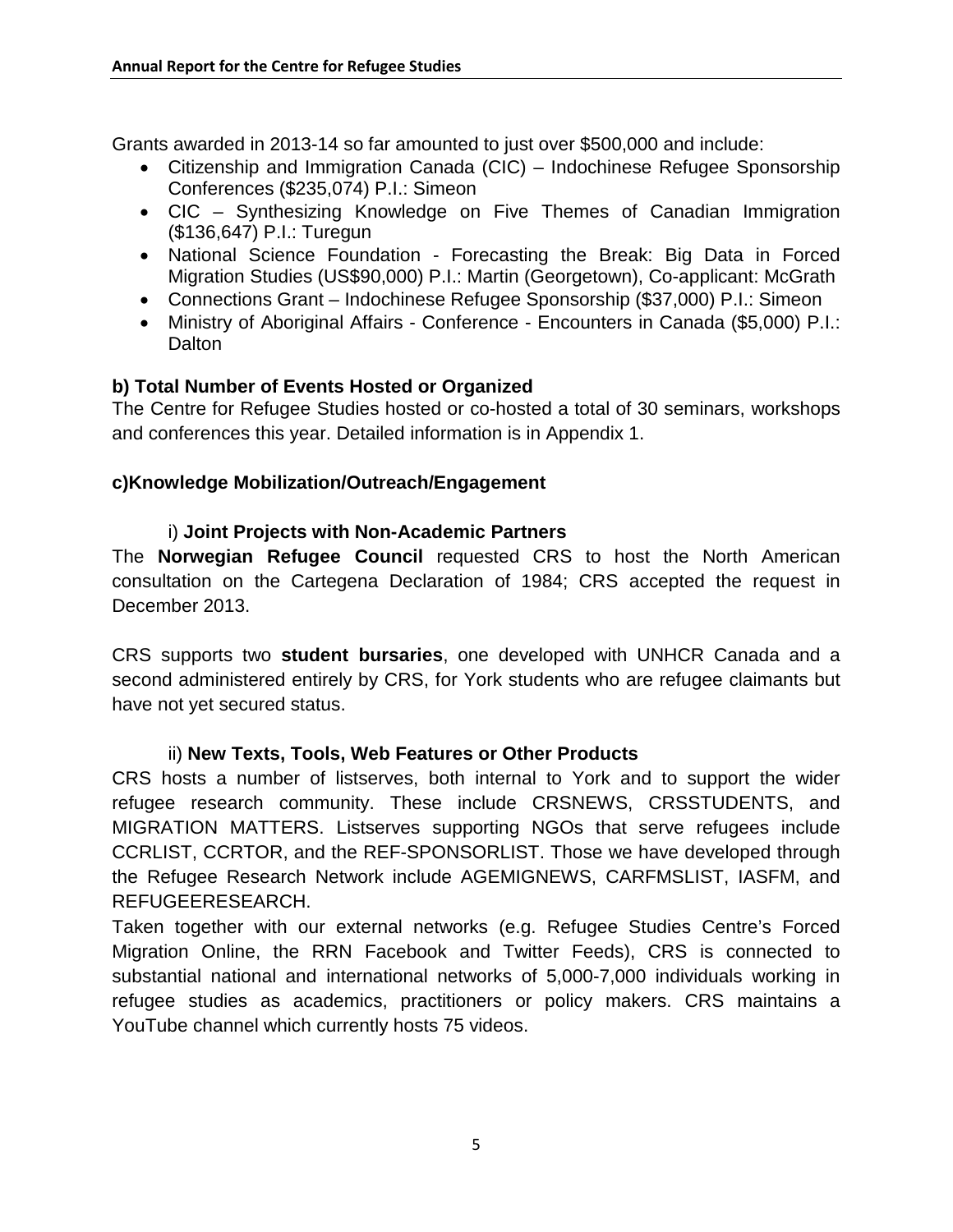Grants awarded in 2013-14 so far amounted to just over $500,000 and include:

- Citizenship and Immigration Canada (CIC) – Indochinese Refugee Sponsorship Conferences ($235,074) P.I.: Simeon
- CIC – Synthesizing Knowledge on Five Themes of Canadian Immigration ($136,647) P.I.: Turegun
- National Science Foundation - Forecasting the Break: Big Data in Forced Migration Studies (US$90,000) P.I.: Martin (Georgetown), Co-applicant: McGrath
- Connections Grant – Indochinese Refugee Sponsorship ($37,000) P.I.: Simeon
- Ministry of Aboriginal Affairs - Conference - Encounters in Canada ($5,000) P.I.: Dalton

**b) Total Number of Events Hosted or Organized**

The Centre for Refugee Studies hosted or co-hosted a total of 30 seminars, workshops and conferences this year. Detailed information is in Appendix 1.

**c)Knowledge Mobilization/Outreach/Engagement**

i) **Joint Projects with Non-Academic Partners**

The **Norwegian Refugee Council** requested CRS to host the North American consultation on the Cartegena Declaration of 1984; CRS accepted the request in December 2013.

CRS supports two **student bursaries**, one developed with UNHCR Canada and a second administered entirely by CRS, for York students who are refugee claimants but have not yet secured status.

ii) **New Texts, Tools, Web Features or Other Products**

CRS hosts a number of listserves, both internal to York and to support the wider refugee research community. These include CRSNEWS, CRSSTUDENTS, and MIGRATION MATTERS. Listserves supporting NGOs that serve refugees include CCRLIST, CCRTOR, and the REF-SPONSORLIST. Those we have developed through the Refugee Research Network include AGEMIGNEWS, CARFMSLIST, IASFM, and REFUGEERESEARCH.

Taken together with our external networks (e.g. Refugee Studies Centre's Forced Migration Online, the RRN Facebook and Twitter Feeds), CRS is connected to substantial national and international networks of 5,000-7,000 individuals working in refugee studies as academics, practitioners or policy makers. CRS maintains a YouTube channel which currently hosts 75 videos.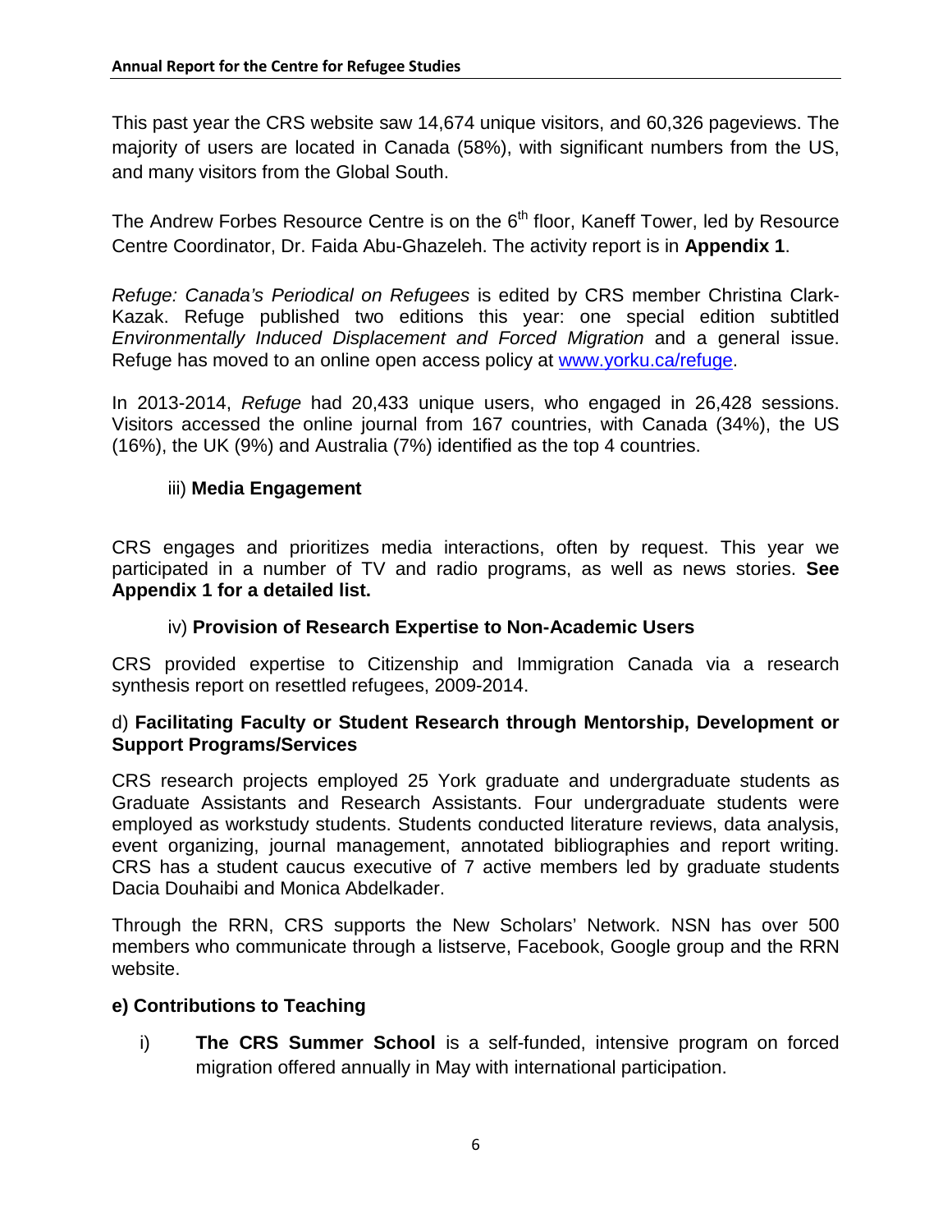This past year the CRS website saw 14,674 unique visitors, and 60,326 pageviews. The majority of users are located in Canada (58%), with significant numbers from the US, and many visitors from the Global South.

The Andrew Forbes Resource Centre is on the 6th floor, Kaneff Tower, led by Resource Centre Coordinator, Dr. Faida Abu-Ghazeleh. The activity report is in **Appendix 1**.

*Refuge: Canada's Periodical on Refugees* is edited by CRS member Christina Clark-Kazak. Refuge published two editions this year: one special edition subtitled *Environmentally Induced Displacement and Forced Migration* and a general issue. Refuge has moved to an online open access policy at [www.yorku.ca/refuge](www.yorku.ca/refuge).

In 2013-2014, *Refuge* had 20,433 unique users, who engaged in 26,428 sessions. Visitors accessed the online journal from 167 countries, with Canada (34%), the US (16%), the UK (9%) and Australia (7%) identified as the top 4 countries.

#### iii) **Media Engagement**

CRS engages and prioritizes media interactions, often by request. This year we participated in a number of TV and radio programs, as well as news stories. **See Appendix 1 for a detailed list.**

#### iv) **Provision of Research Expertise to Non-Academic Users**

CRS provided expertise to Citizenship and Immigration Canada via a research synthesis report on resettled refugees, 2009-2014.

### d) **Facilitating Faculty or Student Research through Mentorship, Development or Support Programs/Services**

CRS research projects employed 25 York graduate and undergraduate students as Graduate Assistants and Research Assistants. Four undergraduate students were employed as workstudy students. Students conducted literature reviews, data analysis, event organizing, journal management, annotated bibliographies and report writing. CRS has a student caucus executive of 7 active members led by graduate students Dacia Douhaibi and Monica Abdelkader.

Through the RRN, CRS supports the New Scholars' Network. NSN has over 500 members who communicate through a listserve, Facebook, Google group and the RRN website.

### **e) Contributions to Teaching**

i) **The CRS Summer School** is a self-funded, intensive program on forced migration offered annually in May with international participation.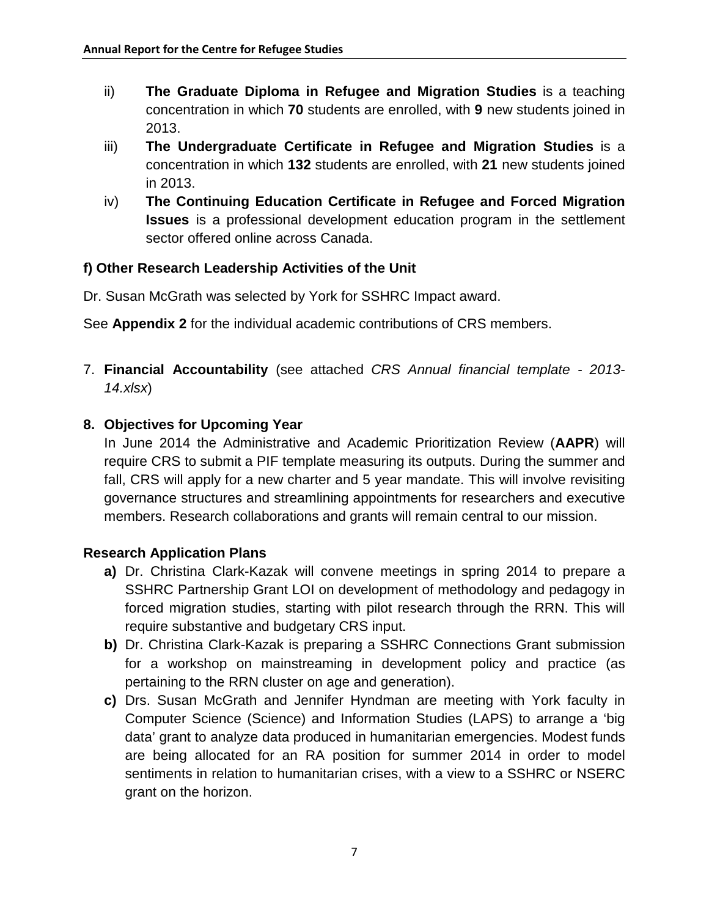ii) **The Graduate Diploma in Refugee and Migration Studies** is a teaching concentration in which **70** students are enrolled, with **9** new students joined in 2013.

iii) **The Undergraduate Certificate in Refugee and Migration Studies** is a concentration in which **132** students are enrolled, with **21** new students joined in 2013.

iv) **The Continuing Education Certificate in Refugee and Forced Migration Issues** is a professional development education program in the settlement sector offered online across Canada.

**f) Other Research Leadership Activities of the Unit**

Dr. Susan McGrath was selected by York for SSHRC Impact award.

See **Appendix 2** for the individual academic contributions of CRS members.

7. **Financial Accountability** (see attached *CRS Annual financial template - 2013-14.xlsx*)

**8. Objectives for Upcoming Year**

In June 2014 the Administrative and Academic Prioritization Review (**AAPR**) will require CRS to submit a PIF template measuring its outputs. During the summer and fall, CRS will apply for a new charter and 5 year mandate. This will involve revisiting governance structures and streamlining appointments for researchers and executive members. Research collaborations and grants will remain central to our mission.

**Research Application Plans**

**a)** Dr. Christina Clark-Kazak will convene meetings in spring 2014 to prepare a SSHRC Partnership Grant LOI on development of methodology and pedagogy in forced migration studies, starting with pilot research through the RRN. This will require substantive and budgetary CRS input.

**b)** Dr. Christina Clark-Kazak is preparing a SSHRC Connections Grant submission for a workshop on mainstreaming in development policy and practice (as pertaining to the RRN cluster on age and generation).

**c)** Drs. Susan McGrath and Jennifer Hyndman are meeting with York faculty in Computer Science (Science) and Information Studies (LAPS) to arrange a 'big data' grant to analyze data produced in humanitarian emergencies. Modest funds are being allocated for an RA position for summer 2014 in order to model sentiments in relation to humanitarian crises, with a view to a SSHRC or NSERC grant on the horizon.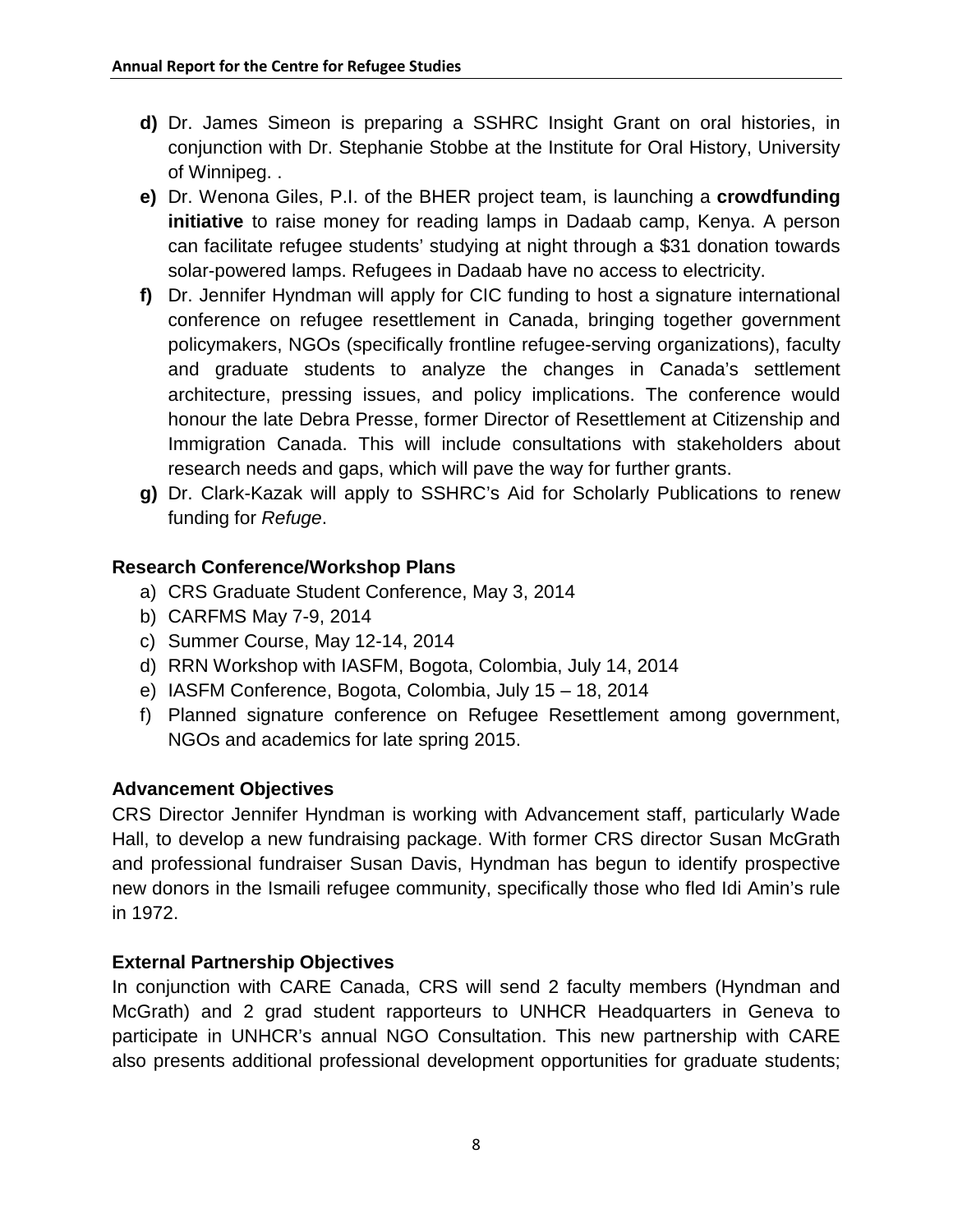**d)** Dr. James Simeon is preparing a SSHRC Insight Grant on oral histories, in conjunction with Dr. Stephanie Stobbe at the Institute for Oral History, University of Winnipeg. .

**e)** Dr. Wenona Giles, P.I. of the BHER project team, is launching a **crowdfunding initiative** to raise money for reading lamps in Dadaab camp, Kenya. A person can facilitate refugee students' studying at night through a $31 donation towards solar-powered lamps. Refugees in Dadaab have no access to electricity.

**f)** Dr. Jennifer Hyndman will apply for CIC funding to host a signature international conference on refugee resettlement in Canada, bringing together government policymakers, NGOs (specifically frontline refugee-serving organizations), faculty and graduate students to analyze the changes in Canada's settlement architecture, pressing issues, and policy implications. The conference would honour the late Debra Presse, former Director of Resettlement at Citizenship and Immigration Canada. This will include consultations with stakeholders about research needs and gaps, which will pave the way for further grants.

**g)** Dr. Clark-Kazak will apply to SSHRC's Aid for Scholarly Publications to renew funding for *Refuge*.

### Research Conference/Workshop Plans

a) CRS Graduate Student Conference, May 3, 2014
b) CARFMS May 7-9, 2014
c) Summer Course, May 12-14, 2014
d) RRN Workshop with IASFM, Bogota, Colombia, July 14, 2014
e) IASFM Conference, Bogota, Colombia, July 15 – 18, 2014
f) Planned signature conference on Refugee Resettlement among government, NGOs and academics for late spring 2015.

### Advancement Objectives

CRS Director Jennifer Hyndman is working with Advancement staff, particularly Wade Hall, to develop a new fundraising package. With former CRS director Susan McGrath and professional fundraiser Susan Davis, Hyndman has begun to identify prospective new donors in the Ismaili refugee community, specifically those who fled Idi Amin's rule in 1972.

### External Partnership Objectives

In conjunction with CARE Canada, CRS will send 2 faculty members (Hyndman and McGrath) and 2 grad student rapporteurs to UNHCR Headquarters in Geneva to participate in UNHCR's annual NGO Consultation. This new partnership with CARE also presents additional professional development opportunities for graduate students;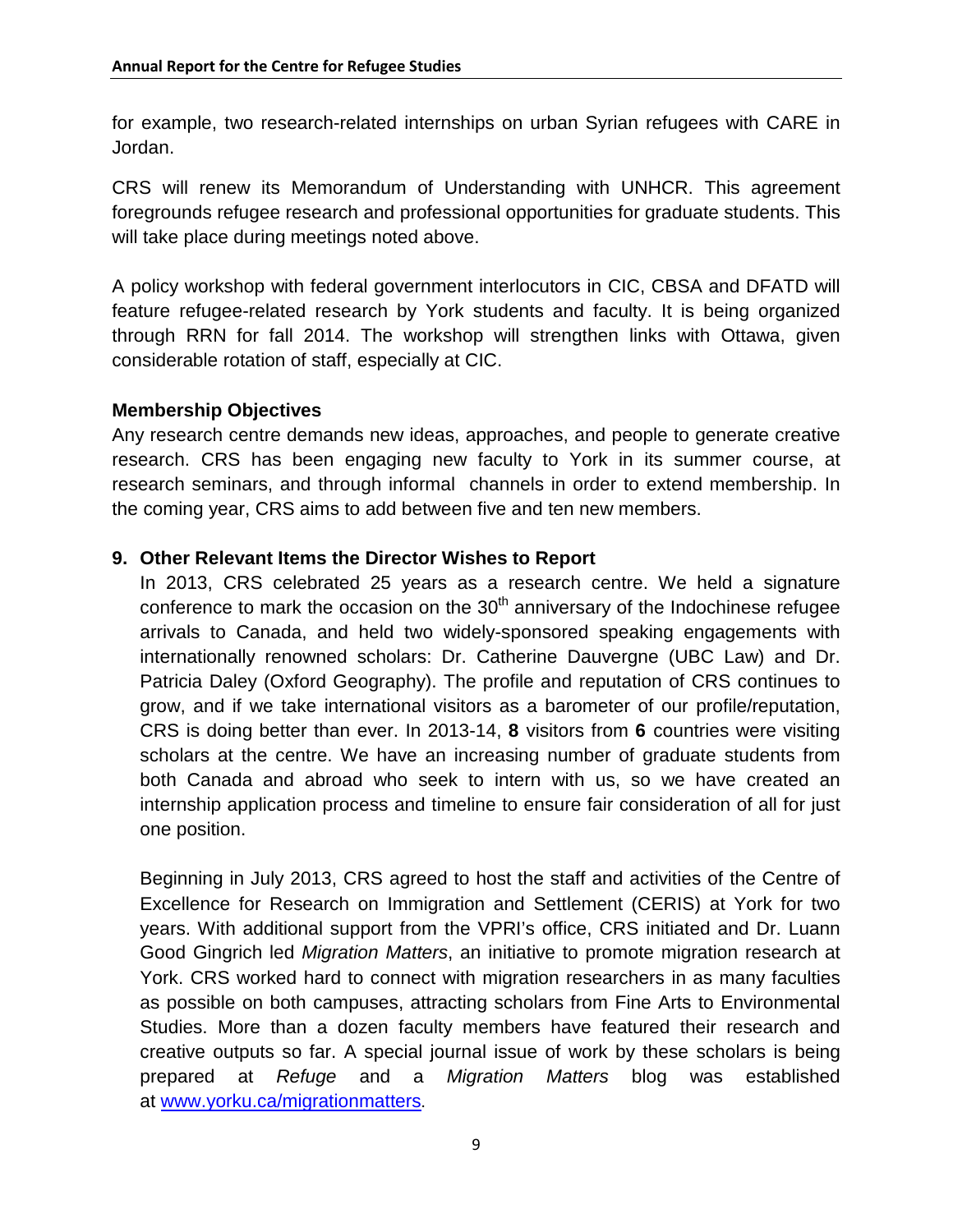for example, two research-related internships on urban Syrian refugees with CARE in Jordan.

CRS will renew its Memorandum of Understanding with UNHCR. This agreement foregrounds refugee research and professional opportunities for graduate students. This will take place during meetings noted above.

A policy workshop with federal government interlocutors in CIC, CBSA and DFATD will feature refugee-related research by York students and faculty. It is being organized through RRN for fall 2014. The workshop will strengthen links with Ottawa, given considerable rotation of staff, especially at CIC.

**Membership Objectives**

Any research centre demands new ideas, approaches, and people to generate creative research. CRS has been engaging new faculty to York in its summer course, at research seminars, and through informal channels in order to extend membership. In the coming year, CRS aims to add between five and ten new members.

## 9. Other Relevant Items the Director Wishes to Report

In 2013, CRS celebrated 25 years as a research centre. We held a signature conference to mark the occasion on the 30th anniversary of the Indochinese refugee arrivals to Canada, and held two widely-sponsored speaking engagements with internationally renowned scholars: Dr. Catherine Dauvergne (UBC Law) and Dr. Patricia Daley (Oxford Geography). The profile and reputation of CRS continues to grow, and if we take international visitors as a barometer of our profile/reputation, CRS is doing better than ever. In 2013-14, **8** visitors from **6** countries were visiting scholars at the centre. We have an increasing number of graduate students from both Canada and abroad who seek to intern with us, so we have created an internship application process and timeline to ensure fair consideration of all for just one position.

Beginning in July 2013, CRS agreed to host the staff and activities of the Centre of Excellence for Research on Immigration and Settlement (CERIS) at York for two years. With additional support from the VPRI's office, CRS initiated and Dr. Luann Good Gingrich led *Migration Matters*, an initiative to promote migration research at York. CRS worked hard to connect with migration researchers in as many faculties as possible on both campuses, attracting scholars from Fine Arts to Environmental Studies. More than a dozen faculty members have featured their research and creative outputs so far. A special journal issue of work by these scholars is being prepared at *Refuge* and a *Migration Matters* blog was established at [www.yorku.ca/migrationmatters](http://www.yorku.ca/migrationmatters).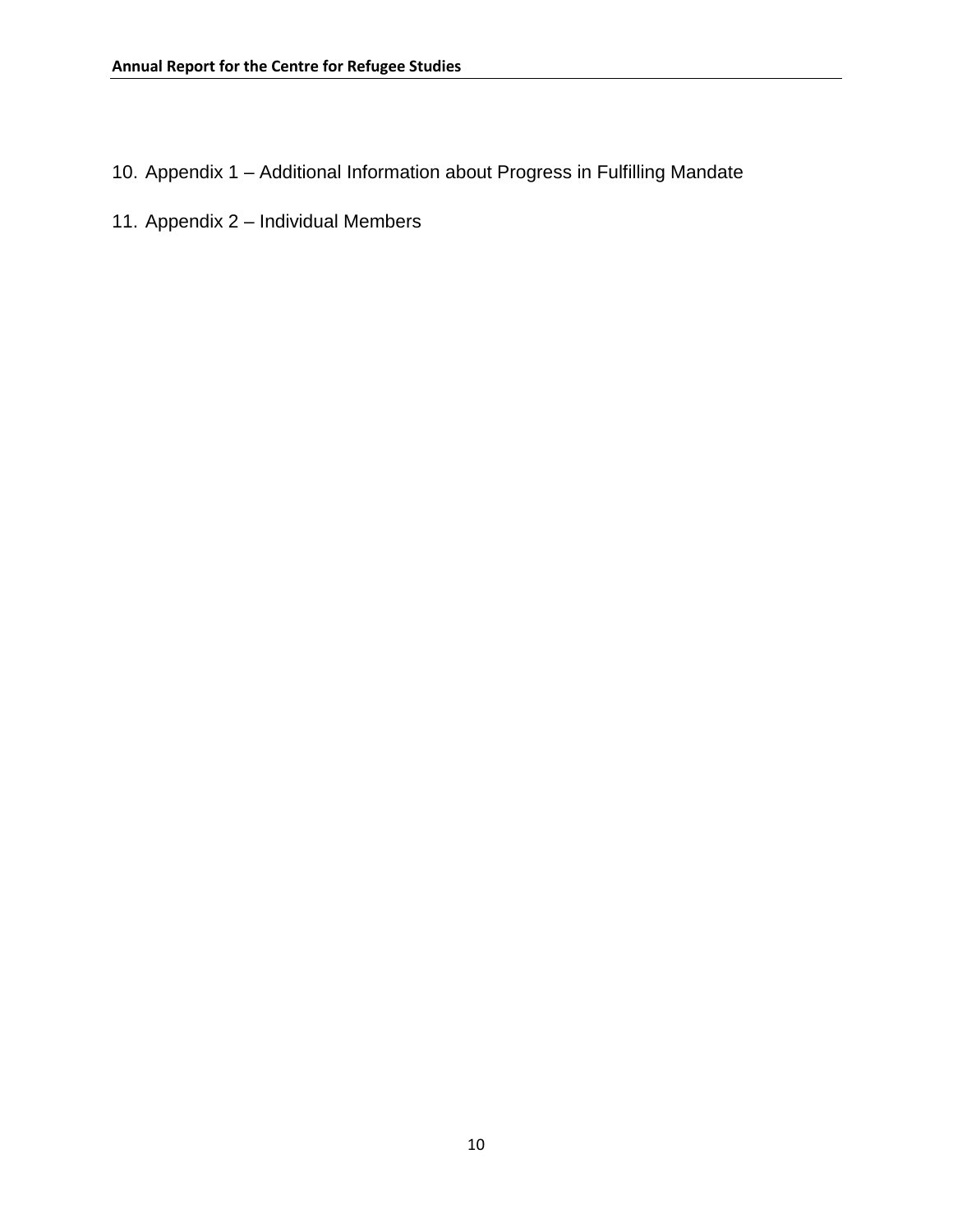10. Appendix 1 – Additional Information about Progress in Fulfilling Mandate

11. Appendix 2 – Individual Members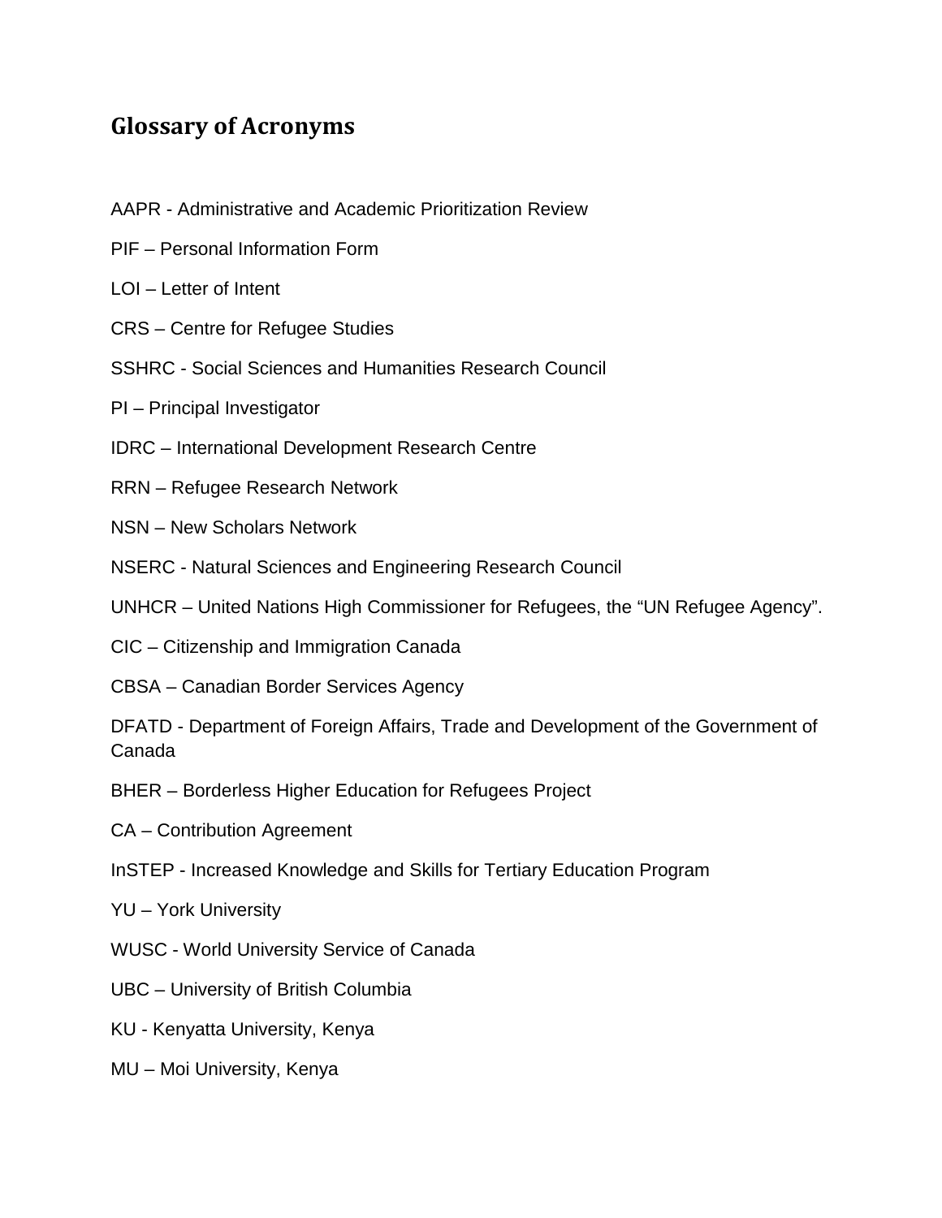## Glossary of Acronyms

AAPR - Administrative and Academic Prioritization Review

PIF – Personal Information Form

LOI – Letter of Intent

CRS – Centre for Refugee Studies

SSHRC - Social Sciences and Humanities Research Council

PI – Principal Investigator

IDRC – International Development Research Centre

RRN – Refugee Research Network

NSN – New Scholars Network

NSERC - Natural Sciences and Engineering Research Council

UNHCR – United Nations High Commissioner for Refugees, the "UN Refugee Agency".

CIC – Citizenship and Immigration Canada

CBSA – Canadian Border Services Agency

DFATD - Department of Foreign Affairs, Trade and Development of the Government of Canada

BHER – Borderless Higher Education for Refugees Project

CA – Contribution Agreement

InSTEP - Increased Knowledge and Skills for Tertiary Education Program

YU – York University

WUSC - World University Service of Canada

UBC – University of British Columbia

KU - Kenyatta University, Kenya

MU – Moi University, Kenya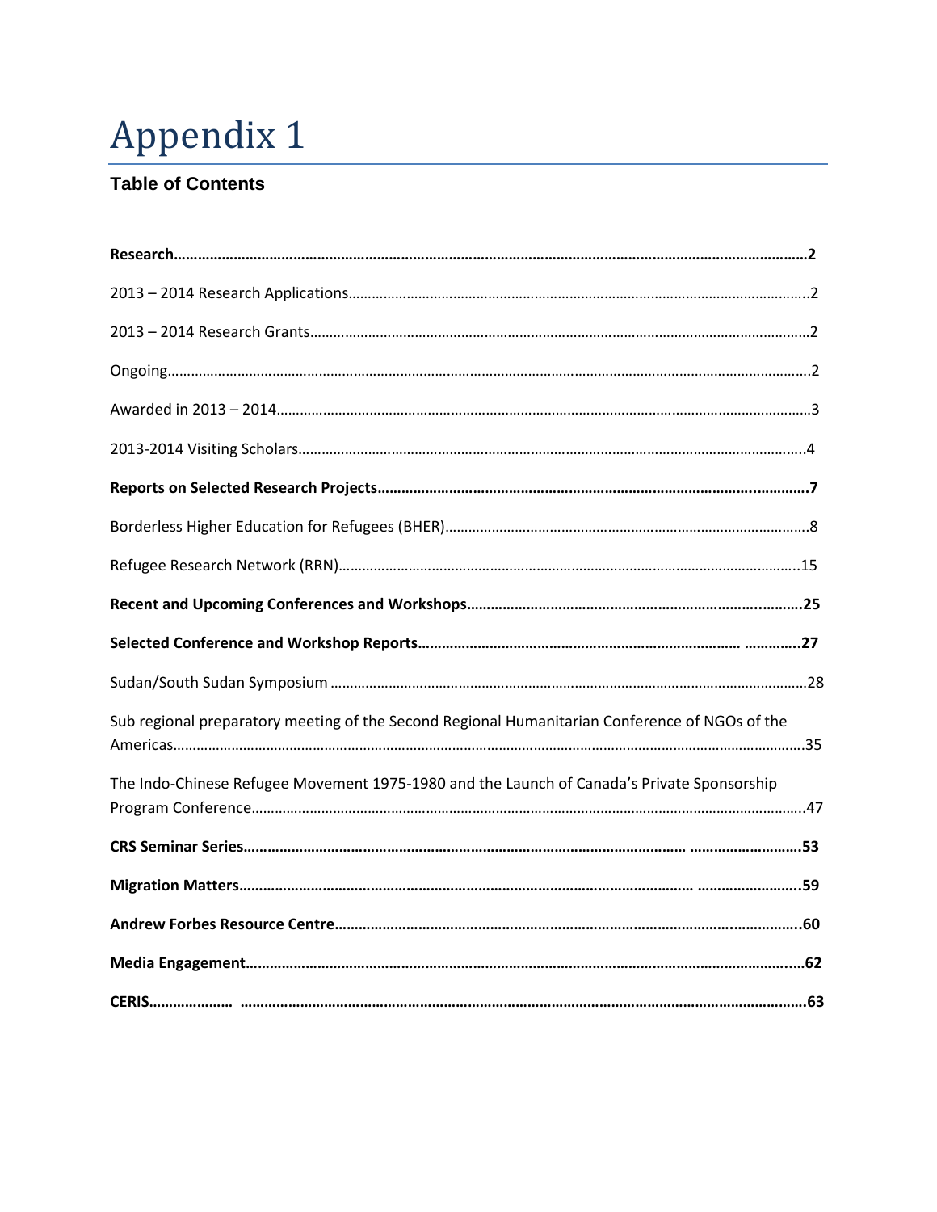# Appendix 1

### Table of Contents

**Research……………………………………………………………………………………………………………………………………2**

2013 – 2014 Research Applications……………………………………………………………………………………………2

2013 – 2014 Research Grants……………………………………………………………………………………………………2

Ongoing……………………………………………………………………………………………………………………………………2

Awarded in 2013 – 2014…………………………………………………………………………………………………………3

2013-2014 Visiting Scholars………………………………………………………………………………………………………4

**Reports on Selected Research Projects………………………………………………………………………………7**

Borderless Higher Education for Refugees (BHER)…………………………………………………………………8

Refugee Research Network (RRN)……………………………………………………………………………………………15

**Recent and Upcoming Conferences and Workshops………………………………………………………………25**

**Selected Conference and Workshop Reports……………………………………………………………………27**

Sudan/South Sudan Symposium …………………………………………………………………………………………28

Sub regional preparatory meeting of the Second Regional Humanitarian Conference of NGOs of the Americas……………………………………………………………………………………………………………………………35

The Indo-Chinese Refugee Movement 1975-1980 and the Launch of Canada's Private Sponsorship Program Conference…………………………………………………………………………………………………………………47

**CRS Seminar Series………………………………………………………………………………………………………53**

**Migration Matters…………………………………………………………………………………………………………59**

**Andrew Forbes Resource Centre……………………………………………………………………………………60**

**Media Engagement……………………………………………………………………………………………………………62**

**CERIS…………………………………………………………………………………………………………………………………63**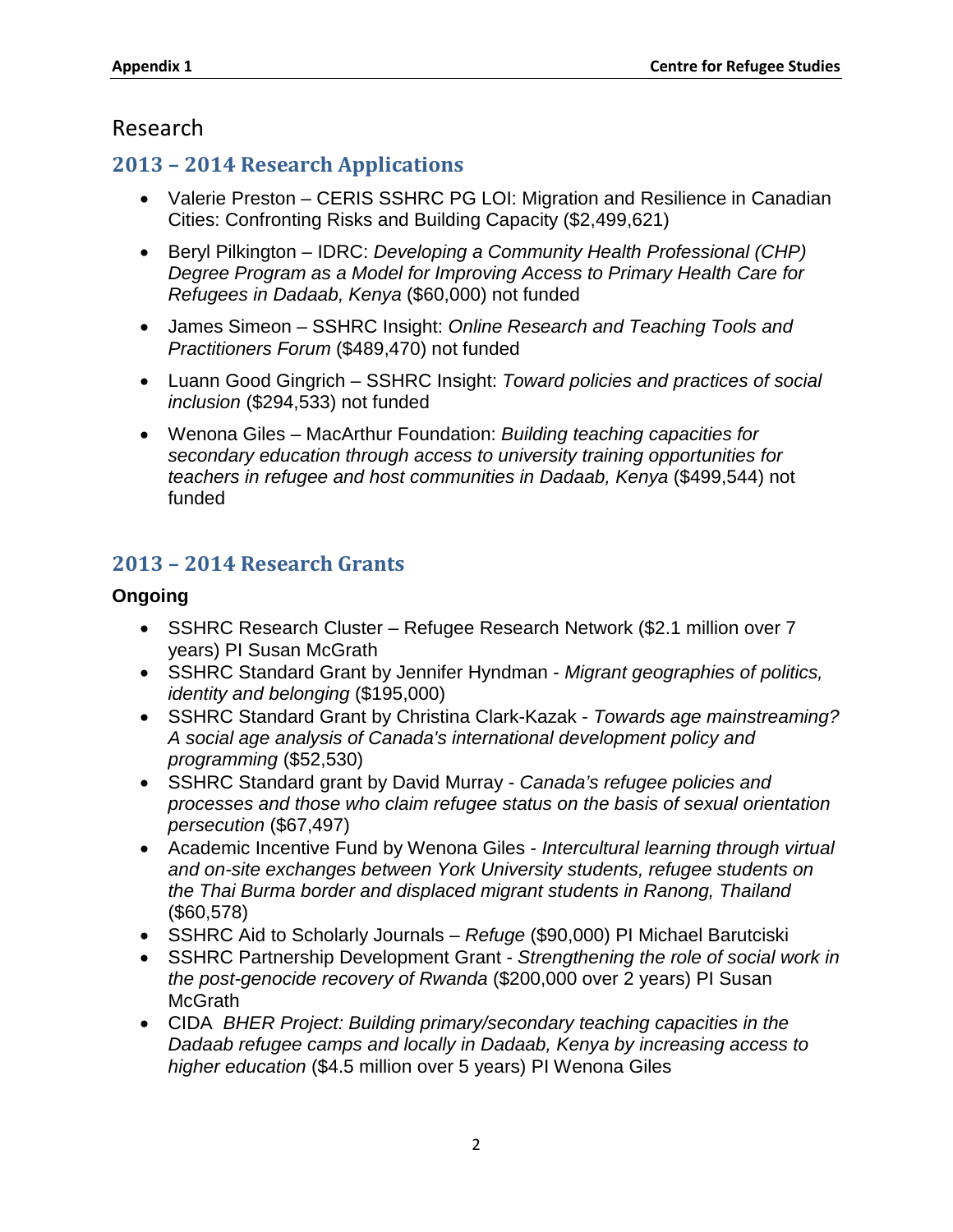# Research

## 2013 – 2014 Research Applications

- Valerie Preston – CERIS SSHRC PG LOI: Migration and Resilience in Canadian Cities: Confronting Risks and Building Capacity ($2,499,621)
- Beryl Pilkington – IDRC: *Developing a Community Health Professional (CHP) Degree Program as a Model for Improving Access to Primary Health Care for Refugees in Dadaab, Kenya* ($60,000) not funded
- James Simeon – SSHRC Insight: *Online Research and Teaching Tools and Practitioners Forum* ($489,470) not funded
- Luann Good Gingrich – SSHRC Insight: *Toward policies and practices of social inclusion* ($294,533) not funded
- Wenona Giles – MacArthur Foundation: *Building teaching capacities for secondary education through access to university training opportunities for teachers in refugee and host communities in Dadaab, Kenya* ($499,544) not funded

## 2013 – 2014 Research Grants

**Ongoing**

- SSHRC Research Cluster – Refugee Research Network ($2.1 million over 7 years) PI Susan McGrath
- SSHRC Standard Grant by Jennifer Hyndman - *Migrant geographies of politics, identity and belonging* ($195,000)
- SSHRC Standard Grant by Christina Clark-Kazak - *Towards age mainstreaming? A social age analysis of Canada's international development policy and programming* ($52,530)
- SSHRC Standard grant by David Murray - *Canada's refugee policies and processes and those who claim refugee status on the basis of sexual orientation persecution* ($67,497)
- Academic Incentive Fund by Wenona Giles - *Intercultural learning through virtual and on-site exchanges between York University students, refugee students on the Thai Burma border and displaced migrant students in Ranong, Thailand* ($60,578)
- SSHRC Aid to Scholarly Journals – *Refuge* ($90,000) PI Michael Barutciski
- SSHRC Partnership Development Grant - *Strengthening the role of social work in the post-genocide recovery of Rwanda* ($200,000 over 2 years) PI Susan McGrath
- CIDA *BHER Project: Building primary/secondary teaching capacities in the Dadaab refugee camps and locally in Dadaab, Kenya by increasing access to higher education* ($4.5 million over 5 years) PI Wenona Giles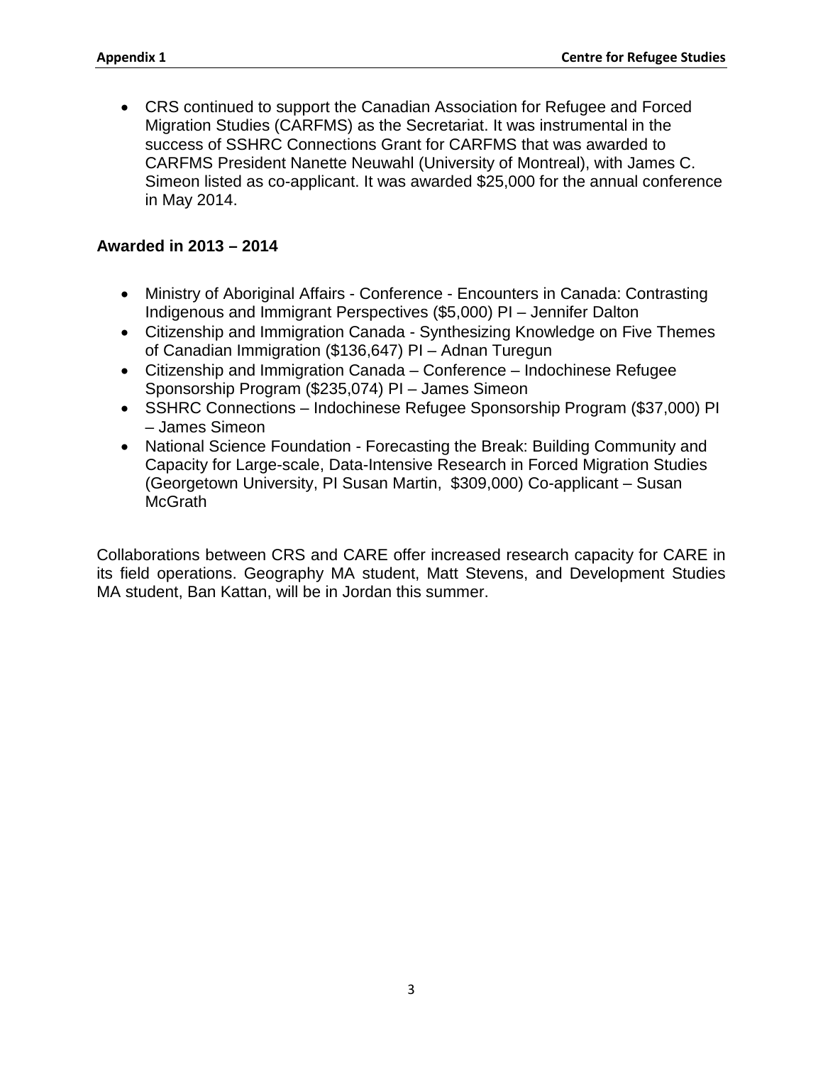- CRS continued to support the Canadian Association for Refugee and Forced Migration Studies (CARFMS) as the Secretariat. It was instrumental in the success of SSHRC Connections Grant for CARFMS that was awarded to CARFMS President Nanette Neuwahl (University of Montreal), with James C. Simeon listed as co-applicant. It was awarded $25,000 for the annual conference in May 2014.

**Awarded in 2013 – 2014**

- Ministry of Aboriginal Affairs - Conference - Encounters in Canada: Contrasting Indigenous and Immigrant Perspectives ($5,000) PI – Jennifer Dalton
- Citizenship and Immigration Canada - Synthesizing Knowledge on Five Themes of Canadian Immigration ($136,647) PI – Adnan Turegun
- Citizenship and Immigration Canada – Conference – Indochinese Refugee Sponsorship Program ($235,074) PI – James Simeon
- SSHRC Connections – Indochinese Refugee Sponsorship Program ($37,000) PI – James Simeon
- National Science Foundation - Forecasting the Break: Building Community and Capacity for Large-scale, Data-Intensive Research in Forced Migration Studies (Georgetown University, PI Susan Martin, $309,000) Co-applicant – Susan McGrath

Collaborations between CRS and CARE offer increased research capacity for CARE in its field operations. Geography MA student, Matt Stevens, and Development Studies MA student, Ban Kattan, will be in Jordan this summer.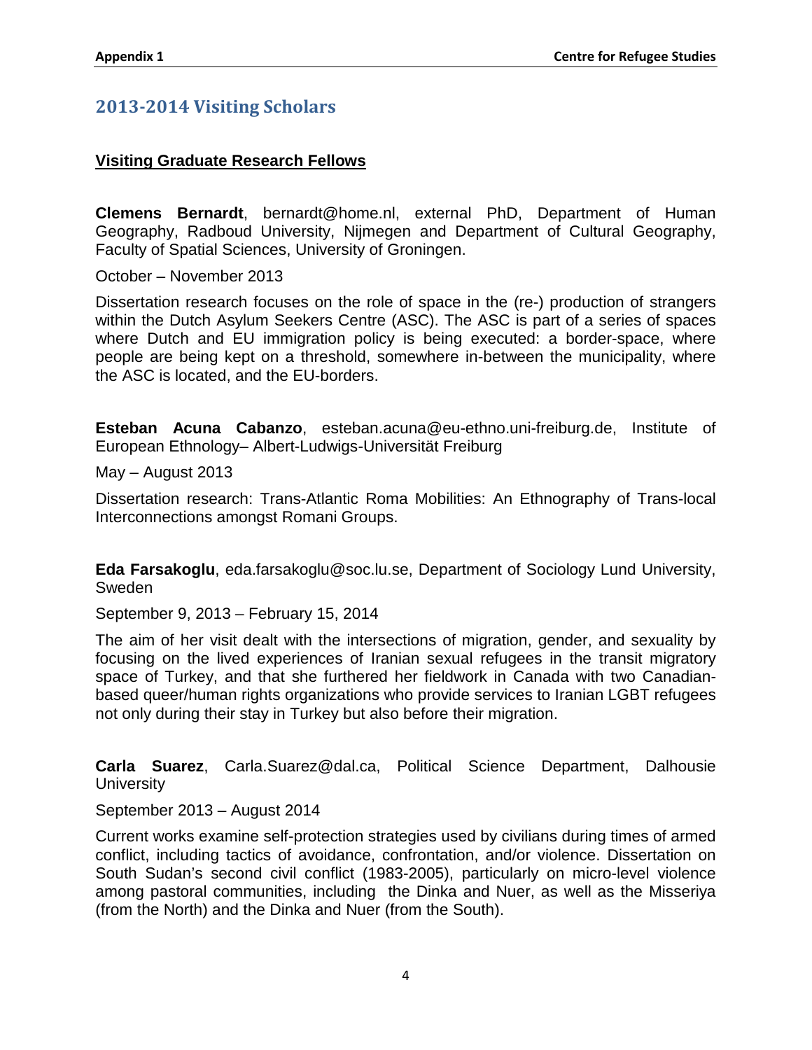## 2013-2014 Visiting Scholars

### Visiting Graduate Research Fellows

**Clemens Bernardt**, bernardt@home.nl, external PhD, Department of Human Geography, Radboud University, Nijmegen and Department of Cultural Geography, Faculty of Spatial Sciences, University of Groningen.

October – November 2013

Dissertation research focuses on the role of space in the (re-) production of strangers within the Dutch Asylum Seekers Centre (ASC). The ASC is part of a series of spaces where Dutch and EU immigration policy is being executed: a border-space, where people are being kept on a threshold, somewhere in-between the municipality, where the ASC is located, and the EU-borders.

**Esteban Acuna Cabanzo**, esteban.acuna@eu-ethno.uni-freiburg.de, Institute of European Ethnology– Albert-Ludwigs-Universität Freiburg

May – August 2013

Dissertation research: Trans-Atlantic Roma Mobilities: An Ethnography of Trans-local Interconnections amongst Romani Groups.

**Eda Farsakoglu**, eda.farsakoglu@soc.lu.se, Department of Sociology Lund University, Sweden

September 9, 2013 – February 15, 2014

The aim of her visit dealt with the intersections of migration, gender, and sexuality by focusing on the lived experiences of Iranian sexual refugees in the transit migratory space of Turkey, and that she furthered her fieldwork in Canada with two Canadian-based queer/human rights organizations who provide services to Iranian LGBT refugees not only during their stay in Turkey but also before their migration.

**Carla Suarez**, Carla.Suarez@dal.ca, Political Science Department, Dalhousie University

September 2013 – August 2014

Current works examine self-protection strategies used by civilians during times of armed conflict, including tactics of avoidance, confrontation, and/or violence. Dissertation on South Sudan's second civil conflict (1983-2005), particularly on micro-level violence among pastoral communities, including the Dinka and Nuer, as well as the Misseriya (from the North) and the Dinka and Nuer (from the South).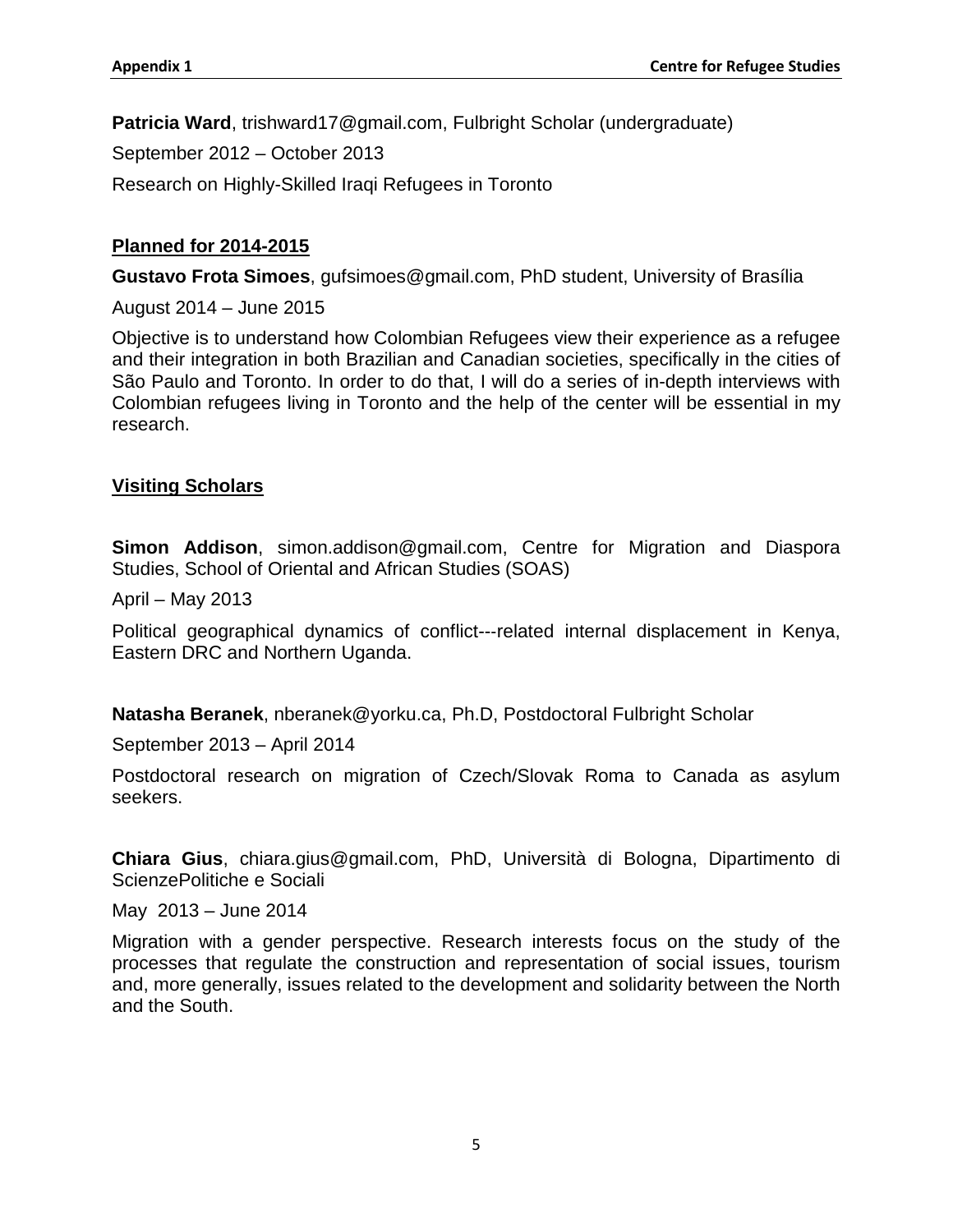**Patricia Ward**, trishward17@gmail.com, Fulbright Scholar (undergraduate)

September 2012 – October 2013

Research on Highly-Skilled Iraqi Refugees in Toronto

## Planned for 2014-2015

**Gustavo Frota Simoes**, gufsimoes@gmail.com, PhD student, University of Brasília

August 2014 – June 2015

Objective is to understand how Colombian Refugees view their experience as a refugee and their integration in both Brazilian and Canadian societies, specifically in the cities of São Paulo and Toronto. In order to do that, I will do a series of in-depth interviews with Colombian refugees living in Toronto and the help of the center will be essential in my research.

## Visiting Scholars

**Simon Addison**, simon.addison@gmail.com, Centre for Migration and Diaspora Studies, School of Oriental and African Studies (SOAS)

April – May 2013

Political geographical dynamics of conflict---related internal displacement in Kenya, Eastern DRC and Northern Uganda.

**Natasha Beranek**, nberanek@yorku.ca, Ph.D, Postdoctoral Fulbright Scholar

September 2013 – April 2014

Postdoctoral research on migration of Czech/Slovak Roma to Canada as asylum seekers.

**Chiara Gius**, chiara.gius@gmail.com, PhD, Università di Bologna, Dipartimento di ScienzePolitiche e Sociali

May 2013 – June 2014

Migration with a gender perspective. Research interests focus on the study of the processes that regulate the construction and representation of social issues, tourism and, more generally, issues related to the development and solidarity between the North and the South.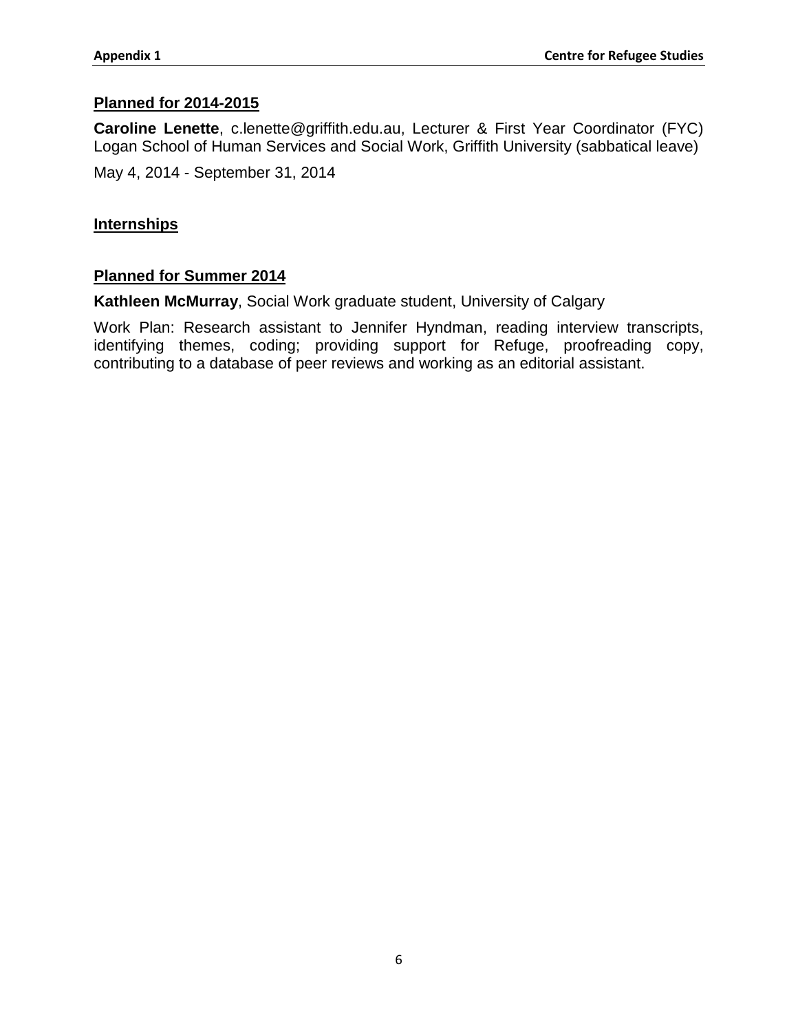**Planned for 2014-2015**

**Caroline Lenette**, c.lenette@griffith.edu.au, Lecturer & First Year Coordinator (FYC) Logan School of Human Services and Social Work, Griffith University (sabbatical leave)

May 4, 2014 - September 31, 2014

## Internships

**Planned for Summer 2014**

**Kathleen McMurray**, Social Work graduate student, University of Calgary

Work Plan: Research assistant to Jennifer Hyndman, reading interview transcripts, identifying themes, coding; providing support for Refuge, proofreading copy, contributing to a database of peer reviews and working as an editorial assistant.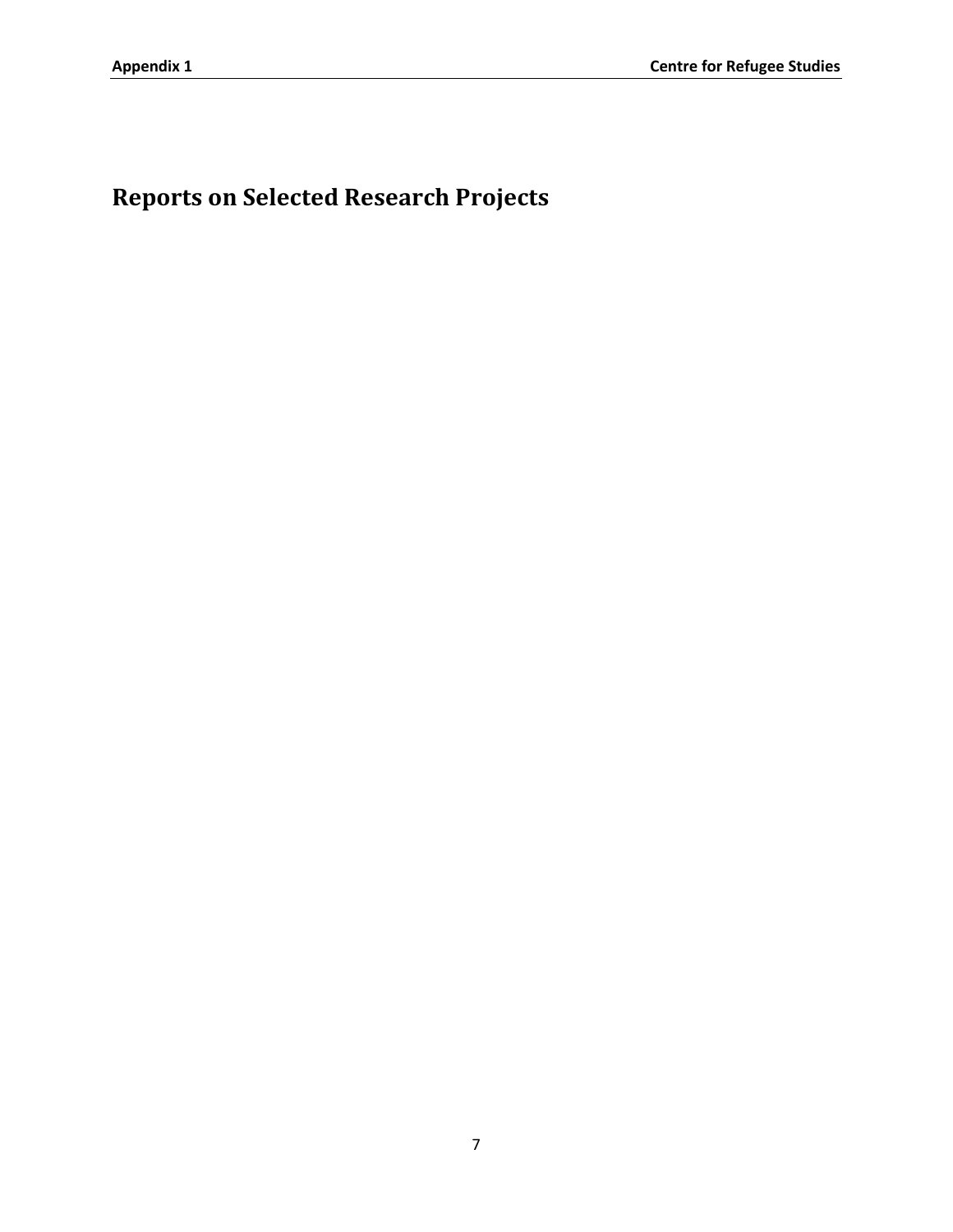# Reports on Selected Research Projects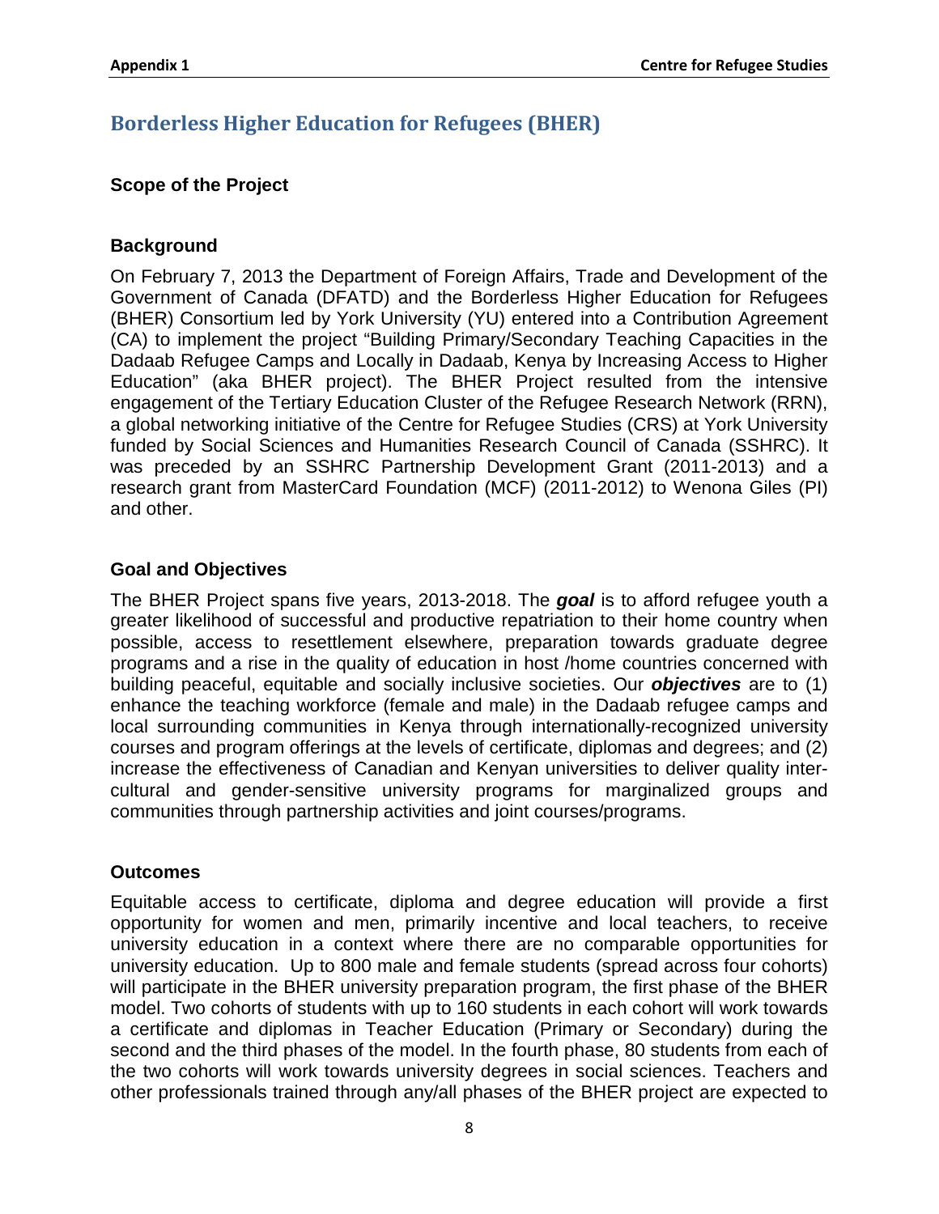## Borderless Higher Education for Refugees (BHER)

### Scope of the Project

### Background

On February 7, 2013 the Department of Foreign Affairs, Trade and Development of the Government of Canada (DFATD) and the Borderless Higher Education for Refugees (BHER) Consortium led by York University (YU) entered into a Contribution Agreement (CA) to implement the project "Building Primary/Secondary Teaching Capacities in the Dadaab Refugee Camps and Locally in Dadaab, Kenya by Increasing Access to Higher Education" (aka BHER project). The BHER Project resulted from the intensive engagement of the Tertiary Education Cluster of the Refugee Research Network (RRN), a global networking initiative of the Centre for Refugee Studies (CRS) at York University funded by Social Sciences and Humanities Research Council of Canada (SSHRC). It was preceded by an SSHRC Partnership Development Grant (2011-2013) and a research grant from MasterCard Foundation (MCF) (2011-2012) to Wenona Giles (PI) and other.

### Goal and Objectives

The BHER Project spans five years, 2013-2018. The ***goal*** is to afford refugee youth a greater likelihood of successful and productive repatriation to their home country when possible, access to resettlement elsewhere, preparation towards graduate degree programs and a rise in the quality of education in host /home countries concerned with building peaceful, equitable and socially inclusive societies. Our ***objectives*** are to (1) enhance the teaching workforce (female and male) in the Dadaab refugee camps and local surrounding communities in Kenya through internationally-recognized university courses and program offerings at the levels of certificate, diplomas and degrees; and (2) increase the effectiveness of Canadian and Kenyan universities to deliver quality inter-cultural and gender-sensitive university programs for marginalized groups and communities through partnership activities and joint courses/programs.

### Outcomes

Equitable access to certificate, diploma and degree education will provide a first opportunity for women and men, primarily incentive and local teachers, to receive university education in a context where there are no comparable opportunities for university education. Up to 800 male and female students (spread across four cohorts) will participate in the BHER university preparation program, the first phase of the BHER model. Two cohorts of students with up to 160 students in each cohort will work towards a certificate and diplomas in Teacher Education (Primary or Secondary) during the second and the third phases of the model. In the fourth phase, 80 students from each of the two cohorts will work towards university degrees in social sciences. Teachers and other professionals trained through any/all phases of the BHER project are expected to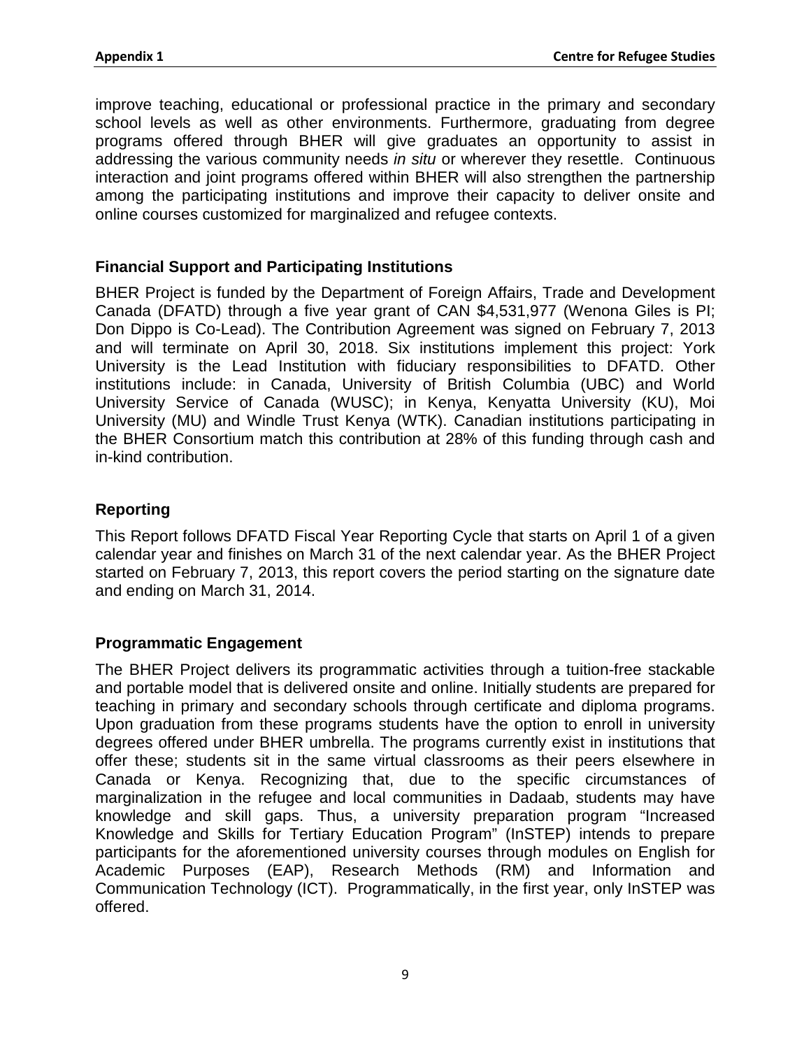improve teaching, educational or professional practice in the primary and secondary school levels as well as other environments. Furthermore, graduating from degree programs offered through BHER will give graduates an opportunity to assist in addressing the various community needs *in situ* or wherever they resettle. Continuous interaction and joint programs offered within BHER will also strengthen the partnership among the participating institutions and improve their capacity to deliver onsite and online courses customized for marginalized and refugee contexts.

### Financial Support and Participating Institutions

BHER Project is funded by the Department of Foreign Affairs, Trade and Development Canada (DFATD) through a five year grant of CAN $4,531,977 (Wenona Giles is PI; Don Dippo is Co-Lead). The Contribution Agreement was signed on February 7, 2013 and will terminate on April 30, 2018. Six institutions implement this project: York University is the Lead Institution with fiduciary responsibilities to DFATD. Other institutions include: in Canada, University of British Columbia (UBC) and World University Service of Canada (WUSC); in Kenya, Kenyatta University (KU), Moi University (MU) and Windle Trust Kenya (WTK). Canadian institutions participating in the BHER Consortium match this contribution at 28% of this funding through cash and in-kind contribution.

### Reporting

This Report follows DFATD Fiscal Year Reporting Cycle that starts on April 1 of a given calendar year and finishes on March 31 of the next calendar year. As the BHER Project started on February 7, 2013, this report covers the period starting on the signature date and ending on March 31, 2014.

### Programmatic Engagement

The BHER Project delivers its programmatic activities through a tuition-free stackable and portable model that is delivered onsite and online. Initially students are prepared for teaching in primary and secondary schools through certificate and diploma programs. Upon graduation from these programs students have the option to enroll in university degrees offered under BHER umbrella. The programs currently exist in institutions that offer these; students sit in the same virtual classrooms as their peers elsewhere in Canada or Kenya. Recognizing that, due to the specific circumstances of marginalization in the refugee and local communities in Dadaab, students may have knowledge and skill gaps. Thus, a university preparation program "Increased Knowledge and Skills for Tertiary Education Program" (InSTEP) intends to prepare participants for the aforementioned university courses through modules on English for Academic Purposes (EAP), Research Methods (RM) and Information and Communication Technology (ICT). Programmatically, in the first year, only InSTEP was offered.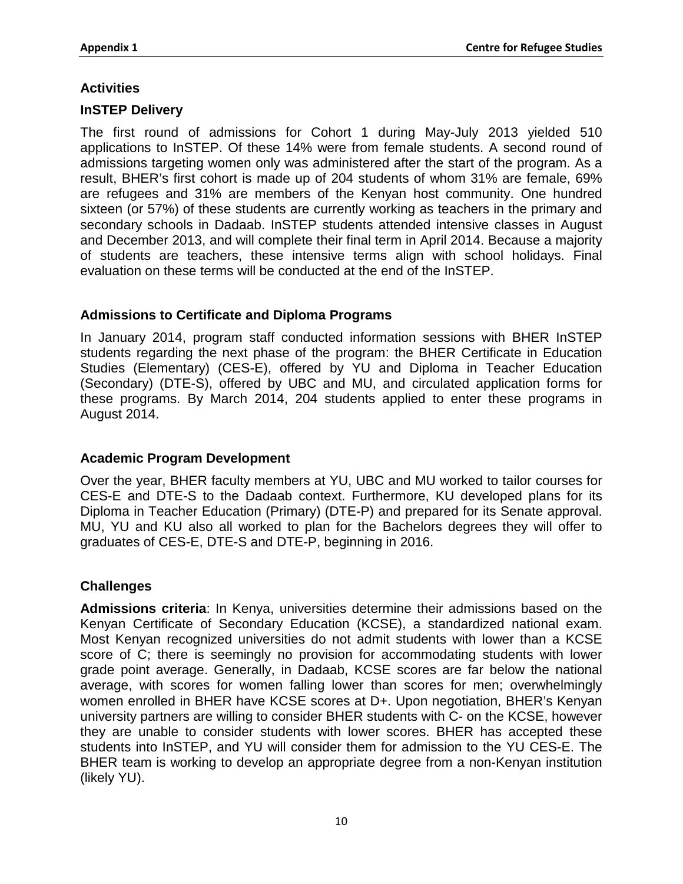## Activities

### InSTEP Delivery

The first round of admissions for Cohort 1 during May-July 2013 yielded 510 applications to InSTEP. Of these 14% were from female students. A second round of admissions targeting women only was administered after the start of the program. As a result, BHER's first cohort is made up of 204 students of whom 31% are female, 69% are refugees and 31% are members of the Kenyan host community. One hundred sixteen (or 57%) of these students are currently working as teachers in the primary and secondary schools in Dadaab. InSTEP students attended intensive classes in August and December 2013, and will complete their final term in April 2014. Because a majority of students are teachers, these intensive terms align with school holidays. Final evaluation on these terms will be conducted at the end of the InSTEP.

### Admissions to Certificate and Diploma Programs

In January 2014, program staff conducted information sessions with BHER InSTEP students regarding the next phase of the program: the BHER Certificate in Education Studies (Elementary) (CES-E), offered by YU and Diploma in Teacher Education (Secondary) (DTE-S), offered by UBC and MU, and circulated application forms for these programs. By March 2014, 204 students applied to enter these programs in August 2014.

### Academic Program Development

Over the year, BHER faculty members at YU, UBC and MU worked to tailor courses for CES-E and DTE-S to the Dadaab context. Furthermore, KU developed plans for its Diploma in Teacher Education (Primary) (DTE-P) and prepared for its Senate approval. MU, YU and KU also all worked to plan for the Bachelors degrees they will offer to graduates of CES-E, DTE-S and DTE-P, beginning in 2016.

## Challenges

**Admissions criteria**: In Kenya, universities determine their admissions based on the Kenyan Certificate of Secondary Education (KCSE), a standardized national exam. Most Kenyan recognized universities do not admit students with lower than a KCSE score of C; there is seemingly no provision for accommodating students with lower grade point average. Generally, in Dadaab, KCSE scores are far below the national average, with scores for women falling lower than scores for men; overwhelmingly women enrolled in BHER have KCSE scores at D+. Upon negotiation, BHER's Kenyan university partners are willing to consider BHER students with C- on the KCSE, however they are unable to consider students with lower scores. BHER has accepted these students into InSTEP, and YU will consider them for admission to the YU CES-E. The BHER team is working to develop an appropriate degree from a non-Kenyan institution (likely YU).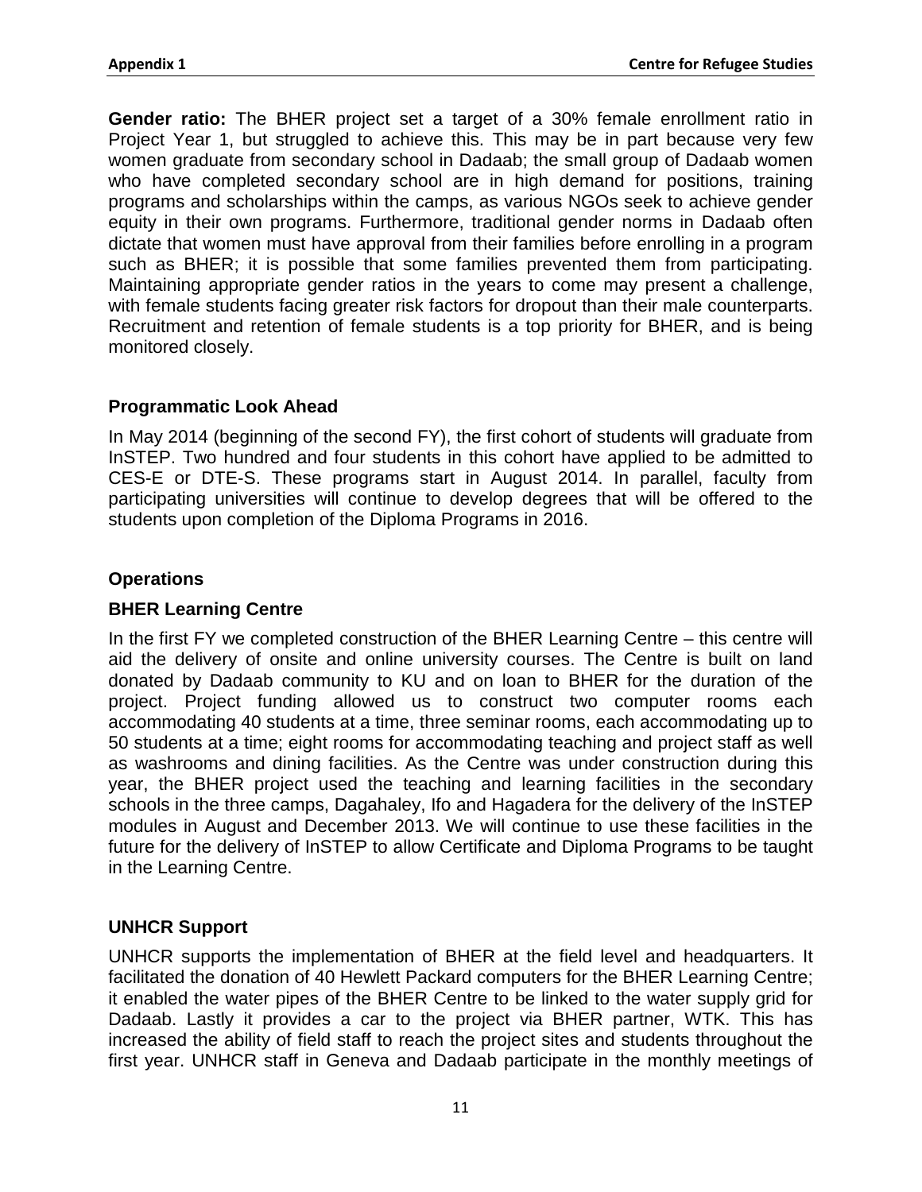**Gender ratio:** The BHER project set a target of a 30% female enrollment ratio in Project Year 1, but struggled to achieve this. This may be in part because very few women graduate from secondary school in Dadaab; the small group of Dadaab women who have completed secondary school are in high demand for positions, training programs and scholarships within the camps, as various NGOs seek to achieve gender equity in their own programs. Furthermore, traditional gender norms in Dadaab often dictate that women must have approval from their families before enrolling in a program such as BHER; it is possible that some families prevented them from participating. Maintaining appropriate gender ratios in the years to come may present a challenge, with female students facing greater risk factors for dropout than their male counterparts. Recruitment and retention of female students is a top priority for BHER, and is being monitored closely.

### Programmatic Look Ahead

In May 2014 (beginning of the second FY), the first cohort of students will graduate from InSTEP. Two hundred and four students in this cohort have applied to be admitted to CES-E or DTE-S. These programs start in August 2014. In parallel, faculty from participating universities will continue to develop degrees that will be offered to the students upon completion of the Diploma Programs in 2016.

## Operations

### BHER Learning Centre

In the first FY we completed construction of the BHER Learning Centre – this centre will aid the delivery of onsite and online university courses. The Centre is built on land donated by Dadaab community to KU and on loan to BHER for the duration of the project. Project funding allowed us to construct two computer rooms each accommodating 40 students at a time, three seminar rooms, each accommodating up to 50 students at a time; eight rooms for accommodating teaching and project staff as well as washrooms and dining facilities. As the Centre was under construction during this year, the BHER project used the teaching and learning facilities in the secondary schools in the three camps, Dagahaley, Ifo and Hagadera for the delivery of the InSTEP modules in August and December 2013. We will continue to use these facilities in the future for the delivery of InSTEP to allow Certificate and Diploma Programs to be taught in the Learning Centre.

### UNHCR Support

UNHCR supports the implementation of BHER at the field level and headquarters. It facilitated the donation of 40 Hewlett Packard computers for the BHER Learning Centre; it enabled the water pipes of the BHER Centre to be linked to the water supply grid for Dadaab. Lastly it provides a car to the project via BHER partner, WTK. This has increased the ability of field staff to reach the project sites and students throughout the first year. UNHCR staff in Geneva and Dadaab participate in the monthly meetings of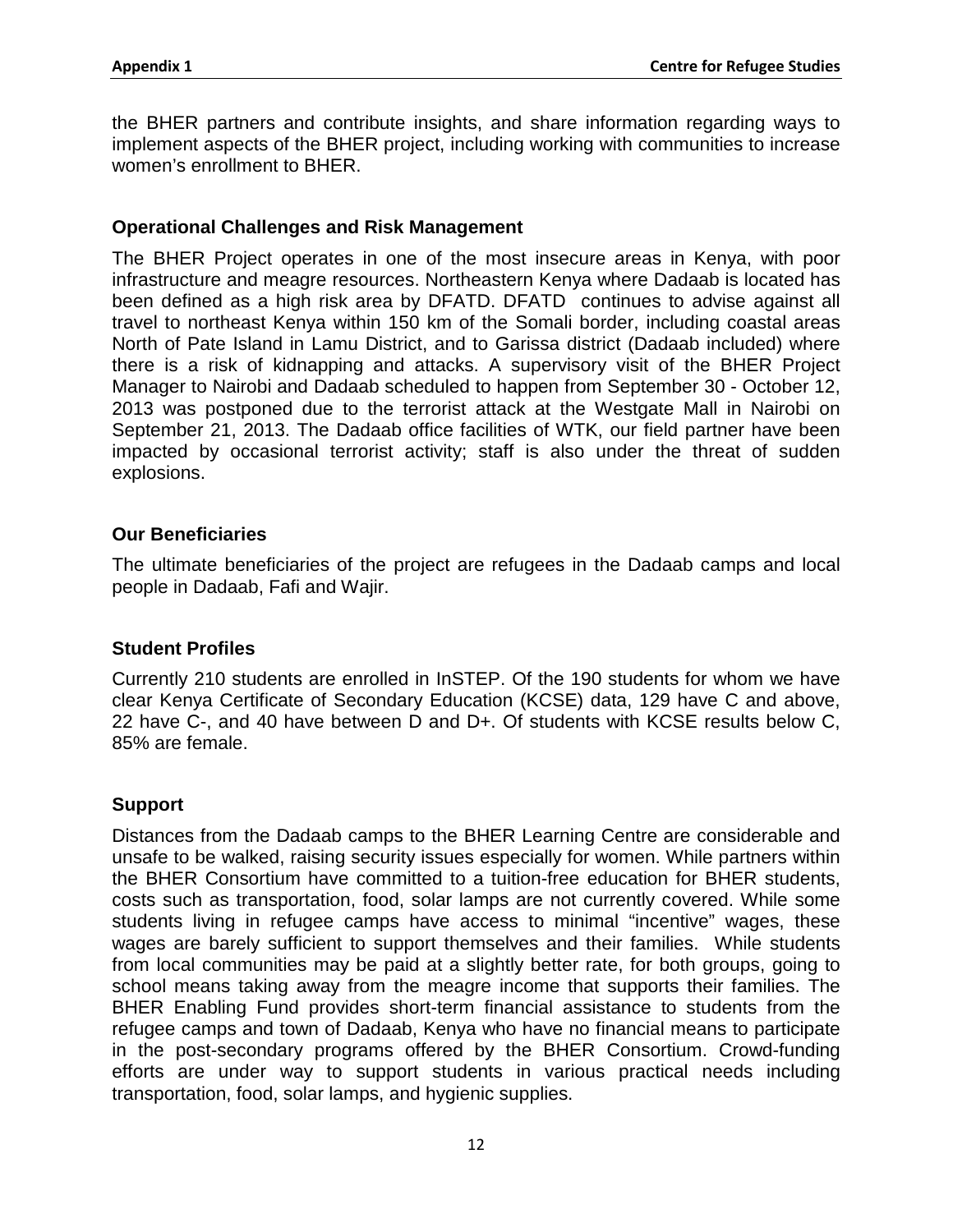the BHER partners and contribute insights, and share information regarding ways to implement aspects of the BHER project, including working with communities to increase women's enrollment to BHER.

### Operational Challenges and Risk Management

The BHER Project operates in one of the most insecure areas in Kenya, with poor infrastructure and meagre resources. Northeastern Kenya where Dadaab is located has been defined as a high risk area by DFATD. DFATD continues to advise against all travel to northeast Kenya within 150 km of the Somali border, including coastal areas North of Pate Island in Lamu District, and to Garissa district (Dadaab included) where there is a risk of kidnapping and attacks. A supervisory visit of the BHER Project Manager to Nairobi and Dadaab scheduled to happen from September 30 - October 12, 2013 was postponed due to the terrorist attack at the Westgate Mall in Nairobi on September 21, 2013. The Dadaab office facilities of WTK, our field partner have been impacted by occasional terrorist activity; staff is also under the threat of sudden explosions.

### Our Beneficiaries

The ultimate beneficiaries of the project are refugees in the Dadaab camps and local people in Dadaab, Fafi and Wajir.

### Student Profiles

Currently 210 students are enrolled in InSTEP. Of the 190 students for whom we have clear Kenya Certificate of Secondary Education (KCSE) data, 129 have C and above, 22 have C-, and 40 have between D and D+. Of students with KCSE results below C, 85% are female.

### Support

Distances from the Dadaab camps to the BHER Learning Centre are considerable and unsafe to be walked, raising security issues especially for women. While partners within the BHER Consortium have committed to a tuition-free education for BHER students, costs such as transportation, food, solar lamps are not currently covered. While some students living in refugee camps have access to minimal "incentive" wages, these wages are barely sufficient to support themselves and their families. While students from local communities may be paid at a slightly better rate, for both groups, going to school means taking away from the meagre income that supports their families. The BHER Enabling Fund provides short-term financial assistance to students from the refugee camps and town of Dadaab, Kenya who have no financial means to participate in the post-secondary programs offered by the BHER Consortium. Crowd-funding efforts are under way to support students in various practical needs including transportation, food, solar lamps, and hygienic supplies.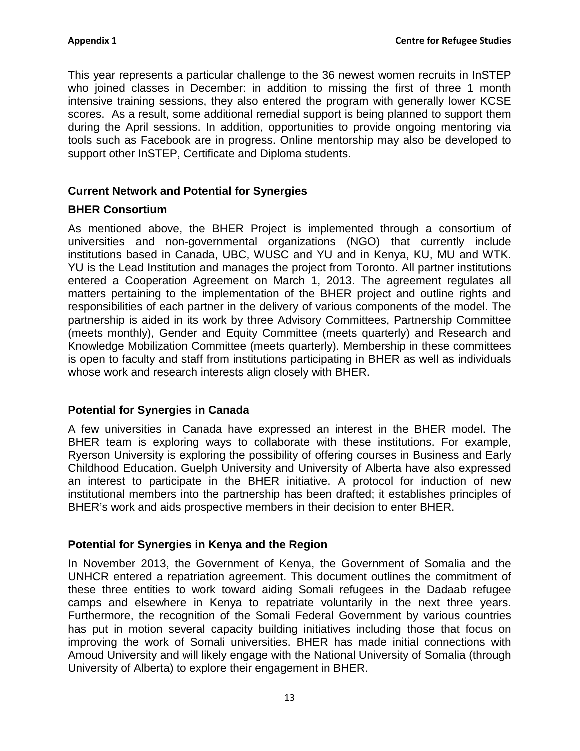This year represents a particular challenge to the 36 newest women recruits in InSTEP who joined classes in December: in addition to missing the first of three 1 month intensive training sessions, they also entered the program with generally lower KCSE scores. As a result, some additional remedial support is being planned to support them during the April sessions. In addition, opportunities to provide ongoing mentoring via tools such as Facebook are in progress. Online mentorship may also be developed to support other InSTEP, Certificate and Diploma students.

### Current Network and Potential for Synergies

### BHER Consortium

As mentioned above, the BHER Project is implemented through a consortium of universities and non-governmental organizations (NGO) that currently include institutions based in Canada, UBC, WUSC and YU and in Kenya, KU, MU and WTK. YU is the Lead Institution and manages the project from Toronto. All partner institutions entered a Cooperation Agreement on March 1, 2013. The agreement regulates all matters pertaining to the implementation of the BHER project and outline rights and responsibilities of each partner in the delivery of various components of the model. The partnership is aided in its work by three Advisory Committees, Partnership Committee (meets monthly), Gender and Equity Committee (meets quarterly) and Research and Knowledge Mobilization Committee (meets quarterly). Membership in these committees is open to faculty and staff from institutions participating in BHER as well as individuals whose work and research interests align closely with BHER.

### Potential for Synergies in Canada

A few universities in Canada have expressed an interest in the BHER model. The BHER team is exploring ways to collaborate with these institutions. For example, Ryerson University is exploring the possibility of offering courses in Business and Early Childhood Education. Guelph University and University of Alberta have also expressed an interest to participate in the BHER initiative. A protocol for induction of new institutional members into the partnership has been drafted; it establishes principles of BHER's work and aids prospective members in their decision to enter BHER.

### Potential for Synergies in Kenya and the Region

In November 2013, the Government of Kenya, the Government of Somalia and the UNHCR entered a repatriation agreement. This document outlines the commitment of these three entities to work toward aiding Somali refugees in the Dadaab refugee camps and elsewhere in Kenya to repatriate voluntarily in the next three years. Furthermore, the recognition of the Somali Federal Government by various countries has put in motion several capacity building initiatives including those that focus on improving the work of Somali universities. BHER has made initial connections with Amoud University and will likely engage with the National University of Somalia (through University of Alberta) to explore their engagement in BHER.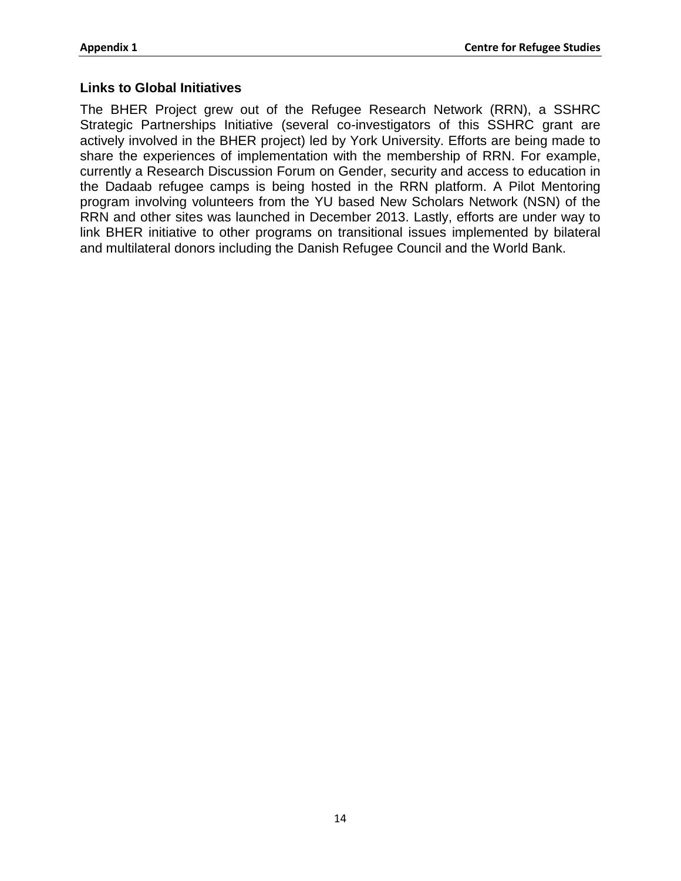### Links to Global Initiatives

The BHER Project grew out of the Refugee Research Network (RRN), a SSHRC Strategic Partnerships Initiative (several co-investigators of this SSHRC grant are actively involved in the BHER project) led by York University. Efforts are being made to share the experiences of implementation with the membership of RRN. For example, currently a Research Discussion Forum on Gender, security and access to education in the Dadaab refugee camps is being hosted in the RRN platform. A Pilot Mentoring program involving volunteers from the YU based New Scholars Network (NSN) of the RRN and other sites was launched in December 2013. Lastly, efforts are under way to link BHER initiative to other programs on transitional issues implemented by bilateral and multilateral donors including the Danish Refugee Council and the World Bank.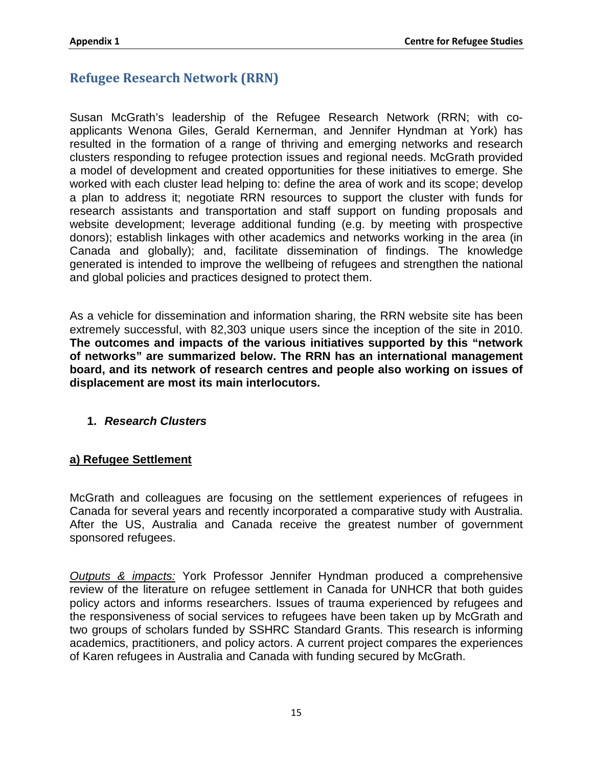## Refugee Research Network (RRN)

Susan McGrath's leadership of the Refugee Research Network (RRN; with co-applicants Wenona Giles, Gerald Kernerman, and Jennifer Hyndman at York) has resulted in the formation of a range of thriving and emerging networks and research clusters responding to refugee protection issues and regional needs. McGrath provided a model of development and created opportunities for these initiatives to emerge. She worked with each cluster lead helping to: define the area of work and its scope; develop a plan to address it; negotiate RRN resources to support the cluster with funds for research assistants and transportation and staff support on funding proposals and website development; leverage additional funding (e.g. by meeting with prospective donors); establish linkages with other academics and networks working in the area (in Canada and globally); and, facilitate dissemination of findings. The knowledge generated is intended to improve the wellbeing of refugees and strengthen the national and global policies and practices designed to protect them.

As a vehicle for dissemination and information sharing, the RRN website site has been extremely successful, with 82,303 unique users since the inception of the site in 2010. **The outcomes and impacts of the various initiatives supported by this "network of networks" are summarized below. The RRN has an international management board, and its network of research centres and people also working on issues of displacement are most its main interlocutors.**

1. ***Research Clusters***

**a) Refugee Settlement**

McGrath and colleagues are focusing on the settlement experiences of refugees in Canada for several years and recently incorporated a comparative study with Australia. After the US, Australia and Canada receive the greatest number of government sponsored refugees.

*Outputs & impacts:* York Professor Jennifer Hyndman produced a comprehensive review of the literature on refugee settlement in Canada for UNHCR that both guides policy actors and informs researchers. Issues of trauma experienced by refugees and the responsiveness of social services to refugees have been taken up by McGrath and two groups of scholars funded by SSHRC Standard Grants. This research is informing academics, practitioners, and policy actors. A current project compares the experiences of Karen refugees in Australia and Canada with funding secured by McGrath.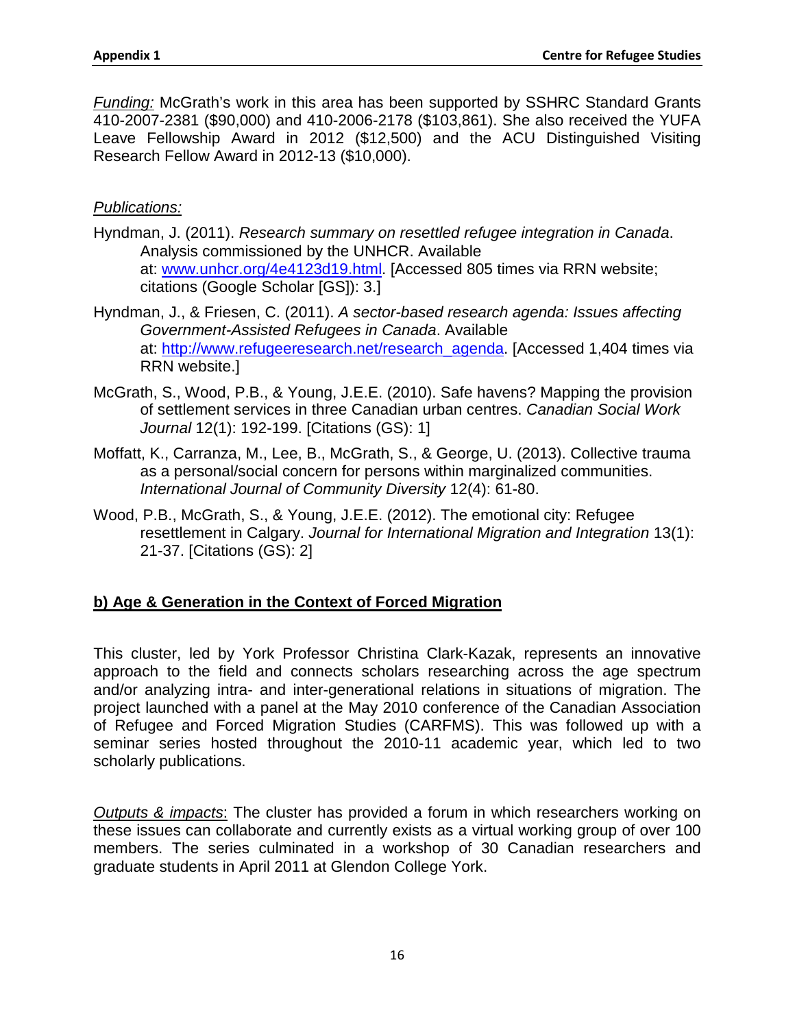*Funding:* McGrath's work in this area has been supported by SSHRC Standard Grants 410-2007-2381 ($90,000) and 410-2006-2178 ($103,861). She also received the YUFA Leave Fellowship Award in 2012 ($12,500) and the ACU Distinguished Visiting Research Fellow Award in 2012-13 ($10,000).

*Publications:*

Hyndman, J. (2011). *Research summary on resettled refugee integration in Canada*. Analysis commissioned by the UNHCR. Available at: [www.unhcr.org/4e4123d19.html](www.unhcr.org/4e4123d19.html). [Accessed 805 times via RRN website; citations (Google Scholar [GS]): 3.]

Hyndman, J., & Friesen, C. (2011). *A sector-based research agenda: Issues affecting Government-Assisted Refugees in Canada*. Available at: [http://www.refugeeresearch.net/research_agenda](http://www.refugeeresearch.net/research_agenda). [Accessed 1,404 times via RRN website.]

McGrath, S., Wood, P.B., & Young, J.E.E. (2010). Safe havens? Mapping the provision of settlement services in three Canadian urban centres. *Canadian Social Work Journal* 12(1): 192-199. [Citations (GS): 1]

Moffatt, K., Carranza, M., Lee, B., McGrath, S., & George, U. (2013). Collective trauma as a personal/social concern for persons within marginalized communities. *International Journal of Community Diversity* 12(4): 61-80.

Wood, P.B., McGrath, S., & Young, J.E.E. (2012). The emotional city: Refugee resettlement in Calgary. *Journal for International Migration and Integration* 13(1): 21-37. [Citations (GS): 2]

## b) Age & Generation in the Context of Forced Migration

This cluster, led by York Professor Christina Clark-Kazak, represents an innovative approach to the field and connects scholars researching across the age spectrum and/or analyzing intra- and inter-generational relations in situations of migration. The project launched with a panel at the May 2010 conference of the Canadian Association of Refugee and Forced Migration Studies (CARFMS). This was followed up with a seminar series hosted throughout the 2010-11 academic year, which led to two scholarly publications.

*Outputs & impacts*: The cluster has provided a forum in which researchers working on these issues can collaborate and currently exists as a virtual working group of over 100 members. The series culminated in a workshop of 30 Canadian researchers and graduate students in April 2011 at Glendon College York.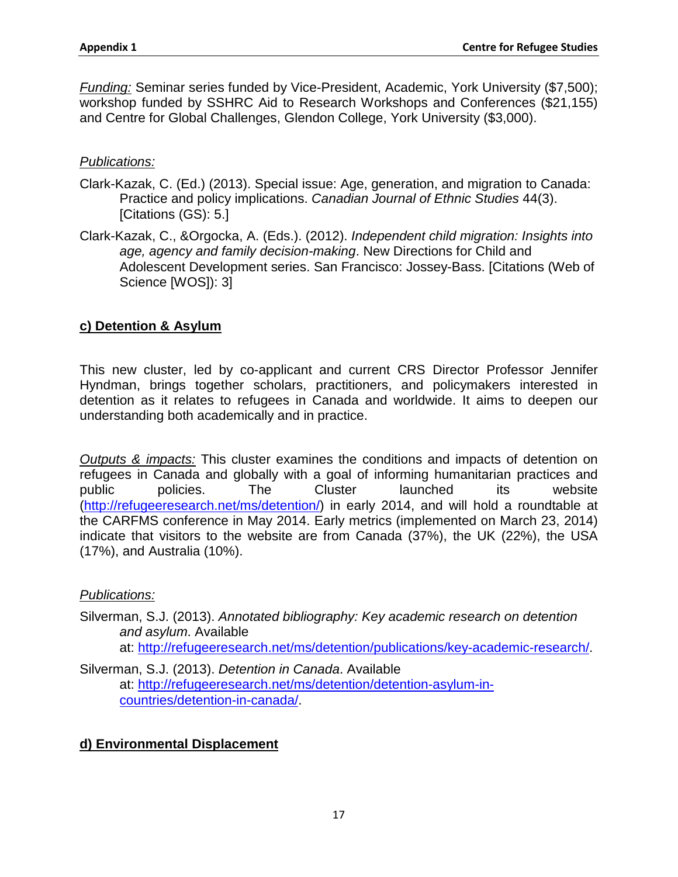*Funding:* Seminar series funded by Vice-President, Academic, York University ($7,500); workshop funded by SSHRC Aid to Research Workshops and Conferences ($21,155) and Centre for Global Challenges, Glendon College, York University ($3,000).

*Publications:*

Clark-Kazak, C. (Ed.) (2013). Special issue: Age, generation, and migration to Canada: Practice and policy implications. *Canadian Journal of Ethnic Studies* 44(3). [Citations (GS): 5.]

Clark-Kazak, C., &Orgocka, A. (Eds.). (2012). *Independent child migration: Insights into age, agency and family decision-making*. New Directions for Child and Adolescent Development series. San Francisco: Jossey-Bass. [Citations (Web of Science [WOS]): 3]

## c) Detention & Asylum

This new cluster, led by co-applicant and current CRS Director Professor Jennifer Hyndman, brings together scholars, practitioners, and policymakers interested in detention as it relates to refugees in Canada and worldwide. It aims to deepen our understanding both academically and in practice.

*Outputs & impacts:* This cluster examines the conditions and impacts of detention on refugees in Canada and globally with a goal of informing humanitarian practices and public policies. The Cluster launched its website (http://refugeeresearch.net/ms/detention/) in early 2014, and will hold a roundtable at the CARFMS conference in May 2014. Early metrics (implemented on March 23, 2014) indicate that visitors to the website are from Canada (37%), the UK (22%), the USA (17%), and Australia (10%).

*Publications:*

Silverman, S.J. (2013). *Annotated bibliography: Key academic research on detention and asylum*. Available at: http://refugeeresearch.net/ms/detention/publications/key-academic-research/.

Silverman, S.J. (2013). *Detention in Canada*. Available at: http://refugeeresearch.net/ms/detention/detention-asylum-in-countries/detention-in-canada/.

## d) Environmental Displacement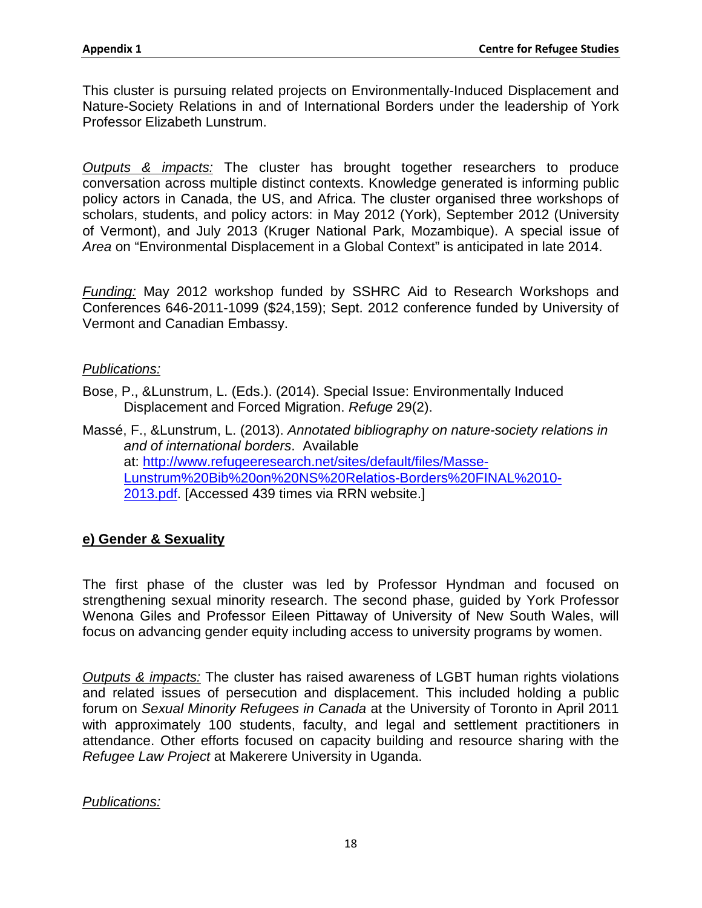This cluster is pursuing related projects on Environmentally-Induced Displacement and Nature-Society Relations in and of International Borders under the leadership of York Professor Elizabeth Lunstrum.

*Outputs & impacts:* The cluster has brought together researchers to produce conversation across multiple distinct contexts. Knowledge generated is informing public policy actors in Canada, the US, and Africa. The cluster organised three workshops of scholars, students, and policy actors: in May 2012 (York), September 2012 (University of Vermont), and July 2013 (Kruger National Park, Mozambique). A special issue of *Area* on "Environmental Displacement in a Global Context" is anticipated in late 2014.

*Funding:* May 2012 workshop funded by SSHRC Aid to Research Workshops and Conferences 646-2011-1099 ($24,159); Sept. 2012 conference funded by University of Vermont and Canadian Embassy.

*Publications:*

Bose, P., &Lunstrum, L. (Eds.). (2014). Special Issue: Environmentally Induced Displacement and Forced Migration. *Refuge* 29(2).

Massé, F., &Lunstrum, L. (2013). *Annotated bibliography on nature-society relations in and of international borders*. Available at: [http://www.refugeeresearch.net/sites/default/files/Masse-Lunstrum%20Bib%20on%20NS%20Relatios-Borders%20FINAL%2010-2013.pdf](http://www.refugeeresearch.net/sites/default/files/Masse-Lunstrum%20Bib%20on%20NS%20Relatios-Borders%20FINAL%2010-2013.pdf). [Accessed 439 times via RRN website.]

## e) Gender & Sexuality

The first phase of the cluster was led by Professor Hyndman and focused on strengthening sexual minority research. The second phase, guided by York Professor Wenona Giles and Professor Eileen Pittaway of University of New South Wales, will focus on advancing gender equity including access to university programs by women.

*Outputs & impacts:* The cluster has raised awareness of LGBT human rights violations and related issues of persecution and displacement. This included holding a public forum on *Sexual Minority Refugees in Canada* at the University of Toronto in April 2011 with approximately 100 students, faculty, and legal and settlement practitioners in attendance. Other efforts focused on capacity building and resource sharing with the *Refugee Law Project* at Makerere University in Uganda.

*Publications:*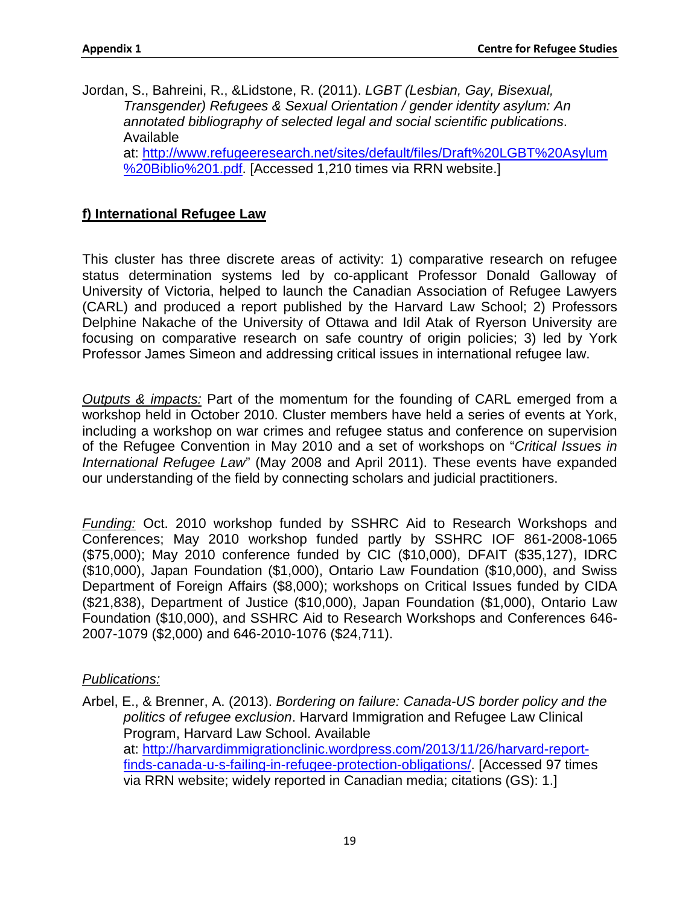Jordan, S., Bahreini, R., &Lidstone, R. (2011). *LGBT (Lesbian, Gay, Bisexual, Transgender) Refugees & Sexual Orientation / gender identity asylum: An annotated bibliography of selected legal and social scientific publications*. Available at: http://www.refugeeresearch.net/sites/default/files/Draft%20LGBT%20Asylum%20Biblio%201.pdf. [Accessed 1,210 times via RRN website.]

## f) International Refugee Law

This cluster has three discrete areas of activity: 1) comparative research on refugee status determination systems led by co-applicant Professor Donald Galloway of University of Victoria, helped to launch the Canadian Association of Refugee Lawyers (CARL) and produced a report published by the Harvard Law School; 2) Professors Delphine Nakache of the University of Ottawa and Idil Atak of Ryerson University are focusing on comparative research on safe country of origin policies; 3) led by York Professor James Simeon and addressing critical issues in international refugee law.

*Outputs & impacts:* Part of the momentum for the founding of CARL emerged from a workshop held in October 2010. Cluster members have held a series of events at York, including a workshop on war crimes and refugee status and conference on supervision of the Refugee Convention in May 2010 and a set of workshops on "*Critical Issues in International Refugee Law*" (May 2008 and April 2011). These events have expanded our understanding of the field by connecting scholars and judicial practitioners.

*Funding:* Oct. 2010 workshop funded by SSHRC Aid to Research Workshops and Conferences; May 2010 workshop funded partly by SSHRC IOF 861-2008-1065 ($75,000); May 2010 conference funded by CIC ($10,000), DFAIT ($35,127), IDRC ($10,000), Japan Foundation ($1,000), Ontario Law Foundation ($10,000), and Swiss Department of Foreign Affairs ($8,000); workshops on Critical Issues funded by CIDA ($21,838), Department of Justice ($10,000), Japan Foundation ($1,000), Ontario Law Foundation ($10,000), and SSHRC Aid to Research Workshops and Conferences 646-2007-1079 ($2,000) and 646-2010-1076 ($24,711).

*Publications:*

Arbel, E., & Brenner, A. (2013). *Bordering on failure: Canada-US border policy and the politics of refugee exclusion*. Harvard Immigration and Refugee Law Clinical Program, Harvard Law School. Available at: http://harvardimmigrationclinic.wordpress.com/2013/11/26/harvard-report-finds-canada-u-s-failing-in-refugee-protection-obligations/. [Accessed 97 times via RRN website; widely reported in Canadian media; citations (GS): 1.]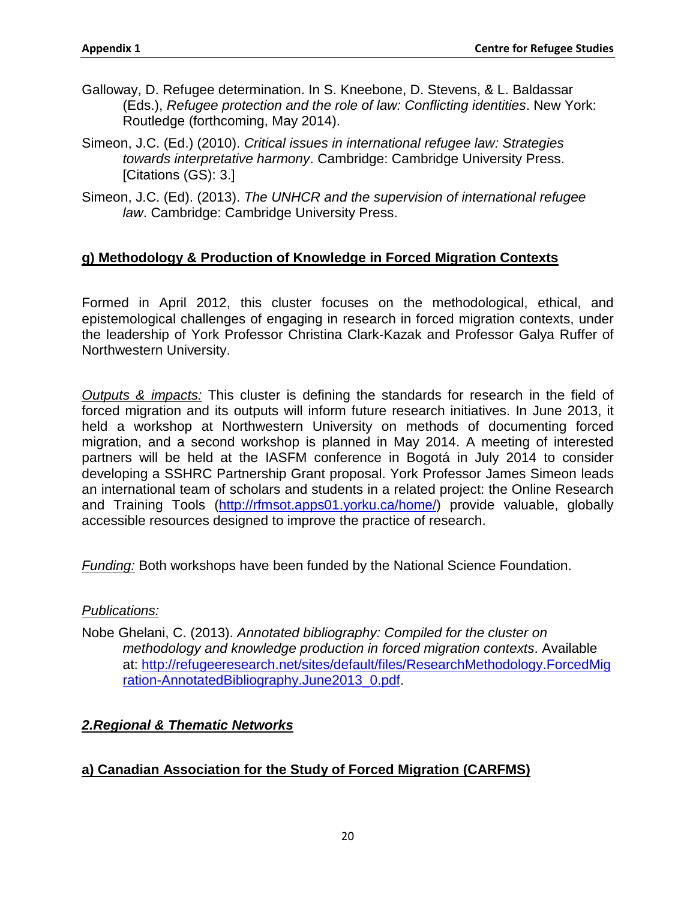Galloway, D. Refugee determination. In S. Kneebone, D. Stevens, & L. Baldassar (Eds.), *Refugee protection and the role of law: Conflicting identities*. New York: Routledge (forthcoming, May 2014).

Simeon, J.C. (Ed.) (2010). *Critical issues in international refugee law: Strategies towards interpretative harmony*. Cambridge: Cambridge University Press. [Citations (GS): 3.]

Simeon, J.C. (Ed). (2013). *The UNHCR and the supervision of international refugee law*. Cambridge: Cambridge University Press.

### g) Methodology & Production of Knowledge in Forced Migration Contexts

Formed in April 2012, this cluster focuses on the methodological, ethical, and epistemological challenges of engaging in research in forced migration contexts, under the leadership of York Professor Christina Clark-Kazak and Professor Galya Ruffer of Northwestern University.

*Outputs & impacts:* This cluster is defining the standards for research in the field of forced migration and its outputs will inform future research initiatives. In June 2013, it held a workshop at Northwestern University on methods of documenting forced migration, and a second workshop is planned in May 2014. A meeting of interested partners will be held at the IASFM conference in Bogotá in July 2014 to consider developing a SSHRC Partnership Grant proposal. York Professor James Simeon leads an international team of scholars and students in a related project: the Online Research and Training Tools (http://rfmsot.apps01.yorku.ca/home/) provide valuable, globally accessible resources designed to improve the practice of research.

*Funding:* Both workshops have been funded by the National Science Foundation.

*Publications:*

Nobe Ghelani, C. (2013). *Annotated bibliography: Compiled for the cluster on methodology and knowledge production in forced migration contexts*. Available at: http://refugeeresearch.net/sites/default/files/ResearchMethodology.ForcedMigration-AnnotatedBibliography.June2013_0.pdf.

## 2.Regional & Thematic Networks

### a) Canadian Association for the Study of Forced Migration (CARFMS)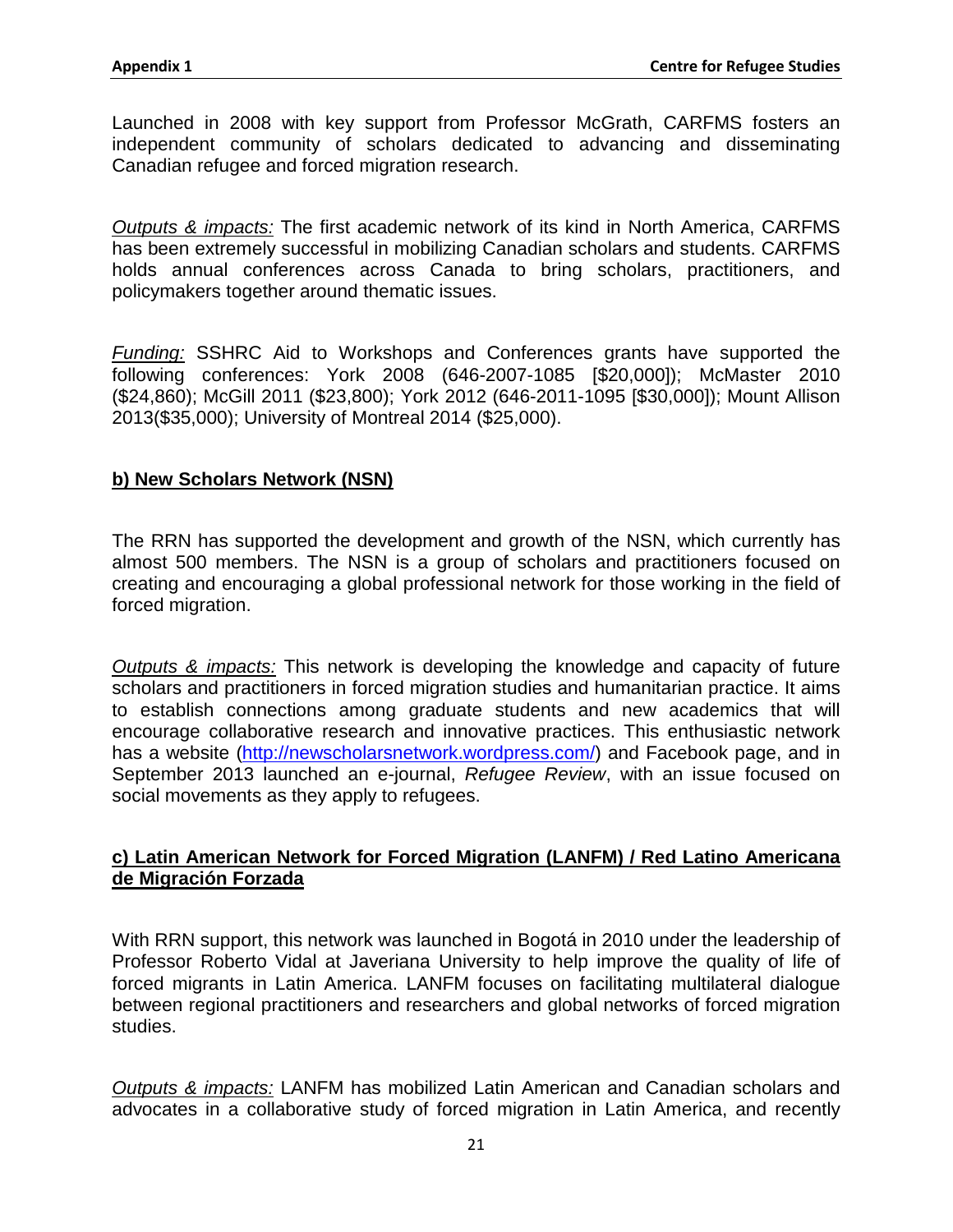Launched in 2008 with key support from Professor McGrath, CARFMS fosters an independent community of scholars dedicated to advancing and disseminating Canadian refugee and forced migration research.

*Outputs & impacts:* The first academic network of its kind in North America, CARFMS has been extremely successful in mobilizing Canadian scholars and students. CARFMS holds annual conferences across Canada to bring scholars, practitioners, and policymakers together around thematic issues.

*Funding:* SSHRC Aid to Workshops and Conferences grants have supported the following conferences: York 2008 (646-2007-1085 [$20,000]); McMaster 2010 ($24,860); McGill 2011 ($23,800); York 2012 (646-2011-1095 [$30,000]); Mount Allison 2013($35,000); University of Montreal 2014 ($25,000).

**b) New Scholars Network (NSN)**

The RRN has supported the development and growth of the NSN, which currently has almost 500 members. The NSN is a group of scholars and practitioners focused on creating and encouraging a global professional network for those working in the field of forced migration.

*Outputs & impacts:* This network is developing the knowledge and capacity of future scholars and practitioners in forced migration studies and humanitarian practice. It aims to establish connections among graduate students and new academics that will encourage collaborative research and innovative practices. This enthusiastic network has a website (http://newscholarsnetwork.wordpress.com/) and Facebook page, and in September 2013 launched an e-journal, *Refugee Review*, with an issue focused on social movements as they apply to refugees.

**c) Latin American Network for Forced Migration (LANFM) / Red Latino Americana de Migración Forzada**

With RRN support, this network was launched in Bogotá in 2010 under the leadership of Professor Roberto Vidal at Javeriana University to help improve the quality of life of forced migrants in Latin America. LANFM focuses on facilitating multilateral dialogue between regional practitioners and researchers and global networks of forced migration studies.

*Outputs & impacts:* LANFM has mobilized Latin American and Canadian scholars and advocates in a collaborative study of forced migration in Latin America, and recently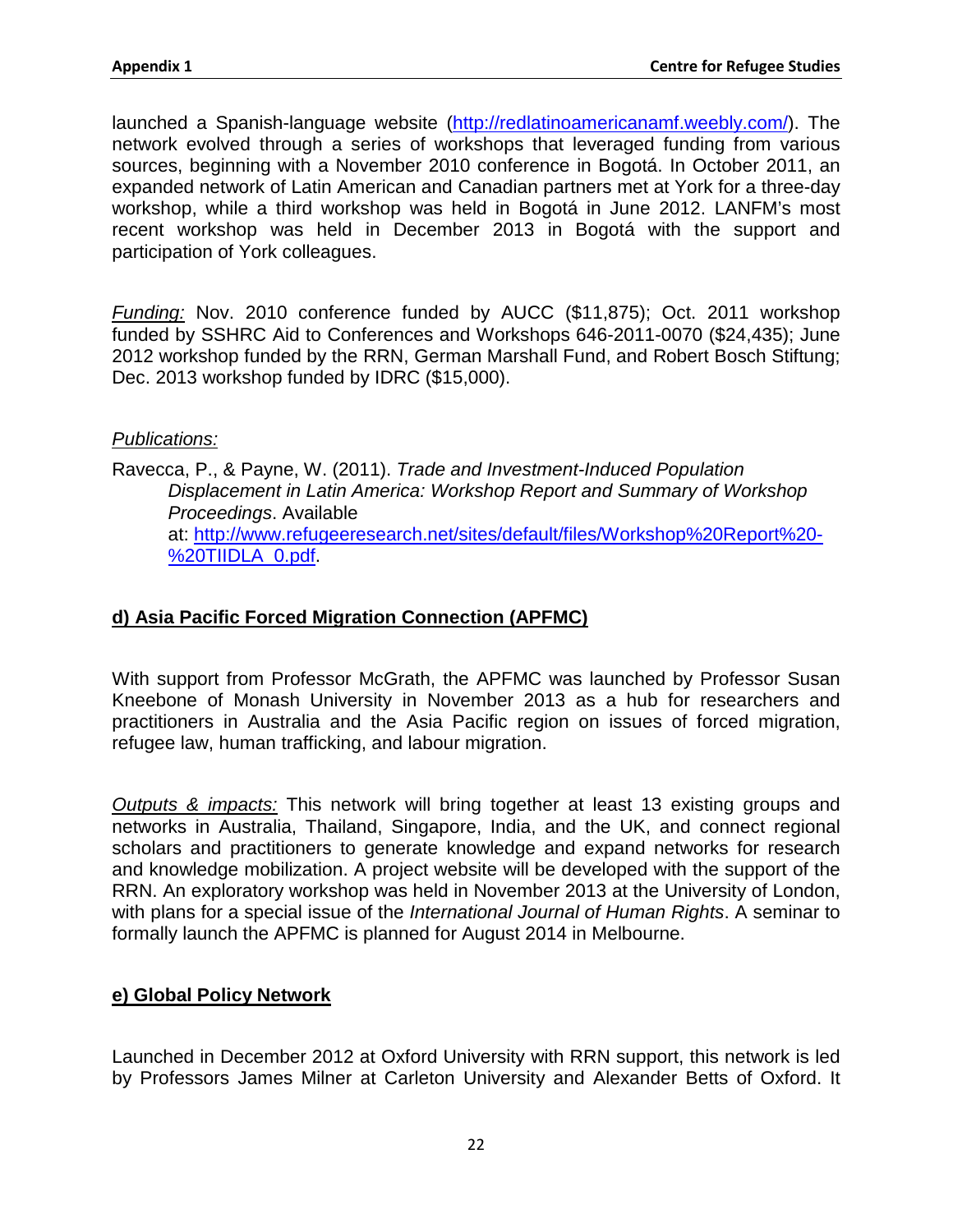launched a Spanish-language website ([http://redlatinoamericanamf.weebly.com/](http://redlatinoamericanamf.weebly.com/)). The network evolved through a series of workshops that leveraged funding from various sources, beginning with a November 2010 conference in Bogotá. In October 2011, an expanded network of Latin American and Canadian partners met at York for a three-day workshop, while a third workshop was held in Bogotá in June 2012. LANFM's most recent workshop was held in December 2013 in Bogotá with the support and participation of York colleagues.

*Funding:* Nov. 2010 conference funded by AUCC ($11,875); Oct. 2011 workshop funded by SSHRC Aid to Conferences and Workshops 646-2011-0070 ($24,435); June 2012 workshop funded by the RRN, German Marshall Fund, and Robert Bosch Stiftung; Dec. 2013 workshop funded by IDRC ($15,000).

*Publications:*

Ravecca, P., & Payne, W. (2011). *Trade and Investment-Induced Population Displacement in Latin America: Workshop Report and Summary of Workshop Proceedings*. Available at: [http://www.refugeeresearch.net/sites/default/files/Workshop%20Report%20-%20TIIDLA_0.pdf](http://www.refugeeresearch.net/sites/default/files/Workshop%20Report%20-%20TIIDLA_0.pdf).

## d) Asia Pacific Forced Migration Connection (APFMC)

With support from Professor McGrath, the APFMC was launched by Professor Susan Kneebone of Monash University in November 2013 as a hub for researchers and practitioners in Australia and the Asia Pacific region on issues of forced migration, refugee law, human trafficking, and labour migration.

*Outputs & impacts:* This network will bring together at least 13 existing groups and networks in Australia, Thailand, Singapore, India, and the UK, and connect regional scholars and practitioners to generate knowledge and expand networks for research and knowledge mobilization. A project website will be developed with the support of the RRN. An exploratory workshop was held in November 2013 at the University of London, with plans for a special issue of the *International Journal of Human Rights*. A seminar to formally launch the APFMC is planned for August 2014 in Melbourne.

## e) Global Policy Network

Launched in December 2012 at Oxford University with RRN support, this network is led by Professors James Milner at Carleton University and Alexander Betts of Oxford. It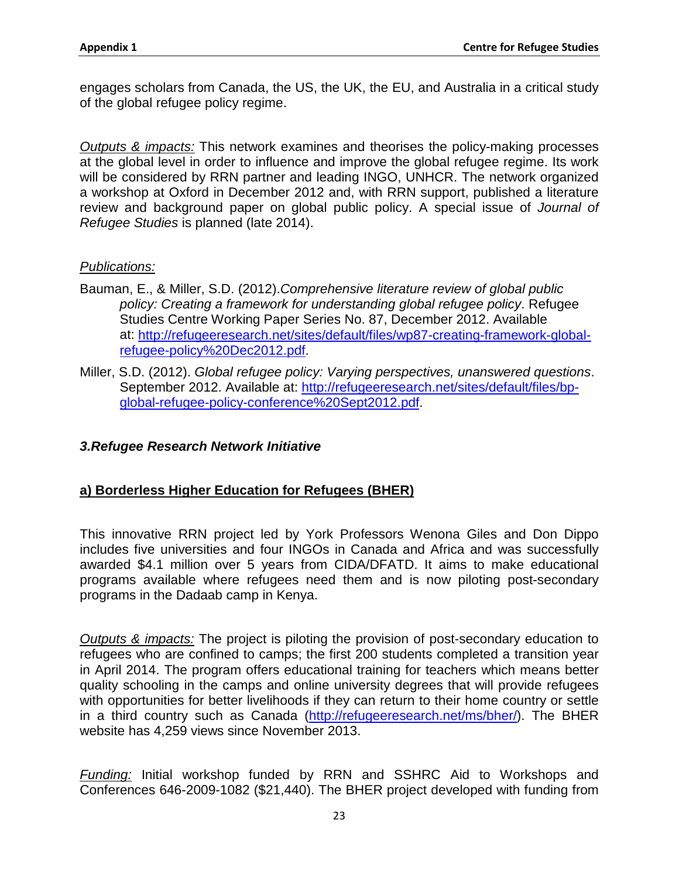engages scholars from Canada, the US, the UK, the EU, and Australia in a critical study of the global refugee policy regime.

*Outputs & impacts:* This network examines and theorises the policy-making processes at the global level in order to influence and improve the global refugee regime. Its work will be considered by RRN partner and leading INGO, UNHCR. The network organized a workshop at Oxford in December 2012 and, with RRN support, published a literature review and background paper on global public policy. A special issue of *Journal of Refugee Studies* is planned (late 2014).

*Publications:*

Bauman, E., & Miller, S.D. (2012).*Comprehensive literature review of global public policy: Creating a framework for understanding global refugee policy*. Refugee Studies Centre Working Paper Series No. 87, December 2012. Available at: [http://refugeeresearch.net/sites/default/files/wp87-creating-framework-global-refugee-policy%20Dec2012.pdf](http://refugeeresearch.net/sites/default/files/wp87-creating-framework-global-refugee-policy%20Dec2012.pdf).

Miller, S.D. (2012). *Global refugee policy: Varying perspectives, unanswered questions*. September 2012. Available at: [http://refugeeresearch.net/sites/default/files/bp-global-refugee-policy-conference%20Sept2012.pdf](http://refugeeresearch.net/sites/default/files/bp-global-refugee-policy-conference%20Sept2012.pdf).

### *3.Refugee Research Network Initiative*

#### a) Borderless Higher Education for Refugees (BHER)

This innovative RRN project led by York Professors Wenona Giles and Don Dippo includes five universities and four INGOs in Canada and Africa and was successfully awarded $4.1 million over 5 years from CIDA/DFATD. It aims to make educational programs available where refugees need them and is now piloting post-secondary programs in the Dadaab camp in Kenya.

*Outputs & impacts:* The project is piloting the provision of post-secondary education to refugees who are confined to camps; the first 200 students completed a transition year in April 2014. The program offers educational training for teachers which means better quality schooling in the camps and online university degrees that will provide refugees with opportunities for better livelihoods if they can return to their home country or settle in a third country such as Canada ([http://refugeeresearch.net/ms/bher/](http://refugeeresearch.net/ms/bher/)). The BHER website has 4,259 views since November 2013.

*Funding:* Initial workshop funded by RRN and SSHRC Aid to Workshops and Conferences 646-2009-1082 ($21,440). The BHER project developed with funding from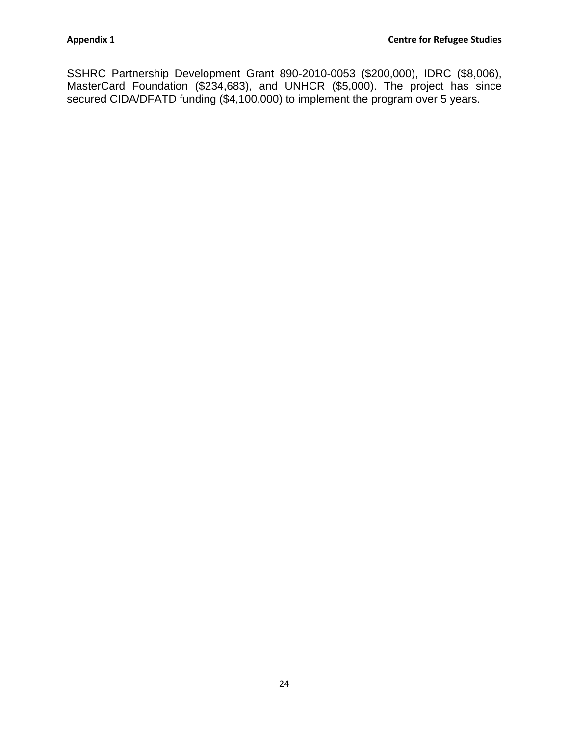SSHRC Partnership Development Grant 890-2010-0053 ($200,000), IDRC ($8,006), MasterCard Foundation ($234,683), and UNHCR ($5,000). The project has since secured CIDA/DFATD funding ($4,100,000) to implement the program over 5 years.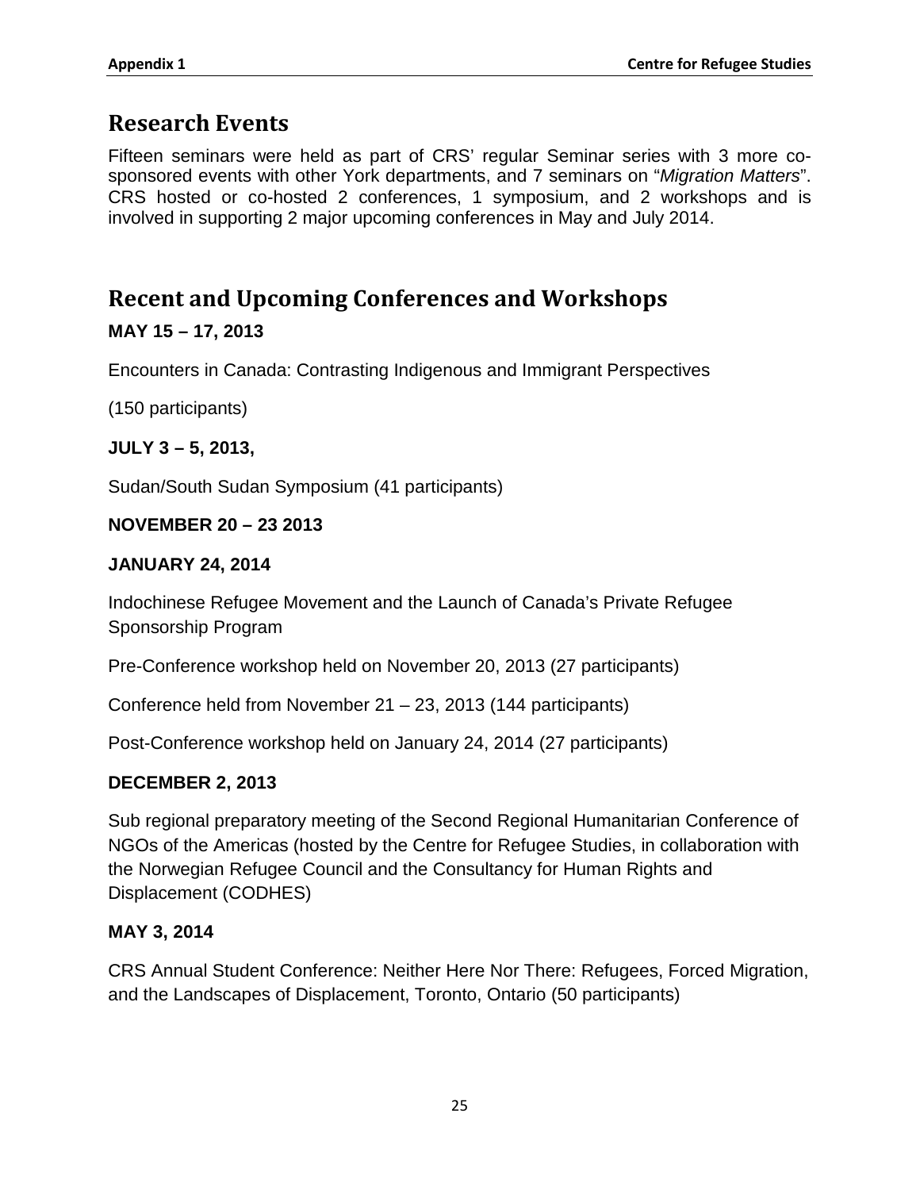## Research Events

Fifteen seminars were held as part of CRS' regular Seminar series with 3 more co-sponsored events with other York departments, and 7 seminars on "*Migration Matters*". CRS hosted or co-hosted 2 conferences, 1 symposium, and 2 workshops and is involved in supporting 2 major upcoming conferences in May and July 2014.

## Recent and Upcoming Conferences and Workshops

**MAY 15 – 17, 2013**

Encounters in Canada: Contrasting Indigenous and Immigrant Perspectives

(150 participants)

**JULY 3 – 5, 2013,**

Sudan/South Sudan Symposium (41 participants)

**NOVEMBER 20 – 23 2013**

**JANUARY 24, 2014**

Indochinese Refugee Movement and the Launch of Canada's Private Refugee Sponsorship Program

Pre-Conference workshop held on November 20, 2013 (27 participants)

Conference held from November 21 – 23, 2013 (144 participants)

Post-Conference workshop held on January 24, 2014 (27 participants)

**DECEMBER 2, 2013**

Sub regional preparatory meeting of the Second Regional Humanitarian Conference of NGOs of the Americas (hosted by the Centre for Refugee Studies, in collaboration with the Norwegian Refugee Council and the Consultancy for Human Rights and Displacement (CODHES)

**MAY 3, 2014**

CRS Annual Student Conference: Neither Here Nor There: Refugees, Forced Migration, and the Landscapes of Displacement, Toronto, Ontario (50 participants)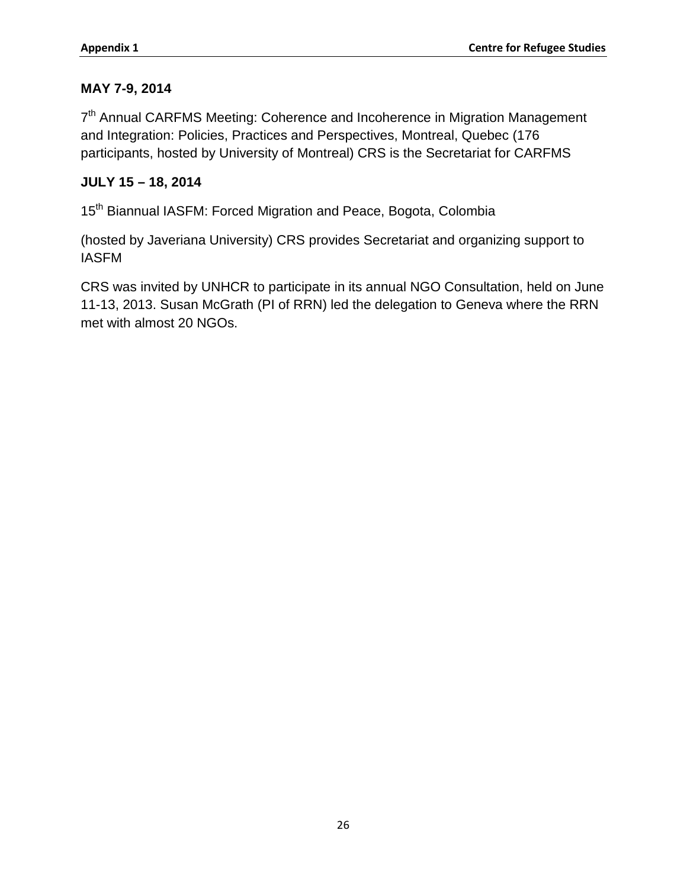**MAY 7-9, 2014**

7th Annual CARFMS Meeting: Coherence and Incoherence in Migration Management and Integration: Policies, Practices and Perspectives, Montreal, Quebec (176 participants, hosted by University of Montreal) CRS is the Secretariat for CARFMS

**JULY 15 – 18, 2014**

15th Biannual IASFM: Forced Migration and Peace, Bogota, Colombia

(hosted by Javeriana University) CRS provides Secretariat and organizing support to IASFM

CRS was invited by UNHCR to participate in its annual NGO Consultation, held on June 11-13, 2013. Susan McGrath (PI of RRN) led the delegation to Geneva where the RRN met with almost 20 NGOs.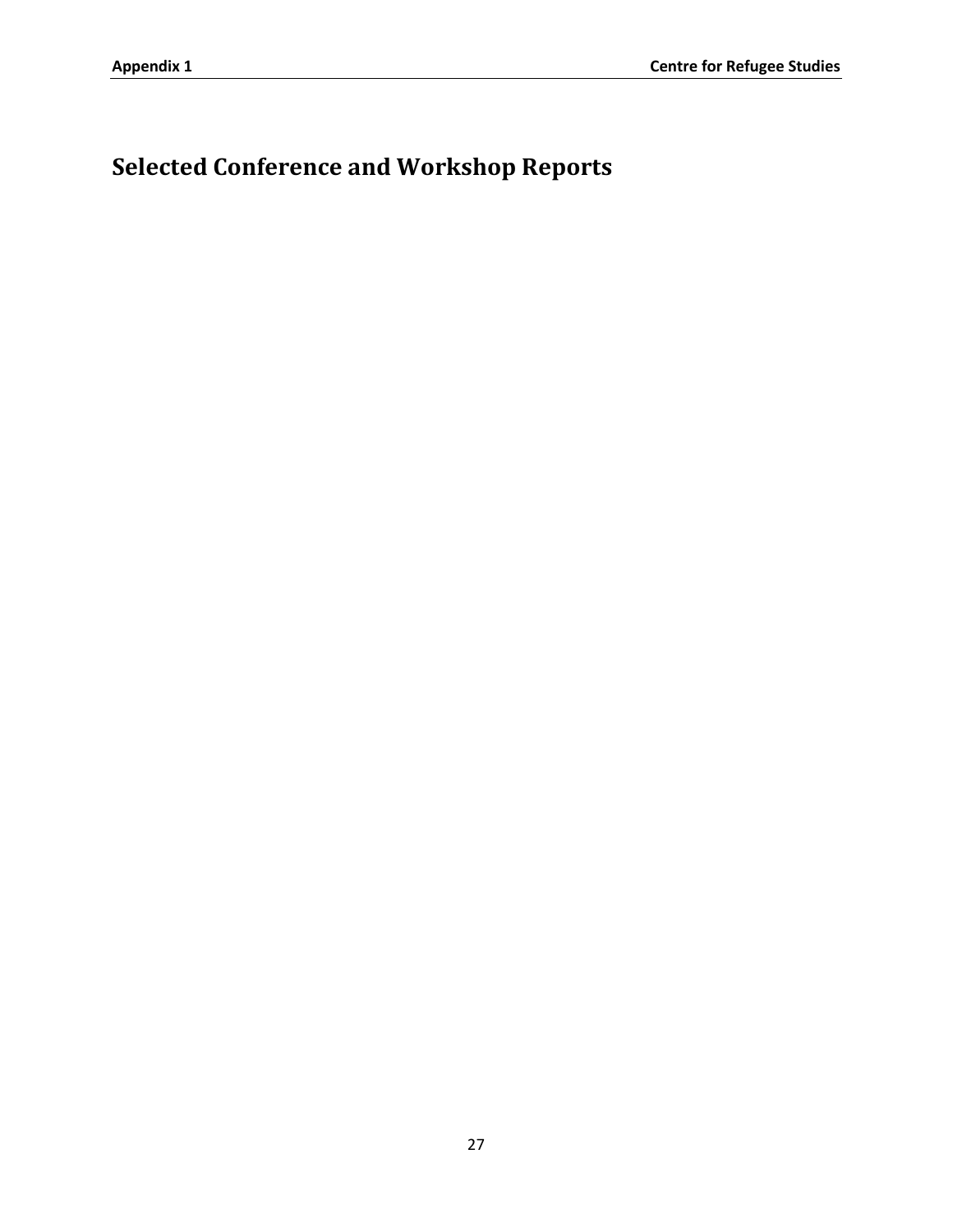# Selected Conference and Workshop Reports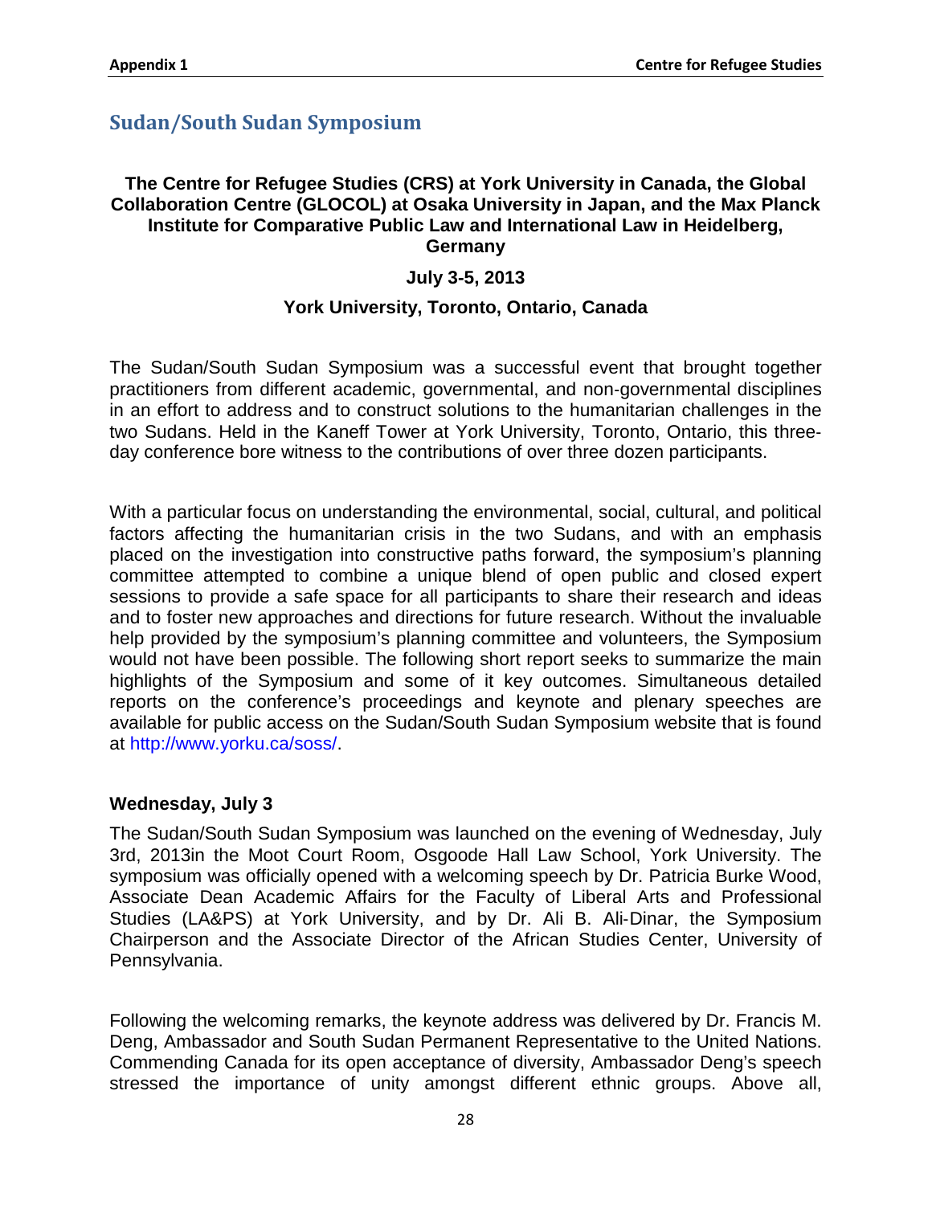## Sudan/South Sudan Symposium

**The Centre for Refugee Studies (CRS) at York University in Canada, the Global Collaboration Centre (GLOCOL) at Osaka University in Japan, and the Max Planck Institute for Comparative Public Law and International Law in Heidelberg, Germany**

**July 3-5, 2013**

**York University, Toronto, Ontario, Canada**

The Sudan/South Sudan Symposium was a successful event that brought together practitioners from different academic, governmental, and non-governmental disciplines in an effort to address and to construct solutions to the humanitarian challenges in the two Sudans. Held in the Kaneff Tower at York University, Toronto, Ontario, this three-day conference bore witness to the contributions of over three dozen participants.

With a particular focus on understanding the environmental, social, cultural, and political factors affecting the humanitarian crisis in the two Sudans, and with an emphasis placed on the investigation into constructive paths forward, the symposium's planning committee attempted to combine a unique blend of open public and closed expert sessions to provide a safe space for all participants to share their research and ideas and to foster new approaches and directions for future research. Without the invaluable help provided by the symposium's planning committee and volunteers, the Symposium would not have been possible. The following short report seeks to summarize the main highlights of the Symposium and some of it key outcomes. Simultaneous detailed reports on the conference's proceedings and keynote and plenary speeches are available for public access on the Sudan/South Sudan Symposium website that is found at http://www.yorku.ca/soss/.

### Wednesday, July 3

The Sudan/South Sudan Symposium was launched on the evening of Wednesday, July 3rd, 2013in the Moot Court Room, Osgoode Hall Law School, York University. The symposium was officially opened with a welcoming speech by Dr. Patricia Burke Wood, Associate Dean Academic Affairs for the Faculty of Liberal Arts and Professional Studies (LA&PS) at York University, and by Dr. Ali B. Ali-Dinar, the Symposium Chairperson and the Associate Director of the African Studies Center, University of Pennsylvania.

Following the welcoming remarks, the keynote address was delivered by Dr. Francis M. Deng, Ambassador and South Sudan Permanent Representative to the United Nations. Commending Canada for its open acceptance of diversity, Ambassador Deng's speech stressed the importance of unity amongst different ethnic groups. Above all,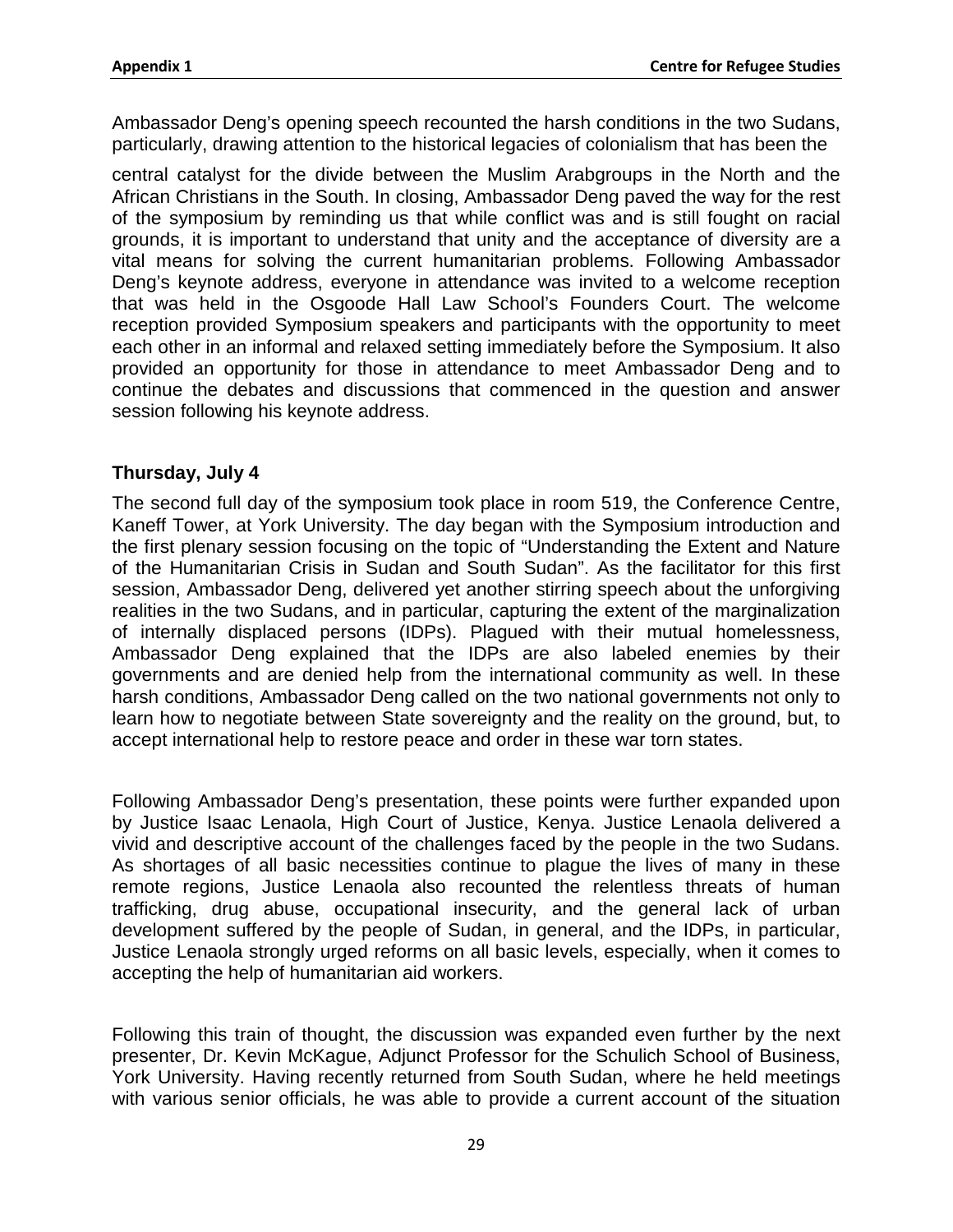Ambassador Deng's opening speech recounted the harsh conditions in the two Sudans, particularly, drawing attention to the historical legacies of colonialism that has been the

central catalyst for the divide between the Muslim Arabgroups in the North and the African Christians in the South. In closing, Ambassador Deng paved the way for the rest of the symposium by reminding us that while conflict was and is still fought on racial grounds, it is important to understand that unity and the acceptance of diversity are a vital means for solving the current humanitarian problems. Following Ambassador Deng's keynote address, everyone in attendance was invited to a welcome reception that was held in the Osgoode Hall Law School's Founders Court. The welcome reception provided Symposium speakers and participants with the opportunity to meet each other in an informal and relaxed setting immediately before the Symposium. It also provided an opportunity for those in attendance to meet Ambassador Deng and to continue the debates and discussions that commenced in the question and answer session following his keynote address.

**Thursday, July 4**

The second full day of the symposium took place in room 519, the Conference Centre, Kaneff Tower, at York University. The day began with the Symposium introduction and the first plenary session focusing on the topic of "Understanding the Extent and Nature of the Humanitarian Crisis in Sudan and South Sudan". As the facilitator for this first session, Ambassador Deng, delivered yet another stirring speech about the unforgiving realities in the two Sudans, and in particular, capturing the extent of the marginalization of internally displaced persons (IDPs). Plagued with their mutual homelessness, Ambassador Deng explained that the IDPs are also labeled enemies by their governments and are denied help from the international community as well. In these harsh conditions, Ambassador Deng called on the two national governments not only to learn how to negotiate between State sovereignty and the reality on the ground, but, to accept international help to restore peace and order in these war torn states.

Following Ambassador Deng's presentation, these points were further expanded upon by Justice Isaac Lenaola, High Court of Justice, Kenya. Justice Lenaola delivered a vivid and descriptive account of the challenges faced by the people in the two Sudans. As shortages of all basic necessities continue to plague the lives of many in these remote regions, Justice Lenaola also recounted the relentless threats of human trafficking, drug abuse, occupational insecurity, and the general lack of urban development suffered by the people of Sudan, in general, and the IDPs, in particular, Justice Lenaola strongly urged reforms on all basic levels, especially, when it comes to accepting the help of humanitarian aid workers.

Following this train of thought, the discussion was expanded even further by the next presenter, Dr. Kevin McKague, Adjunct Professor for the Schulich School of Business, York University. Having recently returned from South Sudan, where he held meetings with various senior officials, he was able to provide a current account of the situation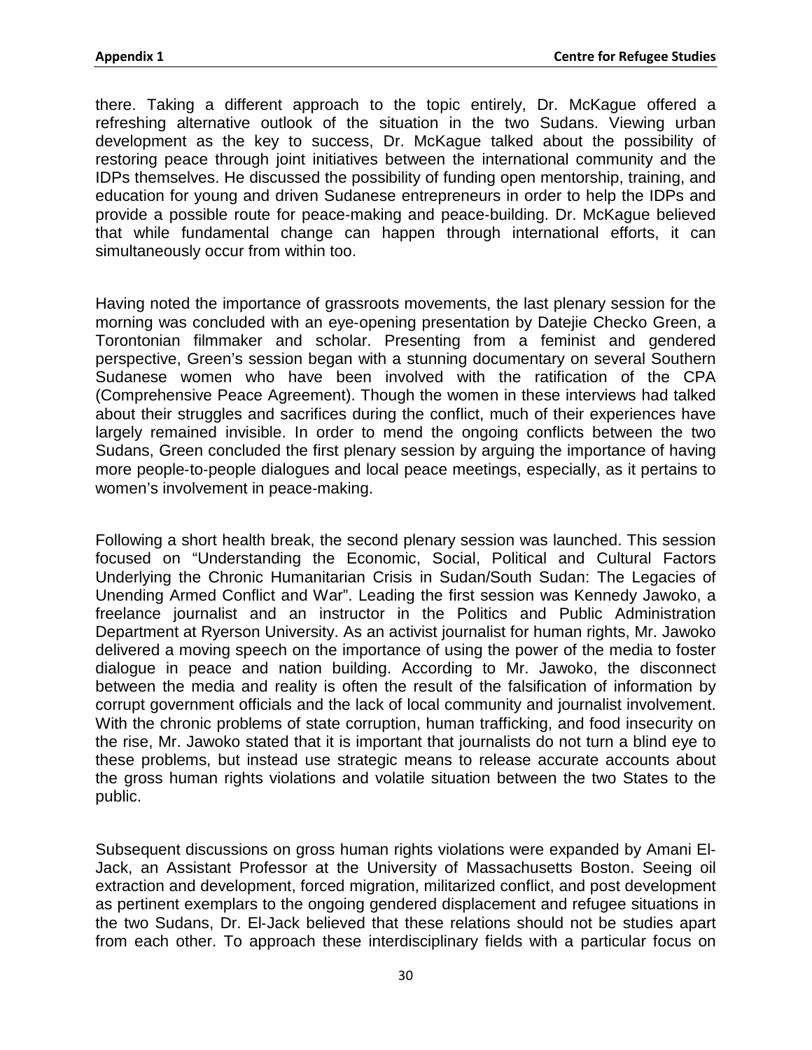there. Taking a different approach to the topic entirely, Dr. McKague offered a refreshing alternative outlook of the situation in the two Sudans. Viewing urban development as the key to success, Dr. McKague talked about the possibility of restoring peace through joint initiatives between the international community and the IDPs themselves. He discussed the possibility of funding open mentorship, training, and education for young and driven Sudanese entrepreneurs in order to help the IDPs and provide a possible route for peace-making and peace-building. Dr. McKague believed that while fundamental change can happen through international efforts, it can simultaneously occur from within too.

Having noted the importance of grassroots movements, the last plenary session for the morning was concluded with an eye-opening presentation by Datejie Checko Green, a Torontonian filmmaker and scholar. Presenting from a feminist and gendered perspective, Green's session began with a stunning documentary on several Southern Sudanese women who have been involved with the ratification of the CPA (Comprehensive Peace Agreement). Though the women in these interviews had talked about their struggles and sacrifices during the conflict, much of their experiences have largely remained invisible. In order to mend the ongoing conflicts between the two Sudans, Green concluded the first plenary session by arguing the importance of having more people-to-people dialogues and local peace meetings, especially, as it pertains to women's involvement in peace-making.

Following a short health break, the second plenary session was launched. This session focused on "Understanding the Economic, Social, Political and Cultural Factors Underlying the Chronic Humanitarian Crisis in Sudan/South Sudan: The Legacies of Unending Armed Conflict and War". Leading the first session was Kennedy Jawoko, a freelance journalist and an instructor in the Politics and Public Administration Department at Ryerson University. As an activist journalist for human rights, Mr. Jawoko delivered a moving speech on the importance of using the power of the media to foster dialogue in peace and nation building. According to Mr. Jawoko, the disconnect between the media and reality is often the result of the falsification of information by corrupt government officials and the lack of local community and journalist involvement. With the chronic problems of state corruption, human trafficking, and food insecurity on the rise, Mr. Jawoko stated that it is important that journalists do not turn a blind eye to these problems, but instead use strategic means to release accurate accounts about the gross human rights violations and volatile situation between the two States to the public.

Subsequent discussions on gross human rights violations were expanded by Amani El-Jack, an Assistant Professor at the University of Massachusetts Boston. Seeing oil extraction and development, forced migration, militarized conflict, and post development as pertinent exemplars to the ongoing gendered displacement and refugee situations in the two Sudans, Dr. El-Jack believed that these relations should not be studies apart from each other. To approach these interdisciplinary fields with a particular focus on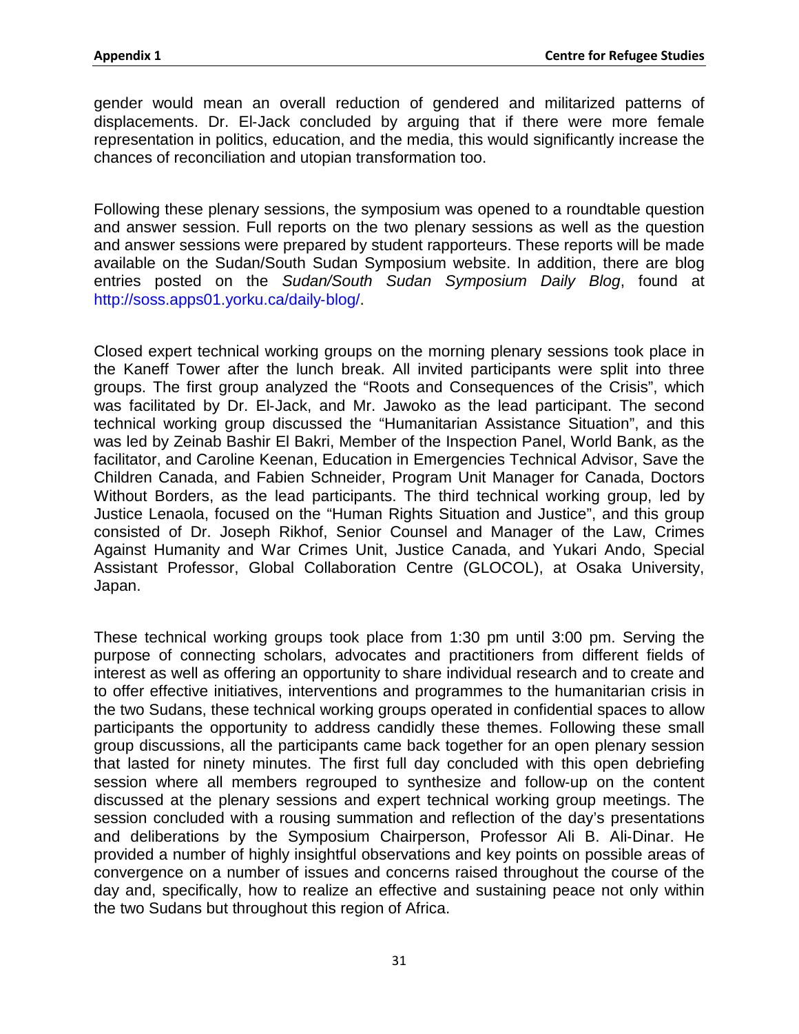gender would mean an overall reduction of gendered and militarized patterns of displacements. Dr. El-Jack concluded by arguing that if there were more female representation in politics, education, and the media, this would significantly increase the chances of reconciliation and utopian transformation too.

Following these plenary sessions, the symposium was opened to a roundtable question and answer session. Full reports on the two plenary sessions as well as the question and answer sessions were prepared by student rapporteurs. These reports will be made available on the Sudan/South Sudan Symposium website. In addition, there are blog entries posted on the *Sudan/South Sudan Symposium Daily Blog*, found at http://soss.apps01.yorku.ca/daily-blog/.

Closed expert technical working groups on the morning plenary sessions took place in the Kaneff Tower after the lunch break. All invited participants were split into three groups. The first group analyzed the "Roots and Consequences of the Crisis", which was facilitated by Dr. El-Jack, and Mr. Jawoko as the lead participant. The second technical working group discussed the "Humanitarian Assistance Situation", and this was led by Zeinab Bashir El Bakri, Member of the Inspection Panel, World Bank, as the facilitator, and Caroline Keenan, Education in Emergencies Technical Advisor, Save the Children Canada, and Fabien Schneider, Program Unit Manager for Canada, Doctors Without Borders, as the lead participants. The third technical working group, led by Justice Lenaola, focused on the "Human Rights Situation and Justice", and this group consisted of Dr. Joseph Rikhof, Senior Counsel and Manager of the Law, Crimes Against Humanity and War Crimes Unit, Justice Canada, and Yukari Ando, Special Assistant Professor, Global Collaboration Centre (GLOCOL), at Osaka University, Japan.

These technical working groups took place from 1:30 pm until 3:00 pm. Serving the purpose of connecting scholars, advocates and practitioners from different fields of interest as well as offering an opportunity to share individual research and to create and to offer effective initiatives, interventions and programmes to the humanitarian crisis in the two Sudans, these technical working groups operated in confidential spaces to allow participants the opportunity to address candidly these themes. Following these small group discussions, all the participants came back together for an open plenary session that lasted for ninety minutes. The first full day concluded with this open debriefing session where all members regrouped to synthesize and follow-up on the content discussed at the plenary sessions and expert technical working group meetings. The session concluded with a rousing summation and reflection of the day's presentations and deliberations by the Symposium Chairperson, Professor Ali B. Ali-Dinar. He provided a number of highly insightful observations and key points on possible areas of convergence on a number of issues and concerns raised throughout the course of the day and, specifically, how to realize an effective and sustaining peace not only within the two Sudans but throughout this region of Africa.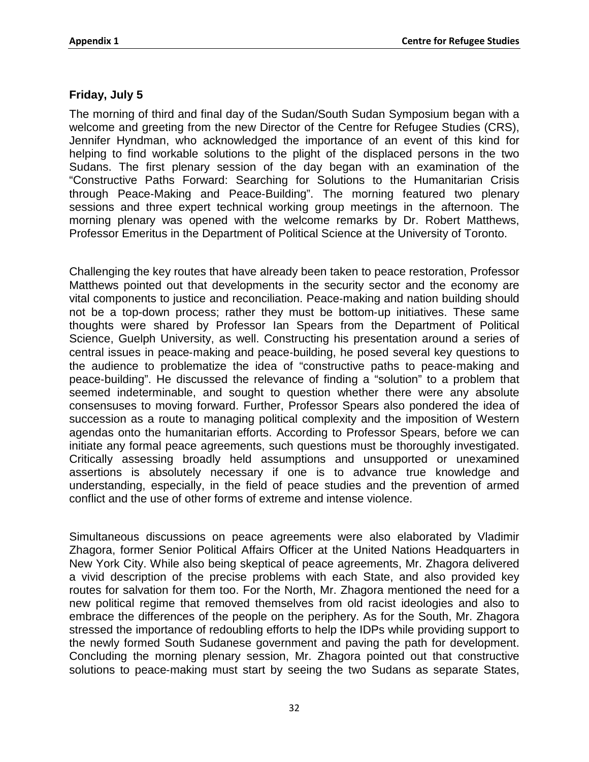### Friday, July 5

The morning of third and final day of the Sudan/South Sudan Symposium began with a welcome and greeting from the new Director of the Centre for Refugee Studies (CRS), Jennifer Hyndman, who acknowledged the importance of an event of this kind for helping to find workable solutions to the plight of the displaced persons in the two Sudans. The first plenary session of the day began with an examination of the "Constructive Paths Forward: Searching for Solutions to the Humanitarian Crisis through Peace-Making and Peace-Building". The morning featured two plenary sessions and three expert technical working group meetings in the afternoon. The morning plenary was opened with the welcome remarks by Dr. Robert Matthews, Professor Emeritus in the Department of Political Science at the University of Toronto.

Challenging the key routes that have already been taken to peace restoration, Professor Matthews pointed out that developments in the security sector and the economy are vital components to justice and reconciliation. Peace-making and nation building should not be a top-down process; rather they must be bottom-up initiatives. These same thoughts were shared by Professor Ian Spears from the Department of Political Science, Guelph University, as well. Constructing his presentation around a series of central issues in peace-making and peace-building, he posed several key questions to the audience to problematize the idea of "constructive paths to peace-making and peace-building". He discussed the relevance of finding a "solution" to a problem that seemed indeterminable, and sought to question whether there were any absolute consensuses to moving forward. Further, Professor Spears also pondered the idea of succession as a route to managing political complexity and the imposition of Western agendas onto the humanitarian efforts. According to Professor Spears, before we can initiate any formal peace agreements, such questions must be thoroughly investigated. Critically assessing broadly held assumptions and unsupported or unexamined assertions is absolutely necessary if one is to advance true knowledge and understanding, especially, in the field of peace studies and the prevention of armed conflict and the use of other forms of extreme and intense violence.

Simultaneous discussions on peace agreements were also elaborated by Vladimir Zhagora, former Senior Political Affairs Officer at the United Nations Headquarters in New York City. While also being skeptical of peace agreements, Mr. Zhagora delivered a vivid description of the precise problems with each State, and also provided key routes for salvation for them too. For the North, Mr. Zhagora mentioned the need for a new political regime that removed themselves from old racist ideologies and also to embrace the differences of the people on the periphery. As for the South, Mr. Zhagora stressed the importance of redoubling efforts to help the IDPs while providing support to the newly formed South Sudanese government and paving the path for development. Concluding the morning plenary session, Mr. Zhagora pointed out that constructive solutions to peace-making must start by seeing the two Sudans as separate States,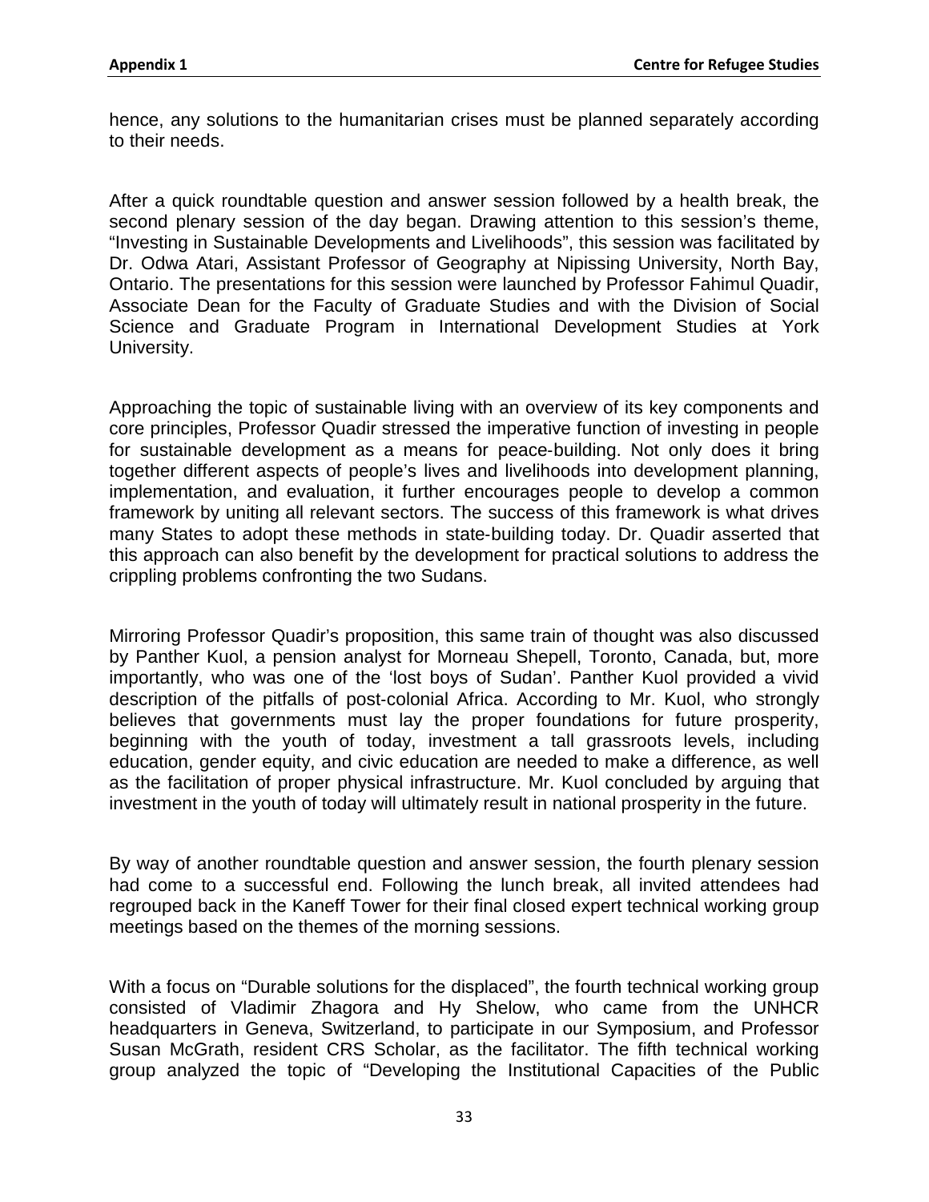hence, any solutions to the humanitarian crises must be planned separately according to their needs.

After a quick roundtable question and answer session followed by a health break, the second plenary session of the day began. Drawing attention to this session's theme, "Investing in Sustainable Developments and Livelihoods", this session was facilitated by Dr. Odwa Atari, Assistant Professor of Geography at Nipissing University, North Bay, Ontario. The presentations for this session were launched by Professor Fahimul Quadir, Associate Dean for the Faculty of Graduate Studies and with the Division of Social Science and Graduate Program in International Development Studies at York University.

Approaching the topic of sustainable living with an overview of its key components and core principles, Professor Quadir stressed the imperative function of investing in people for sustainable development as a means for peace-building. Not only does it bring together different aspects of people's lives and livelihoods into development planning, implementation, and evaluation, it further encourages people to develop a common framework by uniting all relevant sectors. The success of this framework is what drives many States to adopt these methods in state-building today. Dr. Quadir asserted that this approach can also benefit by the development for practical solutions to address the crippling problems confronting the two Sudans.

Mirroring Professor Quadir's proposition, this same train of thought was also discussed by Panther Kuol, a pension analyst for Morneau Shepell, Toronto, Canada, but, more importantly, who was one of the 'lost boys of Sudan'. Panther Kuol provided a vivid description of the pitfalls of post-colonial Africa. According to Mr. Kuol, who strongly believes that governments must lay the proper foundations for future prosperity, beginning with the youth of today, investment a tall grassroots levels, including education, gender equity, and civic education are needed to make a difference, as well as the facilitation of proper physical infrastructure. Mr. Kuol concluded by arguing that investment in the youth of today will ultimately result in national prosperity in the future.

By way of another roundtable question and answer session, the fourth plenary session had come to a successful end. Following the lunch break, all invited attendees had regrouped back in the Kaneff Tower for their final closed expert technical working group meetings based on the themes of the morning sessions.

With a focus on "Durable solutions for the displaced", the fourth technical working group consisted of Vladimir Zhagora and Hy Shelow, who came from the UNHCR headquarters in Geneva, Switzerland, to participate in our Symposium, and Professor Susan McGrath, resident CRS Scholar, as the facilitator. The fifth technical working group analyzed the topic of "Developing the Institutional Capacities of the Public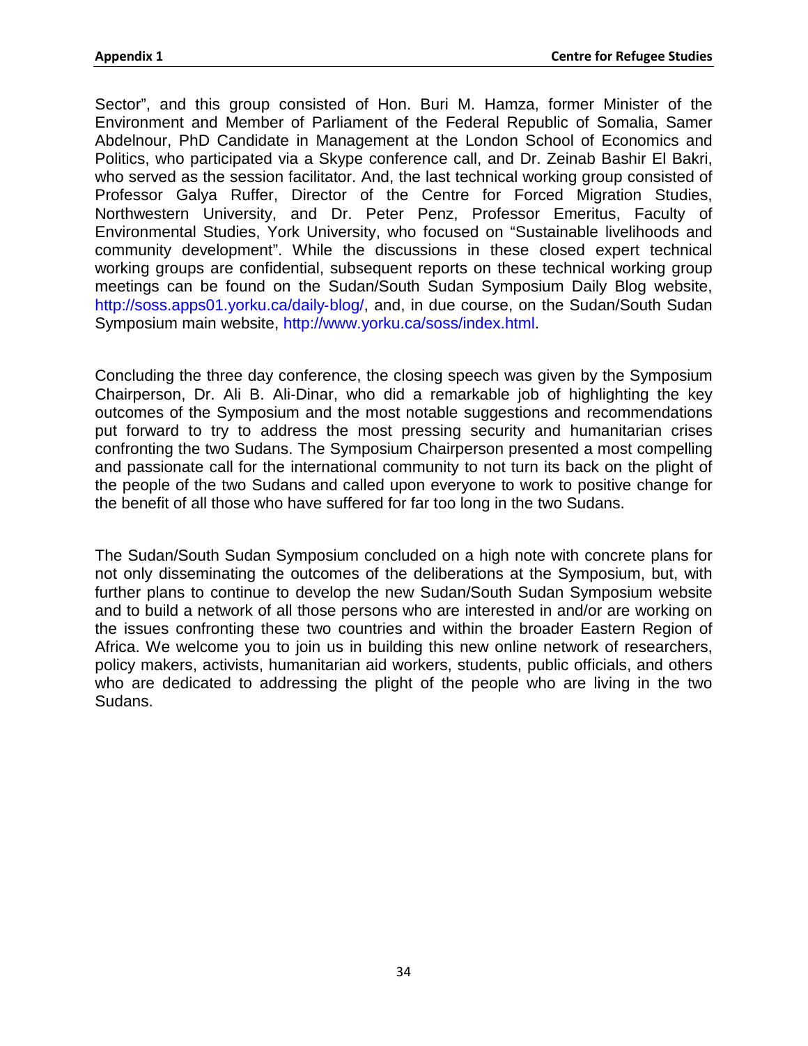Sector", and this group consisted of Hon. Buri M. Hamza, former Minister of the Environment and Member of Parliament of the Federal Republic of Somalia, Samer Abdelnour, PhD Candidate in Management at the London School of Economics and Politics, who participated via a Skype conference call, and Dr. Zeinab Bashir El Bakri, who served as the session facilitator. And, the last technical working group consisted of Professor Galya Ruffer, Director of the Centre for Forced Migration Studies, Northwestern University, and Dr. Peter Penz, Professor Emeritus, Faculty of Environmental Studies, York University, who focused on "Sustainable livelihoods and community development". While the discussions in these closed expert technical working groups are confidential, subsequent reports on these technical working group meetings can be found on the Sudan/South Sudan Symposium Daily Blog website, http://soss.apps01.yorku.ca/daily-blog/, and, in due course, on the Sudan/South Sudan Symposium main website, http://www.yorku.ca/soss/index.html.

Concluding the three day conference, the closing speech was given by the Symposium Chairperson, Dr. Ali B. Ali-Dinar, who did a remarkable job of highlighting the key outcomes of the Symposium and the most notable suggestions and recommendations put forward to try to address the most pressing security and humanitarian crises confronting the two Sudans. The Symposium Chairperson presented a most compelling and passionate call for the international community to not turn its back on the plight of the people of the two Sudans and called upon everyone to work to positive change for the benefit of all those who have suffered for far too long in the two Sudans.

The Sudan/South Sudan Symposium concluded on a high note with concrete plans for not only disseminating the outcomes of the deliberations at the Symposium, but, with further plans to continue to develop the new Sudan/South Sudan Symposium website and to build a network of all those persons who are interested in and/or are working on the issues confronting these two countries and within the broader Eastern Region of Africa. We welcome you to join us in building this new online network of researchers, policy makers, activists, humanitarian aid workers, students, public officials, and others who are dedicated to addressing the plight of the people who are living in the two Sudans.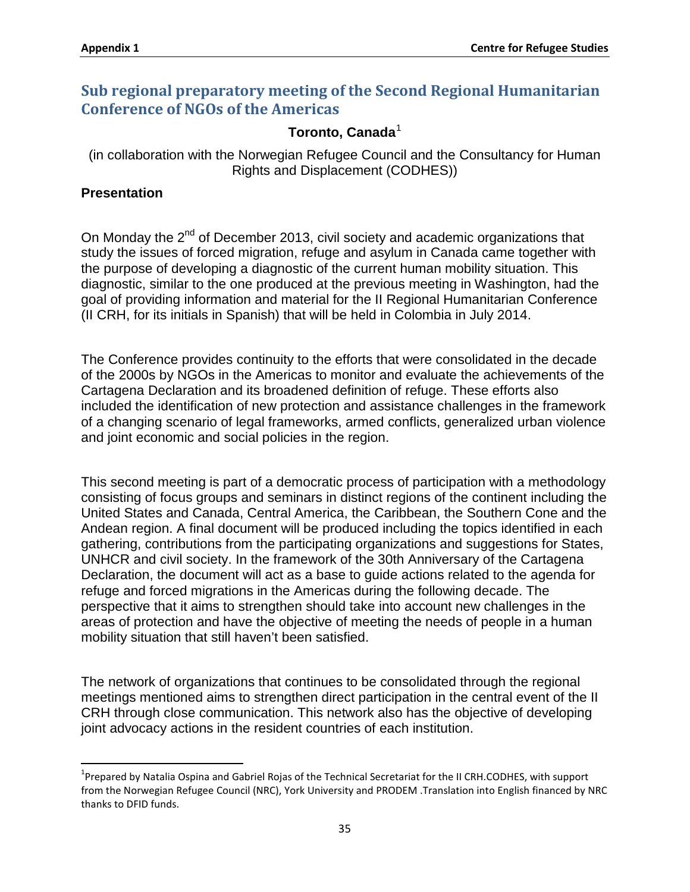## Sub regional preparatory meeting of the Second Regional Humanitarian Conference of NGOs of the Americas

### Toronto, Canada[1]

(in collaboration with the Norwegian Refugee Council and the Consultancy for Human Rights and Displacement (CODHES))

### Presentation

On Monday the 2nd of December 2013, civil society and academic organizations that study the issues of forced migration, refuge and asylum in Canada came together with the purpose of developing a diagnostic of the current human mobility situation. This diagnostic, similar to the one produced at the previous meeting in Washington, had the goal of providing information and material for the II Regional Humanitarian Conference (II CRH, for its initials in Spanish) that will be held in Colombia in July 2014.

The Conference provides continuity to the efforts that were consolidated in the decade of the 2000s by NGOs in the Americas to monitor and evaluate the achievements of the Cartagena Declaration and its broadened definition of refuge. These efforts also included the identification of new protection and assistance challenges in the framework of a changing scenario of legal frameworks, armed conflicts, generalized urban violence and joint economic and social policies in the region.

This second meeting is part of a democratic process of participation with a methodology consisting of focus groups and seminars in distinct regions of the continent including the United States and Canada, Central America, the Caribbean, the Southern Cone and the Andean region. A final document will be produced including the topics identified in each gathering, contributions from the participating organizations and suggestions for States, UNHCR and civil society. In the framework of the 30th Anniversary of the Cartagena Declaration, the document will act as a base to guide actions related to the agenda for refuge and forced migrations in the Americas during the following decade. The perspective that it aims to strengthen should take into account new challenges in the areas of protection and have the objective of meeting the needs of people in a human mobility situation that still haven't been satisfied.

The network of organizations that continues to be consolidated through the regional meetings mentioned aims to strengthen direct participation in the central event of the II CRH through close communication. This network also has the objective of developing joint advocacy actions in the resident countries of each institution.

---

[1] Prepared by Natalia Ospina and Gabriel Rojas of the Technical Secretariat for the II CRH.CODHES, with support from the Norwegian Refugee Council (NRC), York University and PRODEM .Translation into English financed by NRC thanks to DFID funds.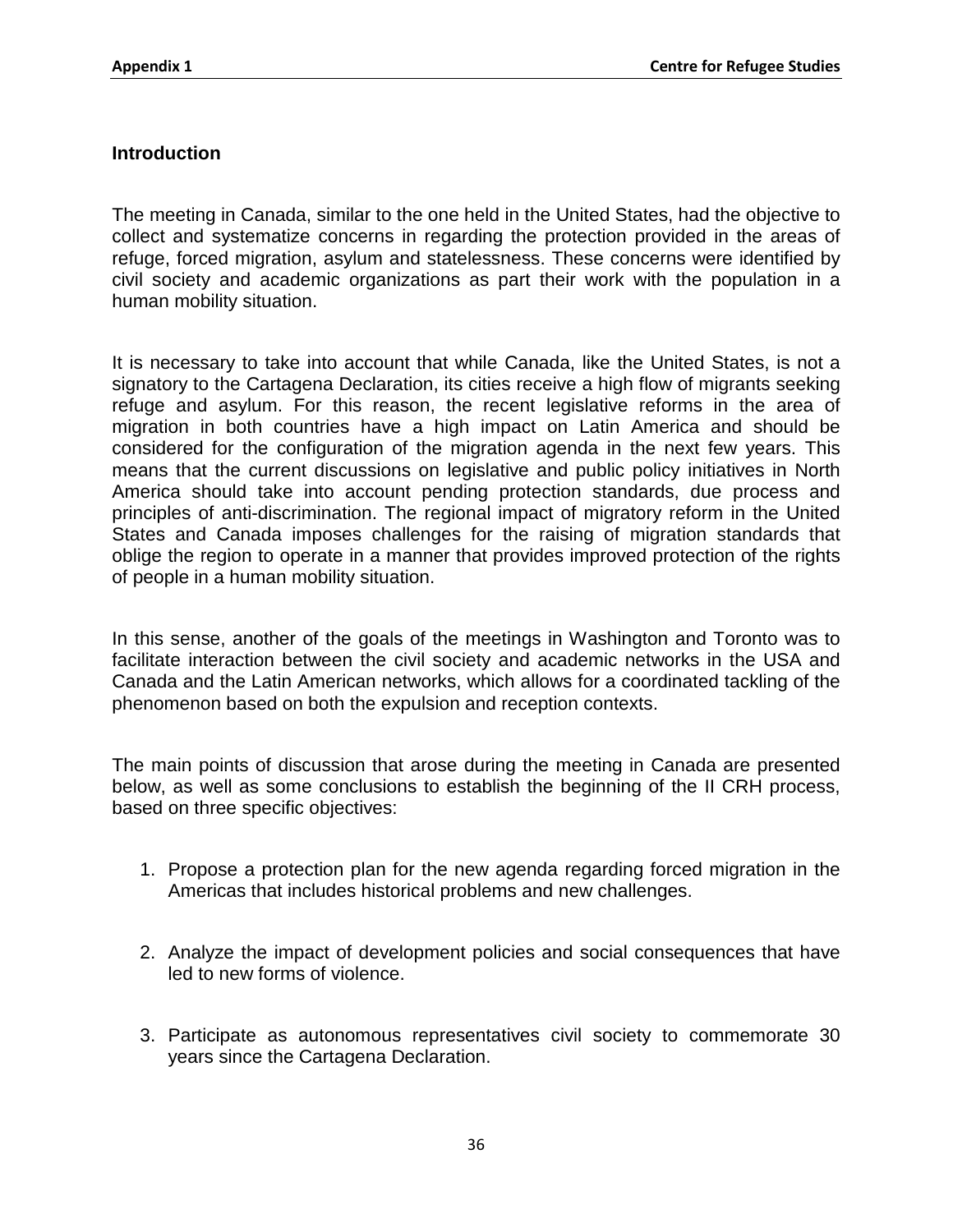## Introduction

The meeting in Canada, similar to the one held in the United States, had the objective to collect and systematize concerns in regarding the protection provided in the areas of refuge, forced migration, asylum and statelessness. These concerns were identified by civil society and academic organizations as part their work with the population in a human mobility situation.

It is necessary to take into account that while Canada, like the United States, is not a signatory to the Cartagena Declaration, its cities receive a high flow of migrants seeking refuge and asylum. For this reason, the recent legislative reforms in the area of migration in both countries have a high impact on Latin America and should be considered for the configuration of the migration agenda in the next few years. This means that the current discussions on legislative and public policy initiatives in North America should take into account pending protection standards, due process and principles of anti-discrimination. The regional impact of migratory reform in the United States and Canada imposes challenges for the raising of migration standards that oblige the region to operate in a manner that provides improved protection of the rights of people in a human mobility situation.

In this sense, another of the goals of the meetings in Washington and Toronto was to facilitate interaction between the civil society and academic networks in the USA and Canada and the Latin American networks, which allows for a coordinated tackling of the phenomenon based on both the expulsion and reception contexts.

The main points of discussion that arose during the meeting in Canada are presented below, as well as some conclusions to establish the beginning of the II CRH process, based on three specific objectives:

1. Propose a protection plan for the new agenda regarding forced migration in the Americas that includes historical problems and new challenges.

2. Analyze the impact of development policies and social consequences that have led to new forms of violence.

3. Participate as autonomous representatives civil society to commemorate 30 years since the Cartagena Declaration.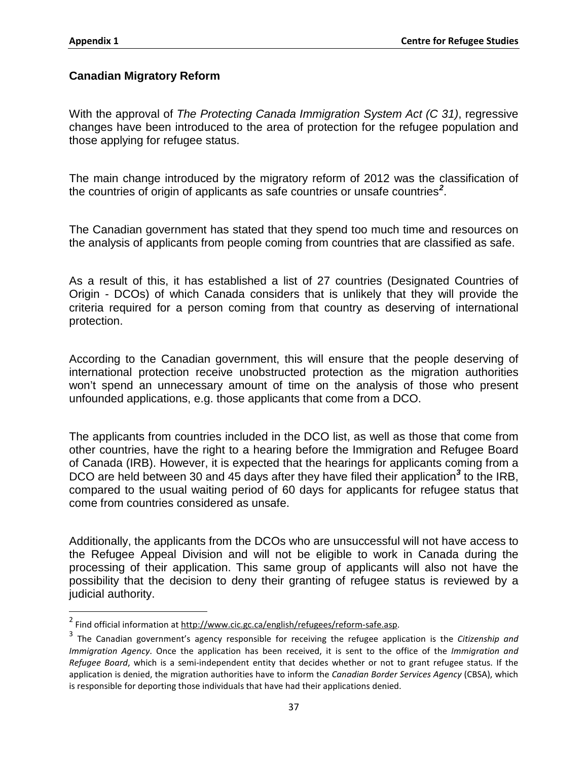## Canadian Migratory Reform

With the approval of *The Protecting Canada Immigration System Act (C 31)*, regressive changes have been introduced to the area of protection for the refugee population and those applying for refugee status.

The main change introduced by the migratory reform of 2012 was the classification of the countries of origin of applicants as safe countries or unsafe countries[2].

The Canadian government has stated that they spend too much time and resources on the analysis of applicants from people coming from countries that are classified as safe.

As a result of this, it has established a list of 27 countries (Designated Countries of Origin - DCOs) of which Canada considers that is unlikely that they will provide the criteria required for a person coming from that country as deserving of international protection.

According to the Canadian government, this will ensure that the people deserving of international protection receive unobstructed protection as the migration authorities won't spend an unnecessary amount of time on the analysis of those who present unfounded applications, e.g. those applicants that come from a DCO.

The applicants from countries included in the DCO list, as well as those that come from other countries, have the right to a hearing before the Immigration and Refugee Board of Canada (IRB). However, it is expected that the hearings for applicants coming from a DCO are held between 30 and 45 days after they have filed their application[3] to the IRB, compared to the usual waiting period of 60 days for applicants for refugee status that come from countries considered as unsafe.

Additionally, the applicants from the DCOs who are unsuccessful will not have access to the Refugee Appeal Division and will not be eligible to work in Canada during the processing of their application. This same group of applicants will also not have the possibility that the decision to deny their granting of refugee status is reviewed by a judicial authority.

---

[2] Find official information at http://www.cic.gc.ca/english/refugees/reform-safe.asp.

[3] The Canadian government's agency responsible for receiving the refugee application is the *Citizenship and Immigration Agency*. Once the application has been received, it is sent to the office of the *Immigration and Refugee Board*, which is a semi-independent entity that decides whether or not to grant refugee status. If the application is denied, the migration authorities have to inform the *Canadian Border Services Agency* (CBSA), which is responsible for deporting those individuals that have had their applications denied.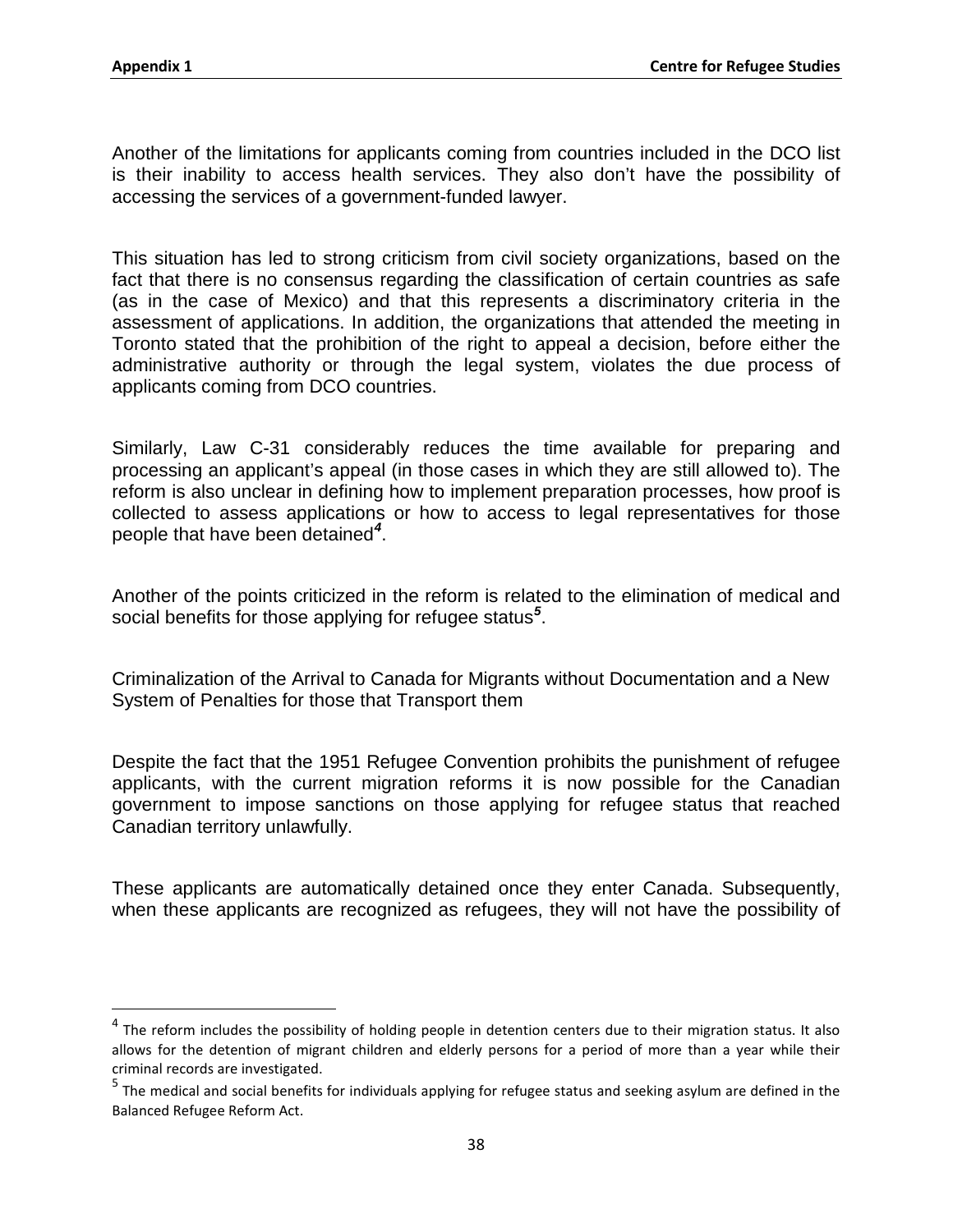Another of the limitations for applicants coming from countries included in the DCO list is their inability to access health services. They also don't have the possibility of accessing the services of a government-funded lawyer.

This situation has led to strong criticism from civil society organizations, based on the fact that there is no consensus regarding the classification of certain countries as safe (as in the case of Mexico) and that this represents a discriminatory criteria in the assessment of applications. In addition, the organizations that attended the meeting in Toronto stated that the prohibition of the right to appeal a decision, before either the administrative authority or through the legal system, violates the due process of applicants coming from DCO countries.

Similarly, Law C-31 considerably reduces the time available for preparing and processing an applicant's appeal (in those cases in which they are still allowed to). The reform is also unclear in defining how to implement preparation processes, how proof is collected to assess applications or how to access to legal representatives for those people that have been detained[4].

Another of the points criticized in the reform is related to the elimination of medical and social benefits for those applying for refugee status[5].

Criminalization of the Arrival to Canada for Migrants without Documentation and a New System of Penalties for those that Transport them

Despite the fact that the 1951 Refugee Convention prohibits the punishment of refugee applicants, with the current migration reforms it is now possible for the Canadian government to impose sanctions on those applying for refugee status that reached Canadian territory unlawfully.

These applicants are automatically detained once they enter Canada. Subsequently, when these applicants are recognized as refugees, they will not have the possibility of

---

[4] The reform includes the possibility of holding people in detention centers due to their migration status. It also allows for the detention of migrant children and elderly persons for a period of more than a year while their criminal records are investigated.

[5] The medical and social benefits for individuals applying for refugee status and seeking asylum are defined in the Balanced Refugee Reform Act.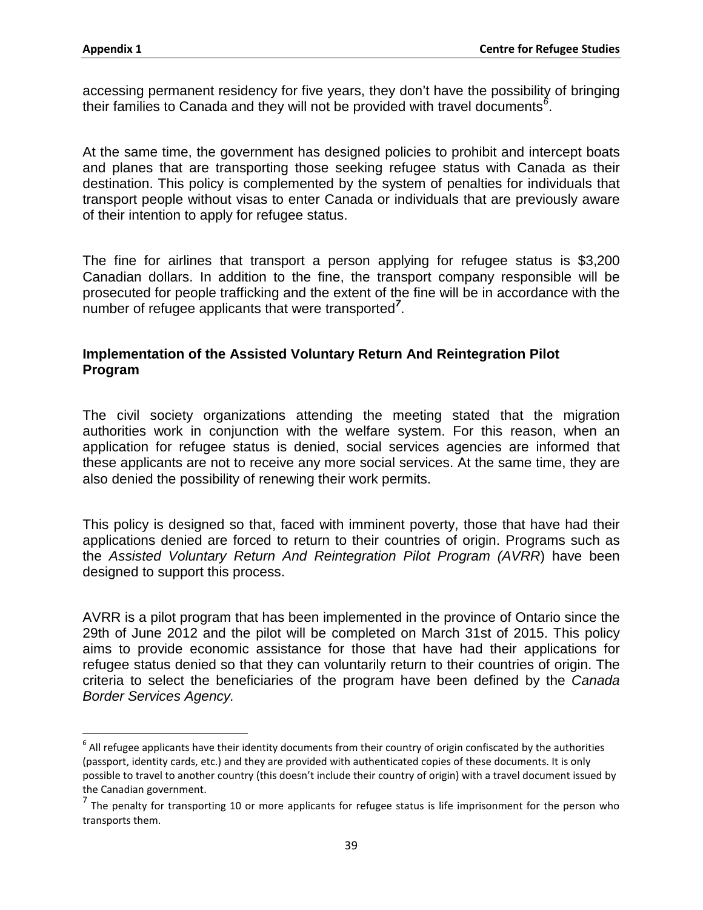accessing permanent residency for five years, they don't have the possibility of bringing their families to Canada and they will not be provided with travel documents[6].

At the same time, the government has designed policies to prohibit and intercept boats and planes that are transporting those seeking refugee status with Canada as their destination. This policy is complemented by the system of penalties for individuals that transport people without visas to enter Canada or individuals that are previously aware of their intention to apply for refugee status.

The fine for airlines that transport a person applying for refugee status is $3,200 Canadian dollars. In addition to the fine, the transport company responsible will be prosecuted for people trafficking and the extent of the fine will be in accordance with the number of refugee applicants that were transported[7].

### Implementation of the Assisted Voluntary Return And Reintegration Pilot Program

The civil society organizations attending the meeting stated that the migration authorities work in conjunction with the welfare system. For this reason, when an application for refugee status is denied, social services agencies are informed that these applicants are not to receive any more social services. At the same time, they are also denied the possibility of renewing their work permits.

This policy is designed so that, faced with imminent poverty, those that have had their applications denied are forced to return to their countries of origin. Programs such as the *Assisted Voluntary Return And Reintegration Pilot Program (AVRR*) have been designed to support this process.

AVRR is a pilot program that has been implemented in the province of Ontario since the 29th of June 2012 and the pilot will be completed on March 31st of 2015. This policy aims to provide economic assistance for those that have had their applications for refugee status denied so that they can voluntarily return to their countries of origin. The criteria to select the beneficiaries of the program have been defined by the *Canada Border Services Agency.*

---

[6] All refugee applicants have their identity documents from their country of origin confiscated by the authorities (passport, identity cards, etc.) and they are provided with authenticated copies of these documents. It is only possible to travel to another country (this doesn't include their country of origin) with a travel document issued by the Canadian government.

[7] The penalty for transporting 10 or more applicants for refugee status is life imprisonment for the person who transports them.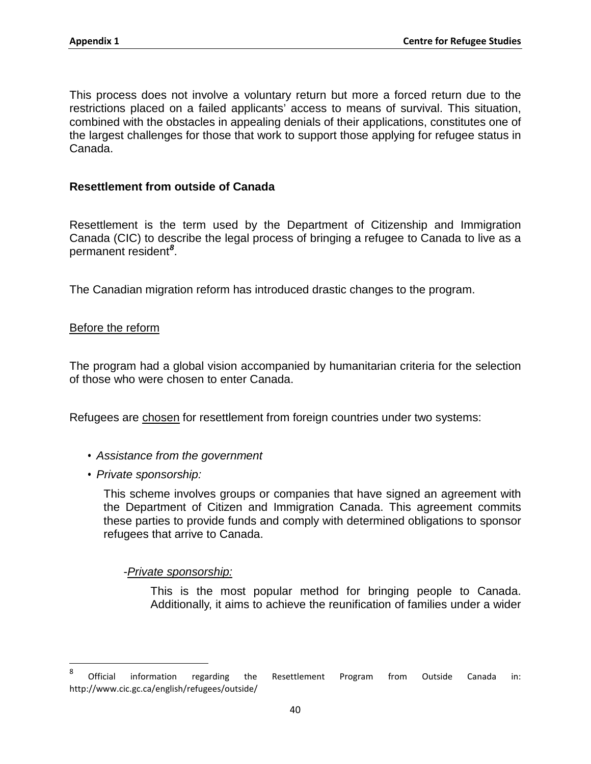This process does not involve a voluntary return but more a forced return due to the restrictions placed on a failed applicants' access to means of survival. This situation, combined with the obstacles in appealing denials of their applications, constitutes one of the largest challenges for those that work to support those applying for refugee status in Canada.

**Resettlement from outside of Canada**

Resettlement is the term used by the Department of Citizenship and Immigration Canada (CIC) to describe the legal process of bringing a refugee to Canada to live as a permanent resident[8].

The Canadian migration reform has introduced drastic changes to the program.

Before the reform

The program had a global vision accompanied by humanitarian criteria for the selection of those who were chosen to enter Canada.

Refugees are chosen for resettlement from foreign countries under two systems:

- *Assistance from the government*
- *Private sponsorship:*

  This scheme involves groups or companies that have signed an agreement with the Department of Citizen and Immigration Canada. This agreement commits these parties to provide funds and comply with determined obligations to sponsor refugees that arrive to Canada.

  -*Private sponsorship:*

  This is the most popular method for bringing people to Canada. Additionally, it aims to achieve the reunification of families under a wider

---

[8] Official information regarding the Resettlement Program from Outside Canada in: http://www.cic.gc.ca/english/refugees/outside/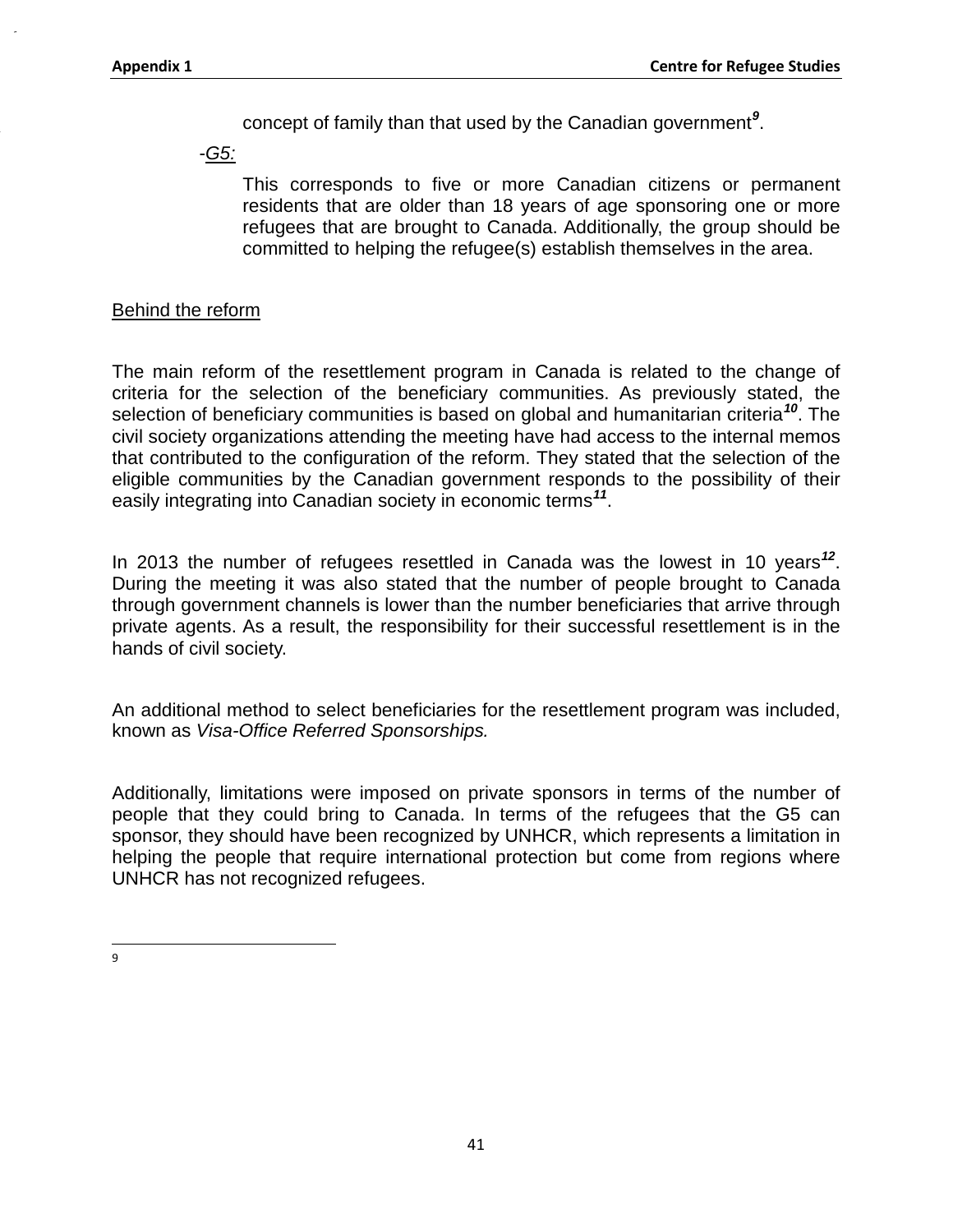concept of family than that used by the Canadian government[9].

-*G5:*

This corresponds to five or more Canadian citizens or permanent residents that are older than 18 years of age sponsoring one or more refugees that are brought to Canada. Additionally, the group should be committed to helping the refugee(s) establish themselves in the area.

Behind the reform

The main reform of the resettlement program in Canada is related to the change of criteria for the selection of the beneficiary communities. As previously stated, the selection of beneficiary communities is based on global and humanitarian criteria[10]. The civil society organizations attending the meeting have had access to the internal memos that contributed to the configuration of the reform. They stated that the selection of the eligible communities by the Canadian government responds to the possibility of their easily integrating into Canadian society in economic terms[11].

In 2013 the number of refugees resettled in Canada was the lowest in 10 years[12]. During the meeting it was also stated that the number of people brought to Canada through government channels is lower than the number beneficiaries that arrive through private agents. As a result, the responsibility for their successful resettlement is in the hands of civil society.

An additional method to select beneficiaries for the resettlement program was included, known as *Visa-Office Referred Sponsorships.*

Additionally, limitations were imposed on private sponsors in terms of the number of people that they could bring to Canada. In terms of the refugees that the G5 can sponsor, they should have been recognized by UNHCR, which represents a limitation in helping the people that require international protection but come from regions where UNHCR has not recognized refugees.

---

9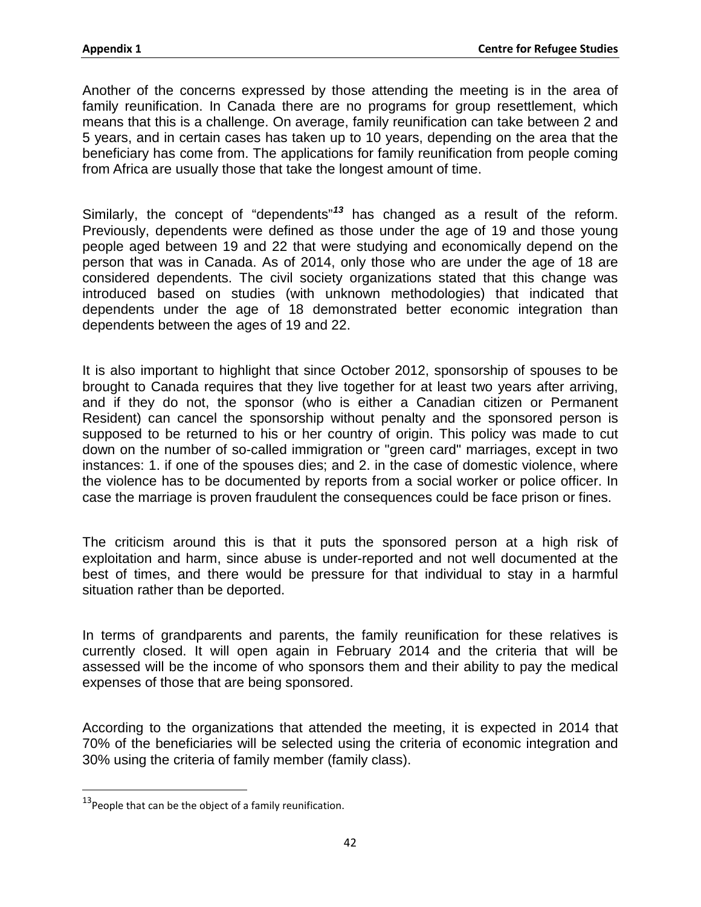Another of the concerns expressed by those attending the meeting is in the area of family reunification. In Canada there are no programs for group resettlement, which means that this is a challenge. On average, family reunification can take between 2 and 5 years, and in certain cases has taken up to 10 years, depending on the area that the beneficiary has come from. The applications for family reunification from people coming from Africa are usually those that take the longest amount of time.

Similarly, the concept of "dependents"[13] has changed as a result of the reform. Previously, dependents were defined as those under the age of 19 and those young people aged between 19 and 22 that were studying and economically depend on the person that was in Canada. As of 2014, only those who are under the age of 18 are considered dependents. The civil society organizations stated that this change was introduced based on studies (with unknown methodologies) that indicated that dependents under the age of 18 demonstrated better economic integration than dependents between the ages of 19 and 22.

It is also important to highlight that since October 2012, sponsorship of spouses to be brought to Canada requires that they live together for at least two years after arriving, and if they do not, the sponsor (who is either a Canadian citizen or Permanent Resident) can cancel the sponsorship without penalty and the sponsored person is supposed to be returned to his or her country of origin. This policy was made to cut down on the number of so-called immigration or "green card" marriages, except in two instances: 1. if one of the spouses dies; and 2. in the case of domestic violence, where the violence has to be documented by reports from a social worker or police officer. In case the marriage is proven fraudulent the consequences could be face prison or fines.

The criticism around this is that it puts the sponsored person at a high risk of exploitation and harm, since abuse is under-reported and not well documented at the best of times, and there would be pressure for that individual to stay in a harmful situation rather than be deported.

In terms of grandparents and parents, the family reunification for these relatives is currently closed. It will open again in February 2014 and the criteria that will be assessed will be the income of who sponsors them and their ability to pay the medical expenses of those that are being sponsored.

According to the organizations that attended the meeting, it is expected in 2014 that 70% of the beneficiaries will be selected using the criteria of economic integration and 30% using the criteria of family member (family class).

---

[13] People that can be the object of a family reunification.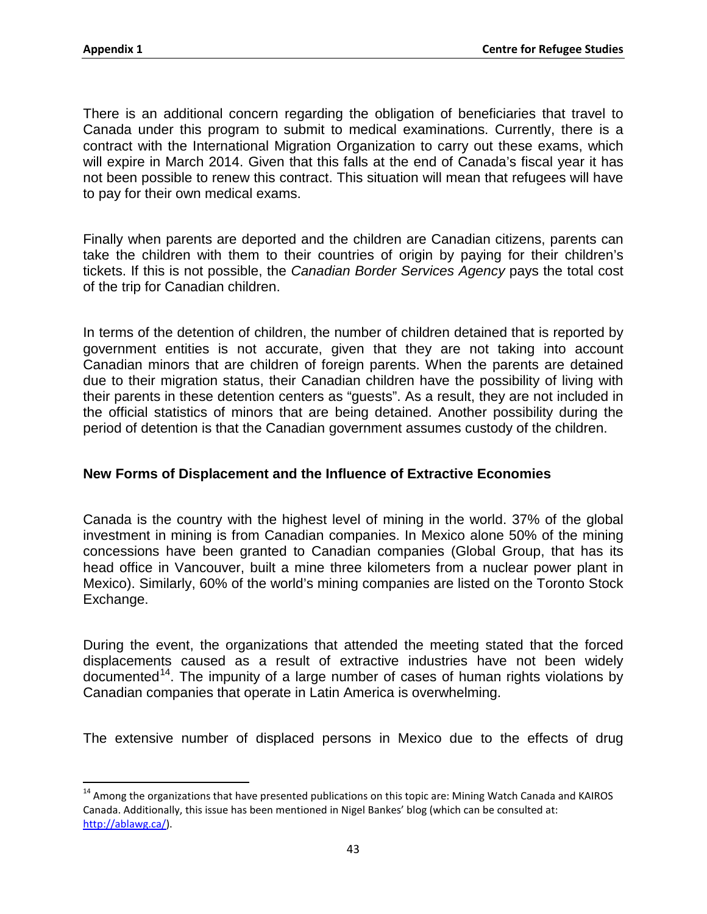There is an additional concern regarding the obligation of beneficiaries that travel to Canada under this program to submit to medical examinations. Currently, there is a contract with the International Migration Organization to carry out these exams, which will expire in March 2014. Given that this falls at the end of Canada's fiscal year it has not been possible to renew this contract. This situation will mean that refugees will have to pay for their own medical exams.

Finally when parents are deported and the children are Canadian citizens, parents can take the children with them to their countries of origin by paying for their children's tickets. If this is not possible, the *Canadian Border Services Agency* pays the total cost of the trip for Canadian children.

In terms of the detention of children, the number of children detained that is reported by government entities is not accurate, given that they are not taking into account Canadian minors that are children of foreign parents. When the parents are detained due to their migration status, their Canadian children have the possibility of living with their parents in these detention centers as "guests". As a result, they are not included in the official statistics of minors that are being detained. Another possibility during the period of detention is that the Canadian government assumes custody of the children.

### New Forms of Displacement and the Influence of Extractive Economies

Canada is the country with the highest level of mining in the world. 37% of the global investment in mining is from Canadian companies. In Mexico alone 50% of the mining concessions have been granted to Canadian companies (Global Group, that has its head office in Vancouver, built a mine three kilometers from a nuclear power plant in Mexico). Similarly, 60% of the world's mining companies are listed on the Toronto Stock Exchange.

During the event, the organizations that attended the meeting stated that the forced displacements caused as a result of extractive industries have not been widely documented[14]. The impunity of a large number of cases of human rights violations by Canadian companies that operate in Latin America is overwhelming.

The extensive number of displaced persons in Mexico due to the effects of drug

---

[14] Among the organizations that have presented publications on this topic are: Mining Watch Canada and KAIROS Canada. Additionally, this issue has been mentioned in Nigel Bankes' blog (which can be consulted at: http://ablawg.ca/).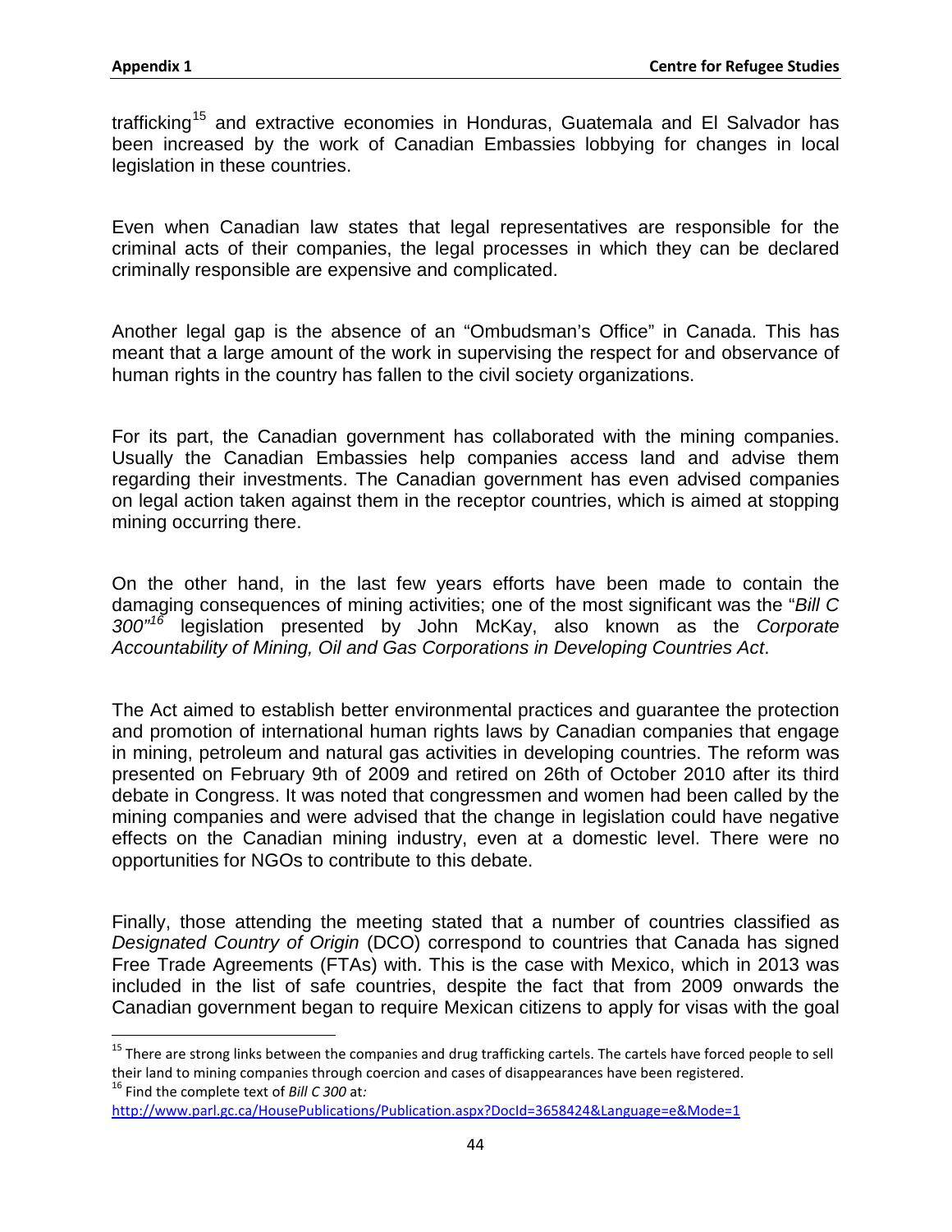trafficking[15] and extractive economies in Honduras, Guatemala and El Salvador has been increased by the work of Canadian Embassies lobbying for changes in local legislation in these countries.

Even when Canadian law states that legal representatives are responsible for the criminal acts of their companies, the legal processes in which they can be declared criminally responsible are expensive and complicated.

Another legal gap is the absence of an "Ombudsman's Office" in Canada. This has meant that a large amount of the work in supervising the respect for and observance of human rights in the country has fallen to the civil society organizations.

For its part, the Canadian government has collaborated with the mining companies. Usually the Canadian Embassies help companies access land and advise them regarding their investments. The Canadian government has even advised companies on legal action taken against them in the receptor countries, which is aimed at stopping mining occurring there.

On the other hand, in the last few years efforts have been made to contain the damaging consequences of mining activities; one of the most significant was the "*Bill C 300*"[16] legislation presented by John McKay, also known as the *Corporate Accountability of Mining, Oil and Gas Corporations in Developing Countries Act*.

The Act aimed to establish better environmental practices and guarantee the protection and promotion of international human rights laws by Canadian companies that engage in mining, petroleum and natural gas activities in developing countries. The reform was presented on February 9th of 2009 and retired on 26th of October 2010 after its third debate in Congress. It was noted that congressmen and women had been called by the mining companies and were advised that the change in legislation could have negative effects on the Canadian mining industry, even at a domestic level. There were no opportunities for NGOs to contribute to this debate.

Finally, those attending the meeting stated that a number of countries classified as *Designated Country of Origin* (DCO) correspond to countries that Canada has signed Free Trade Agreements (FTAs) with. This is the case with Mexico, which in 2013 was included in the list of safe countries, despite the fact that from 2009 onwards the Canadian government began to require Mexican citizens to apply for visas with the goal

---

[15] There are strong links between the companies and drug trafficking cartels. The cartels have forced people to sell their land to mining companies through coercion and cases of disappearances have been registered.

[16] Find the complete text of *Bill C 300* at: http://www.parl.gc.ca/HousePublications/Publication.aspx?DocId=3658424&Language=e&Mode=1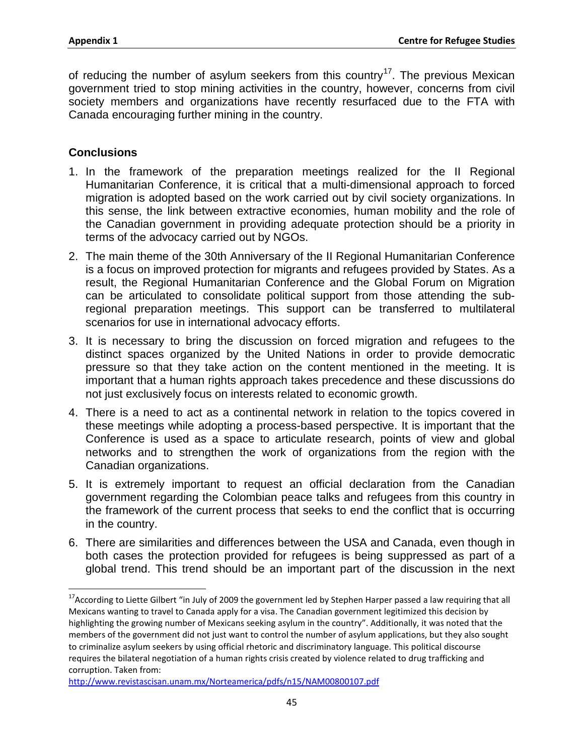of reducing the number of asylum seekers from this country[17]. The previous Mexican government tried to stop mining activities in the country, however, concerns from civil society members and organizations have recently resurfaced due to the FTA with Canada encouraging further mining in the country.

### Conclusions

1. In the framework of the preparation meetings realized for the II Regional Humanitarian Conference, it is critical that a multi-dimensional approach to forced migration is adopted based on the work carried out by civil society organizations. In this sense, the link between extractive economies, human mobility and the role of the Canadian government in providing adequate protection should be a priority in terms of the advocacy carried out by NGOs.
2. The main theme of the 30th Anniversary of the II Regional Humanitarian Conference is a focus on improved protection for migrants and refugees provided by States. As a result, the Regional Humanitarian Conference and the Global Forum on Migration can be articulated to consolidate political support from those attending the sub-regional preparation meetings. This support can be transferred to multilateral scenarios for use in international advocacy efforts.
3. It is necessary to bring the discussion on forced migration and refugees to the distinct spaces organized by the United Nations in order to provide democratic pressure so that they take action on the content mentioned in the meeting. It is important that a human rights approach takes precedence and these discussions do not just exclusively focus on interests related to economic growth.
4. There is a need to act as a continental network in relation to the topics covered in these meetings while adopting a process-based perspective. It is important that the Conference is used as a space to articulate research, points of view and global networks and to strengthen the work of organizations from the region with the Canadian organizations.
5. It is extremely important to request an official declaration from the Canadian government regarding the Colombian peace talks and refugees from this country in the framework of the current process that seeks to end the conflict that is occurring in the country.
6. There are similarities and differences between the USA and Canada, even though in both cases the protection provided for refugees is being suppressed as part of a global trend. This trend should be an important part of the discussion in the next

---

[17] According to Liette Gilbert "in July of 2009 the government led by Stephen Harper passed a law requiring that all Mexicans wanting to travel to Canada apply for a visa. The Canadian government legitimized this decision by highlighting the growing number of Mexicans seeking asylum in the country". Additionally, it was noted that the members of the government did not just want to control the number of asylum applications, but they also sought to criminalize asylum seekers by using official rhetoric and discriminatory language. This political discourse requires the bilateral negotiation of a human rights crisis created by violence related to drug trafficking and corruption. Taken from: http://www.revistascisan.unam.mx/Norteamerica/pdfs/n15/NAM00800107.pdf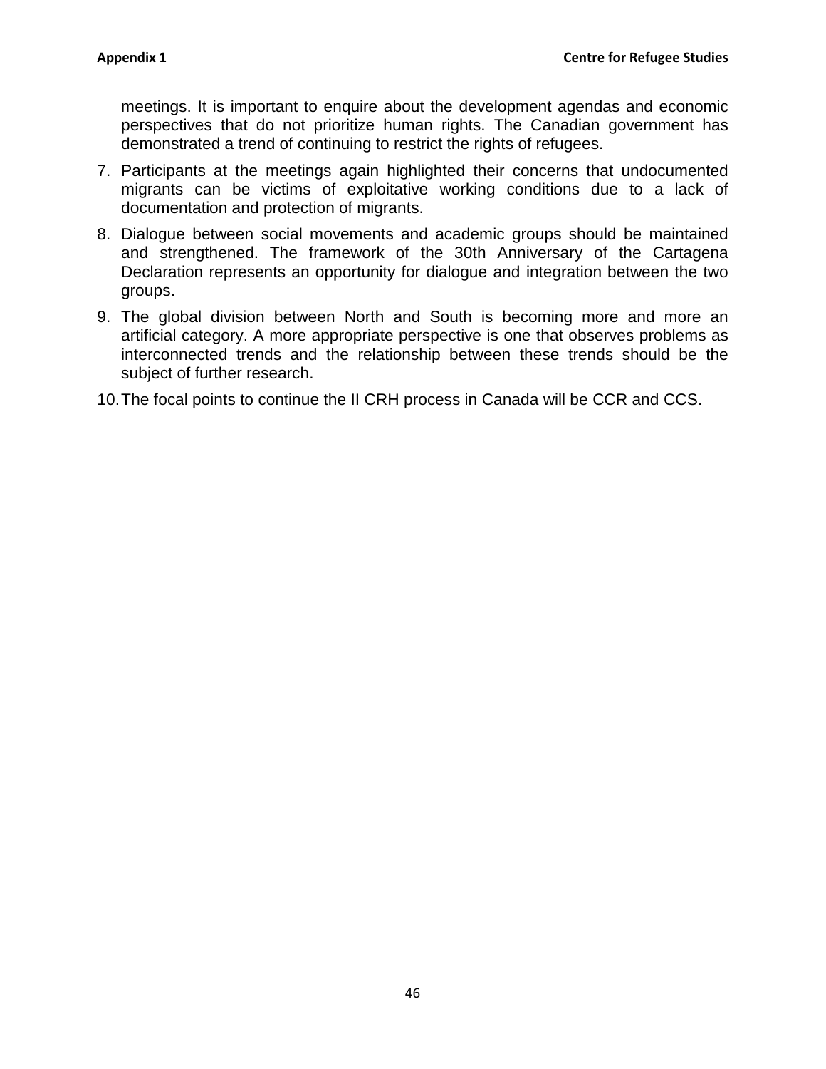meetings. It is important to enquire about the development agendas and economic perspectives that do not prioritize human rights. The Canadian government has demonstrated a trend of continuing to restrict the rights of refugees.

7. Participants at the meetings again highlighted their concerns that undocumented migrants can be victims of exploitative working conditions due to a lack of documentation and protection of migrants.
8. Dialogue between social movements and academic groups should be maintained and strengthened. The framework of the 30th Anniversary of the Cartagena Declaration represents an opportunity for dialogue and integration between the two groups.
9. The global division between North and South is becoming more and more an artificial category. A more appropriate perspective is one that observes problems as interconnected trends and the relationship between these trends should be the subject of further research.
10. The focal points to continue the II CRH process in Canada will be CCR and CCS.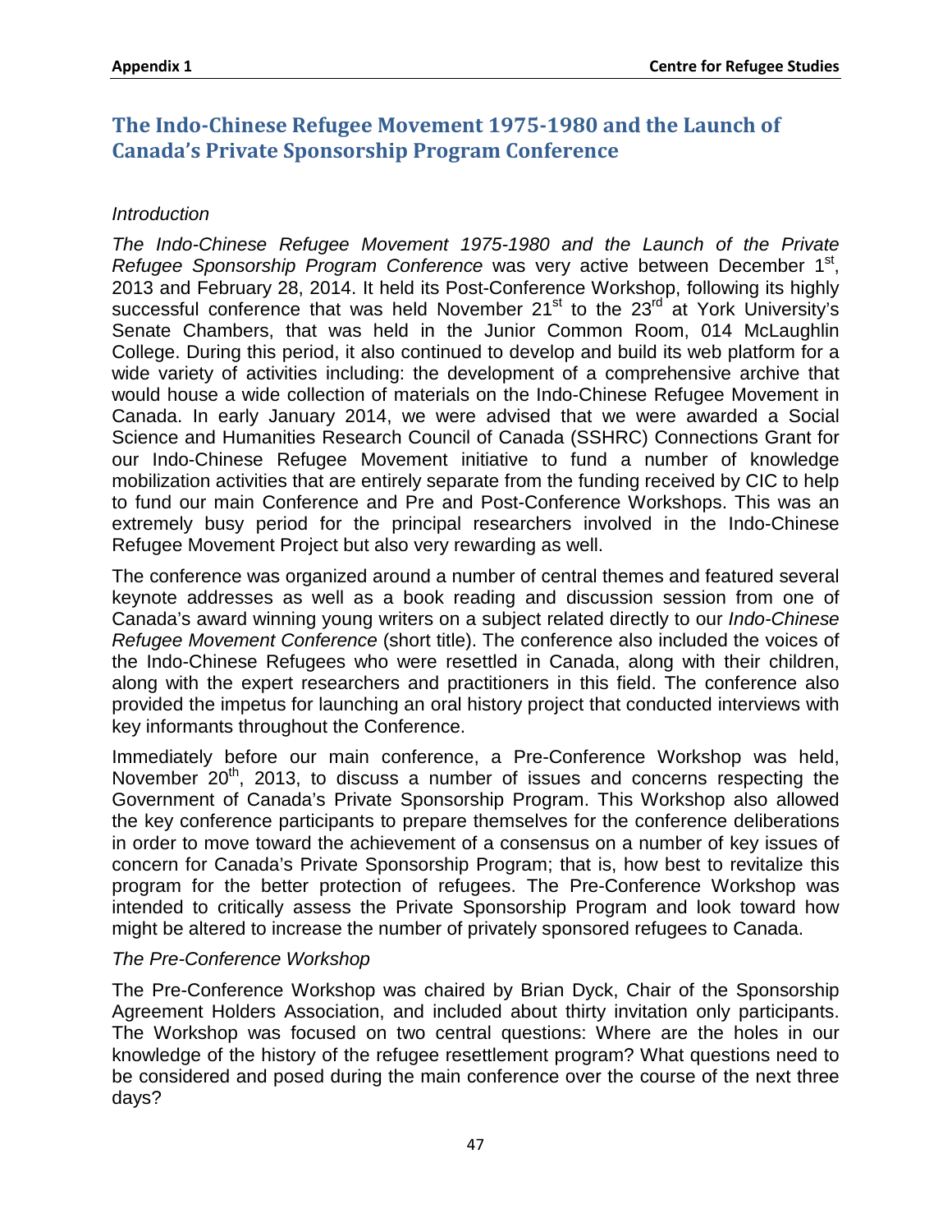## The Indo-Chinese Refugee Movement 1975-1980 and the Launch of Canada's Private Sponsorship Program Conference

### *Introduction*

*The Indo-Chinese Refugee Movement 1975-1980 and the Launch of the Private Refugee Sponsorship Program Conference* was very active between December 1st, 2013 and February 28, 2014. It held its Post-Conference Workshop, following its highly successful conference that was held November 21st to the 23rd at York University's Senate Chambers, that was held in the Junior Common Room, 014 McLaughlin College. During this period, it also continued to develop and build its web platform for a wide variety of activities including: the development of a comprehensive archive that would house a wide collection of materials on the Indo-Chinese Refugee Movement in Canada. In early January 2014, we were advised that we were awarded a Social Science and Humanities Research Council of Canada (SSHRC) Connections Grant for our Indo-Chinese Refugee Movement initiative to fund a number of knowledge mobilization activities that are entirely separate from the funding received by CIC to help to fund our main Conference and Pre and Post-Conference Workshops. This was an extremely busy period for the principal researchers involved in the Indo-Chinese Refugee Movement Project but also very rewarding as well.

The conference was organized around a number of central themes and featured several keynote addresses as well as a book reading and discussion session from one of Canada's award winning young writers on a subject related directly to our *Indo-Chinese Refugee Movement Conference* (short title). The conference also included the voices of the Indo-Chinese Refugees who were resettled in Canada, along with their children, along with the expert researchers and practitioners in this field. The conference also provided the impetus for launching an oral history project that conducted interviews with key informants throughout the Conference.

Immediately before our main conference, a Pre-Conference Workshop was held, November 20th, 2013, to discuss a number of issues and concerns respecting the Government of Canada's Private Sponsorship Program. This Workshop also allowed the key conference participants to prepare themselves for the conference deliberations in order to move toward the achievement of a consensus on a number of key issues of concern for Canada's Private Sponsorship Program; that is, how best to revitalize this program for the better protection of refugees. The Pre-Conference Workshop was intended to critically assess the Private Sponsorship Program and look toward how might be altered to increase the number of privately sponsored refugees to Canada.

### *The Pre-Conference Workshop*

The Pre-Conference Workshop was chaired by Brian Dyck, Chair of the Sponsorship Agreement Holders Association, and included about thirty invitation only participants. The Workshop was focused on two central questions: Where are the holes in our knowledge of the history of the refugee resettlement program? What questions need to be considered and posed during the main conference over the course of the next three days?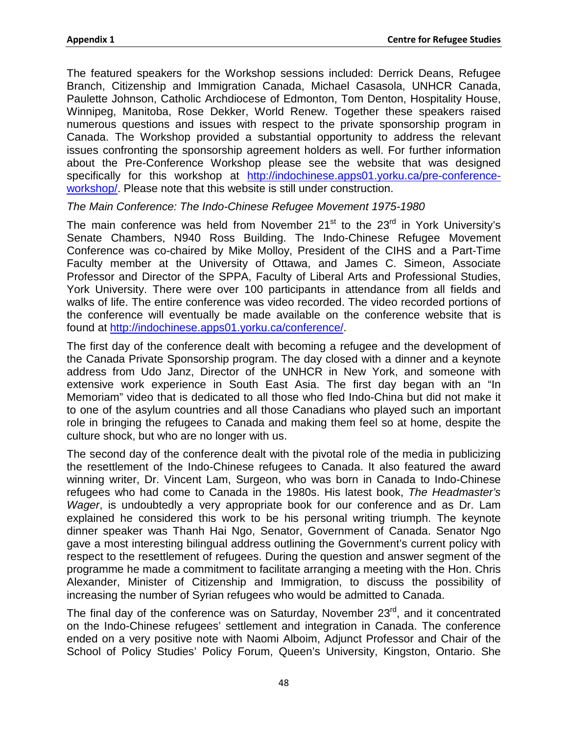The featured speakers for the Workshop sessions included: Derrick Deans, Refugee Branch, Citizenship and Immigration Canada, Michael Casasola, UNHCR Canada, Paulette Johnson, Catholic Archdiocese of Edmonton, Tom Denton, Hospitality House, Winnipeg, Manitoba, Rose Dekker, World Renew. Together these speakers raised numerous questions and issues with respect to the private sponsorship program in Canada. The Workshop provided a substantial opportunity to address the relevant issues confronting the sponsorship agreement holders as well. For further information about the Pre-Conference Workshop please see the website that was designed specifically for this workshop at http://indochinese.apps01.yorku.ca/pre-conference-workshop/. Please note that this website is still under construction.

*The Main Conference: The Indo-Chinese Refugee Movement 1975-1980*

The main conference was held from November 21st to the 23rd in York University's Senate Chambers, N940 Ross Building. The Indo-Chinese Refugee Movement Conference was co-chaired by Mike Molloy, President of the CIHS and a Part-Time Faculty member at the University of Ottawa, and James C. Simeon, Associate Professor and Director of the SPPA, Faculty of Liberal Arts and Professional Studies, York University. There were over 100 participants in attendance from all fields and walks of life. The entire conference was video recorded. The video recorded portions of the conference will eventually be made available on the conference website that is found at http://indochinese.apps01.yorku.ca/conference/.

The first day of the conference dealt with becoming a refugee and the development of the Canada Private Sponsorship program. The day closed with a dinner and a keynote address from Udo Janz, Director of the UNHCR in New York, and someone with extensive work experience in South East Asia. The first day began with an "In Memoriam" video that is dedicated to all those who fled Indo-China but did not make it to one of the asylum countries and all those Canadians who played such an important role in bringing the refugees to Canada and making them feel so at home, despite the culture shock, but who are no longer with us.

The second day of the conference dealt with the pivotal role of the media in publicizing the resettlement of the Indo-Chinese refugees to Canada. It also featured the award winning writer, Dr. Vincent Lam, Surgeon, who was born in Canada to Indo-Chinese refugees who had come to Canada in the 1980s. His latest book, *The Headmaster's Wager*, is undoubtedly a very appropriate book for our conference and as Dr. Lam explained he considered this work to be his personal writing triumph. The keynote dinner speaker was Thanh Hai Ngo, Senator, Government of Canada. Senator Ngo gave a most interesting bilingual address outlining the Government's current policy with respect to the resettlement of refugees. During the question and answer segment of the programme he made a commitment to facilitate arranging a meeting with the Hon. Chris Alexander, Minister of Citizenship and Immigration, to discuss the possibility of increasing the number of Syrian refugees who would be admitted to Canada.

The final day of the conference was on Saturday, November 23rd, and it concentrated on the Indo-Chinese refugees' settlement and integration in Canada. The conference ended on a very positive note with Naomi Alboim, Adjunct Professor and Chair of the School of Policy Studies' Policy Forum, Queen's University, Kingston, Ontario. She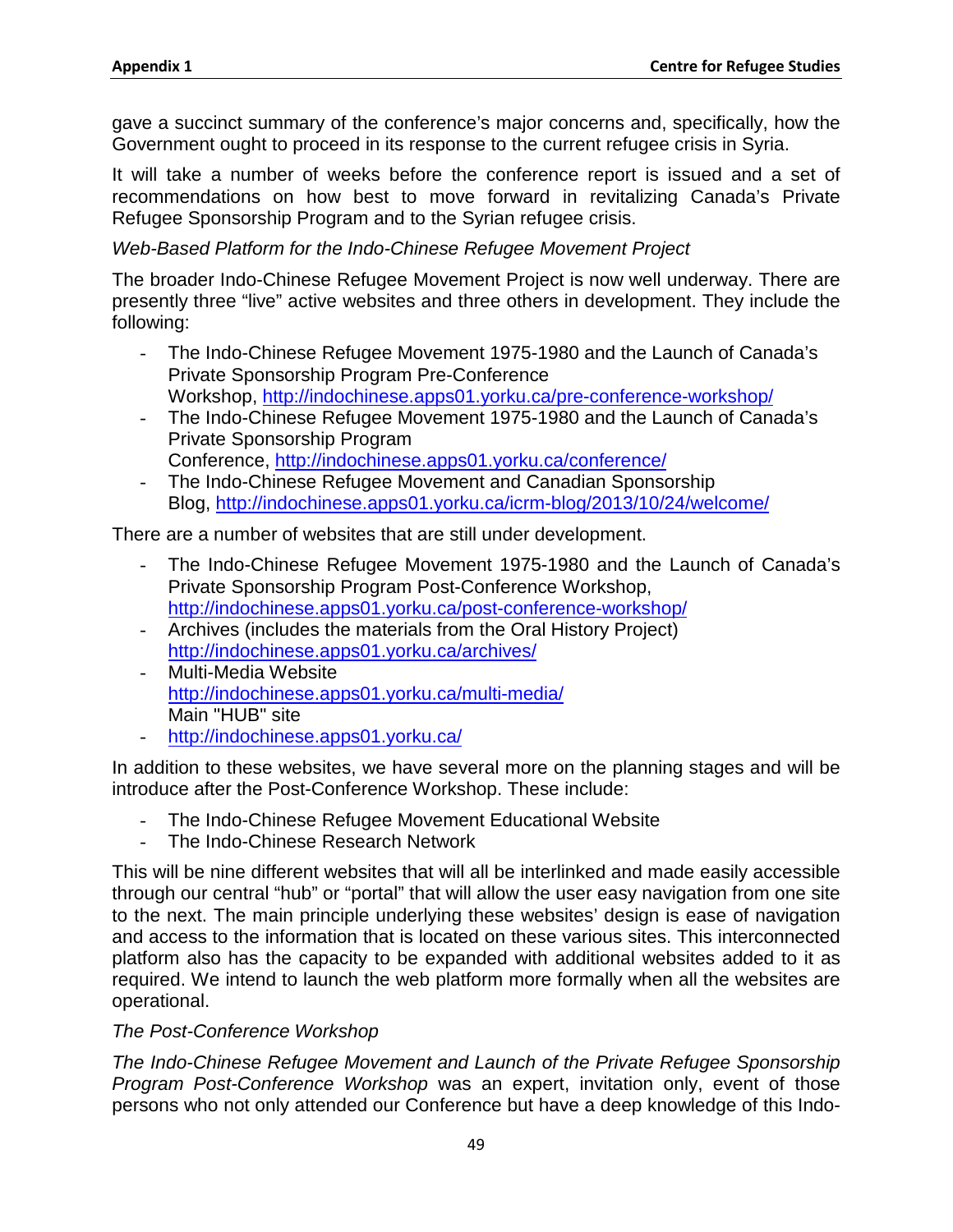gave a succinct summary of the conference's major concerns and, specifically, how the Government ought to proceed in its response to the current refugee crisis in Syria.

It will take a number of weeks before the conference report is issued and a set of recommendations on how best to move forward in revitalizing Canada's Private Refugee Sponsorship Program and to the Syrian refugee crisis.

*Web-Based Platform for the Indo-Chinese Refugee Movement Project*

The broader Indo-Chinese Refugee Movement Project is now well underway. There are presently three "live" active websites and three others in development. They include the following:

- The Indo-Chinese Refugee Movement 1975-1980 and the Launch of Canada's Private Sponsorship Program Pre-Conference Workshop, http://indochinese.apps01.yorku.ca/pre-conference-workshop/
- The Indo-Chinese Refugee Movement 1975-1980 and the Launch of Canada's Private Sponsorship Program Conference, http://indochinese.apps01.yorku.ca/conference/
- The Indo-Chinese Refugee Movement and Canadian Sponsorship Blog, http://indochinese.apps01.yorku.ca/icrm-blog/2013/10/24/welcome/

There are a number of websites that are still under development.

- The Indo-Chinese Refugee Movement 1975-1980 and the Launch of Canada's Private Sponsorship Program Post-Conference Workshop, http://indochinese.apps01.yorku.ca/post-conference-workshop/
- Archives (includes the materials from the Oral History Project) http://indochinese.apps01.yorku.ca/archives/
- Multi-Media Website http://indochinese.apps01.yorku.ca/multi-media/ Main "HUB" site
- http://indochinese.apps01.yorku.ca/

In addition to these websites, we have several more on the planning stages and will be introduce after the Post-Conference Workshop. These include:

- The Indo-Chinese Refugee Movement Educational Website
- The Indo-Chinese Research Network

This will be nine different websites that will all be interlinked and made easily accessible through our central "hub" or "portal" that will allow the user easy navigation from one site to the next. The main principle underlying these websites' design is ease of navigation and access to the information that is located on these various sites. This interconnected platform also has the capacity to be expanded with additional websites added to it as required. We intend to launch the web platform more formally when all the websites are operational.

*The Post-Conference Workshop*

*The Indo-Chinese Refugee Movement and Launch of the Private Refugee Sponsorship Program Post-Conference Workshop* was an expert, invitation only, event of those persons who not only attended our Conference but have a deep knowledge of this Indo-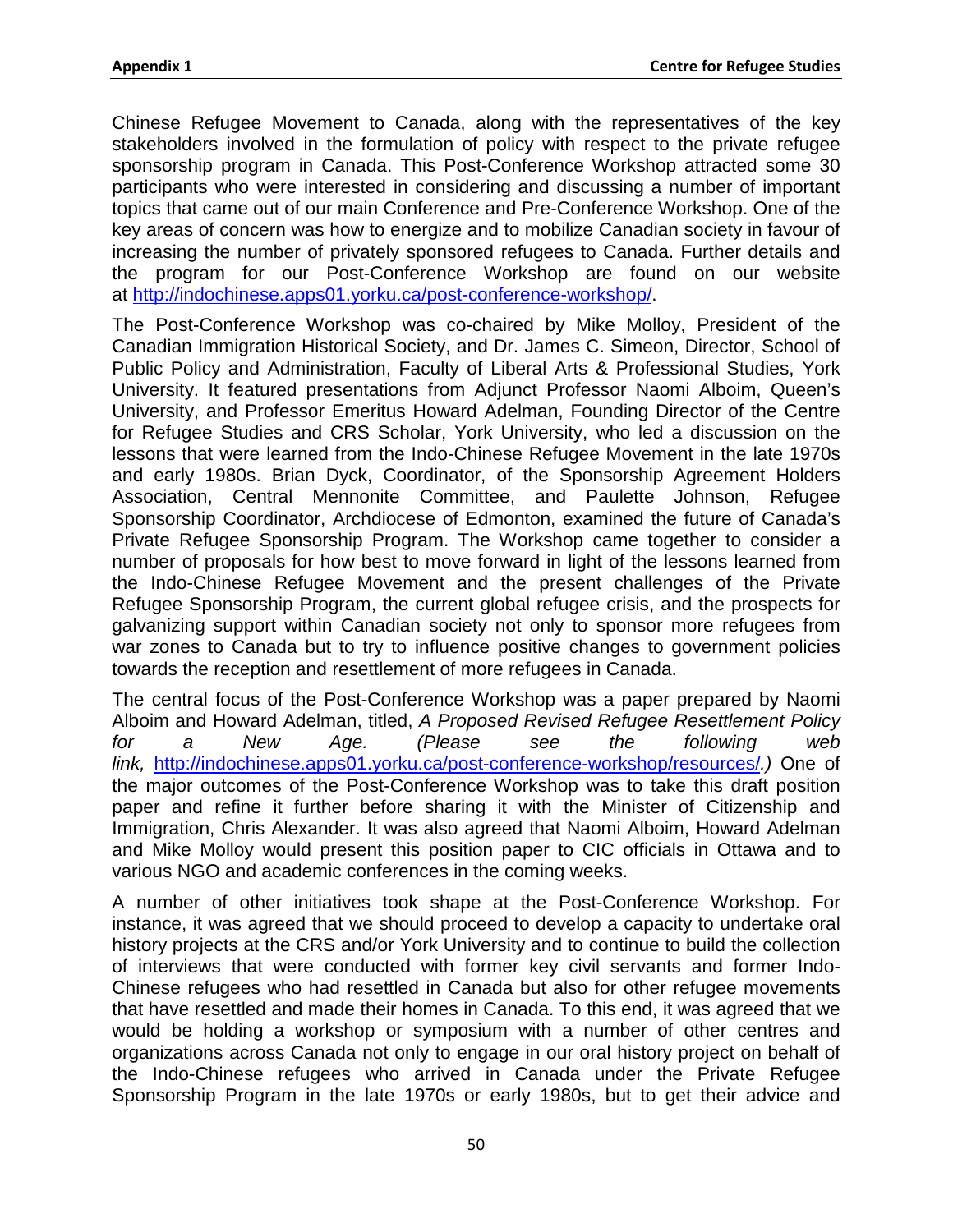Chinese Refugee Movement to Canada, along with the representatives of the key stakeholders involved in the formulation of policy with respect to the private refugee sponsorship program in Canada. This Post-Conference Workshop attracted some 30 participants who were interested in considering and discussing a number of important topics that came out of our main Conference and Pre-Conference Workshop. One of the key areas of concern was how to energize and to mobilize Canadian society in favour of increasing the number of privately sponsored refugees to Canada. Further details and the program for our Post-Conference Workshop are found on our website at http://indochinese.apps01.yorku.ca/post-conference-workshop/.

The Post-Conference Workshop was co-chaired by Mike Molloy, President of the Canadian Immigration Historical Society, and Dr. James C. Simeon, Director, School of Public Policy and Administration, Faculty of Liberal Arts & Professional Studies, York University. It featured presentations from Adjunct Professor Naomi Alboim, Queen's University, and Professor Emeritus Howard Adelman, Founding Director of the Centre for Refugee Studies and CRS Scholar, York University, who led a discussion on the lessons that were learned from the Indo-Chinese Refugee Movement in the late 1970s and early 1980s. Brian Dyck, Coordinator, of the Sponsorship Agreement Holders Association, Central Mennonite Committee, and Paulette Johnson, Refugee Sponsorship Coordinator, Archdiocese of Edmonton, examined the future of Canada's Private Refugee Sponsorship Program. The Workshop came together to consider a number of proposals for how best to move forward in light of the lessons learned from the Indo-Chinese Refugee Movement and the present challenges of the Private Refugee Sponsorship Program, the current global refugee crisis, and the prospects for galvanizing support within Canadian society not only to sponsor more refugees from war zones to Canada but to try to influence positive changes to government policies towards the reception and resettlement of more refugees in Canada.

The central focus of the Post-Conference Workshop was a paper prepared by Naomi Alboim and Howard Adelman, titled, *A Proposed Revised Refugee Resettlement Policy for a New Age. (Please see the following web link,* http://indochinese.apps01.yorku.ca/post-conference-workshop/resources/*.)* One of the major outcomes of the Post-Conference Workshop was to take this draft position paper and refine it further before sharing it with the Minister of Citizenship and Immigration, Chris Alexander. It was also agreed that Naomi Alboim, Howard Adelman and Mike Molloy would present this position paper to CIC officials in Ottawa and to various NGO and academic conferences in the coming weeks.

A number of other initiatives took shape at the Post-Conference Workshop. For instance, it was agreed that we should proceed to develop a capacity to undertake oral history projects at the CRS and/or York University and to continue to build the collection of interviews that were conducted with former key civil servants and former Indo-Chinese refugees who had resettled in Canada but also for other refugee movements that have resettled and made their homes in Canada. To this end, it was agreed that we would be holding a workshop or symposium with a number of other centres and organizations across Canada not only to engage in our oral history project on behalf of the Indo-Chinese refugees who arrived in Canada under the Private Refugee Sponsorship Program in the late 1970s or early 1980s, but to get their advice and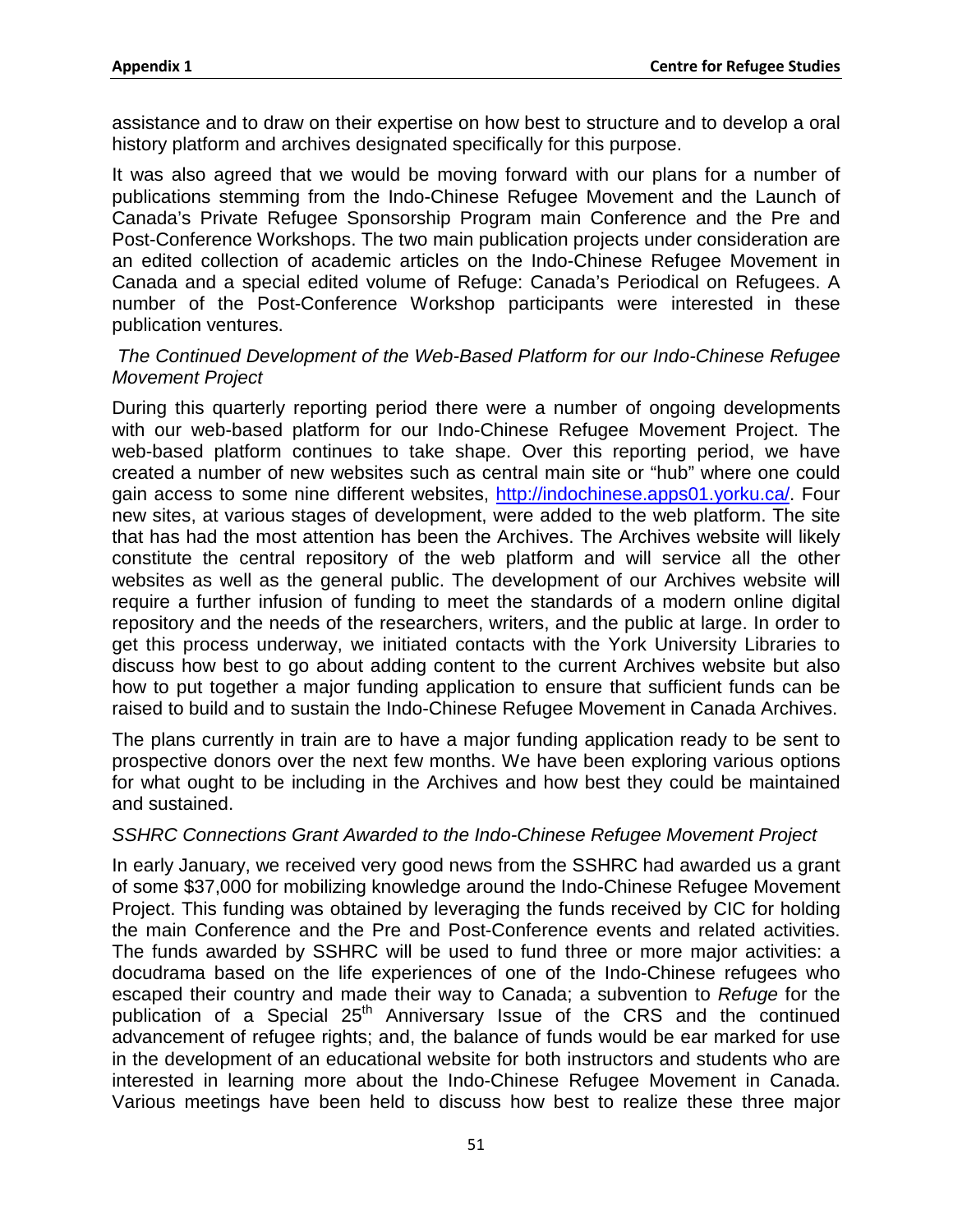assistance and to draw on their expertise on how best to structure and to develop a oral history platform and archives designated specifically for this purpose.

It was also agreed that we would be moving forward with our plans for a number of publications stemming from the Indo-Chinese Refugee Movement and the Launch of Canada's Private Refugee Sponsorship Program main Conference and the Pre and Post-Conference Workshops. The two main publication projects under consideration are an edited collection of academic articles on the Indo-Chinese Refugee Movement in Canada and a special edited volume of Refuge: Canada's Periodical on Refugees. A number of the Post-Conference Workshop participants were interested in these publication ventures.

*The Continued Development of the Web-Based Platform for our Indo-Chinese Refugee Movement Project*

During this quarterly reporting period there were a number of ongoing developments with our web-based platform for our Indo-Chinese Refugee Movement Project. The web-based platform continues to take shape. Over this reporting period, we have created a number of new websites such as central main site or "hub" where one could gain access to some nine different websites, http://indochinese.apps01.yorku.ca/. Four new sites, at various stages of development, were added to the web platform. The site that has had the most attention has been the Archives. The Archives website will likely constitute the central repository of the web platform and will service all the other websites as well as the general public. The development of our Archives website will require a further infusion of funding to meet the standards of a modern online digital repository and the needs of the researchers, writers, and the public at large. In order to get this process underway, we initiated contacts with the York University Libraries to discuss how best to go about adding content to the current Archives website but also how to put together a major funding application to ensure that sufficient funds can be raised to build and to sustain the Indo-Chinese Refugee Movement in Canada Archives.

The plans currently in train are to have a major funding application ready to be sent to prospective donors over the next few months. We have been exploring various options for what ought to be including in the Archives and how best they could be maintained and sustained.

*SSHRC Connections Grant Awarded to the Indo-Chinese Refugee Movement Project*

In early January, we received very good news from the SSHRC had awarded us a grant of some $37,000 for mobilizing knowledge around the Indo-Chinese Refugee Movement Project. This funding was obtained by leveraging the funds received by CIC for holding the main Conference and the Pre and Post-Conference events and related activities. The funds awarded by SSHRC will be used to fund three or more major activities: a docudrama based on the life experiences of one of the Indo-Chinese refugees who escaped their country and made their way to Canada; a subvention to *Refuge* for the publication of a Special 25th Anniversary Issue of the CRS and the continued advancement of refugee rights; and, the balance of funds would be ear marked for use in the development of an educational website for both instructors and students who are interested in learning more about the Indo-Chinese Refugee Movement in Canada. Various meetings have been held to discuss how best to realize these three major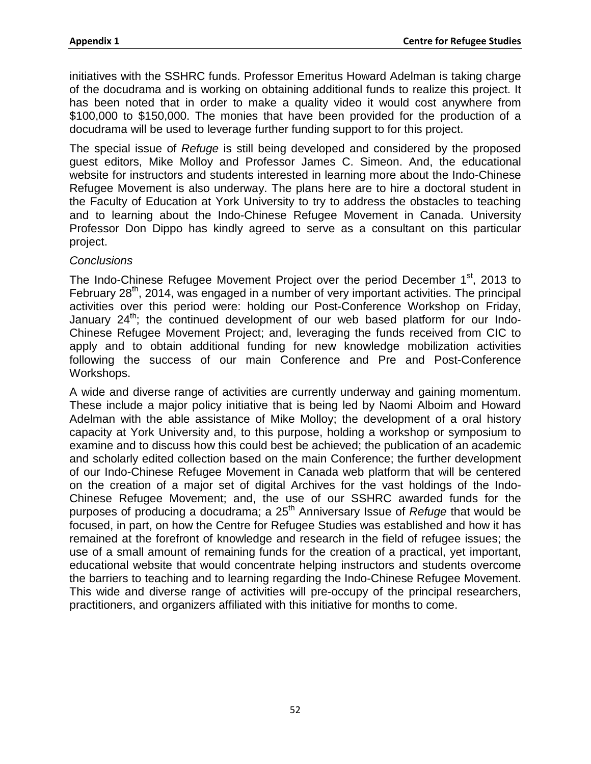initiatives with the SSHRC funds. Professor Emeritus Howard Adelman is taking charge of the docudrama and is working on obtaining additional funds to realize this project. It has been noted that in order to make a quality video it would cost anywhere from \$100,000 to \$150,000. The monies that have been provided for the production of a docudrama will be used to leverage further funding support to for this project.

The special issue of *Refuge* is still being developed and considered by the proposed guest editors, Mike Molloy and Professor James C. Simeon. And, the educational website for instructors and students interested in learning more about the Indo-Chinese Refugee Movement is also underway. The plans here are to hire a doctoral student in the Faculty of Education at York University to try to address the obstacles to teaching and to learning about the Indo-Chinese Refugee Movement in Canada. University Professor Don Dippo has kindly agreed to serve as a consultant on this particular project.

*Conclusions*

The Indo-Chinese Refugee Movement Project over the period December 1st, 2013 to February 28th, 2014, was engaged in a number of very important activities. The principal activities over this period were: holding our Post-Conference Workshop on Friday, January 24th; the continued development of our web based platform for our Indo-Chinese Refugee Movement Project; and, leveraging the funds received from CIC to apply and to obtain additional funding for new knowledge mobilization activities following the success of our main Conference and Pre and Post-Conference Workshops.

A wide and diverse range of activities are currently underway and gaining momentum. These include a major policy initiative that is being led by Naomi Alboim and Howard Adelman with the able assistance of Mike Molloy; the development of a oral history capacity at York University and, to this purpose, holding a workshop or symposium to examine and to discuss how this could best be achieved; the publication of an academic and scholarly edited collection based on the main Conference; the further development of our Indo-Chinese Refugee Movement in Canada web platform that will be centered on the creation of a major set of digital Archives for the vast holdings of the Indo-Chinese Refugee Movement; and, the use of our SSHRC awarded funds for the purposes of producing a docudrama; a 25th Anniversary Issue of *Refuge* that would be focused, in part, on how the Centre for Refugee Studies was established and how it has remained at the forefront of knowledge and research in the field of refugee issues; the use of a small amount of remaining funds for the creation of a practical, yet important, educational website that would concentrate helping instructors and students overcome the barriers to teaching and to learning regarding the Indo-Chinese Refugee Movement. This wide and diverse range of activities will pre-occupy of the principal researchers, practitioners, and organizers affiliated with this initiative for months to come.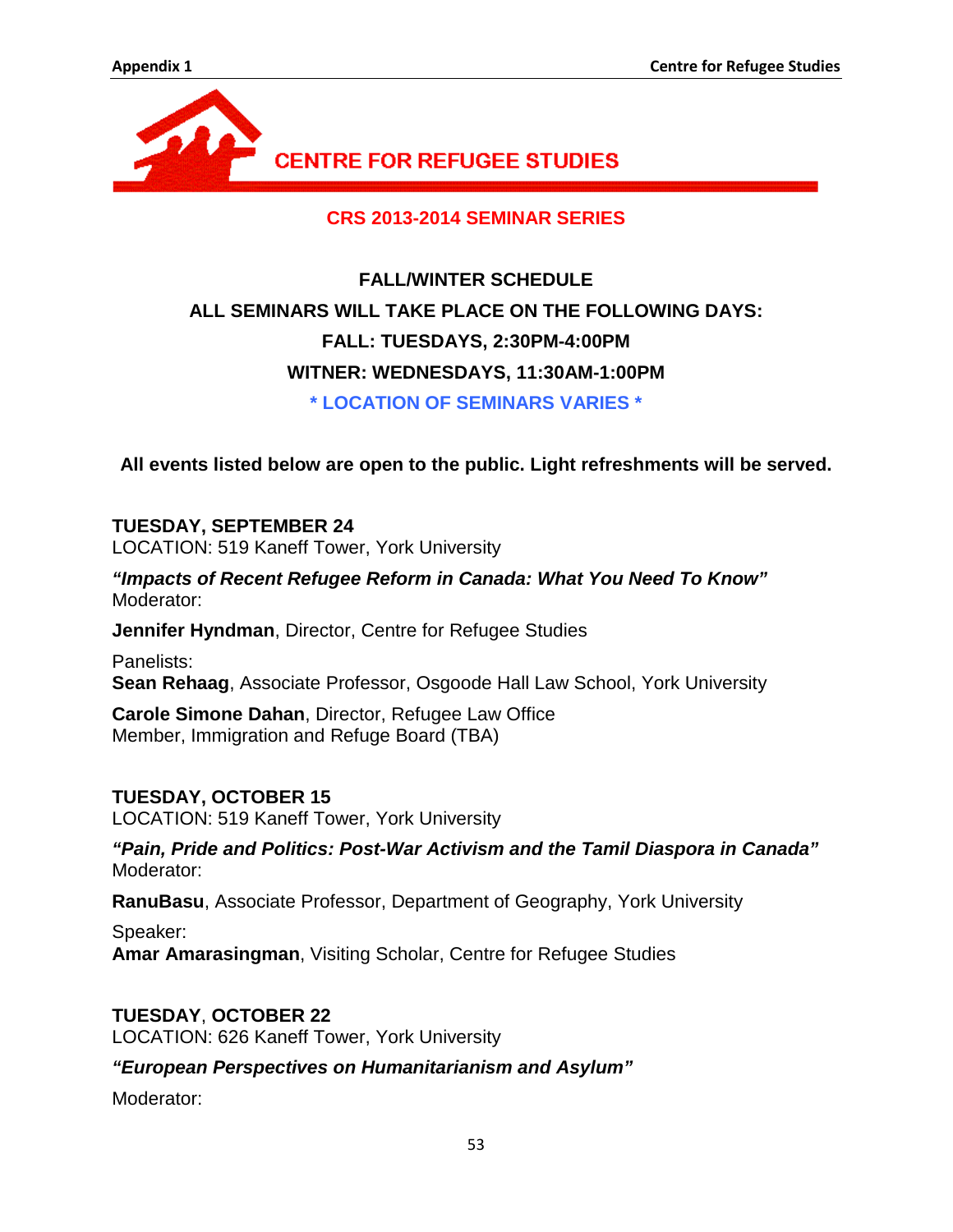# CENTRE FOR REFUGEE STUDIES

## CRS 2013-2014 SEMINAR SERIES

**FALL/WINTER SCHEDULE**

**ALL SEMINARS WILL TAKE PLACE ON THE FOLLOWING DAYS:**

**FALL: TUESDAYS, 2:30PM-4:00PM**

**WITNER: WEDNESDAYS, 11:30AM-1:00PM**

**\* LOCATION OF SEMINARS VARIES \***

**All events listed below are open to the public. Light refreshments will be served.**

**TUESDAY, SEPTEMBER 24**
LOCATION: 519 Kaneff Tower, York University

***"Impacts of Recent Refugee Reform in Canada: What You Need To Know"***
Moderator:

**Jennifer Hyndman**, Director, Centre for Refugee Studies

Panelists:
**Sean Rehaag**, Associate Professor, Osgoode Hall Law School, York University

**Carole Simone Dahan**, Director, Refugee Law Office
Member, Immigration and Refuge Board (TBA)

**TUESDAY, OCTOBER 15**
LOCATION: 519 Kaneff Tower, York University

***"Pain, Pride and Politics: Post-War Activism and the Tamil Diaspora in Canada"***
Moderator:

**RanuBasu**, Associate Professor, Department of Geography, York University

Speaker:
**Amar Amarasingman**, Visiting Scholar, Centre for Refugee Studies

**TUESDAY**, **OCTOBER 22**
LOCATION: 626 Kaneff Tower, York University

***"European Perspectives on Humanitarianism and Asylum"***

Moderator: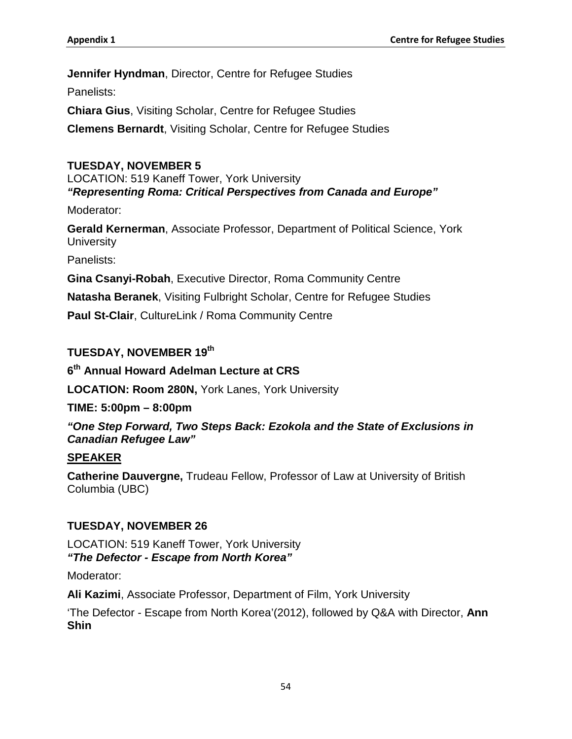**Jennifer Hyndman**, Director, Centre for Refugee Studies

Panelists:

**Chiara Gius**, Visiting Scholar, Centre for Refugee Studies

**Clemens Bernardt**, Visiting Scholar, Centre for Refugee Studies

**TUESDAY, NOVEMBER 5**

LOCATION: 519 Kaneff Tower, York University

***"Representing Roma: Critical Perspectives from Canada and Europe"***

Moderator:

**Gerald Kernerman**, Associate Professor, Department of Political Science, York University

Panelists:

**Gina Csanyi-Robah**, Executive Director, Roma Community Centre

**Natasha Beranek**, Visiting Fulbright Scholar, Centre for Refugee Studies

**Paul St-Clair**, CultureLink / Roma Community Centre

**TUESDAY, NOVEMBER 19th**

**6th Annual Howard Adelman Lecture at CRS**

**LOCATION: Room 280N,** York Lanes, York University

**TIME: 5:00pm – 8:00pm**

***"One Step Forward, Two Steps Back: Ezokola and the State of Exclusions in Canadian Refugee Law"***

**SPEAKER**

**Catherine Dauvergne,** Trudeau Fellow, Professor of Law at University of British Columbia (UBC)

**TUESDAY, NOVEMBER 26**

LOCATION: 519 Kaneff Tower, York University

***"The Defector - Escape from North Korea"***

Moderator:

**Ali Kazimi**, Associate Professor, Department of Film, York University

'The Defector - Escape from North Korea'(2012), followed by Q&A with Director, **Ann Shin**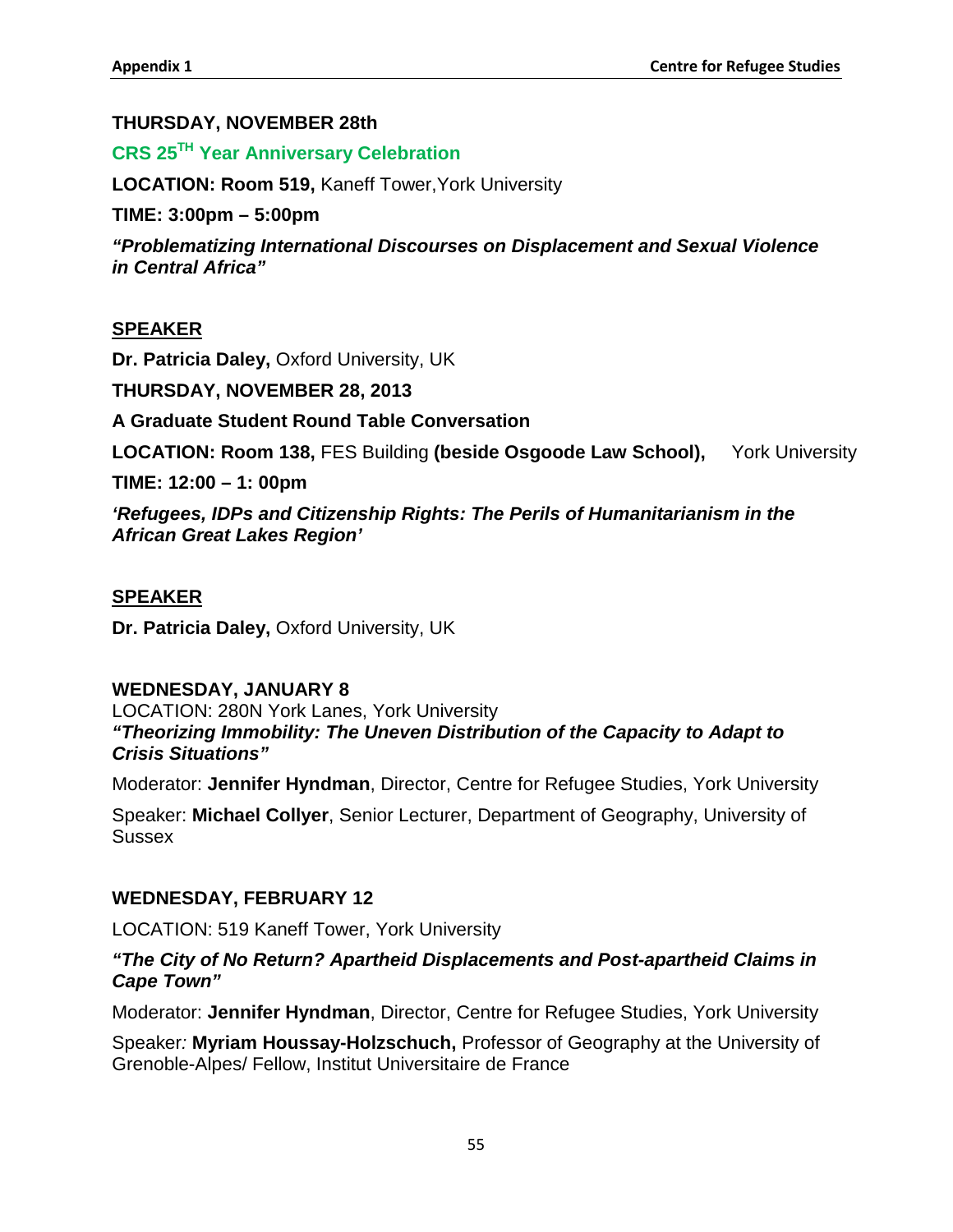**THURSDAY, NOVEMBER 28th**

**CRS 25TH Year Anniversary Celebration**

**LOCATION: Room 519,** Kaneff Tower,York University

**TIME: 3:00pm – 5:00pm**

***"Problematizing International Discourses on Displacement and Sexual Violence in Central Africa"***

**SPEAKER**

**Dr. Patricia Daley,** Oxford University, UK

**THURSDAY, NOVEMBER 28, 2013**

**A Graduate Student Round Table Conversation**

**LOCATION: Room 138,** FES Building **(beside Osgoode Law School),** York University

**TIME: 12:00 – 1: 00pm**

***'Refugees, IDPs and Citizenship Rights: The Perils of Humanitarianism in the African Great Lakes Region'***

**SPEAKER**

**Dr. Patricia Daley,** Oxford University, UK

**WEDNESDAY, JANUARY 8**

LOCATION: 280N York Lanes, York University

***"Theorizing Immobility: The Uneven Distribution of the Capacity to Adapt to Crisis Situations"***

Moderator: **Jennifer Hyndman**, Director, Centre for Refugee Studies, York University

Speaker: **Michael Collyer**, Senior Lecturer, Department of Geography, University of Sussex

**WEDNESDAY, FEBRUARY 12**

LOCATION: 519 Kaneff Tower, York University

***"The City of No Return? Apartheid Displacements and Post-apartheid Claims in Cape Town"***

Moderator: **Jennifer Hyndman**, Director, Centre for Refugee Studies, York University

Speaker: **Myriam Houssay-Holzschuch,** Professor of Geography at the University of Grenoble-Alpes/ Fellow, Institut Universitaire de France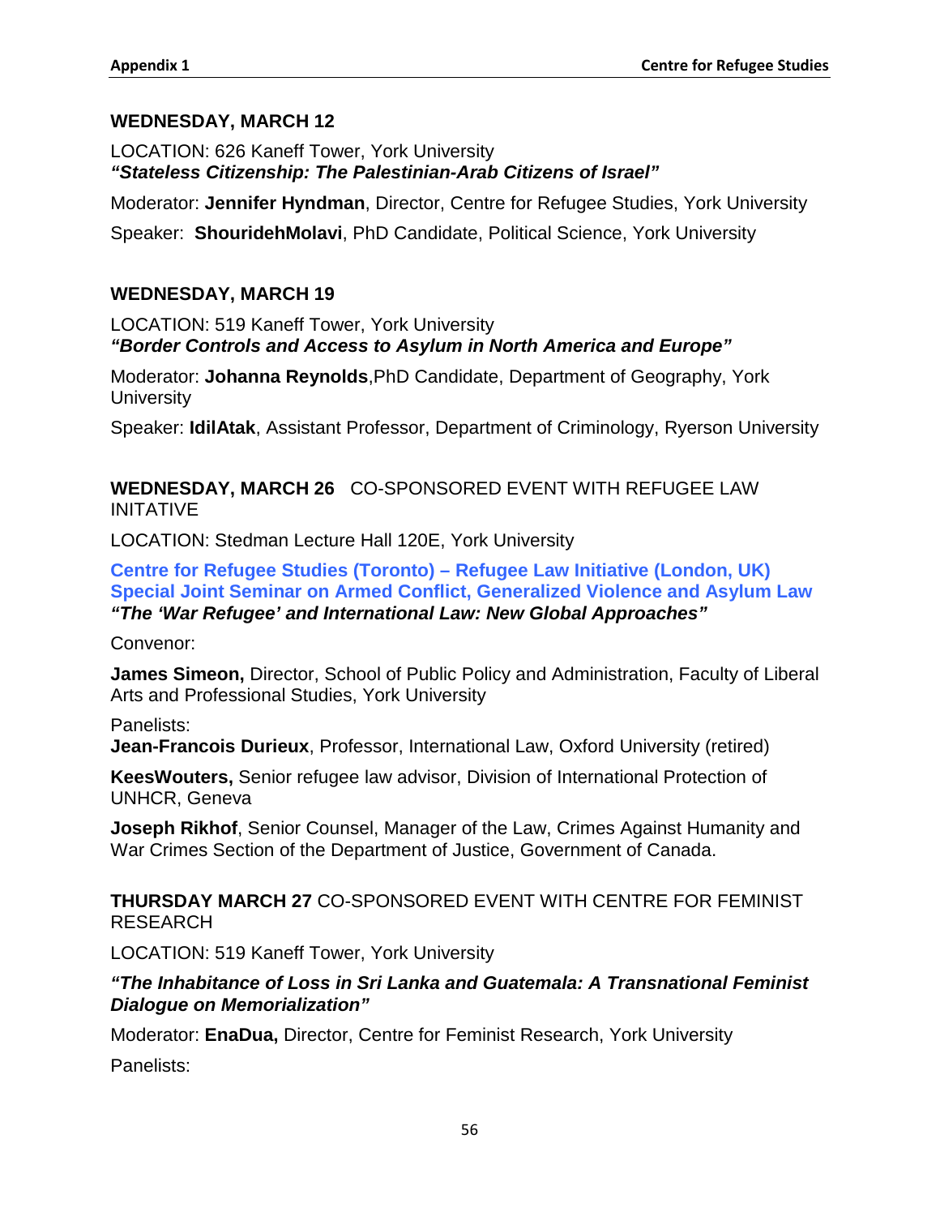### WEDNESDAY, MARCH 12

LOCATION: 626 Kaneff Tower, York University
***"Stateless Citizenship: The Palestinian-Arab Citizens of Israel"***

Moderator: **Jennifer Hyndman**, Director, Centre for Refugee Studies, York University

Speaker: **ShouridehMolavi**, PhD Candidate, Political Science, York University

### WEDNESDAY, MARCH 19

LOCATION: 519 Kaneff Tower, York University
***"Border Controls and Access to Asylum in North America and Europe"***

Moderator: **Johanna Reynolds**,PhD Candidate, Department of Geography, York University

Speaker: **IdilAtak**, Assistant Professor, Department of Criminology, Ryerson University

### WEDNESDAY, MARCH 26 CO-SPONSORED EVENT WITH REFUGEE LAW INITATIVE

LOCATION: Stedman Lecture Hall 120E, York University

**Centre for Refugee Studies (Toronto) – Refugee Law Initiative (London, UK)**
**Special Joint Seminar on Armed Conflict, Generalized Violence and Asylum Law**
***"The 'War Refugee' and International Law: New Global Approaches"***

Convenor:

**James Simeon,** Director, School of Public Policy and Administration, Faculty of Liberal Arts and Professional Studies, York University

Panelists:
**Jean-Francois Durieux**, Professor, International Law, Oxford University (retired)

**KeesWouters,** Senior refugee law advisor, Division of International Protection of UNHCR, Geneva

**Joseph Rikhof**, Senior Counsel, Manager of the Law, Crimes Against Humanity and War Crimes Section of the Department of Justice, Government of Canada.

### THURSDAY MARCH 27 CO-SPONSORED EVENT WITH CENTRE FOR FEMINIST RESEARCH

LOCATION: 519 Kaneff Tower, York University

***"The Inhabitance of Loss in Sri Lanka and Guatemala: A Transnational Feminist Dialogue on Memorialization"***

Moderator: **EnaDua,** Director, Centre for Feminist Research, York University

Panelists: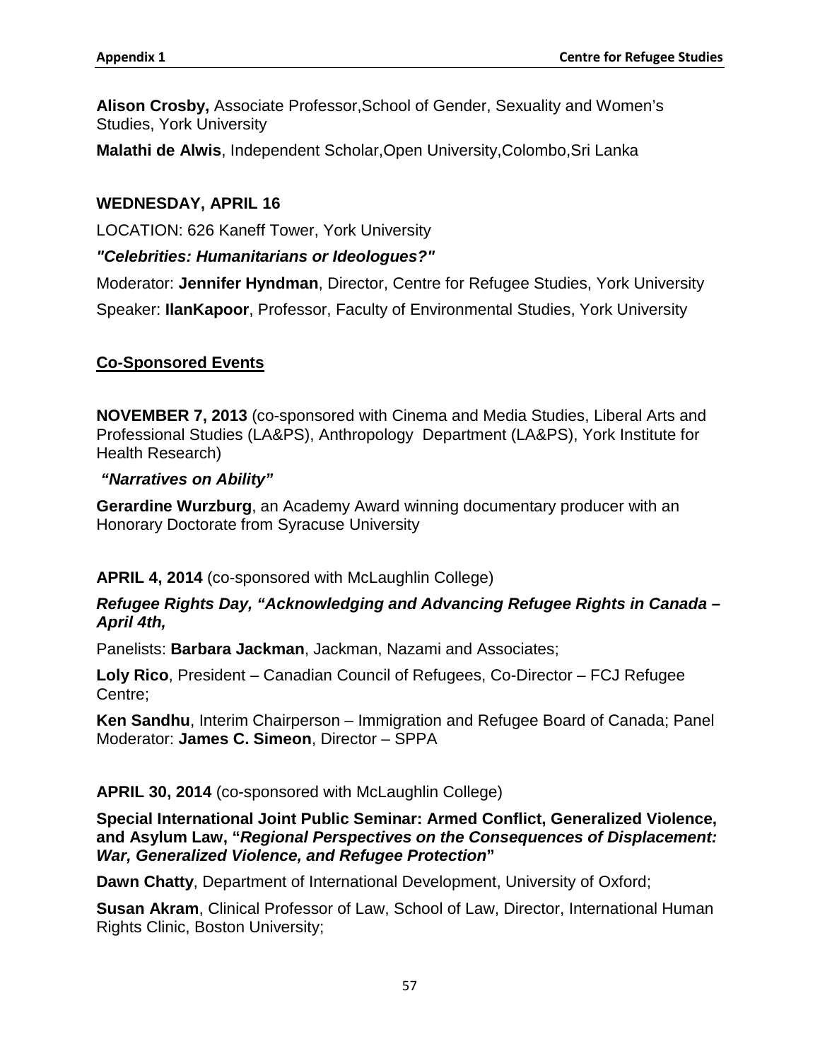**Alison Crosby,** Associate Professor,School of Gender, Sexuality and Women's Studies, York University

**Malathi de Alwis**, Independent Scholar,Open University,Colombo,Sri Lanka

**WEDNESDAY, APRIL 16**

LOCATION: 626 Kaneff Tower, York University

***"Celebrities: Humanitarians or Ideologues?"***

Moderator: **Jennifer Hyndman**, Director, Centre for Refugee Studies, York University

Speaker: **IlanKapoor**, Professor, Faculty of Environmental Studies, York University

## Co-Sponsored Events

**NOVEMBER 7, 2013** (co-sponsored with Cinema and Media Studies, Liberal Arts and Professional Studies (LA&PS), Anthropology Department (LA&PS), York Institute for Health Research)

***"Narratives on Ability"***

**Gerardine Wurzburg**, an Academy Award winning documentary producer with an Honorary Doctorate from Syracuse University

**APRIL 4, 2014** (co-sponsored with McLaughlin College)

***Refugee Rights Day, "Acknowledging and Advancing Refugee Rights in Canada – April 4th,***

Panelists: **Barbara Jackman**, Jackman, Nazami and Associates;

**Loly Rico**, President – Canadian Council of Refugees, Co-Director – FCJ Refugee Centre;

**Ken Sandhu**, Interim Chairperson – Immigration and Refugee Board of Canada; Panel Moderator: **James C. Simeon**, Director – SPPA

**APRIL 30, 2014** (co-sponsored with McLaughlin College)

**Special International Joint Public Seminar: Armed Conflict, Generalized Violence, and Asylum Law, "*Regional Perspectives on the Consequences of Displacement: War, Generalized Violence, and Refugee Protection*"**

**Dawn Chatty**, Department of International Development, University of Oxford;

**Susan Akram**, Clinical Professor of Law, School of Law, Director, International Human Rights Clinic, Boston University;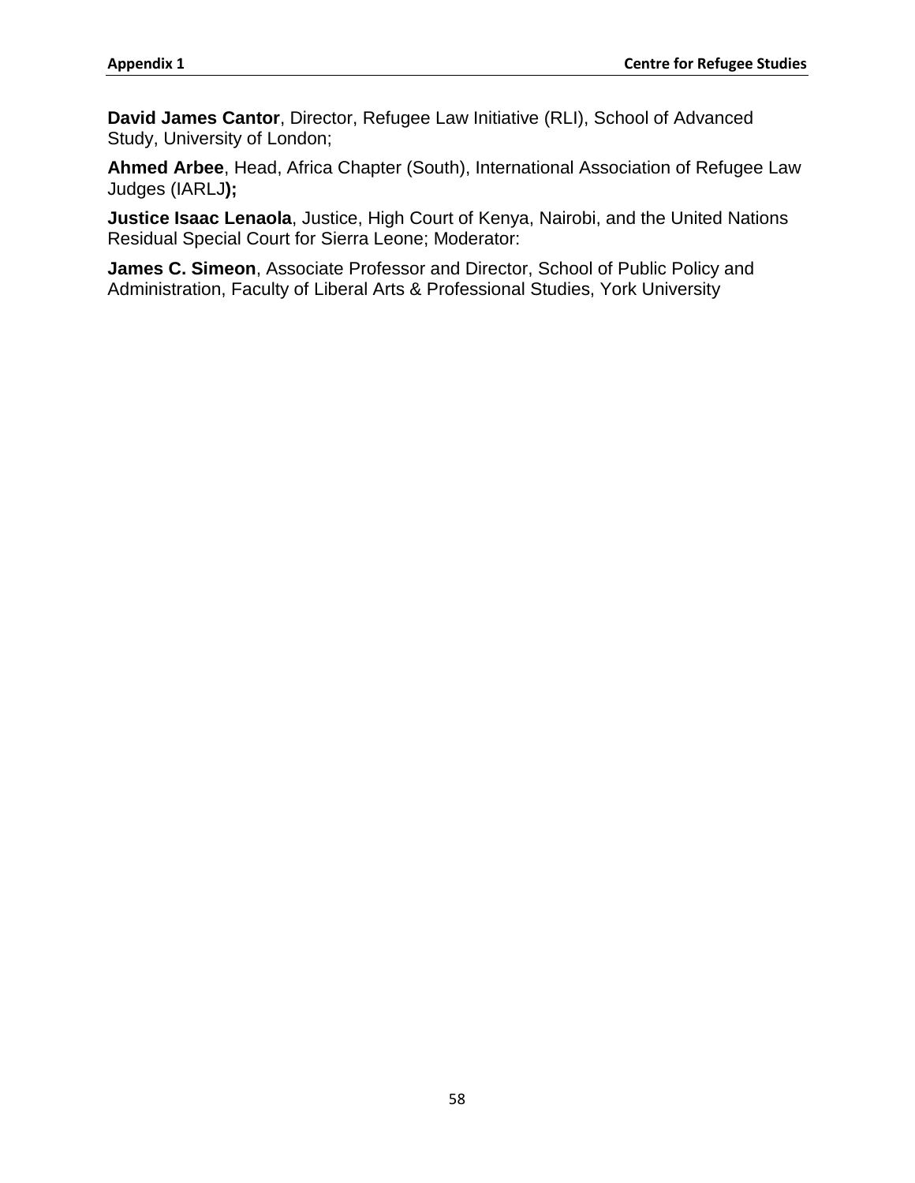**David James Cantor**, Director, Refugee Law Initiative (RLI), School of Advanced Study, University of London;

**Ahmed Arbee**, Head, Africa Chapter (South), International Association of Refugee Law Judges (IARLJ**);**

**Justice Isaac Lenaola**, Justice, High Court of Kenya, Nairobi, and the United Nations Residual Special Court for Sierra Leone; Moderator:

**James C. Simeon**, Associate Professor and Director, School of Public Policy and Administration, Faculty of Liberal Arts & Professional Studies, York University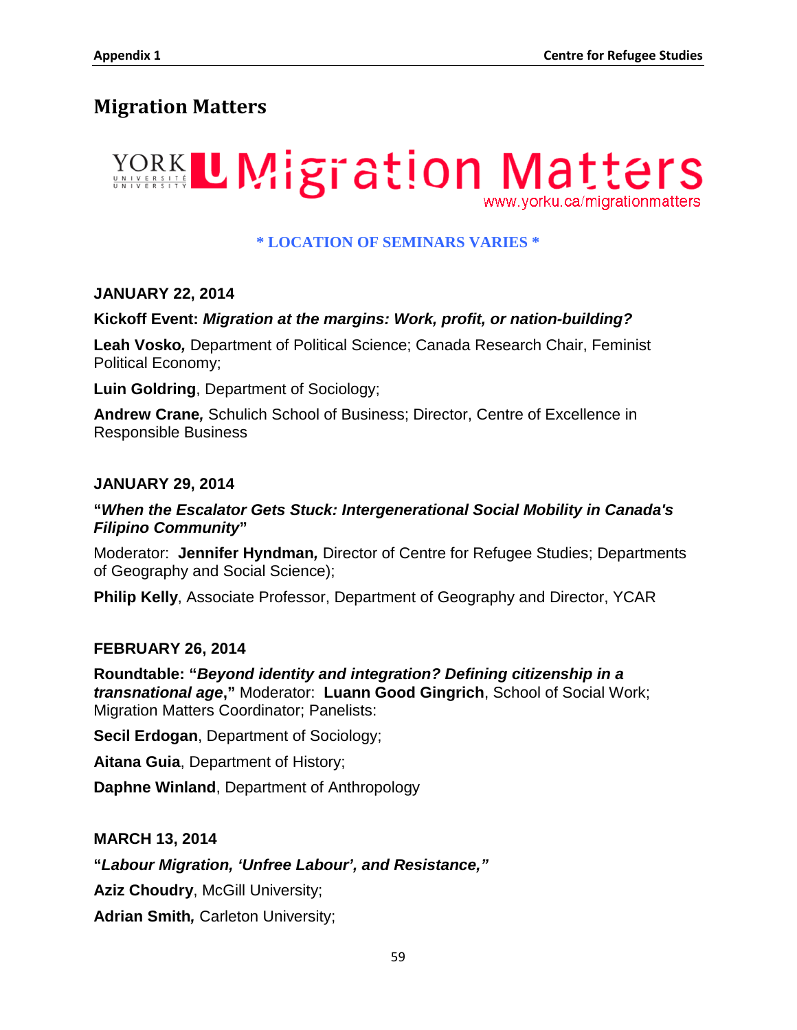## Migration Matters

YORK UNIVERSITÉ UNIVERSITY Migration Matters
www.yorku.ca/migrationmatters

**\* LOCATION OF SEMINARS VARIES \***

**JANUARY 22, 2014**

**Kickoff Event:** ***Migration at the margins: Work, profit, or nation-building?***

**Leah Vosko***,* Department of Political Science; Canada Research Chair, Feminist Political Economy;

**Luin Goldring**, Department of Sociology;

**Andrew Crane***,* Schulich School of Business; Director, Centre of Excellence in Responsible Business

**JANUARY 29, 2014**

**"*When the Escalator Gets Stuck: Intergenerational Social Mobility in Canada's Filipino Community*"**

Moderator: **Jennifer Hyndman***,* Director of Centre for Refugee Studies; Departments of Geography and Social Science);

**Philip Kelly**, Associate Professor, Department of Geography and Director, YCAR

**FEBRUARY 26, 2014**

**Roundtable: "*Beyond identity and integration? Defining citizenship in a transnational age*,"** Moderator: **Luann Good Gingrich**, School of Social Work; Migration Matters Coordinator; Panelists:

**Secil Erdogan**, Department of Sociology;

**Aitana Guia**, Department of History;

**Daphne Winland**, Department of Anthropology

**MARCH 13, 2014**

**"*Labour Migration, 'Unfree Labour', and Resistance,"***

**Aziz Choudry**, McGill University;

**Adrian Smith***,* Carleton University;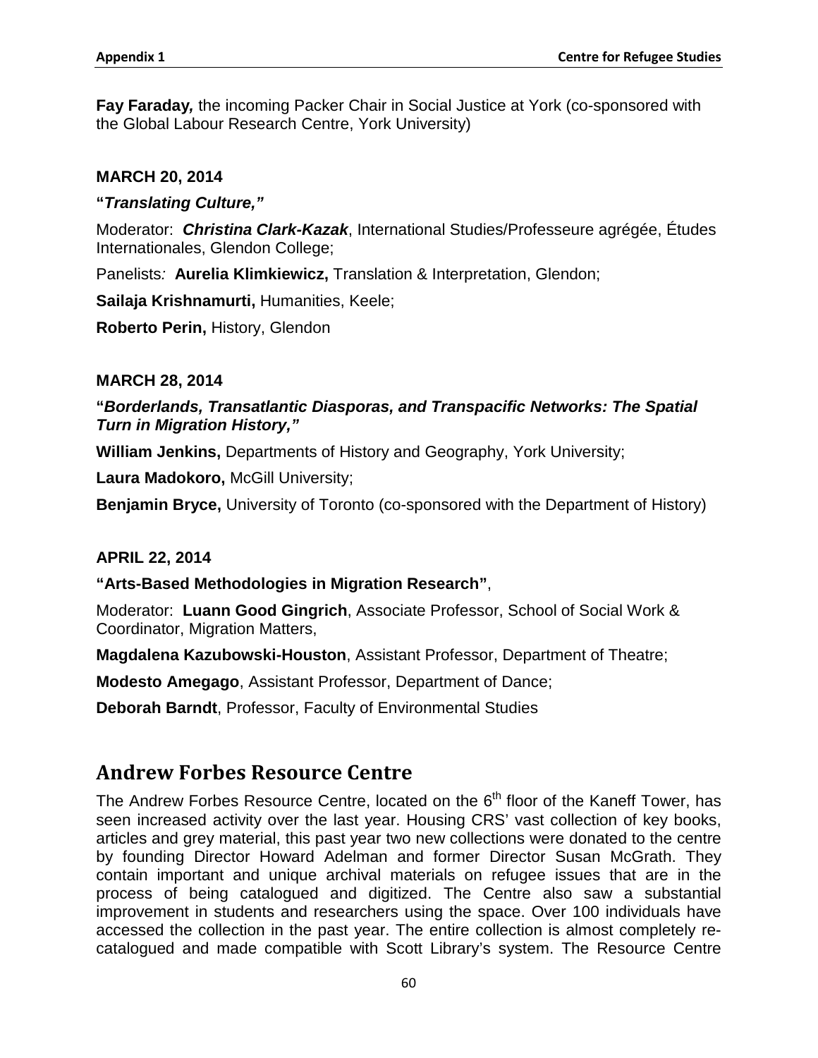**Fay Faraday,** the incoming Packer Chair in Social Justice at York (co-sponsored with the Global Labour Research Centre, York University)

**MARCH 20, 2014**

**"*Translating Culture,"***

Moderator: ***Christina Clark-Kazak***, International Studies/Professeure agrégée, Études Internationales, Glendon College;

Panelists*:* **Aurelia Klimkiewicz,** Translation & Interpretation, Glendon;

**Sailaja Krishnamurti,** Humanities, Keele;

**Roberto Perin,** History, Glendon

**MARCH 28, 2014**

**"*Borderlands, Transatlantic Diasporas, and Transpacific Networks: The Spatial Turn in Migration History,"***

**William Jenkins,** Departments of History and Geography, York University;

**Laura Madokoro,** McGill University;

**Benjamin Bryce,** University of Toronto (co-sponsored with the Department of History)

**APRIL 22, 2014**

**"Arts-Based Methodologies in Migration Research"**,

Moderator: **Luann Good Gingrich**, Associate Professor, School of Social Work & Coordinator, Migration Matters,

**Magdalena Kazubowski-Houston**, Assistant Professor, Department of Theatre;

**Modesto Amegago**, Assistant Professor, Department of Dance;

**Deborah Barndt**, Professor, Faculty of Environmental Studies

## Andrew Forbes Resource Centre

The Andrew Forbes Resource Centre, located on the 6th floor of the Kaneff Tower, has seen increased activity over the last year. Housing CRS' vast collection of key books, articles and grey material, this past year two new collections were donated to the centre by founding Director Howard Adelman and former Director Susan McGrath. They contain important and unique archival materials on refugee issues that are in the process of being catalogued and digitized. The Centre also saw a substantial improvement in students and researchers using the space. Over 100 individuals have accessed the collection in the past year. The entire collection is almost completely re-catalogued and made compatible with Scott Library's system. The Resource Centre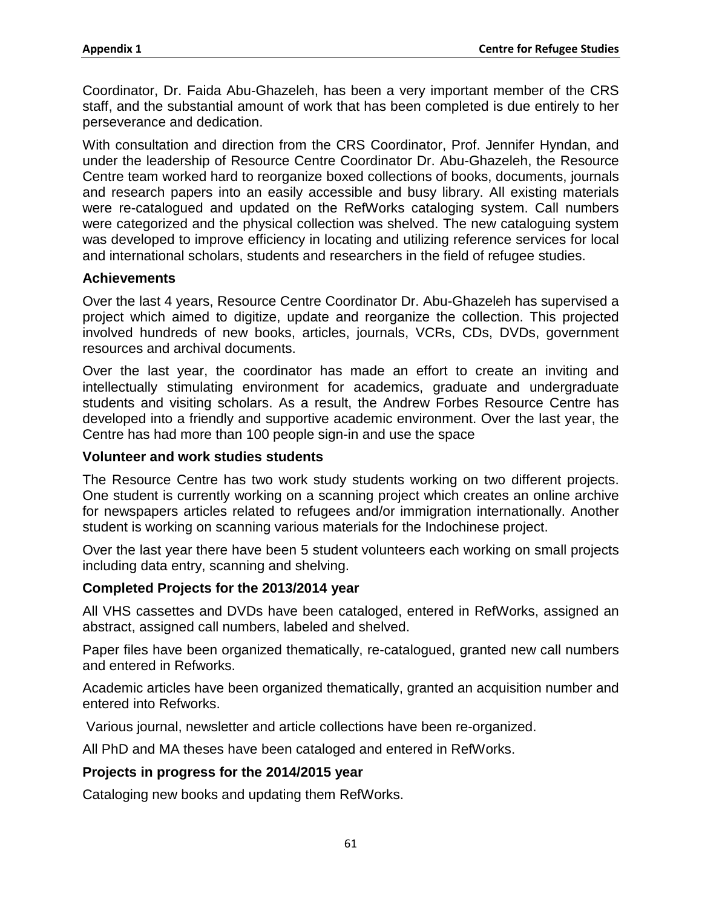Coordinator, Dr. Faida Abu-Ghazeleh, has been a very important member of the CRS staff, and the substantial amount of work that has been completed is due entirely to her perseverance and dedication.

With consultation and direction from the CRS Coordinator, Prof. Jennifer Hyndan, and under the leadership of Resource Centre Coordinator Dr. Abu-Ghazeleh, the Resource Centre team worked hard to reorganize boxed collections of books, documents, journals and research papers into an easily accessible and busy library. All existing materials were re-catalogued and updated on the RefWorks cataloging system. Call numbers were categorized and the physical collection was shelved. The new cataloguing system was developed to improve efficiency in locating and utilizing reference services for local and international scholars, students and researchers in the field of refugee studies.

### Achievements

Over the last 4 years, Resource Centre Coordinator Dr. Abu-Ghazeleh has supervised a project which aimed to digitize, update and reorganize the collection. This projected involved hundreds of new books, articles, journals, VCRs, CDs, DVDs, government resources and archival documents.

Over the last year, the coordinator has made an effort to create an inviting and intellectually stimulating environment for academics, graduate and undergraduate students and visiting scholars. As a result, the Andrew Forbes Resource Centre has developed into a friendly and supportive academic environment. Over the last year, the Centre has had more than 100 people sign-in and use the space

### Volunteer and work studies students

The Resource Centre has two work study students working on two different projects. One student is currently working on a scanning project which creates an online archive for newspapers articles related to refugees and/or immigration internationally. Another student is working on scanning various materials for the Indochinese project.

Over the last year there have been 5 student volunteers each working on small projects including data entry, scanning and shelving.

### Completed Projects for the 2013/2014 year

All VHS cassettes and DVDs have been cataloged, entered in RefWorks, assigned an abstract, assigned call numbers, labeled and shelved.

Paper files have been organized thematically, re-catalogued, granted new call numbers and entered in Refworks.

Academic articles have been organized thematically, granted an acquisition number and entered into Refworks.

Various journal, newsletter and article collections have been re-organized.

All PhD and MA theses have been cataloged and entered in RefWorks.

### Projects in progress for the 2014/2015 year

Cataloging new books and updating them RefWorks.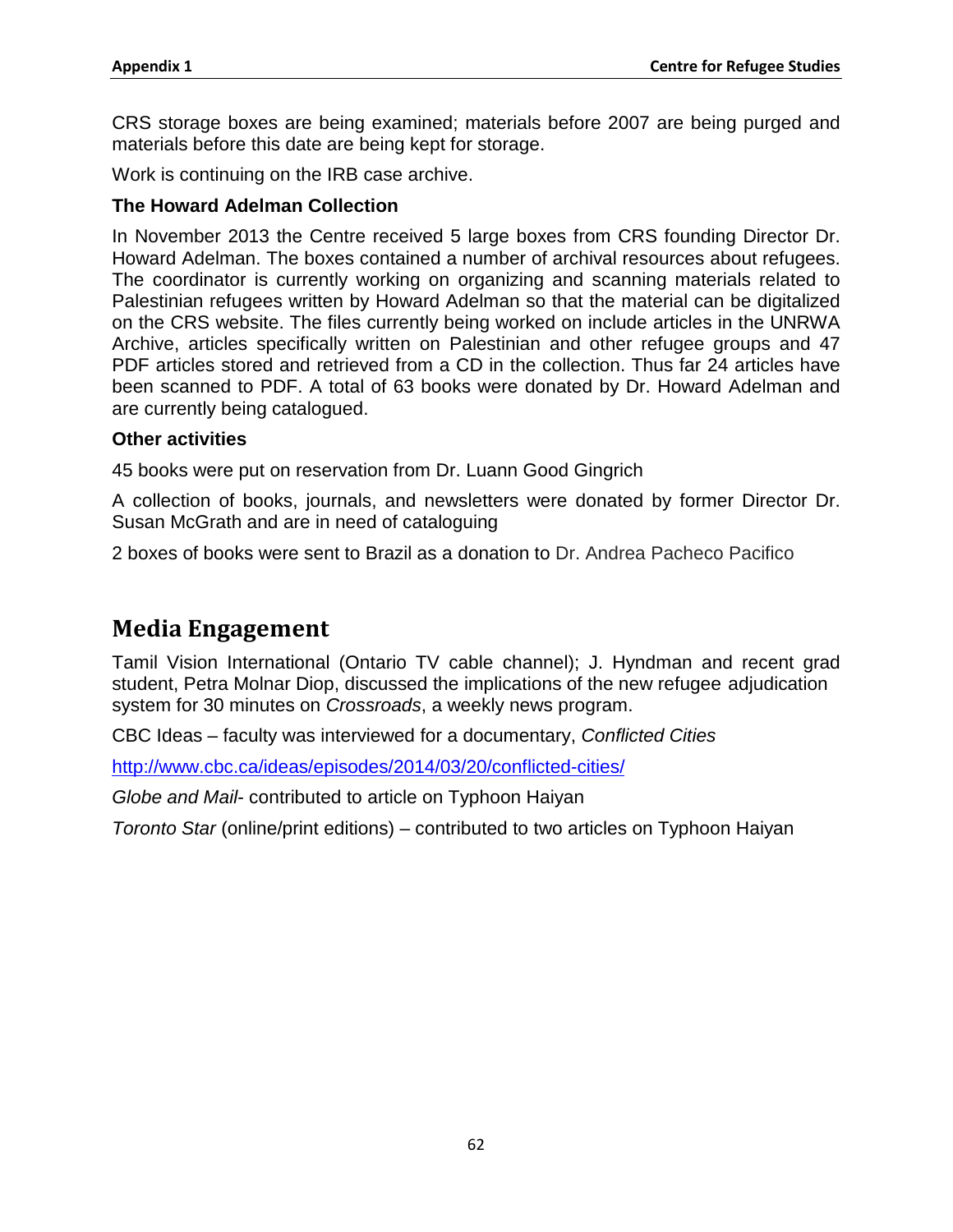CRS storage boxes are being examined; materials before 2007 are being purged and materials before this date are being kept for storage.

Work is continuing on the IRB case archive.

### The Howard Adelman Collection

In November 2013 the Centre received 5 large boxes from CRS founding Director Dr. Howard Adelman. The boxes contained a number of archival resources about refugees. The coordinator is currently working on organizing and scanning materials related to Palestinian refugees written by Howard Adelman so that the material can be digitalized on the CRS website. The files currently being worked on include articles in the UNRWA Archive, articles specifically written on Palestinian and other refugee groups and 47 PDF articles stored and retrieved from a CD in the collection. Thus far 24 articles have been scanned to PDF. A total of 63 books were donated by Dr. Howard Adelman and are currently being catalogued.

### Other activities

45 books were put on reservation from Dr. Luann Good Gingrich

A collection of books, journals, and newsletters were donated by former Director Dr. Susan McGrath and are in need of cataloguing

2 boxes of books were sent to Brazil as a donation to Dr. Andrea Pacheco Pacifico

## Media Engagement

Tamil Vision International (Ontario TV cable channel); J. Hyndman and recent grad student, Petra Molnar Diop, discussed the implications of the new refugee adjudication system for 30 minutes on *Crossroads*, a weekly news program.

CBC Ideas – faculty was interviewed for a documentary, *Conflicted Cities*

http://www.cbc.ca/ideas/episodes/2014/03/20/conflicted-cities/

*Globe and Mail*- contributed to article on Typhoon Haiyan

*Toronto Star* (online/print editions) – contributed to two articles on Typhoon Haiyan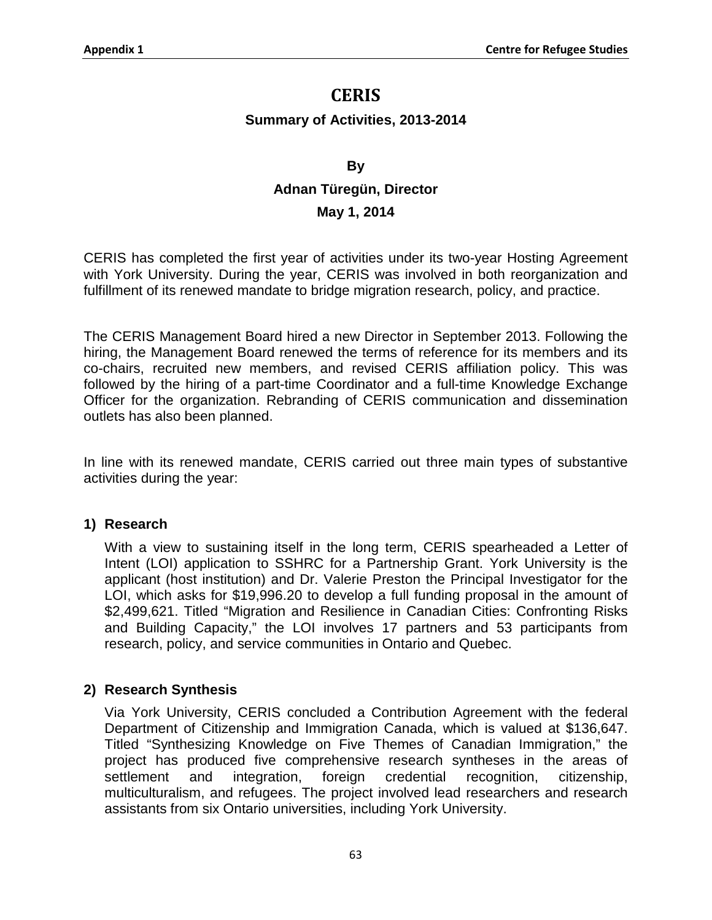# CERIS

**Summary of Activities, 2013-2014**

**By**

**Adnan Türegün, Director**

**May 1, 2014**

CERIS has completed the first year of activities under its two-year Hosting Agreement with York University. During the year, CERIS was involved in both reorganization and fulfillment of its renewed mandate to bridge migration research, policy, and practice.

The CERIS Management Board hired a new Director in September 2013. Following the hiring, the Management Board renewed the terms of reference for its members and its co-chairs, recruited new members, and revised CERIS affiliation policy. This was followed by the hiring of a part-time Coordinator and a full-time Knowledge Exchange Officer for the organization. Rebranding of CERIS communication and dissemination outlets has also been planned.

In line with its renewed mandate, CERIS carried out three main types of substantive activities during the year:

**1) Research**

With a view to sustaining itself in the long term, CERIS spearheaded a Letter of Intent (LOI) application to SSHRC for a Partnership Grant. York University is the applicant (host institution) and Dr. Valerie Preston the Principal Investigator for the LOI, which asks for $19,996.20 to develop a full funding proposal in the amount of $2,499,621. Titled “Migration and Resilience in Canadian Cities: Confronting Risks and Building Capacity,” the LOI involves 17 partners and 53 participants from research, policy, and service communities in Ontario and Quebec.

**2) Research Synthesis**

Via York University, CERIS concluded a Contribution Agreement with the federal Department of Citizenship and Immigration Canada, which is valued at $136,647. Titled “Synthesizing Knowledge on Five Themes of Canadian Immigration,” the project has produced five comprehensive research syntheses in the areas of settlement and integration, foreign credential recognition, citizenship, multiculturalism, and refugees. The project involved lead researchers and research assistants from six Ontario universities, including York University.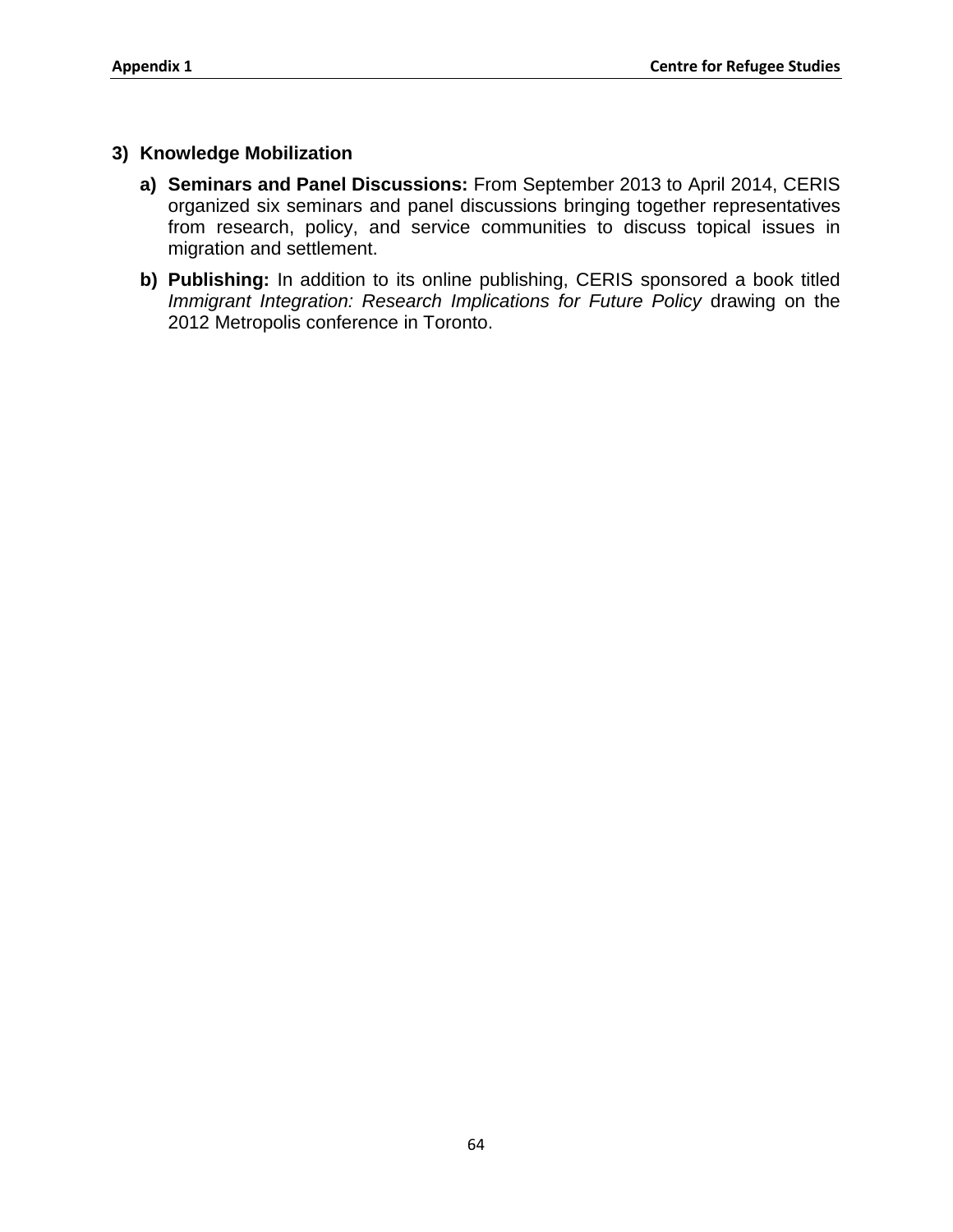### 3) Knowledge Mobilization

a) **Seminars and Panel Discussions:** From September 2013 to April 2014, CERIS organized six seminars and panel discussions bringing together representatives from research, policy, and service communities to discuss topical issues in migration and settlement.

b) **Publishing:** In addition to its online publishing, CERIS sponsored a book titled *Immigrant Integration: Research Implications for Future Policy* drawing on the 2012 Metropolis conference in Toronto.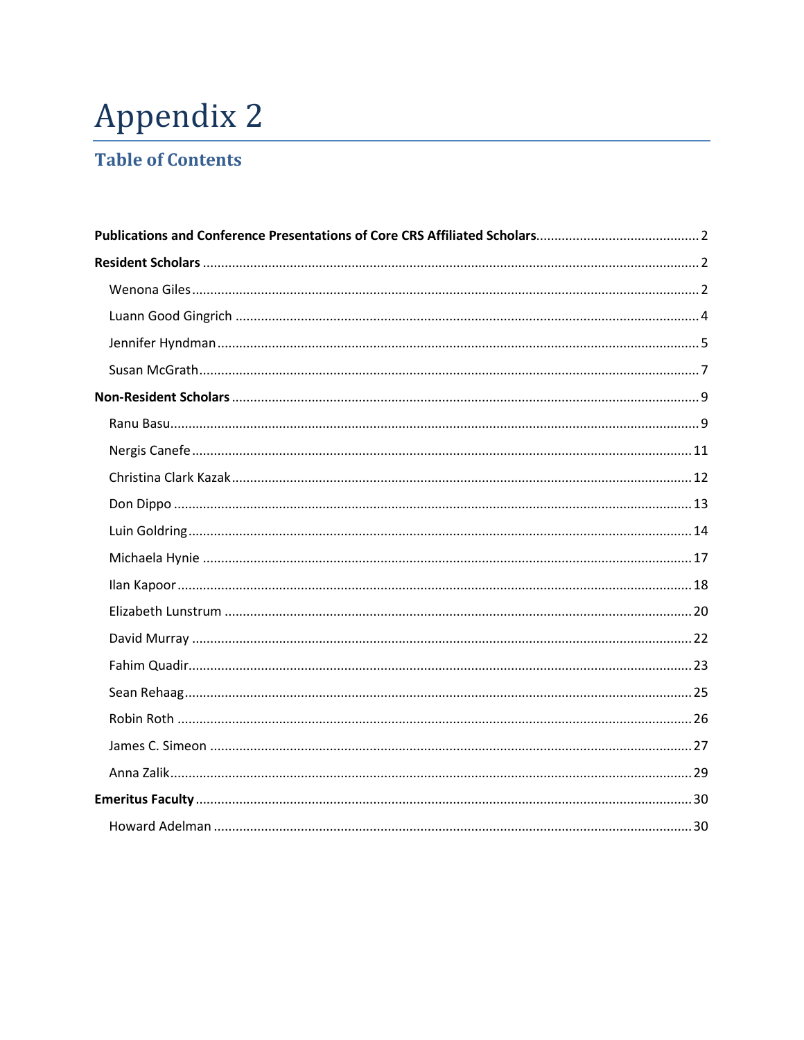# Appendix 2

## Table of Contents

**Publications and Conference Presentations of Core CRS Affiliated Scholars** ..... 2

**Resident Scholars** ..... 2

- Wenona Giles ..... 2
- Luann Good Gingrich ..... 4
- Jennifer Hyndman ..... 5
- Susan McGrath ..... 7

**Non-Resident Scholars** ..... 9

- Ranu Basu ..... 9
- Nergis Canefe ..... 11
- Christina Clark Kazak ..... 12
- Don Dippo ..... 13
- Luin Goldring ..... 14
- Michaela Hynie ..... 17
- Ilan Kapoor ..... 18
- Elizabeth Lunstrum ..... 20
- David Murray ..... 22
- Fahim Quadir ..... 23
- Sean Rehaag ..... 25
- Robin Roth ..... 26
- James C. Simeon ..... 27
- Anna Zalik ..... 29

**Emeritus Faculty** ..... 30

- Howard Adelman ..... 30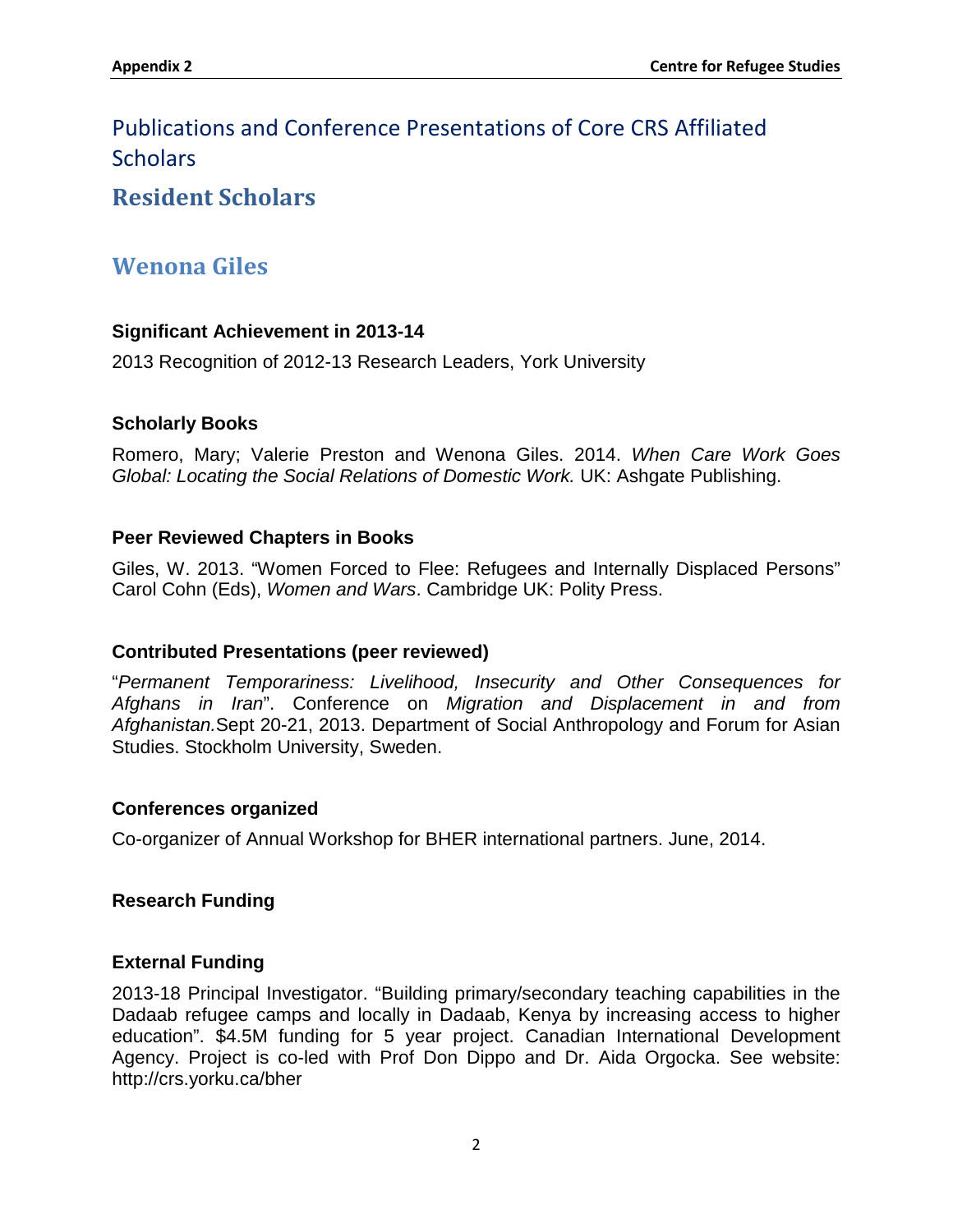# Publications and Conference Presentations of Core CRS Affiliated Scholars

## Resident Scholars

## Wenona Giles

### Significant Achievement in 2013-14

2013 Recognition of 2012-13 Research Leaders, York University

### Scholarly Books

Romero, Mary; Valerie Preston and Wenona Giles. 2014. *When Care Work Goes Global: Locating the Social Relations of Domestic Work.* UK: Ashgate Publishing.

### Peer Reviewed Chapters in Books

Giles, W. 2013. "Women Forced to Flee: Refugees and Internally Displaced Persons" Carol Cohn (Eds), *Women and Wars*. Cambridge UK: Polity Press.

### Contributed Presentations (peer reviewed)

"*Permanent Temporariness: Livelihood, Insecurity and Other Consequences for Afghans in Iran*". Conference on *Migration and Displacement in and from Afghanistan.*Sept 20-21, 2013. Department of Social Anthropology and Forum for Asian Studies. Stockholm University, Sweden.

### Conferences organized

Co-organizer of Annual Workshop for BHER international partners. June, 2014.

### Research Funding

### External Funding

2013-18 Principal Investigator. "Building primary/secondary teaching capabilities in the Dadaab refugee camps and locally in Dadaab, Kenya by increasing access to higher education". $4.5M funding for 5 year project. Canadian International Development Agency. Project is co-led with Prof Don Dippo and Dr. Aida Orgocka. See website: http://crs.yorku.ca/bher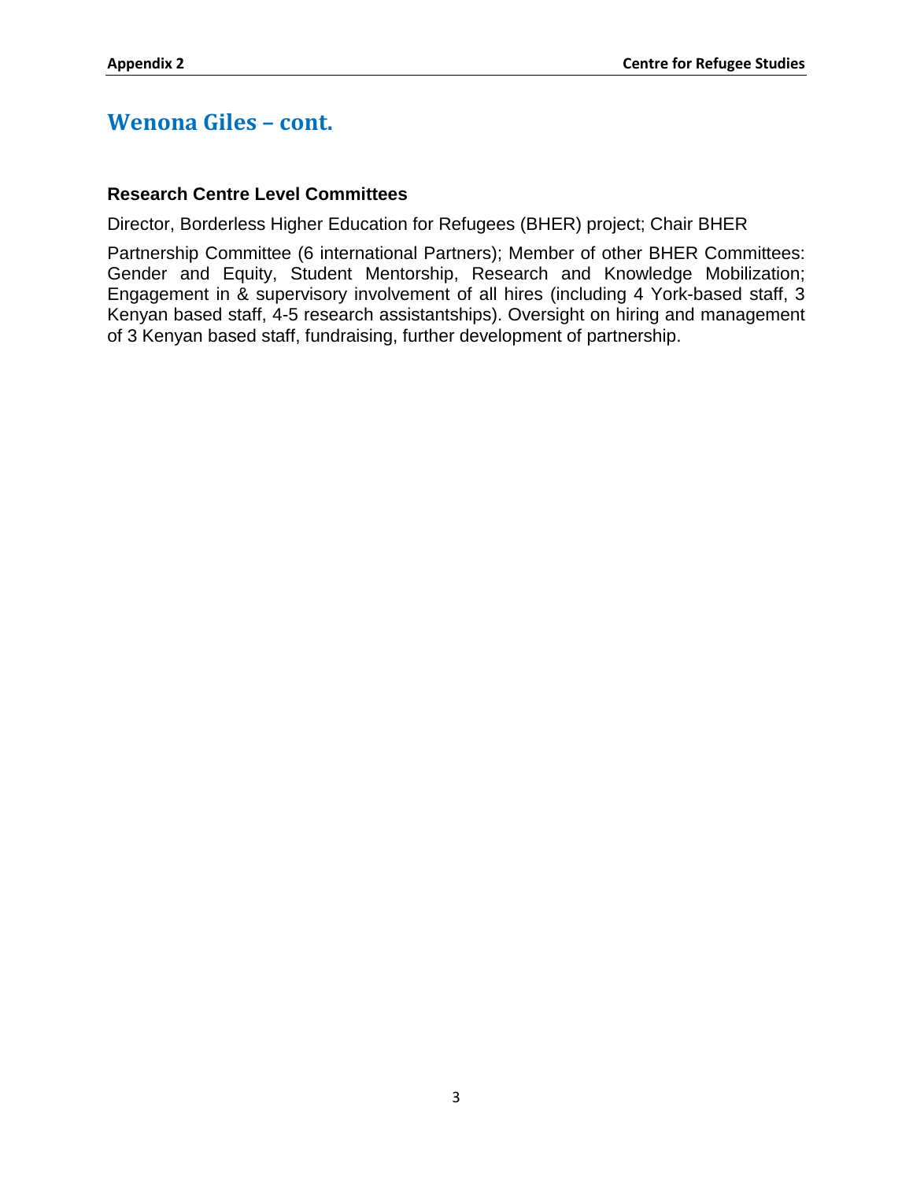## Wenona Giles – cont.

### Research Centre Level Committees

Director, Borderless Higher Education for Refugees (BHER) project; Chair BHER

Partnership Committee (6 international Partners); Member of other BHER Committees: Gender and Equity, Student Mentorship, Research and Knowledge Mobilization; Engagement in & supervisory involvement of all hires (including 4 York-based staff, 3 Kenyan based staff, 4-5 research assistantships). Oversight on hiring and management of 3 Kenyan based staff, fundraising, further development of partnership.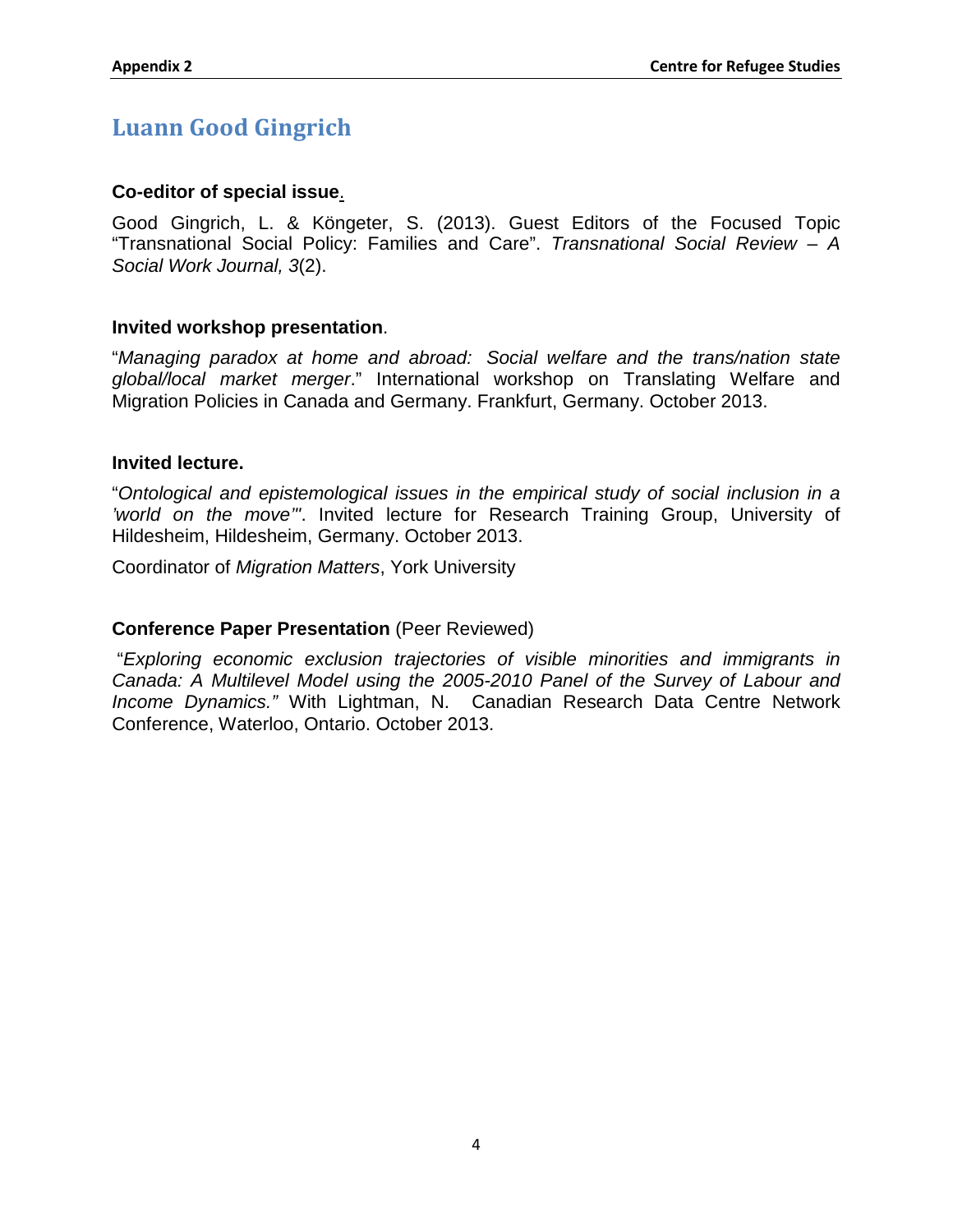## Luann Good Gingrich

**Co-editor of special issue.**

Good Gingrich, L. & Köngeter, S. (2013). Guest Editors of the Focused Topic "Transnational Social Policy: Families and Care". *Transnational Social Review – A Social Work Journal, 3*(2).

**Invited workshop presentation**.

"*Managing paradox at home and abroad: Social welfare and the trans/nation state global/local market merger*." International workshop on Translating Welfare and Migration Policies in Canada and Germany. Frankfurt, Germany. October 2013.

**Invited lecture.**

"*Ontological and epistemological issues in the empirical study of social inclusion in a 'world on the move'*". Invited lecture for Research Training Group, University of Hildesheim, Hildesheim, Germany. October 2013.

Coordinator of *Migration Matters*, York University

**Conference Paper Presentation** (Peer Reviewed)

"*Exploring economic exclusion trajectories of visible minorities and immigrants in Canada: A Multilevel Model using the 2005-2010 Panel of the Survey of Labour and Income Dynamics."* With Lightman, N. Canadian Research Data Centre Network Conference, Waterloo, Ontario. October 2013.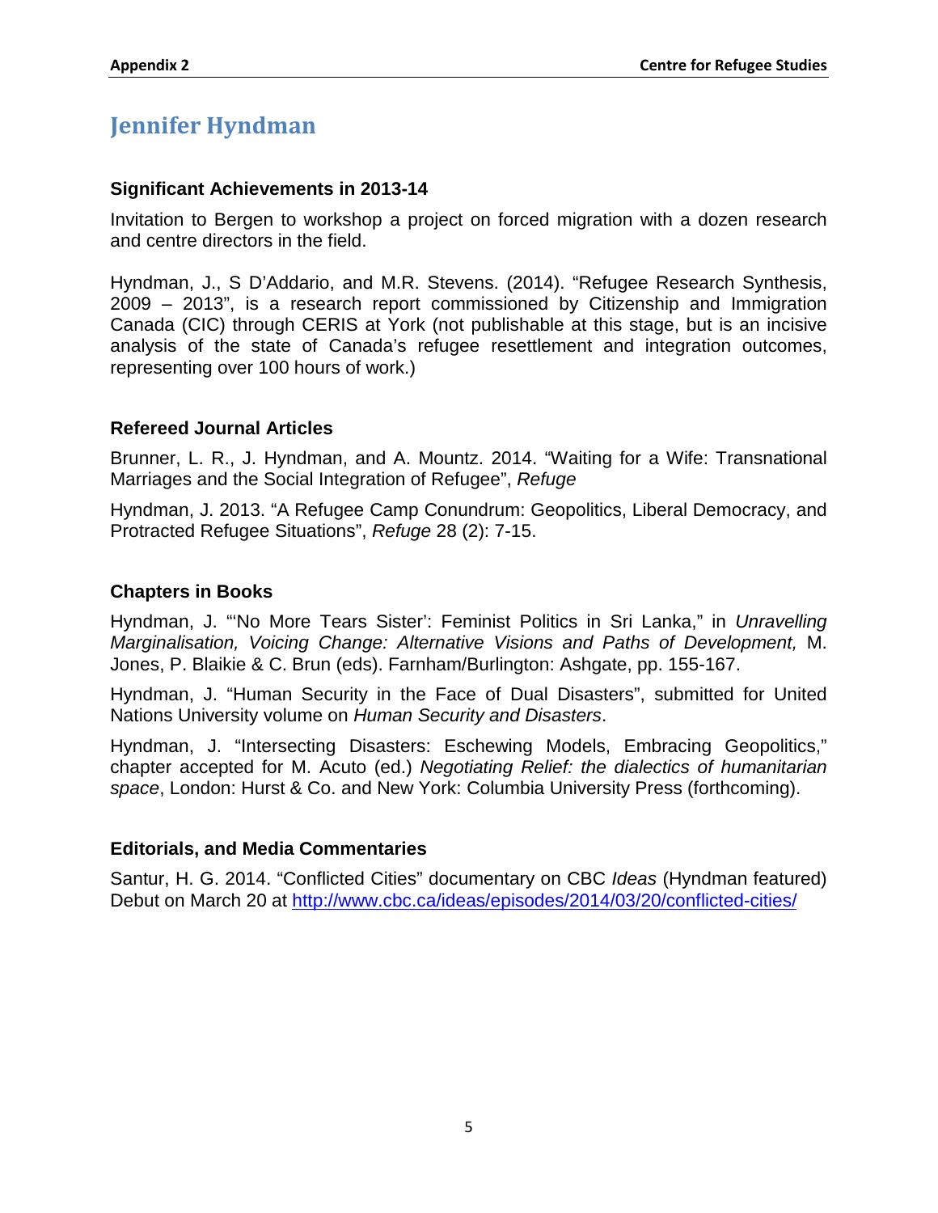# Jennifer Hyndman

### Significant Achievements in 2013-14

Invitation to Bergen to workshop a project on forced migration with a dozen research and centre directors in the field.

Hyndman, J., S D'Addario, and M.R. Stevens. (2014). "Refugee Research Synthesis, 2009 – 2013", is a research report commissioned by Citizenship and Immigration Canada (CIC) through CERIS at York (not publishable at this stage, but is an incisive analysis of the state of Canada's refugee resettlement and integration outcomes, representing over 100 hours of work.)

### Refereed Journal Articles

Brunner, L. R., J. Hyndman, and A. Mountz. 2014. "Waiting for a Wife: Transnational Marriages and the Social Integration of Refugee", *Refuge*

Hyndman, J. 2013. "A Refugee Camp Conundrum: Geopolitics, Liberal Democracy, and Protracted Refugee Situations", *Refuge* 28 (2): 7-15.

### Chapters in Books

Hyndman, J. "'No More Tears Sister': Feminist Politics in Sri Lanka," in *Unravelling Marginalisation, Voicing Change: Alternative Visions and Paths of Development,* M. Jones, P. Blaikie & C. Brun (eds). Farnham/Burlington: Ashgate, pp. 155-167.

Hyndman, J. "Human Security in the Face of Dual Disasters", submitted for United Nations University volume on *Human Security and Disasters*.

Hyndman, J. "Intersecting Disasters: Eschewing Models, Embracing Geopolitics," chapter accepted for M. Acuto (ed.) *Negotiating Relief: the dialectics of humanitarian space*, London: Hurst & Co. and New York: Columbia University Press (forthcoming).

### Editorials, and Media Commentaries

Santur, H. G. 2014. "Conflicted Cities" documentary on CBC *Ideas* (Hyndman featured) Debut on March 20 at http://www.cbc.ca/ideas/episodes/2014/03/20/conflicted-cities/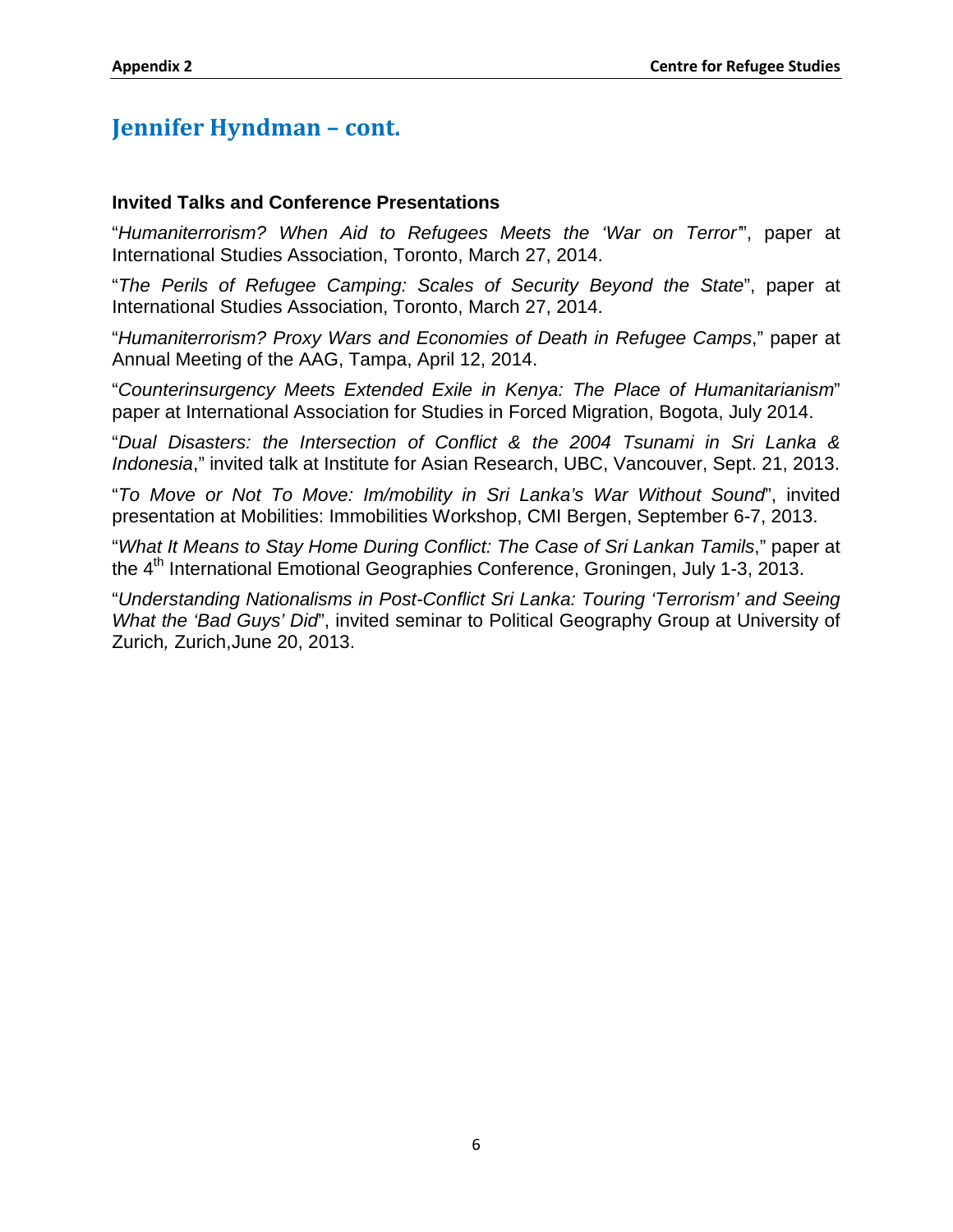# Jennifer Hyndman – cont.

### Invited Talks and Conference Presentations

"*Humaniterrorism? When Aid to Refugees Meets the 'War on Terror'*", paper at International Studies Association, Toronto, March 27, 2014.

"*The Perils of Refugee Camping: Scales of Security Beyond the State*", paper at International Studies Association, Toronto, March 27, 2014.

"*Humaniterrorism? Proxy Wars and Economies of Death in Refugee Camps*," paper at Annual Meeting of the AAG, Tampa, April 12, 2014.

"*Counterinsurgency Meets Extended Exile in Kenya: The Place of Humanitarianism*" paper at International Association for Studies in Forced Migration, Bogota, July 2014.

"*Dual Disasters: the Intersection of Conflict & the 2004 Tsunami in Sri Lanka & Indonesia*," invited talk at Institute for Asian Research, UBC, Vancouver, Sept. 21, 2013.

"*To Move or Not To Move: Im/mobility in Sri Lanka's War Without Sound*", invited presentation at Mobilities: Immobilities Workshop, CMI Bergen, September 6-7, 2013.

"*What It Means to Stay Home During Conflict: The Case of Sri Lankan Tamils*," paper at the 4th International Emotional Geographies Conference, Groningen, July 1-3, 2013.

"*Understanding Nationalisms in Post-Conflict Sri Lanka: Touring 'Terrorism' and Seeing What the 'Bad Guys' Did*", invited seminar to Political Geography Group at University of Zurich, Zurich,June 20, 2013.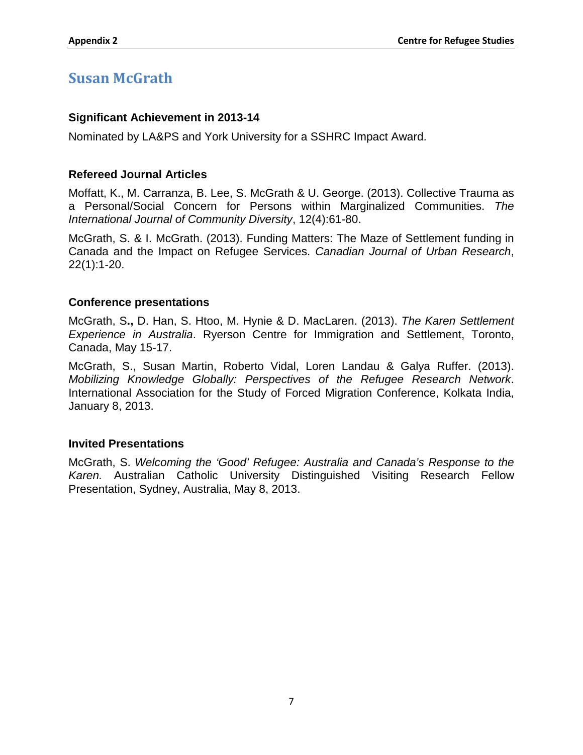## Susan McGrath

### Significant Achievement in 2013-14

Nominated by LA&PS and York University for a SSHRC Impact Award.

### Refereed Journal Articles

Moffatt, K., M. Carranza, B. Lee, S. McGrath & U. George. (2013). Collective Trauma as a Personal/Social Concern for Persons within Marginalized Communities. *The International Journal of Community Diversity*, 12(4):61-80.

McGrath, S. & I. McGrath. (2013). Funding Matters: The Maze of Settlement funding in Canada and the Impact on Refugee Services. *Canadian Journal of Urban Research*, 22(1):1-20.

### Conference presentations

McGrath, S**.,** D. Han, S. Htoo, M. Hynie & D. MacLaren. (2013). *The Karen Settlement Experience in Australia*. Ryerson Centre for Immigration and Settlement, Toronto, Canada, May 15-17.

McGrath, S., Susan Martin, Roberto Vidal, Loren Landau & Galya Ruffer. (2013). *Mobilizing Knowledge Globally: Perspectives of the Refugee Research Network*. International Association for the Study of Forced Migration Conference, Kolkata India, January 8, 2013.

### Invited Presentations

McGrath, S. *Welcoming the 'Good' Refugee: Australia and Canada's Response to the Karen.* Australian Catholic University Distinguished Visiting Research Fellow Presentation, Sydney, Australia, May 8, 2013.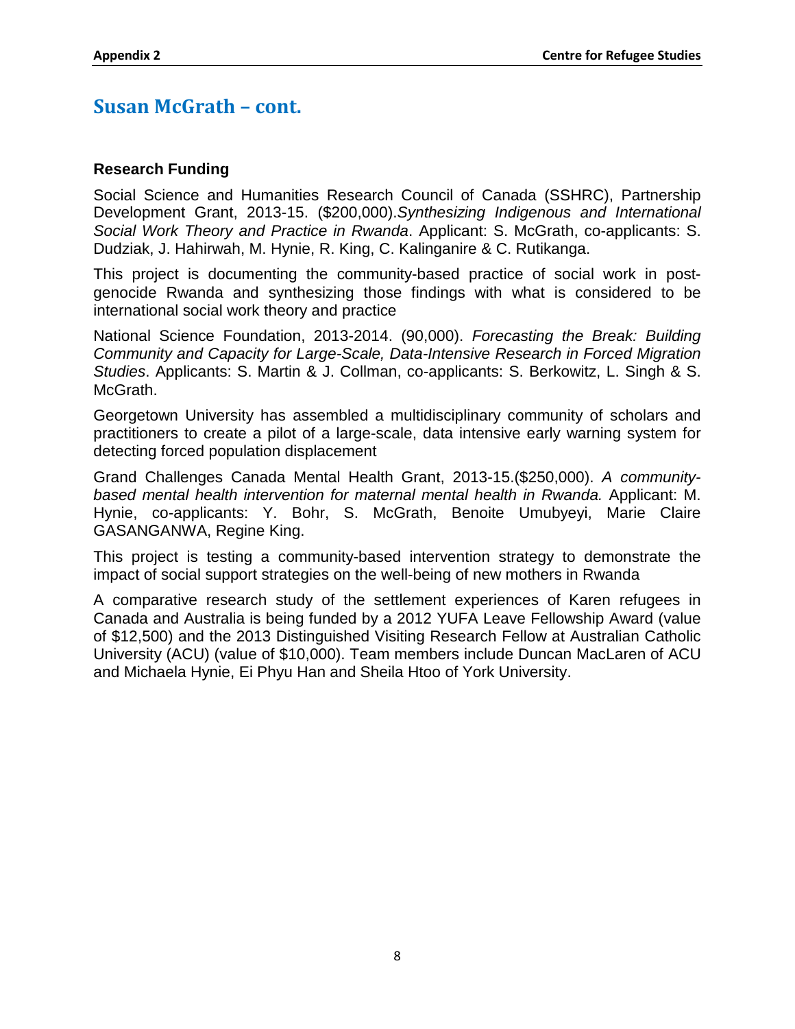## Susan McGrath – cont.

### Research Funding

Social Science and Humanities Research Council of Canada (SSHRC), Partnership Development Grant, 2013-15. ($200,000).*Synthesizing Indigenous and International Social Work Theory and Practice in Rwanda*. Applicant: S. McGrath, co-applicants: S. Dudziak, J. Hahirwah, M. Hynie, R. King, C. Kalinganire & C. Rutikanga.

This project is documenting the community-based practice of social work in post-genocide Rwanda and synthesizing those findings with what is considered to be international social work theory and practice

National Science Foundation, 2013-2014. (90,000). *Forecasting the Break: Building Community and Capacity for Large-Scale, Data-Intensive Research in Forced Migration Studies*. Applicants: S. Martin & J. Collman, co-applicants: S. Berkowitz, L. Singh & S. McGrath.

Georgetown University has assembled a multidisciplinary community of scholars and practitioners to create a pilot of a large-scale, data intensive early warning system for detecting forced population displacement

Grand Challenges Canada Mental Health Grant, 2013-15.($250,000). *A community-based mental health intervention for maternal mental health in Rwanda.* Applicant: M. Hynie, co-applicants: Y. Bohr, S. McGrath, Benoite Umubyeyi, Marie Claire GASANGANWA, Regine King.

This project is testing a community-based intervention strategy to demonstrate the impact of social support strategies on the well-being of new mothers in Rwanda

A comparative research study of the settlement experiences of Karen refugees in Canada and Australia is being funded by a 2012 YUFA Leave Fellowship Award (value of $12,500) and the 2013 Distinguished Visiting Research Fellow at Australian Catholic University (ACU) (value of $10,000). Team members include Duncan MacLaren of ACU and Michaela Hynie, Ei Phyu Han and Sheila Htoo of York University.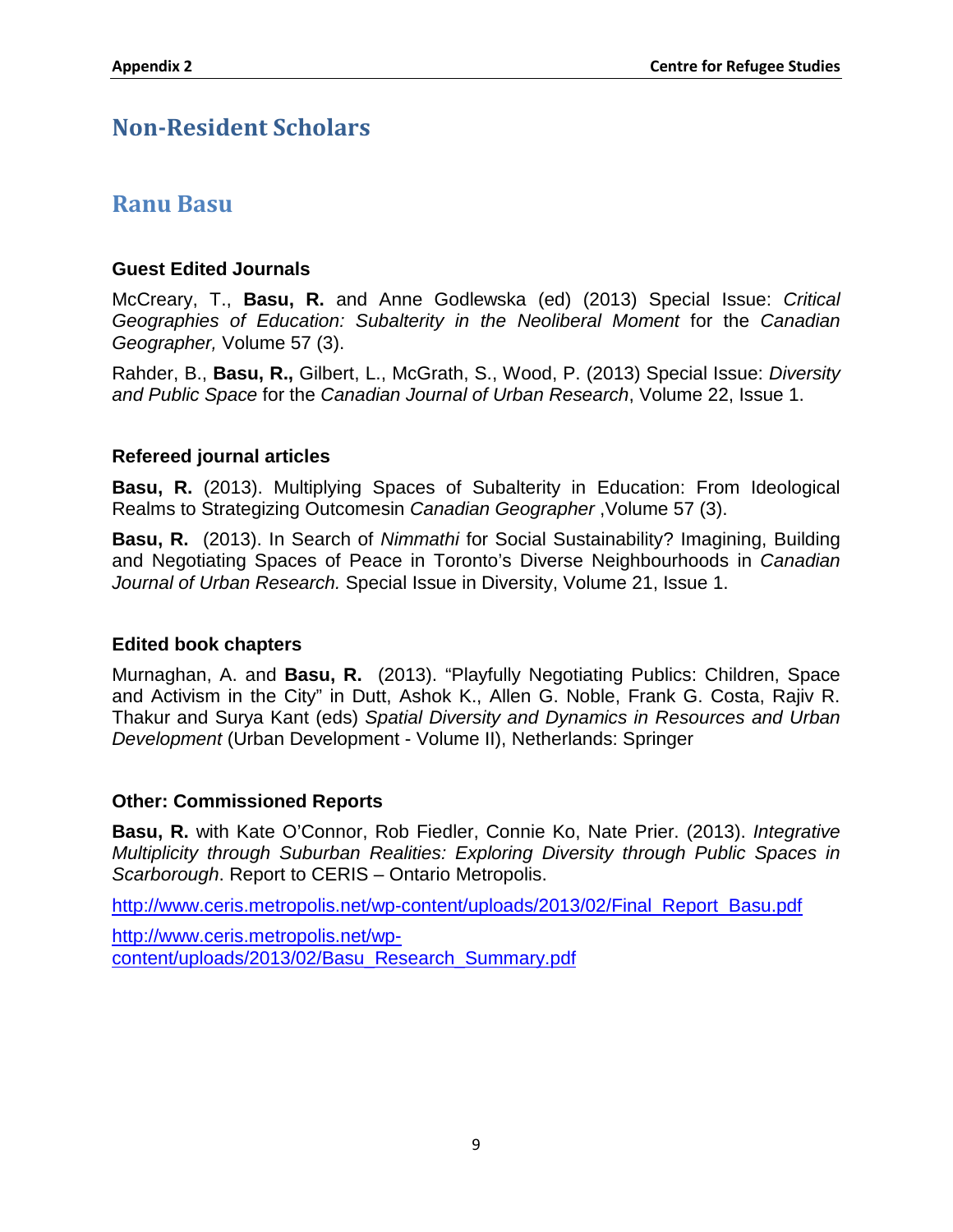# Non-Resident Scholars

## Ranu Basu

### Guest Edited Journals

McCreary, T., **Basu, R.** and Anne Godlewska (ed) (2013) Special Issue: *Critical Geographies of Education: Subalterity in the Neoliberal Moment* for the *Canadian Geographer,* Volume 57 (3).

Rahder, B., **Basu, R.,** Gilbert, L., McGrath, S., Wood, P. (2013) Special Issue: *Diversity and Public Space* for the *Canadian Journal of Urban Research*, Volume 22, Issue 1.

### Refereed journal articles

**Basu, R.** (2013). Multiplying Spaces of Subalterity in Education: From Ideological Realms to Strategizing Outcomesin *Canadian Geographer* ,Volume 57 (3).

**Basu, R.** (2013). In Search of *Nimmathi* for Social Sustainability? Imagining, Building and Negotiating Spaces of Peace in Toronto's Diverse Neighbourhoods in *Canadian Journal of Urban Research.* Special Issue in Diversity, Volume 21, Issue 1.

### Edited book chapters

Murnaghan, A. and **Basu, R.** (2013). "Playfully Negotiating Publics: Children, Space and Activism in the City" in Dutt, Ashok K., Allen G. Noble, Frank G. Costa, Rajiv R. Thakur and Surya Kant (eds) *Spatial Diversity and Dynamics in Resources and Urban Development* (Urban Development - Volume II), Netherlands: Springer

### Other: Commissioned Reports

**Basu, R.** with Kate O'Connor, Rob Fiedler, Connie Ko, Nate Prier. (2013). *Integrative Multiplicity through Suburban Realities: Exploring Diversity through Public Spaces in Scarborough*. Report to CERIS – Ontario Metropolis.

http://www.ceris.metropolis.net/wp-content/uploads/2013/02/Final_Report_Basu.pdf

http://www.ceris.metropolis.net/wp-content/uploads/2013/02/Basu_Research_Summary.pdf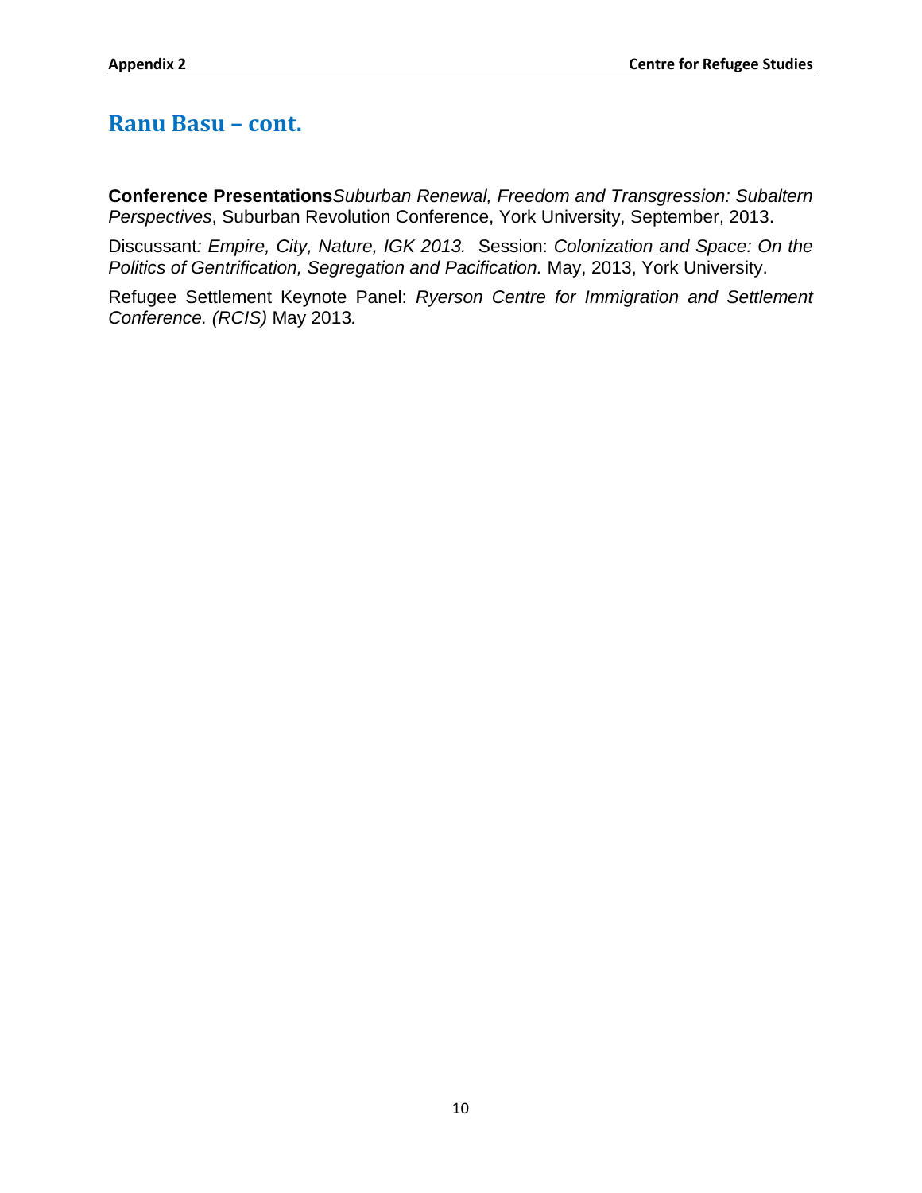## Ranu Basu – cont.

**Conference Presentations** *Suburban Renewal, Freedom and Transgression: Subaltern Perspectives*, Suburban Revolution Conference, York University, September, 2013.

Discussant*: Empire, City, Nature, IGK 2013.* Session: *Colonization and Space: On the Politics of Gentrification, Segregation and Pacification.* May, 2013, York University.

Refugee Settlement Keynote Panel: *Ryerson Centre for Immigration and Settlement Conference. (RCIS)* May 2013*.*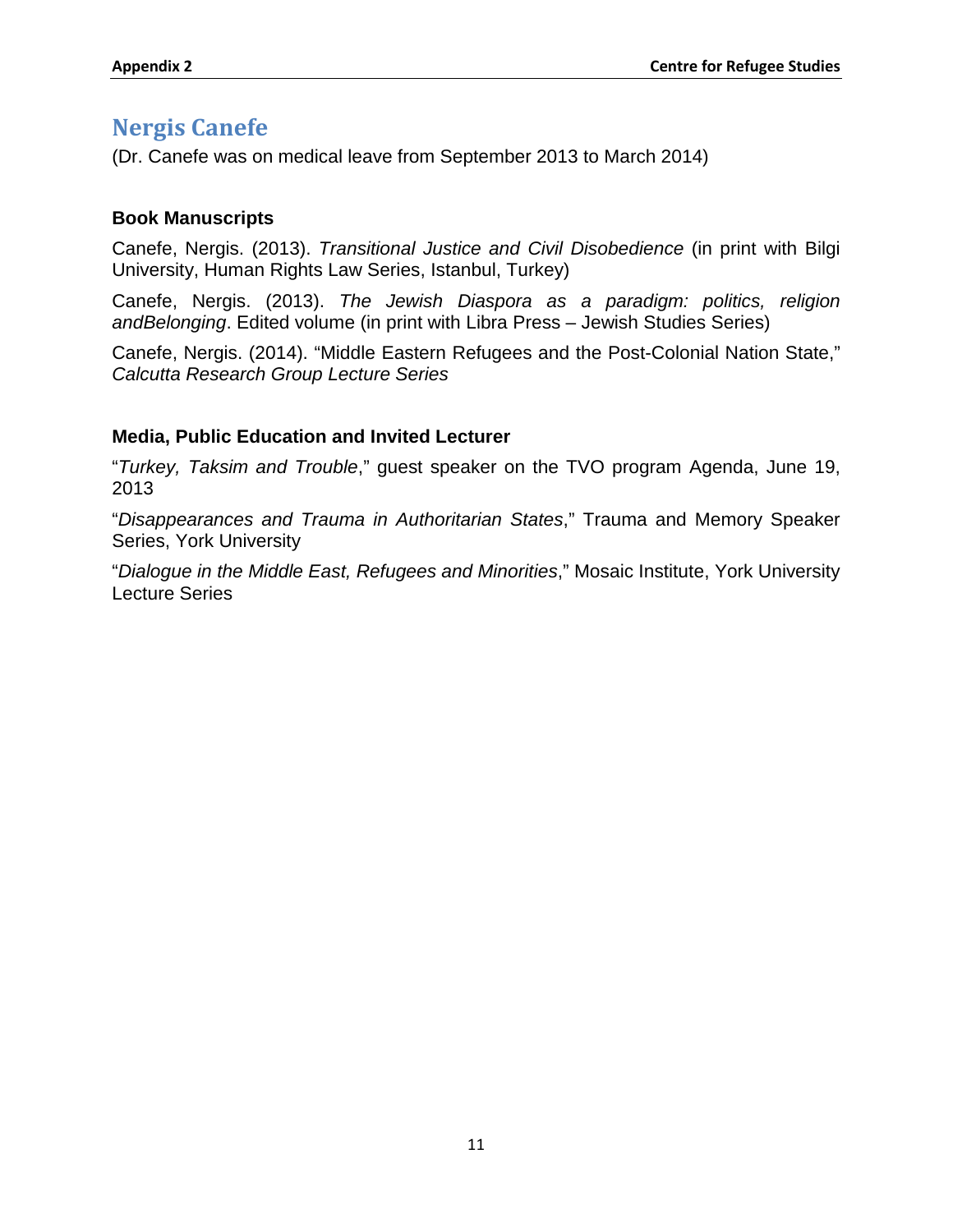## Nergis Canefe

(Dr. Canefe was on medical leave from September 2013 to March 2014)

### Book Manuscripts

Canefe, Nergis. (2013). *Transitional Justice and Civil Disobedience* (in print with Bilgi University, Human Rights Law Series, Istanbul, Turkey)

Canefe, Nergis. (2013). *The Jewish Diaspora as a paradigm: politics, religion andBelonging*. Edited volume (in print with Libra Press – Jewish Studies Series)

Canefe, Nergis. (2014). "Middle Eastern Refugees and the Post-Colonial Nation State," *Calcutta Research Group Lecture Series*

### Media, Public Education and Invited Lecturer

"*Turkey, Taksim and Trouble*," guest speaker on the TVO program Agenda, June 19, 2013

"*Disappearances and Trauma in Authoritarian States*," Trauma and Memory Speaker Series, York University

"*Dialogue in the Middle East, Refugees and Minorities*," Mosaic Institute, York University Lecture Series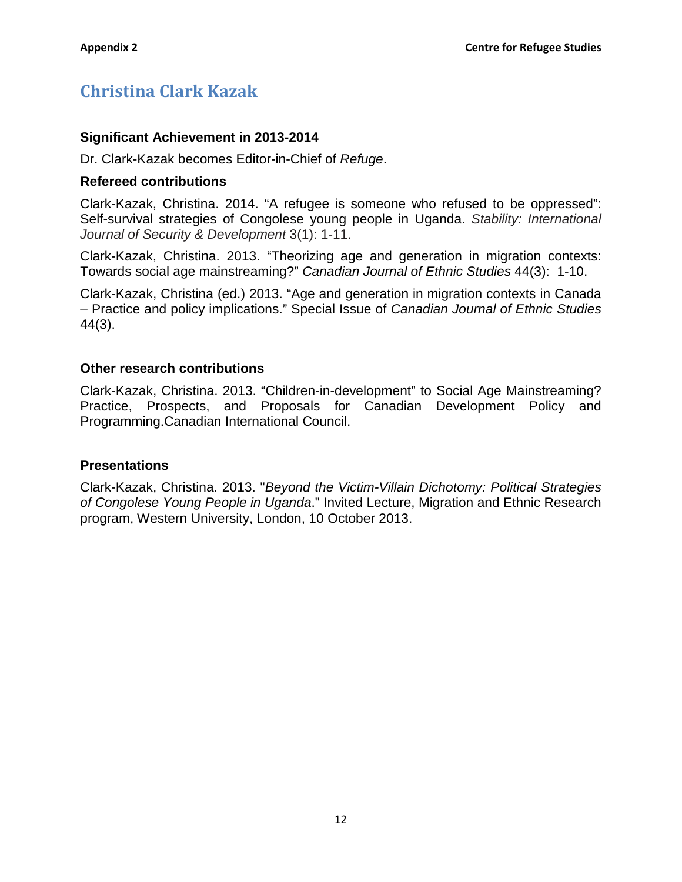# Christina Clark Kazak

### Significant Achievement in 2013-2014

Dr. Clark-Kazak becomes Editor-in-Chief of *Refuge*.

### Refereed contributions

Clark-Kazak, Christina. 2014. "A refugee is someone who refused to be oppressed": Self-survival strategies of Congolese young people in Uganda. *Stability: International Journal of Security & Development* 3(1): 1-11.

Clark-Kazak, Christina. 2013. "Theorizing age and generation in migration contexts: Towards social age mainstreaming?" *Canadian Journal of Ethnic Studies* 44(3): 1-10.

Clark-Kazak, Christina (ed.) 2013. "Age and generation in migration contexts in Canada – Practice and policy implications." Special Issue of *Canadian Journal of Ethnic Studies* 44(3).

### Other research contributions

Clark-Kazak, Christina. 2013. "Children-in-development" to Social Age Mainstreaming? Practice, Prospects, and Proposals for Canadian Development Policy and Programming.Canadian International Council.

### Presentations

Clark-Kazak, Christina. 2013. "*Beyond the Victim-Villain Dichotomy: Political Strategies of Congolese Young People in Uganda*." Invited Lecture, Migration and Ethnic Research program, Western University, London, 10 October 2013.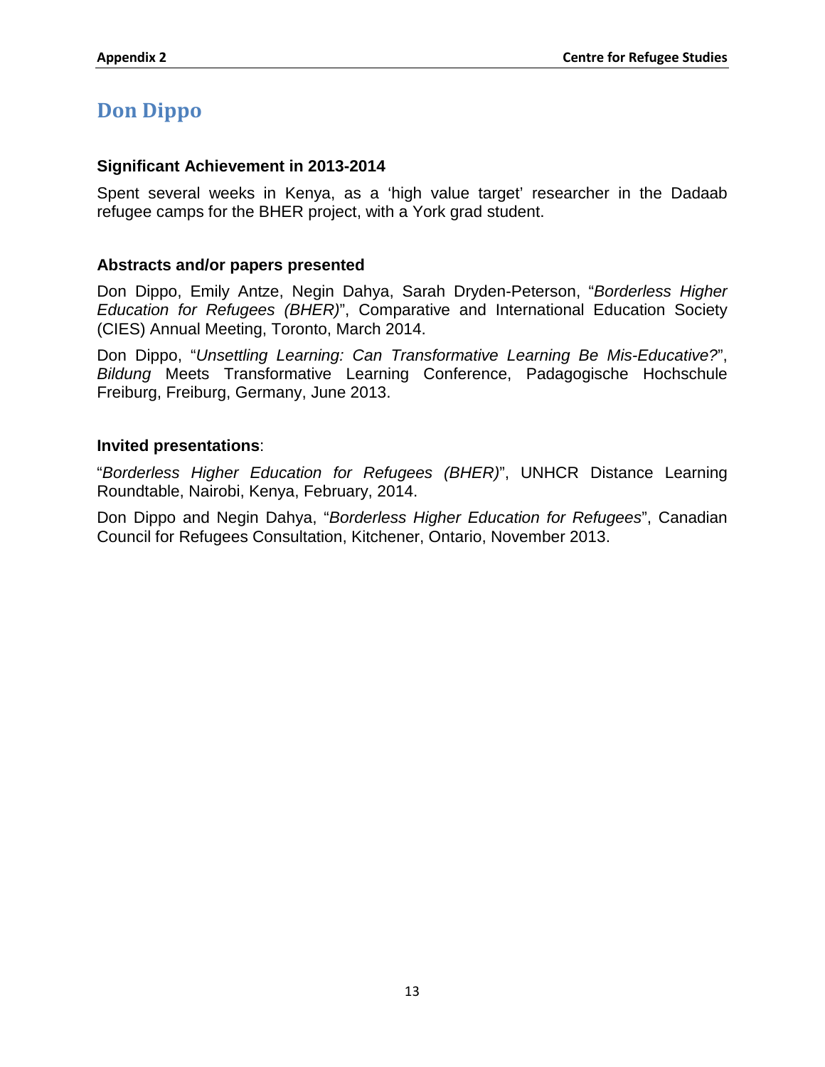# Don Dippo

### Significant Achievement in 2013-2014

Spent several weeks in Kenya, as a 'high value target' researcher in the Dadaab refugee camps for the BHER project, with a York grad student.

### Abstracts and/or papers presented

Don Dippo, Emily Antze, Negin Dahya, Sarah Dryden-Peterson, "*Borderless Higher Education for Refugees (BHER)*", Comparative and International Education Society (CIES) Annual Meeting, Toronto, March 2014.

Don Dippo, "*Unsettling Learning: Can Transformative Learning Be Mis-Educative?*", *Bildung* Meets Transformative Learning Conference, Padagogische Hochschule Freiburg, Freiburg, Germany, June 2013.

### Invited presentations:

"*Borderless Higher Education for Refugees (BHER)*", UNHCR Distance Learning Roundtable, Nairobi, Kenya, February, 2014.

Don Dippo and Negin Dahya, "*Borderless Higher Education for Refugees*", Canadian Council for Refugees Consultation, Kitchener, Ontario, November 2013.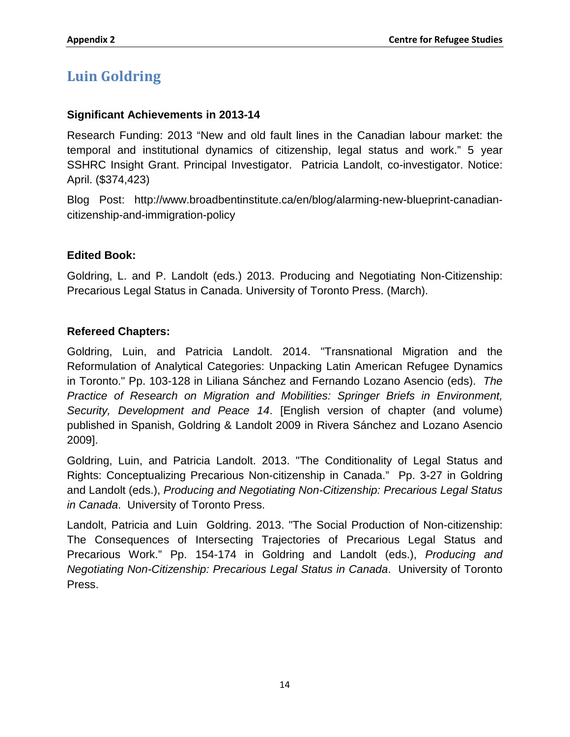## Luin Goldring

### Significant Achievements in 2013-14

Research Funding: 2013 "New and old fault lines in the Canadian labour market: the temporal and institutional dynamics of citizenship, legal status and work." 5 year SSHRC Insight Grant. Principal Investigator. Patricia Landolt, co-investigator. Notice: April. ($374,423)

Blog Post: http://www.broadbentinstitute.ca/en/blog/alarming-new-blueprint-canadian-citizenship-and-immigration-policy

### Edited Book:

Goldring, L. and P. Landolt (eds.) 2013. Producing and Negotiating Non-Citizenship: Precarious Legal Status in Canada. University of Toronto Press. (March).

### Refereed Chapters:

Goldring, Luin, and Patricia Landolt. 2014. "Transnational Migration and the Reformulation of Analytical Categories: Unpacking Latin American Refugee Dynamics in Toronto." Pp. 103-128 in Liliana Sánchez and Fernando Lozano Asencio (eds). *The Practice of Research on Migration and Mobilities: Springer Briefs in Environment, Security, Development and Peace 14*. [English version of chapter (and volume) published in Spanish, Goldring & Landolt 2009 in Rivera Sánchez and Lozano Asencio 2009].

Goldring, Luin, and Patricia Landolt. 2013. "The Conditionality of Legal Status and Rights: Conceptualizing Precarious Non-citizenship in Canada." Pp. 3-27 in Goldring and Landolt (eds.), *Producing and Negotiating Non-Citizenship: Precarious Legal Status in Canada*. University of Toronto Press.

Landolt, Patricia and Luin Goldring. 2013. "The Social Production of Non-citizenship: The Consequences of Intersecting Trajectories of Precarious Legal Status and Precarious Work." Pp. 154-174 in Goldring and Landolt (eds.), *Producing and Negotiating Non-Citizenship: Precarious Legal Status in Canada*. University of Toronto Press.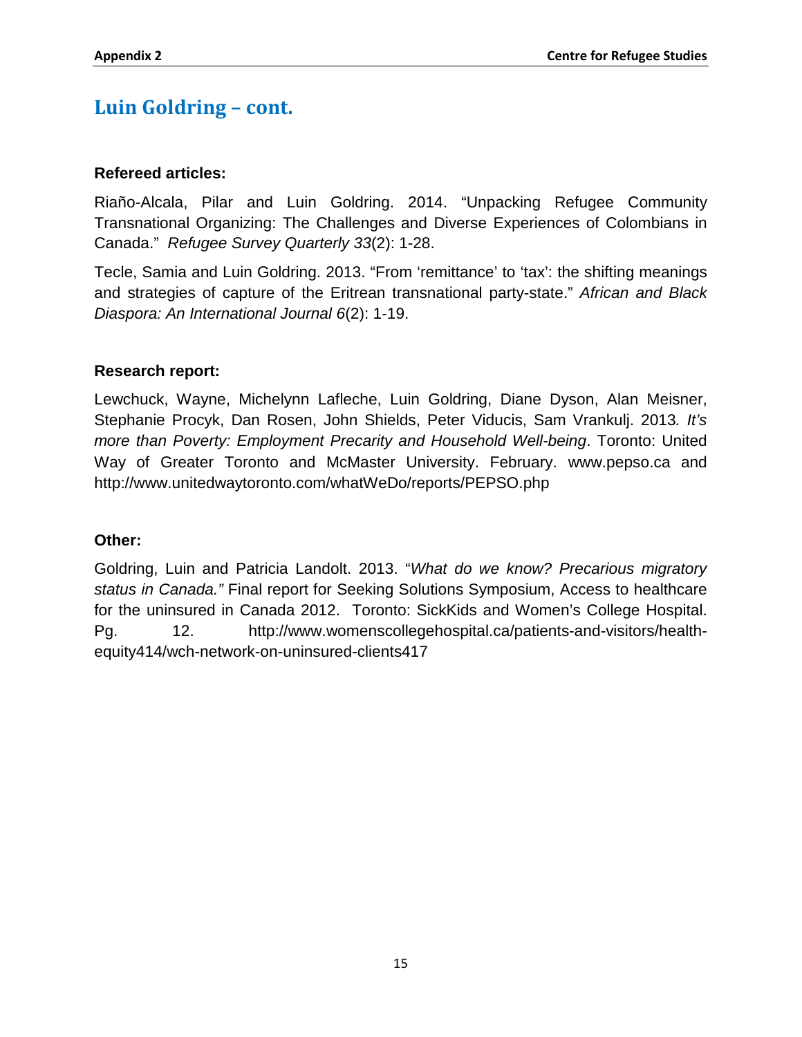## Luin Goldring – cont.

**Refereed articles:**

Riaño-Alcala, Pilar and Luin Goldring. 2014. "Unpacking Refugee Community Transnational Organizing: The Challenges and Diverse Experiences of Colombians in Canada." *Refugee Survey Quarterly 33*(2): 1-28.

Tecle, Samia and Luin Goldring. 2013. "From 'remittance' to 'tax': the shifting meanings and strategies of capture of the Eritrean transnational party-state." *African and Black Diaspora: An International Journal 6*(2): 1-19.

**Research report:**

Lewchuck, Wayne, Michelynn Lafleche, Luin Goldring, Diane Dyson, Alan Meisner, Stephanie Procyk, Dan Rosen, John Shields, Peter Viducis, Sam Vrankulj. 2013. *It's more than Poverty: Employment Precarity and Household Well-being*. Toronto: United Way of Greater Toronto and McMaster University. February. www.pepso.ca and http://www.unitedwaytoronto.com/whatWeDo/reports/PEPSO.php

**Other:**

Goldring, Luin and Patricia Landolt. 2013. "*What do we know? Precarious migratory status in Canada."* Final report for Seeking Solutions Symposium, Access to healthcare for the uninsured in Canada 2012. Toronto: SickKids and Women's College Hospital. Pg. 12. http://www.womenscollegehospital.ca/patients-and-visitors/health-equity414/wch-network-on-uninsured-clients417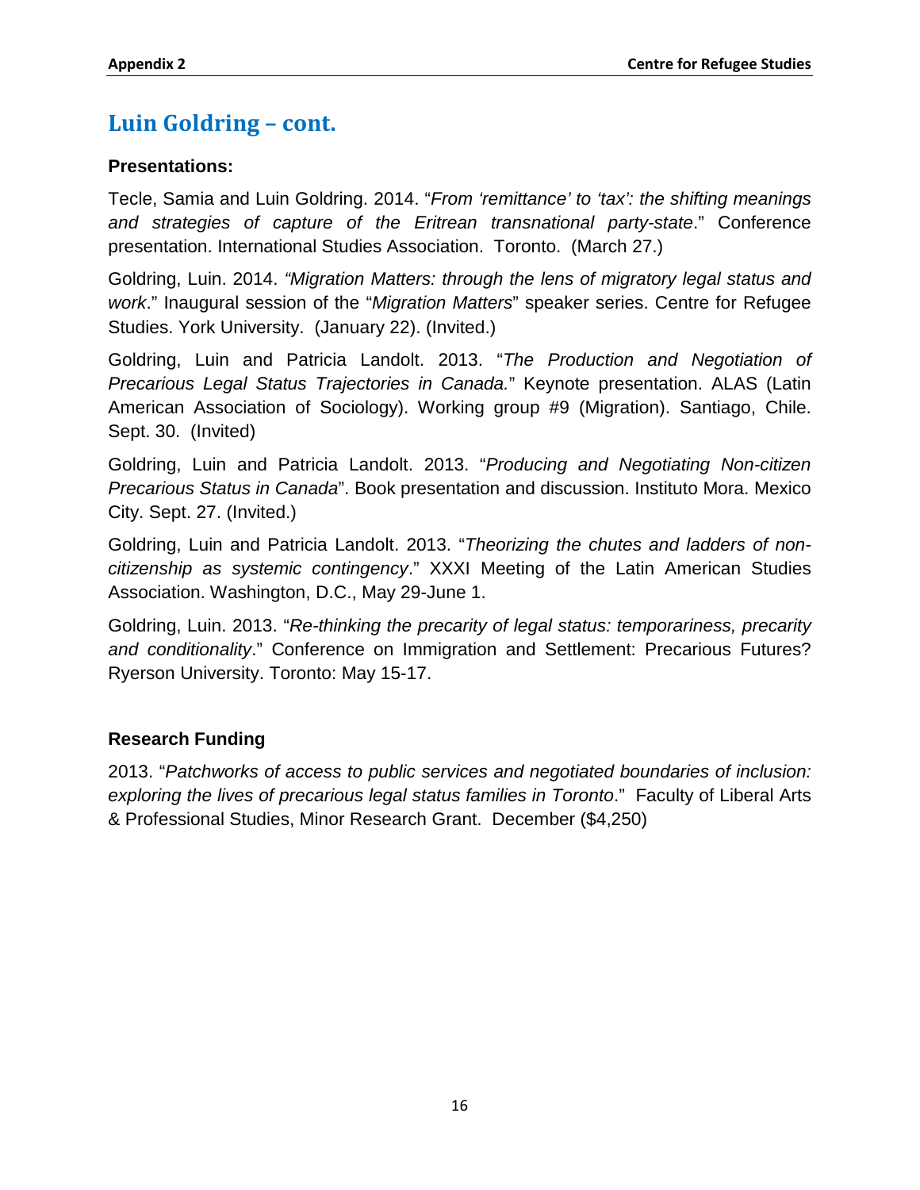## Luin Goldring – cont.

### Presentations:

Tecle, Samia and Luin Goldring. 2014. "*From 'remittance' to 'tax': the shifting meanings and strategies of capture of the Eritrean transnational party-state*." Conference presentation. International Studies Association. Toronto. (March 27.)

Goldring, Luin. 2014. *"Migration Matters: through the lens of migratory legal status and work*." Inaugural session of the "*Migration Matters*" speaker series. Centre for Refugee Studies. York University. (January 22). (Invited.)

Goldring, Luin and Patricia Landolt. 2013. "*The Production and Negotiation of Precarious Legal Status Trajectories in Canada.*" Keynote presentation. ALAS (Latin American Association of Sociology). Working group #9 (Migration). Santiago, Chile. Sept. 30. (Invited)

Goldring, Luin and Patricia Landolt. 2013. "*Producing and Negotiating Non-citizen Precarious Status in Canada*". Book presentation and discussion. Instituto Mora. Mexico City. Sept. 27. (Invited.)

Goldring, Luin and Patricia Landolt. 2013. "*Theorizing the chutes and ladders of non-citizenship as systemic contingency*." XXXI Meeting of the Latin American Studies Association. Washington, D.C., May 29-June 1.

Goldring, Luin. 2013. "*Re-thinking the precarity of legal status: temporariness, precarity and conditionality*." Conference on Immigration and Settlement: Precarious Futures? Ryerson University. Toronto: May 15-17.

### Research Funding

2013. "*Patchworks of access to public services and negotiated boundaries of inclusion: exploring the lives of precarious legal status families in Toronto*." Faculty of Liberal Arts & Professional Studies, Minor Research Grant. December ($4,250)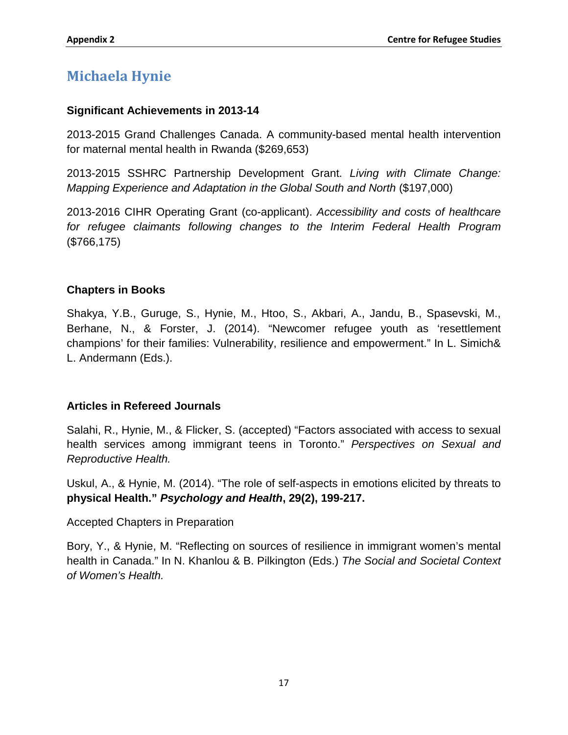## Michaela Hynie

### Significant Achievements in 2013-14

2013-2015 Grand Challenges Canada. A community-based mental health intervention for maternal mental health in Rwanda ($269,653)

2013-2015 SSHRC Partnership Development Grant. *Living with Climate Change: Mapping Experience and Adaptation in the Global South and North* ($197,000)

2013-2016 CIHR Operating Grant (co-applicant). *Accessibility and costs of healthcare for refugee claimants following changes to the Interim Federal Health Program* ($766,175)

### Chapters in Books

Shakya, Y.B., Guruge, S., Hynie, M., Htoo, S., Akbari, A., Jandu, B., Spasevski, M., Berhane, N., & Forster, J. (2014). "Newcomer refugee youth as 'resettlement champions' for their families: Vulnerability, resilience and empowerment." In L. Simich& L. Andermann (Eds.).

### Articles in Refereed Journals

Salahi, R., Hynie, M., & Flicker, S. (accepted) "Factors associated with access to sexual health services among immigrant teens in Toronto." *Perspectives on Sexual and Reproductive Health.*

Uskul, A., & Hynie, M. (2014). "The role of self-aspects in emotions elicited by threats to **physical Health."** ***Psychology and Health*****, 29(2), 199-217.**

Accepted Chapters in Preparation

Bory, Y., & Hynie, M. "Reflecting on sources of resilience in immigrant women's mental health in Canada." In N. Khanlou & B. Pilkington (Eds.) *The Social and Societal Context of Women's Health.*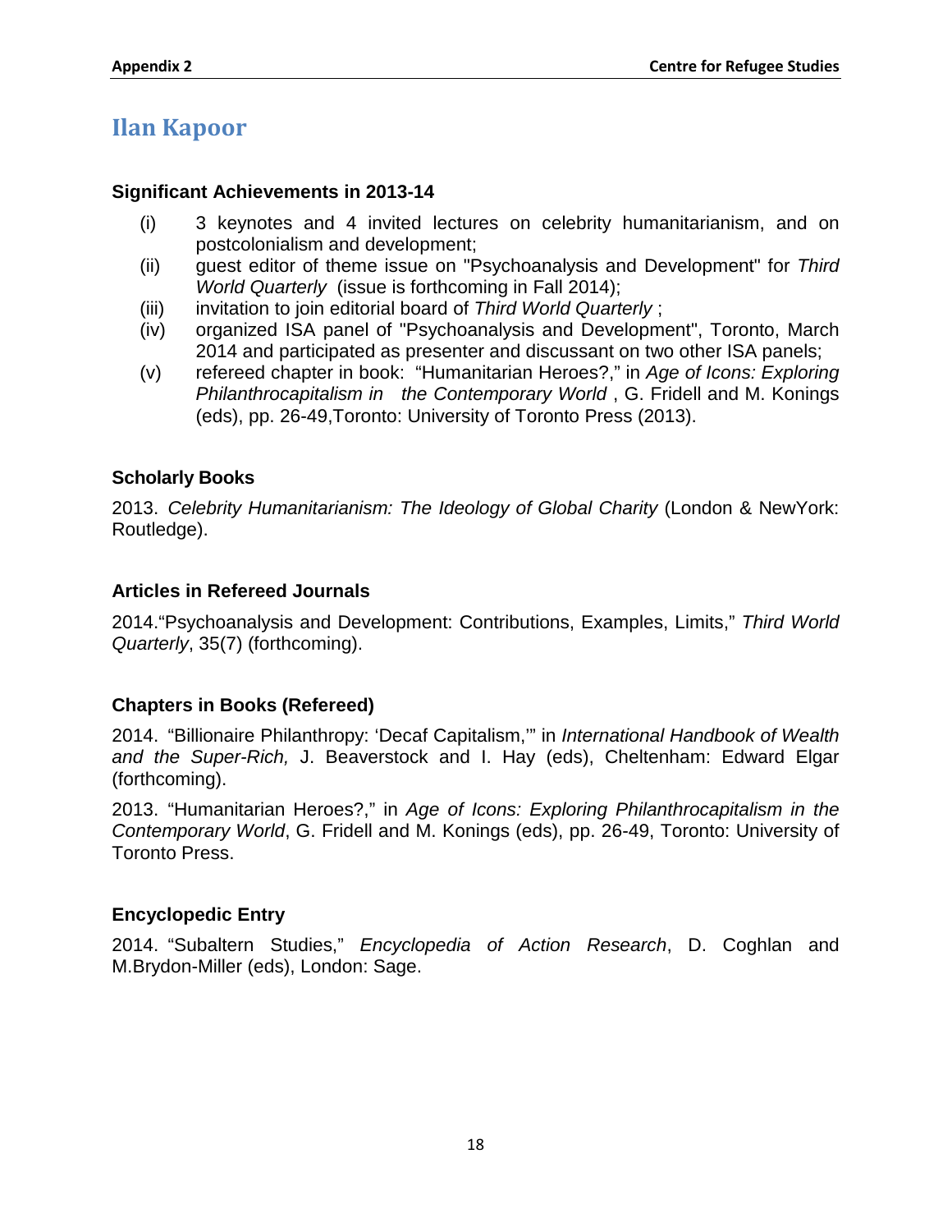# Ilan Kapoor

### Significant Achievements in 2013-14

(i) 3 keynotes and 4 invited lectures on celebrity humanitarianism, and on postcolonialism and development;

(ii) guest editor of theme issue on "Psychoanalysis and Development" for *Third World Quarterly* (issue is forthcoming in Fall 2014);

(iii) invitation to join editorial board of *Third World Quarterly* ;

(iv) organized ISA panel of "Psychoanalysis and Development", Toronto, March 2014 and participated as presenter and discussant on two other ISA panels;

(v) refereed chapter in book: "Humanitarian Heroes?," in *Age of Icons: Exploring Philanthrocapitalism in the Contemporary World* , G. Fridell and M. Konings (eds), pp. 26-49,Toronto: University of Toronto Press (2013).

### Scholarly Books

2013. *Celebrity Humanitarianism: The Ideology of Global Charity* (London & NewYork: Routledge).

### Articles in Refereed Journals

2014."Psychoanalysis and Development: Contributions, Examples, Limits," *Third World Quarterly*, 35(7) (forthcoming).

### Chapters in Books (Refereed)

2014. "Billionaire Philanthropy: 'Decaf Capitalism,'" in *International Handbook of Wealth and the Super-Rich,* J. Beaverstock and I. Hay (eds), Cheltenham: Edward Elgar (forthcoming).

2013. "Humanitarian Heroes?," in *Age of Icons: Exploring Philanthrocapitalism in the Contemporary World*, G. Fridell and M. Konings (eds), pp. 26-49, Toronto: University of Toronto Press.

### Encyclopedic Entry

2014. "Subaltern Studies," *Encyclopedia of Action Research*, D. Coghlan and M.Brydon-Miller (eds), London: Sage.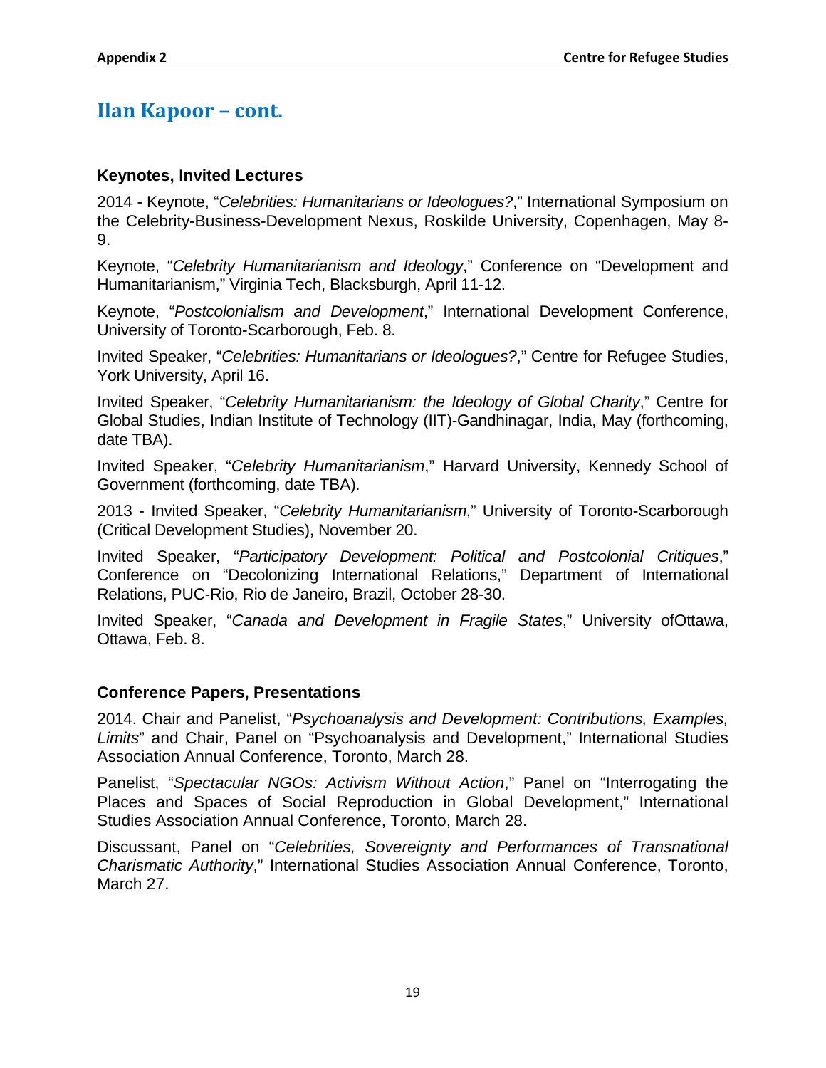## Ilan Kapoor – cont.

### Keynotes, Invited Lectures

2014 - Keynote, "*Celebrities: Humanitarians or Ideologues?*," International Symposium on the Celebrity-Business-Development Nexus, Roskilde University, Copenhagen, May 8-9.

Keynote, "*Celebrity Humanitarianism and Ideology*," Conference on "Development and Humanitarianism," Virginia Tech, Blacksburgh, April 11-12.

Keynote, "*Postcolonialism and Development*," International Development Conference, University of Toronto-Scarborough, Feb. 8.

Invited Speaker, "*Celebrities: Humanitarians or Ideologues?*," Centre for Refugee Studies, York University, April 16.

Invited Speaker, "*Celebrity Humanitarianism: the Ideology of Global Charity*," Centre for Global Studies, Indian Institute of Technology (IIT)-Gandhinagar, India, May (forthcoming, date TBA).

Invited Speaker, "*Celebrity Humanitarianism*," Harvard University, Kennedy School of Government (forthcoming, date TBA).

2013 - Invited Speaker, "*Celebrity Humanitarianism*," University of Toronto-Scarborough (Critical Development Studies), November 20.

Invited Speaker, "*Participatory Development: Political and Postcolonial Critiques*," Conference on "Decolonizing International Relations," Department of International Relations, PUC-Rio, Rio de Janeiro, Brazil, October 28-30.

Invited Speaker, "*Canada and Development in Fragile States*," University ofOttawa, Ottawa, Feb. 8.

### Conference Papers, Presentations

2014. Chair and Panelist, "*Psychoanalysis and Development: Contributions, Examples, Limits*" and Chair, Panel on "Psychoanalysis and Development," International Studies Association Annual Conference, Toronto, March 28.

Panelist, "*Spectacular NGOs: Activism Without Action*," Panel on "Interrogating the Places and Spaces of Social Reproduction in Global Development," International Studies Association Annual Conference, Toronto, March 28.

Discussant, Panel on "*Celebrities, Sovereignty and Performances of Transnational Charismatic Authority*," International Studies Association Annual Conference, Toronto, March 27.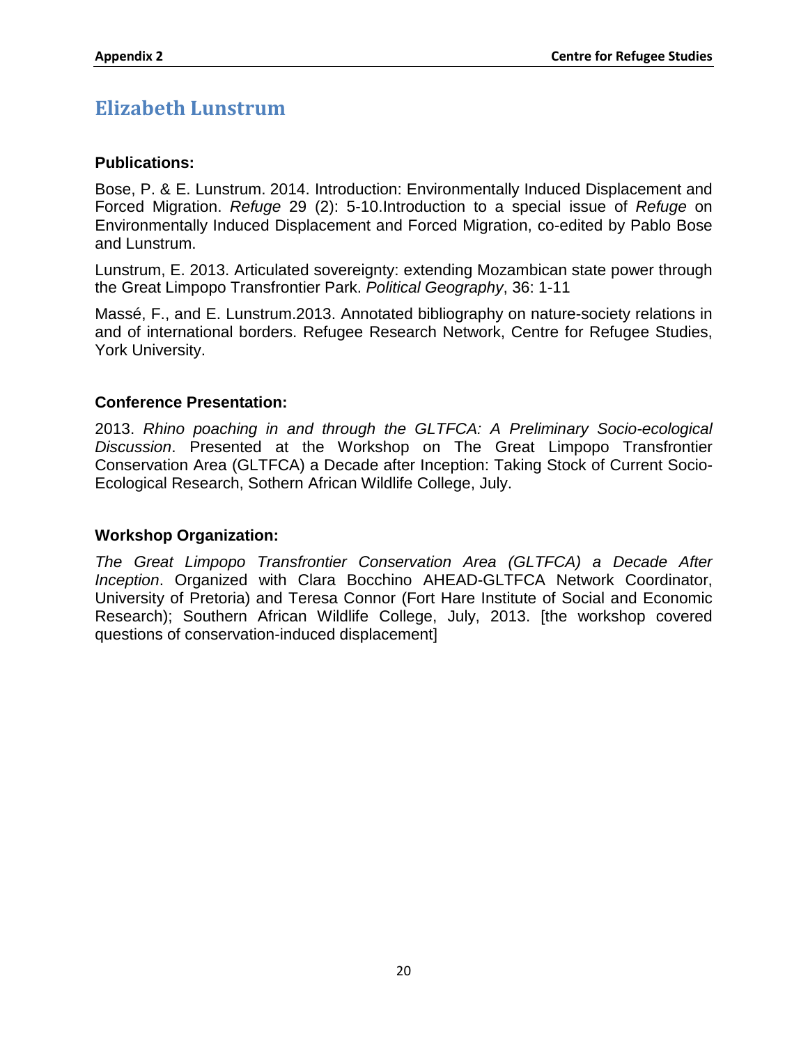# Elizabeth Lunstrum

### Publications:

Bose, P. & E. Lunstrum. 2014. Introduction: Environmentally Induced Displacement and Forced Migration. *Refuge* 29 (2): 5-10.Introduction to a special issue of *Refuge* on Environmentally Induced Displacement and Forced Migration, co-edited by Pablo Bose and Lunstrum.

Lunstrum, E. 2013. Articulated sovereignty: extending Mozambican state power through the Great Limpopo Transfrontier Park. *Political Geography*, 36: 1-11

Massé, F., and E. Lunstrum.2013. Annotated bibliography on nature-society relations in and of international borders. Refugee Research Network, Centre for Refugee Studies, York University.

### Conference Presentation:

2013. *Rhino poaching in and through the GLTFCA: A Preliminary Socio-ecological Discussion*. Presented at the Workshop on The Great Limpopo Transfrontier Conservation Area (GLTFCA) a Decade after Inception: Taking Stock of Current Socio-Ecological Research, Sothern African Wildlife College, July.

### Workshop Organization:

*The Great Limpopo Transfrontier Conservation Area (GLTFCA) a Decade After Inception*. Organized with Clara Bocchino AHEAD-GLTFCA Network Coordinator, University of Pretoria) and Teresa Connor (Fort Hare Institute of Social and Economic Research); Southern African Wildlife College, July, 2013. [the workshop covered questions of conservation-induced displacement]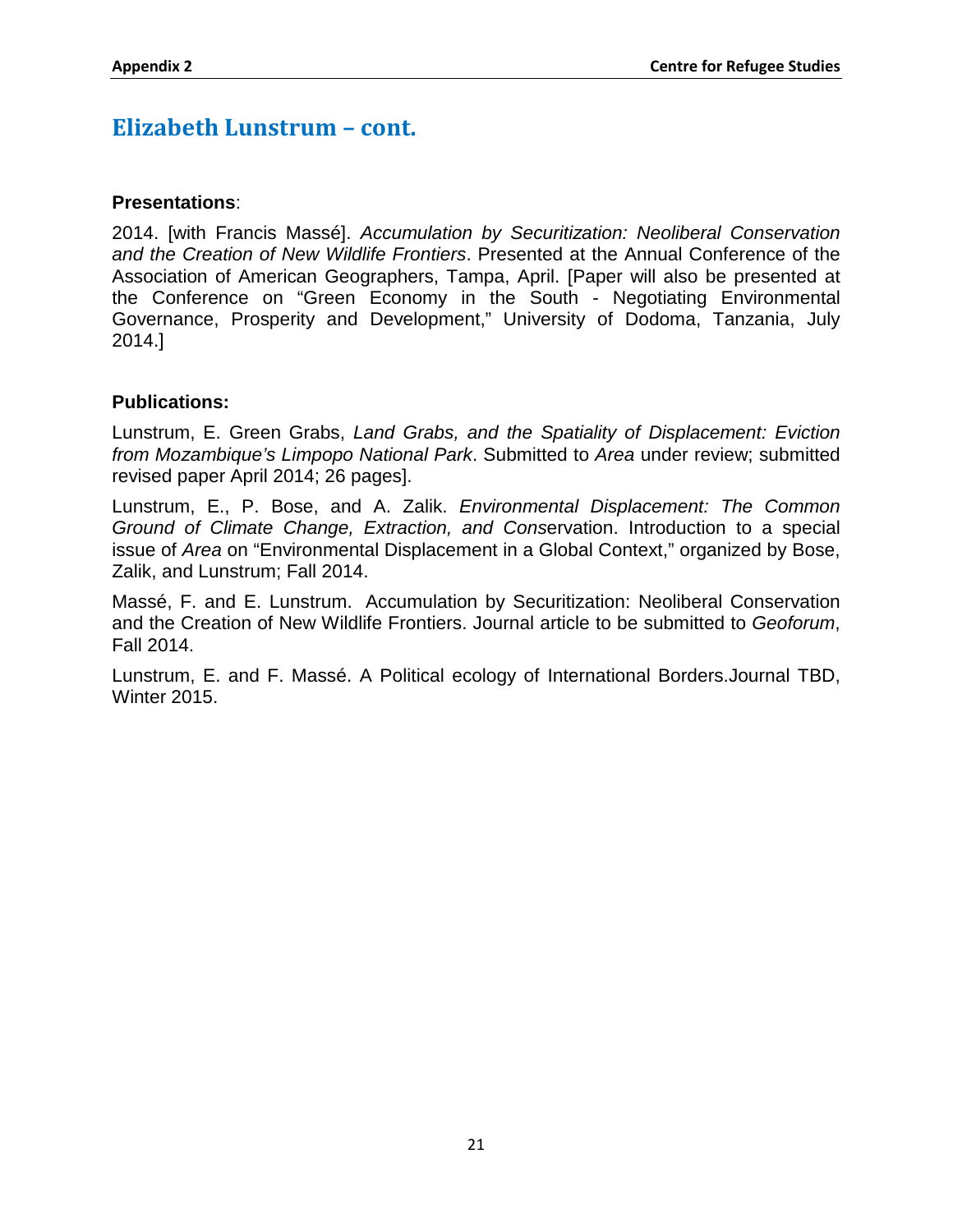## Elizabeth Lunstrum – cont.

**Presentations**:

2014. [with Francis Massé]. *Accumulation by Securitization: Neoliberal Conservation and the Creation of New Wildlife Frontiers*. Presented at the Annual Conference of the Association of American Geographers, Tampa, April. [Paper will also be presented at the Conference on "Green Economy in the South - Negotiating Environmental Governance, Prosperity and Development," University of Dodoma, Tanzania, July 2014.]

**Publications:**

Lunstrum, E. Green Grabs, *Land Grabs, and the Spatiality of Displacement: Eviction from Mozambique's Limpopo National Park*. Submitted to *Area* under review; submitted revised paper April 2014; 26 pages].

Lunstrum, E., P. Bose, and A. Zalik. *Environmental Displacement: The Common Ground of Climate Change, Extraction, and Cons*ervation. Introduction to a special issue of *Area* on "Environmental Displacement in a Global Context," organized by Bose, Zalik, and Lunstrum; Fall 2014.

Massé, F. and E. Lunstrum. Accumulation by Securitization: Neoliberal Conservation and the Creation of New Wildlife Frontiers. Journal article to be submitted to *Geoforum*, Fall 2014.

Lunstrum, E. and F. Massé. A Political ecology of International Borders.Journal TBD, Winter 2015.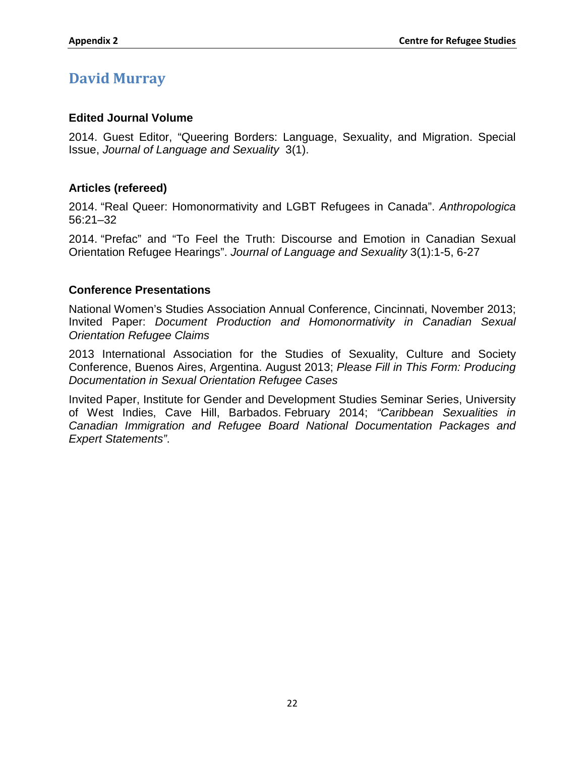## David Murray

### Edited Journal Volume

2014. Guest Editor, "Queering Borders: Language, Sexuality, and Migration. Special Issue, *Journal of Language and Sexuality* 3(1).

### Articles (refereed)

2014. "Real Queer: Homonormativity and LGBT Refugees in Canada". *Anthropologica* 56:21–32

2014. "Prefac" and "To Feel the Truth: Discourse and Emotion in Canadian Sexual Orientation Refugee Hearings". *Journal of Language and Sexuality* 3(1):1-5, 6-27

### Conference Presentations

National Women's Studies Association Annual Conference, Cincinnati, November 2013; Invited Paper: *Document Production and Homonormativity in Canadian Sexual Orientation Refugee Claims*

2013 International Association for the Studies of Sexuality, Culture and Society Conference, Buenos Aires, Argentina. August 2013; *Please Fill in This Form: Producing Documentation in Sexual Orientation Refugee Cases*

Invited Paper, Institute for Gender and Development Studies Seminar Series, University of West Indies, Cave Hill, Barbados. February 2014; *"Caribbean Sexualities in Canadian Immigration and Refugee Board National Documentation Packages and Expert Statements"*.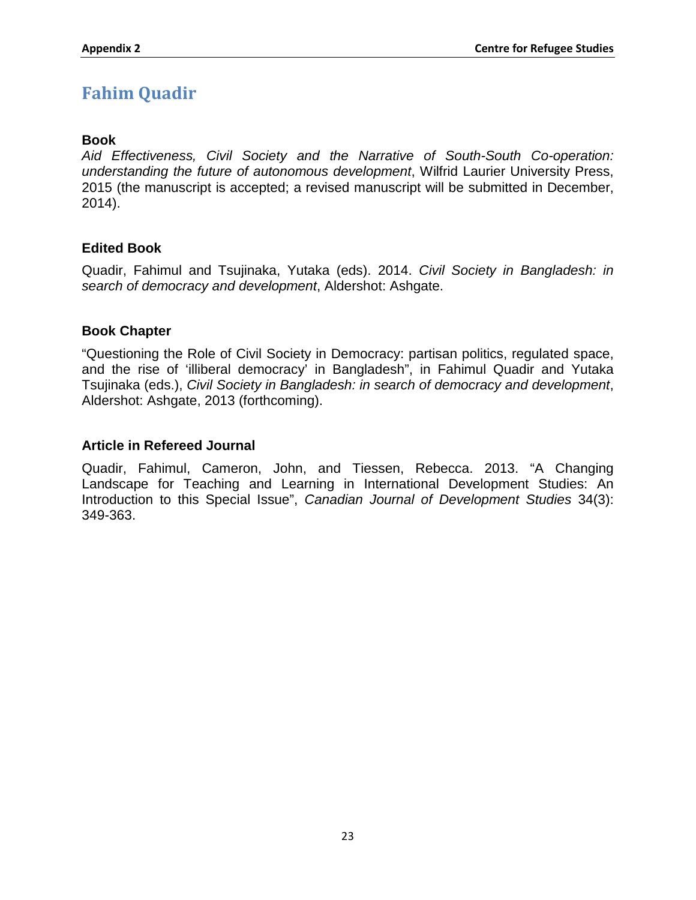# Fahim Quadir

### Book

*Aid Effectiveness, Civil Society and the Narrative of South-South Co-operation: understanding the future of autonomous development*, Wilfrid Laurier University Press, 2015 (the manuscript is accepted; a revised manuscript will be submitted in December, 2014).

### Edited Book

Quadir, Fahimul and Tsujinaka, Yutaka (eds). 2014. *Civil Society in Bangladesh: in search of democracy and development*, Aldershot: Ashgate.

### Book Chapter

"Questioning the Role of Civil Society in Democracy: partisan politics, regulated space, and the rise of 'illiberal democracy' in Bangladesh", in Fahimul Quadir and Yutaka Tsujinaka (eds.), *Civil Society in Bangladesh: in search of democracy and development*, Aldershot: Ashgate, 2013 (forthcoming).

### Article in Refereed Journal

Quadir, Fahimul, Cameron, John, and Tiessen, Rebecca. 2013. "A Changing Landscape for Teaching and Learning in International Development Studies: An Introduction to this Special Issue", *Canadian Journal of Development Studies* 34(3): 349-363.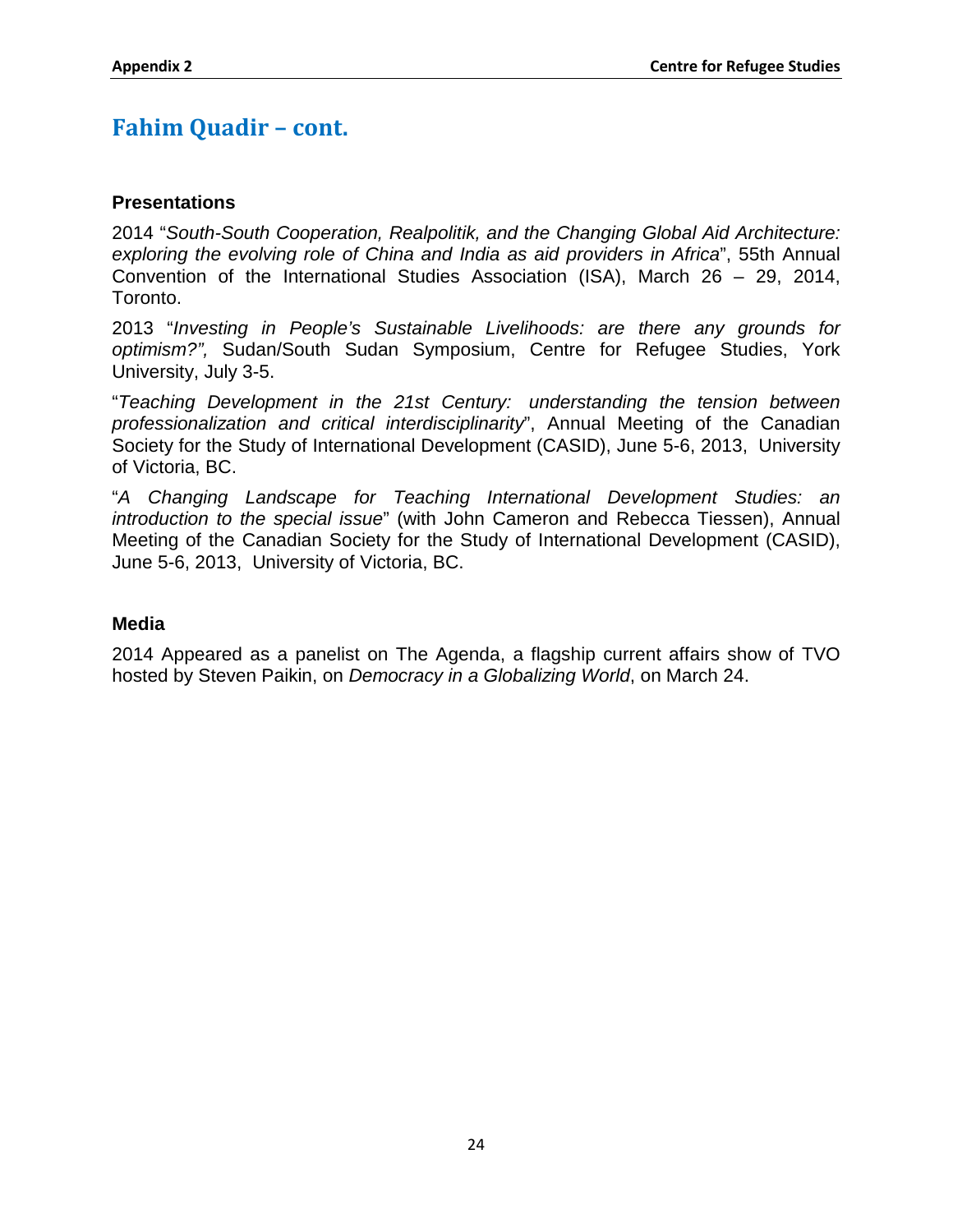## Fahim Quadir – cont.

### Presentations

2014 "*South-South Cooperation, Realpolitik, and the Changing Global Aid Architecture: exploring the evolving role of China and India as aid providers in Africa*", 55th Annual Convention of the International Studies Association (ISA), March 26 – 29, 2014, Toronto.

2013 "*Investing in People's Sustainable Livelihoods: are there any grounds for optimism?",* Sudan/South Sudan Symposium, Centre for Refugee Studies, York University, July 3-5.

"*Teaching Development in the 21st Century: understanding the tension between professionalization and critical interdisciplinarity*", Annual Meeting of the Canadian Society for the Study of International Development (CASID), June 5-6, 2013, University of Victoria, BC.

"*A Changing Landscape for Teaching International Development Studies: an introduction to the special issue*" (with John Cameron and Rebecca Tiessen), Annual Meeting of the Canadian Society for the Study of International Development (CASID), June 5-6, 2013, University of Victoria, BC.

### Media

2014 Appeared as a panelist on The Agenda, a flagship current affairs show of TVO hosted by Steven Paikin, on *Democracy in a Globalizing World*, on March 24.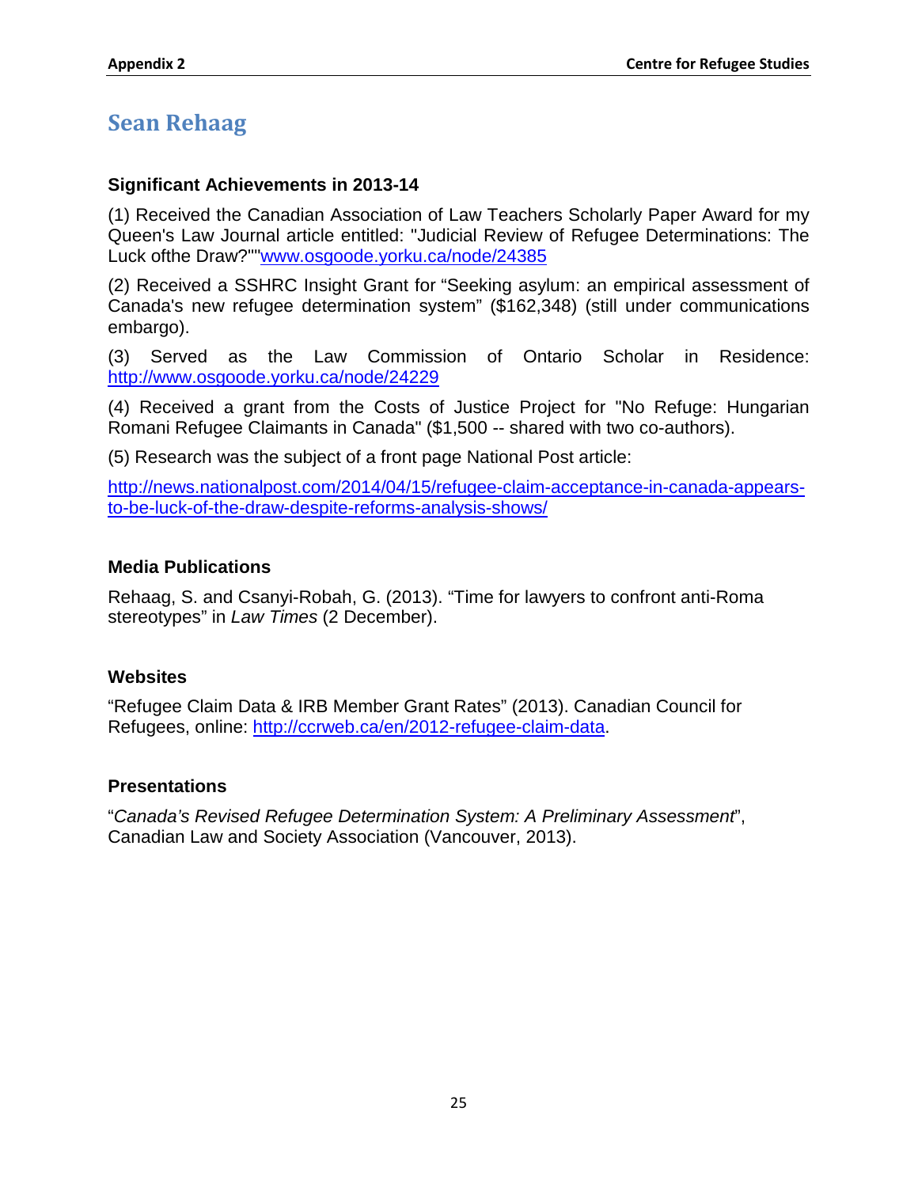# Sean Rehaag

### Significant Achievements in 2013-14

(1) Received the Canadian Association of Law Teachers Scholarly Paper Award for my Queen's Law Journal article entitled: "Judicial Review of Refugee Determinations: The Luck ofthe Draw?""www.osgoode.yorku.ca/node/24385

(2) Received a SSHRC Insight Grant for "Seeking asylum: an empirical assessment of Canada's new refugee determination system" ($162,348) (still under communications embargo).

(3) Served as the Law Commission of Ontario Scholar in Residence: http://www.osgoode.yorku.ca/node/24229

(4) Received a grant from the Costs of Justice Project for "No Refuge: Hungarian Romani Refugee Claimants in Canada" ($1,500 -- shared with two co-authors).

(5) Research was the subject of a front page National Post article:

http://news.nationalpost.com/2014/04/15/refugee-claim-acceptance-in-canada-appears-to-be-luck-of-the-draw-despite-reforms-analysis-shows/

### Media Publications

Rehaag, S. and Csanyi-Robah, G. (2013). "Time for lawyers to confront anti-Roma stereotypes" in *Law Times* (2 December).

### Websites

"Refugee Claim Data & IRB Member Grant Rates" (2013). Canadian Council for Refugees, online: http://ccrweb.ca/en/2012-refugee-claim-data.

### Presentations

"*Canada's Revised Refugee Determination System: A Preliminary Assessment*", Canadian Law and Society Association (Vancouver, 2013).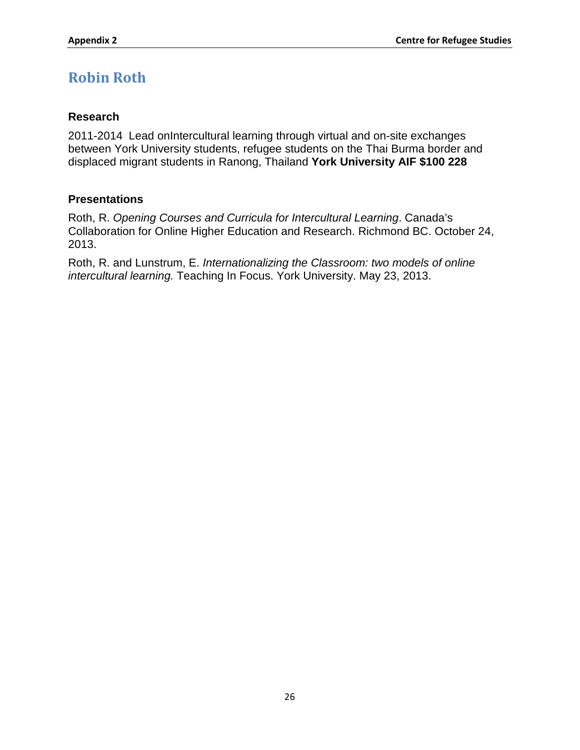# Robin Roth

## Research

2011-2014 Lead onIntercultural learning through virtual and on-site exchanges between York University students, refugee students on the Thai Burma border and displaced migrant students in Ranong, Thailand **York University AIF $100 228**

## Presentations

Roth, R. *Opening Courses and Curricula for Intercultural Learning*. Canada's Collaboration for Online Higher Education and Research. Richmond BC. October 24, 2013.

Roth, R. and Lunstrum, E. *Internationalizing the Classroom: two models of online intercultural learning.* Teaching In Focus. York University. May 23, 2013.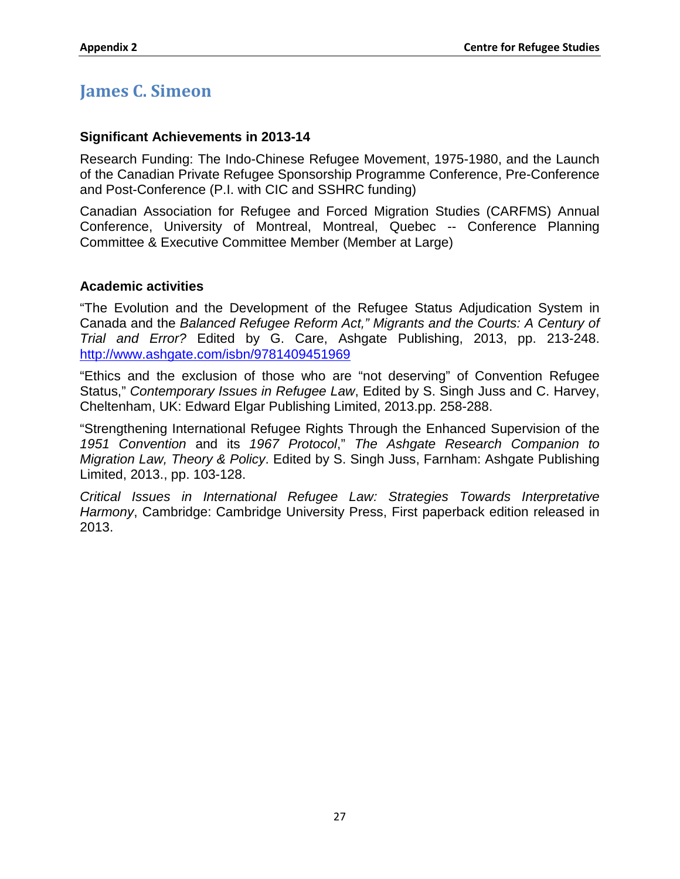## James C. Simeon

### Significant Achievements in 2013-14

Research Funding: The Indo-Chinese Refugee Movement, 1975-1980, and the Launch of the Canadian Private Refugee Sponsorship Programme Conference, Pre-Conference and Post-Conference (P.I. with CIC and SSHRC funding)

Canadian Association for Refugee and Forced Migration Studies (CARFMS) Annual Conference, University of Montreal, Montreal, Quebec -- Conference Planning Committee & Executive Committee Member (Member at Large)

### Academic activities

"The Evolution and the Development of the Refugee Status Adjudication System in Canada and the *Balanced Refugee Reform Act," Migrants and the Courts: A Century of Trial and Error?* Edited by G. Care, Ashgate Publishing, 2013, pp. 213-248. http://www.ashgate.com/isbn/9781409451969

"Ethics and the exclusion of those who are "not deserving" of Convention Refugee Status," *Contemporary Issues in Refugee Law*, Edited by S. Singh Juss and C. Harvey, Cheltenham, UK: Edward Elgar Publishing Limited, 2013.pp. 258-288.

"Strengthening International Refugee Rights Through the Enhanced Supervision of the *1951 Convention* and its *1967 Protocol*," *The Ashgate Research Companion to Migration Law, Theory & Policy*. Edited by S. Singh Juss, Farnham: Ashgate Publishing Limited, 2013., pp. 103-128.

*Critical Issues in International Refugee Law: Strategies Towards Interpretative Harmony*, Cambridge: Cambridge University Press, First paperback edition released in 2013.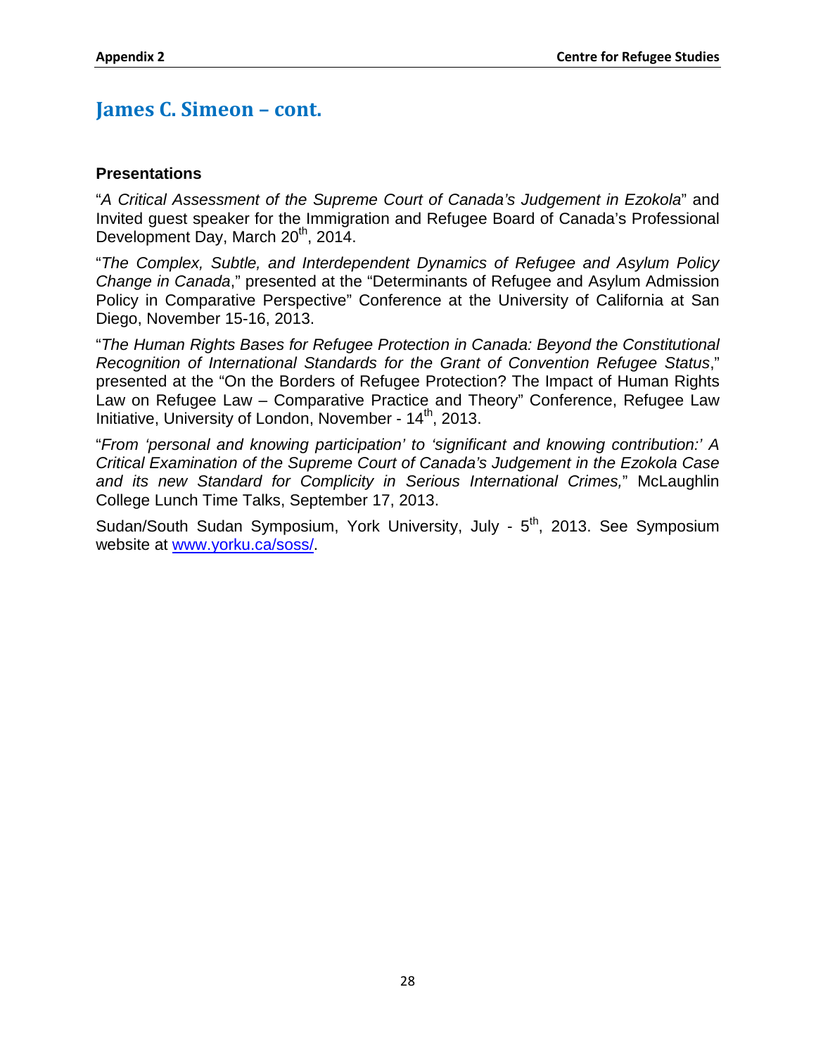## James C. Simeon – cont.

### Presentations

"*A Critical Assessment of the Supreme Court of Canada's Judgement in Ezokola*" and Invited guest speaker for the Immigration and Refugee Board of Canada's Professional Development Day, March 20th, 2014.

"*The Complex, Subtle, and Interdependent Dynamics of Refugee and Asylum Policy Change in Canada*," presented at the "Determinants of Refugee and Asylum Admission Policy in Comparative Perspective" Conference at the University of California at San Diego, November 15-16, 2013.

"*The Human Rights Bases for Refugee Protection in Canada: Beyond the Constitutional Recognition of International Standards for the Grant of Convention Refugee Status*," presented at the "On the Borders of Refugee Protection? The Impact of Human Rights Law on Refugee Law – Comparative Practice and Theory" Conference, Refugee Law Initiative, University of London, November - 14th, 2013.

"*From 'personal and knowing participation' to 'significant and knowing contribution:' A Critical Examination of the Supreme Court of Canada's Judgement in the Ezokola Case and its new Standard for Complicity in Serious International Crimes,*" McLaughlin College Lunch Time Talks, September 17, 2013.

Sudan/South Sudan Symposium, York University, July - 5th, 2013. See Symposium website at www.yorku.ca/soss/.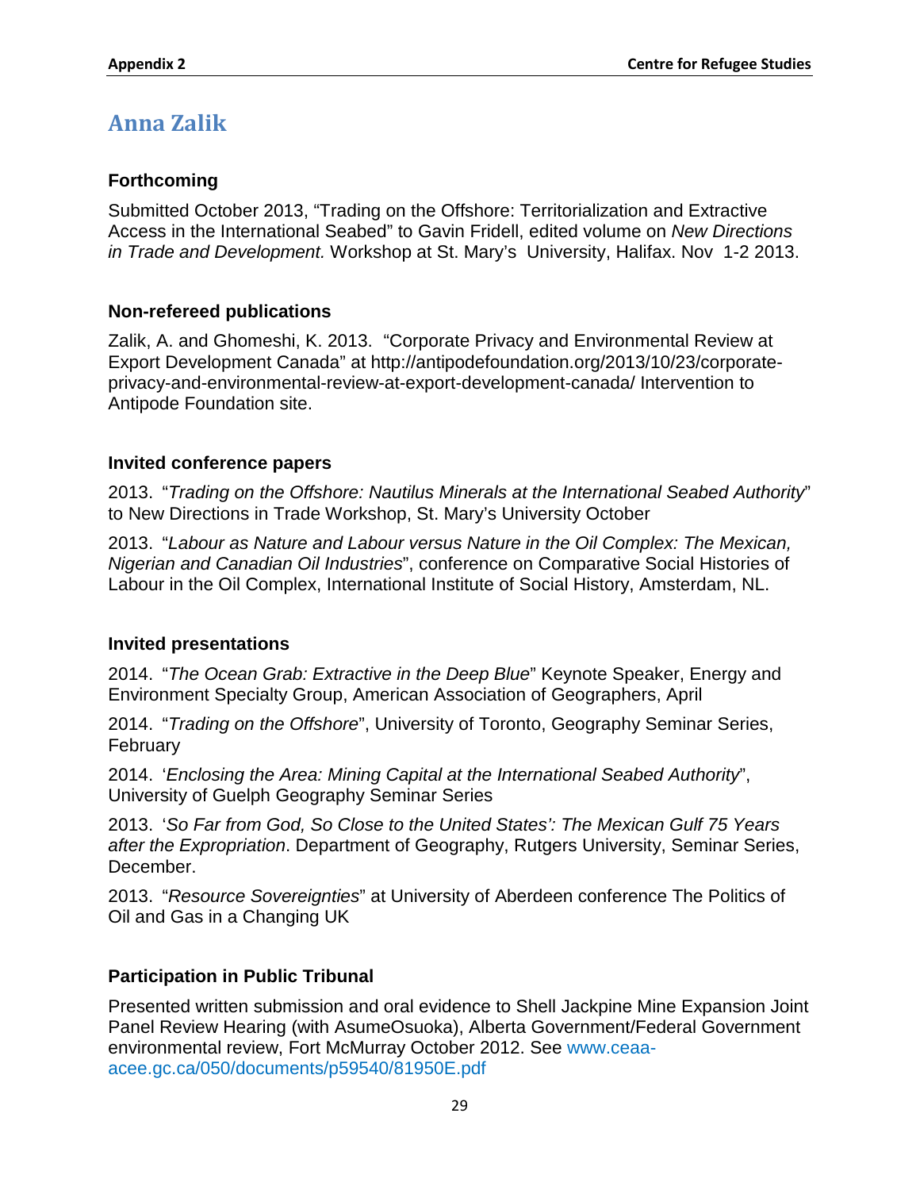# Anna Zalik

### Forthcoming

Submitted October 2013, "Trading on the Offshore: Territorialization and Extractive Access in the International Seabed" to Gavin Fridell, edited volume on *New Directions in Trade and Development.* Workshop at St. Mary's University, Halifax. Nov 1-2 2013.

### Non-refereed publications

Zalik, A. and Ghomeshi, K. 2013. "Corporate Privacy and Environmental Review at Export Development Canada" at http://antipodefoundation.org/2013/10/23/corporate-privacy-and-environmental-review-at-export-development-canada/ Intervention to Antipode Foundation site.

### Invited conference papers

2013. "*Trading on the Offshore: Nautilus Minerals at the International Seabed Authority*" to New Directions in Trade Workshop, St. Mary's University October

2013. "*Labour as Nature and Labour versus Nature in the Oil Complex: The Mexican, Nigerian and Canadian Oil Industries*", conference on Comparative Social Histories of Labour in the Oil Complex, International Institute of Social History, Amsterdam, NL.

### Invited presentations

2014. "*The Ocean Grab: Extractive in the Deep Blue*" Keynote Speaker, Energy and Environment Specialty Group, American Association of Geographers, April

2014. "*Trading on the Offshore*", University of Toronto, Geography Seminar Series, February

2014. '*Enclosing the Area: Mining Capital at the International Seabed Authority*", University of Guelph Geography Seminar Series

2013. '*So Far from God, So Close to the United States': The Mexican Gulf 75 Years after the Expropriation*. Department of Geography, Rutgers University, Seminar Series, December.

2013. "*Resource Sovereignties*" at University of Aberdeen conference The Politics of Oil and Gas in a Changing UK

### Participation in Public Tribunal

Presented written submission and oral evidence to Shell Jackpine Mine Expansion Joint Panel Review Hearing (with AsumeOsuoka), Alberta Government/Federal Government environmental review, Fort McMurray October 2012. See www.ceaa-acee.gc.ca/050/documents/p59540/81950E.pdf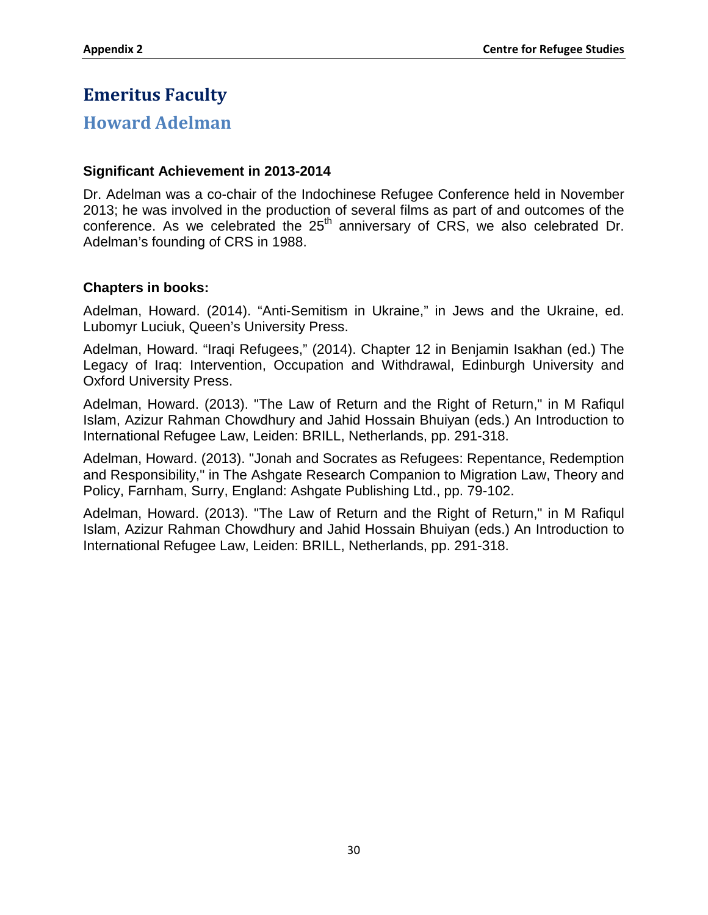# Emeritus Faculty

## Howard Adelman

### Significant Achievement in 2013-2014

Dr. Adelman was a co-chair of the Indochinese Refugee Conference held in November 2013; he was involved in the production of several films as part of and outcomes of the conference. As we celebrated the 25th anniversary of CRS, we also celebrated Dr. Adelman's founding of CRS in 1988.

### Chapters in books:

Adelman, Howard. (2014). "Anti-Semitism in Ukraine," in Jews and the Ukraine, ed. Lubomyr Luciuk, Queen's University Press.

Adelman, Howard. "Iraqi Refugees," (2014). Chapter 12 in Benjamin Isakhan (ed.) The Legacy of Iraq: Intervention, Occupation and Withdrawal, Edinburgh University and Oxford University Press.

Adelman, Howard. (2013). "The Law of Return and the Right of Return," in M Rafiqul Islam, Azizur Rahman Chowdhury and Jahid Hossain Bhuiyan (eds.) An Introduction to International Refugee Law, Leiden: BRILL, Netherlands, pp. 291-318.

Adelman, Howard. (2013). "Jonah and Socrates as Refugees: Repentance, Redemption and Responsibility," in The Ashgate Research Companion to Migration Law, Theory and Policy, Farnham, Surry, England: Ashgate Publishing Ltd., pp. 79-102.

Adelman, Howard. (2013). "The Law of Return and the Right of Return," in M Rafiqul Islam, Azizur Rahman Chowdhury and Jahid Hossain Bhuiyan (eds.) An Introduction to International Refugee Law, Leiden: BRILL, Netherlands, pp. 291-318.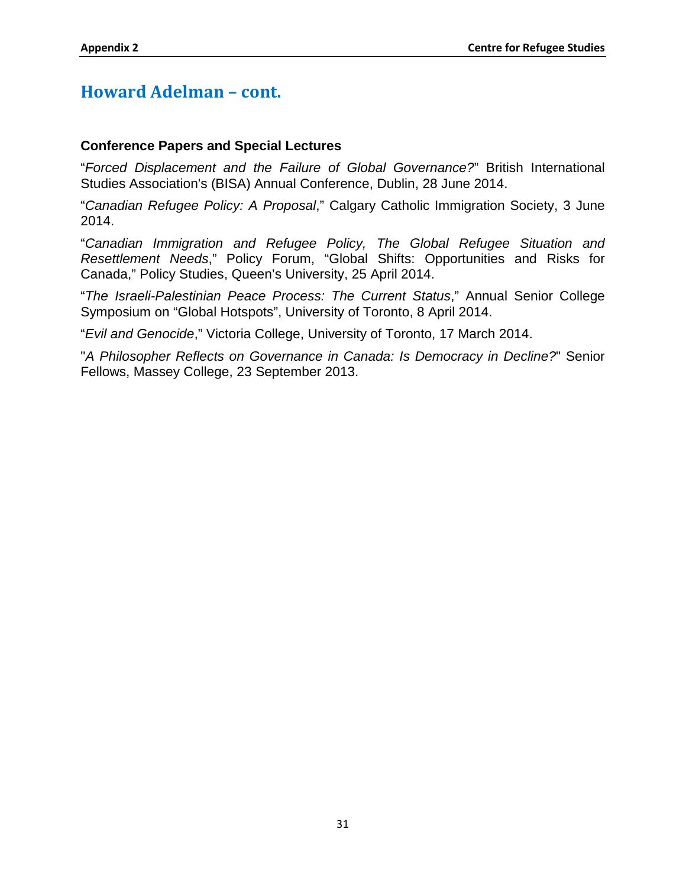## Howard Adelman – cont.

### Conference Papers and Special Lectures

"*Forced Displacement and the Failure of Global Governance?*" British International Studies Association's (BISA) Annual Conference, Dublin, 28 June 2014.

"*Canadian Refugee Policy: A Proposal*," Calgary Catholic Immigration Society, 3 June 2014.

"*Canadian Immigration and Refugee Policy, The Global Refugee Situation and Resettlement Needs*," Policy Forum, "Global Shifts: Opportunities and Risks for Canada," Policy Studies, Queen's University, 25 April 2014.

"*The Israeli-Palestinian Peace Process: The Current Status*," Annual Senior College Symposium on "Global Hotspots", University of Toronto, 8 April 2014.

"*Evil and Genocide*," Victoria College, University of Toronto, 17 March 2014.

"*A Philosopher Reflects on Governance in Canada: Is Democracy in Decline?*" Senior Fellows, Massey College, 23 September 2013.